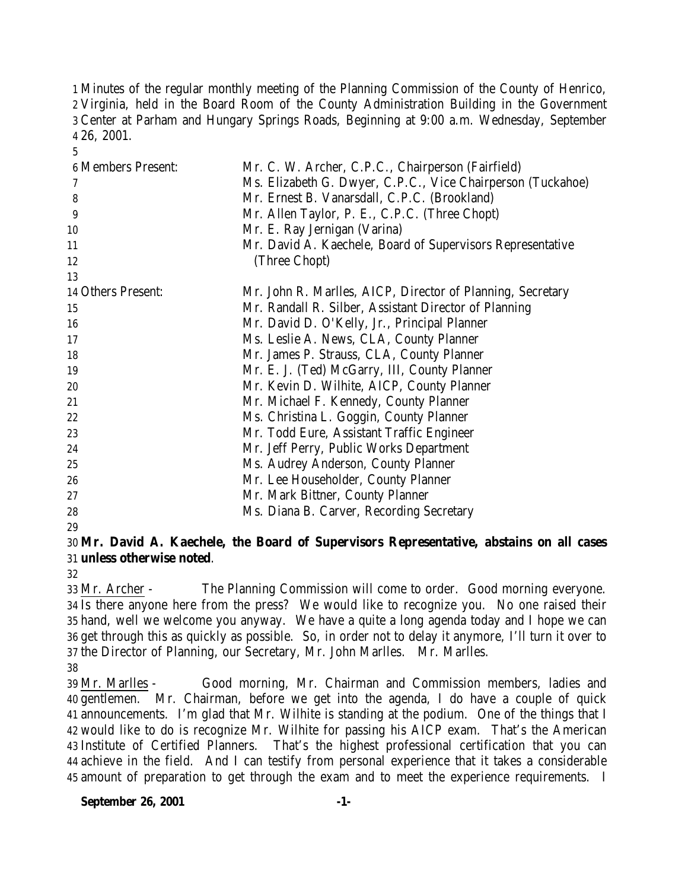Minutes of the regular monthly meeting of the Planning Commission of the County of Henrico, Virginia, held in the Board Room of the County Administration Building in the Government Center at Parham and Hungary Springs Roads, Beginning at 9:00 a.m. Wednesday, September 26, 2001.

| | |
|---|---|
| Members Present: | Mr. C. W. Archer, C.P.C., Chairperson (Fairfield) |
| | Ms. Elizabeth G. Dwyer, C.P.C., Vice Chairperson (Tuckahoe) |
| | Mr. Ernest B. Vanarsdall, C.P.C. (Brookland) |
| | Mr. Allen Taylor, P. E., C.P.C. (Three Chopt) |
| | Mr. E. Ray Jernigan (Varina) |
| | Mr. David A. Kaechele, Board of Supervisors Representative (Three Chopt) |
| Others Present: | Mr. John R. Marlles, AICP, Director of Planning, Secretary |
| | Mr. Randall R. Silber, Assistant Director of Planning |
| | Mr. David D. O'Kelly, Jr., Principal Planner |
| | Ms. Leslie A. News, CLA, County Planner |
| | Mr. James P. Strauss, CLA, County Planner |
| | Mr. E. J. (Ted) McGarry, III, County Planner |
| | Mr. Kevin D. Wilhite, AICP, County Planner |
| | Mr. Michael F. Kennedy, County Planner |
| | Ms. Christina L. Goggin, County Planner |
| | Mr. Todd Eure, Assistant Traffic Engineer |
| | Mr. Jeff Perry, Public Works Department |
| | Ms. Audrey Anderson, County Planner |
| | Mr. Lee Householder, County Planner |
| | Mr. Mark Bittner, County Planner |
| | Ms. Diana B. Carver, Recording Secretary |

**Mr. David A. Kaechele, the Board of Supervisors Representative, abstains on all cases unless otherwise noted**.

Mr. Archer - The Planning Commission will come to order. Good morning everyone. Is there anyone here from the press? We would like to recognize you. No one raised their hand, well we welcome you anyway. We have a quite a long agenda today and I hope we can get through this as quickly as possible. So, in order not to delay it anymore, I'll turn it over to the Director of Planning, our Secretary, Mr. John Marlles. Mr. Marlles.

Mr. Marlles - Good morning, Mr. Chairman and Commission members, ladies and gentlemen. Mr. Chairman, before we get into the agenda, I do have a couple of quick announcements. I'm glad that Mr. Wilhite is standing at the podium. One of the things that I would like to do is recognize Mr. Wilhite for passing his AICP exam. That's the American Institute of Certified Planners. That's the highest professional certification that you can achieve in the field. And I can testify from personal experience that it takes a considerable amount of preparation to get through the exam and to meet the experience requirements. I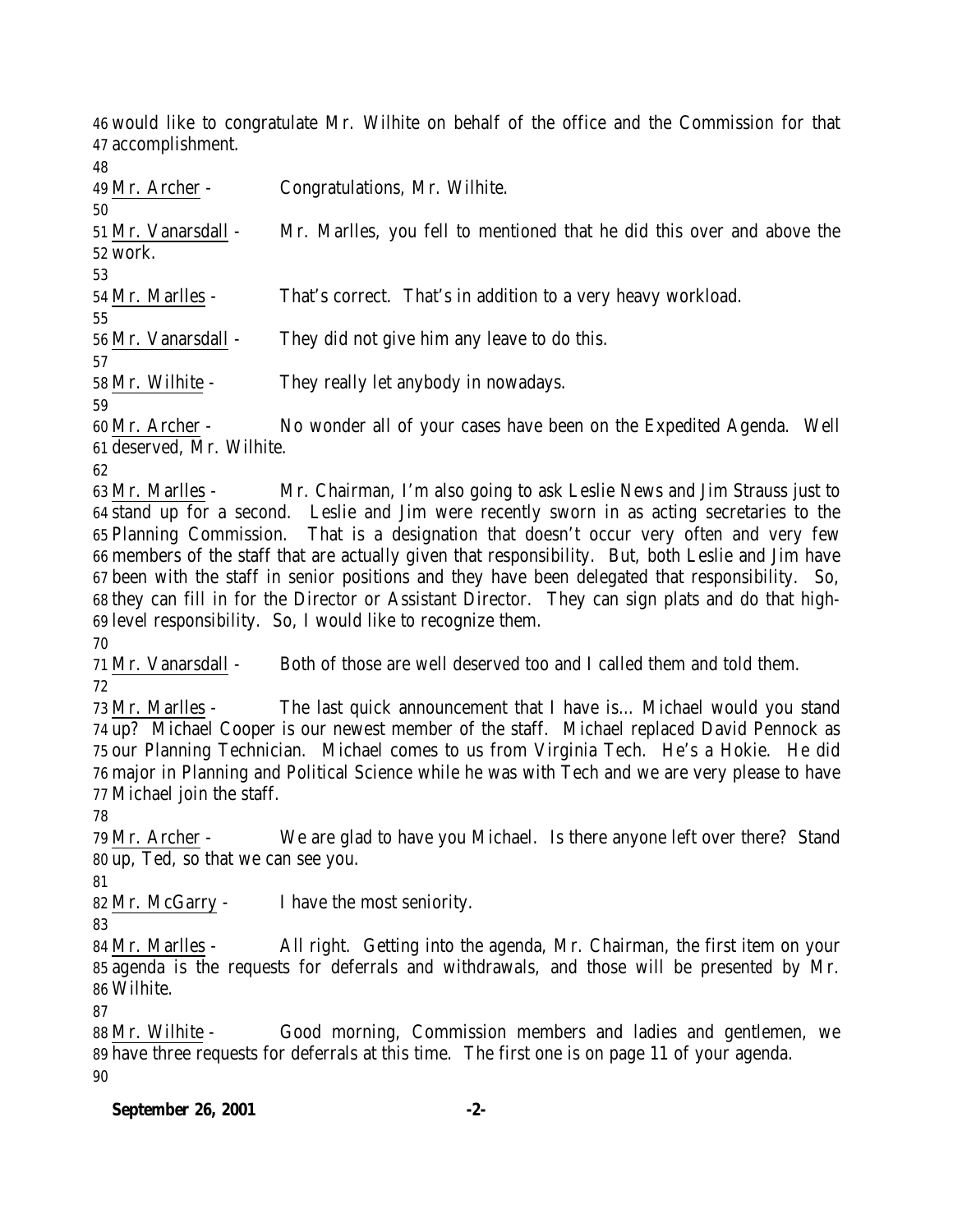would like to congratulate Mr. Wilhite on behalf of the office and the Commission for that accomplishment.

Mr. Archer - Congratulations, Mr. Wilhite.

Mr. Vanarsdall - Mr. Marlles, you fell to mentioned that he did this over and above the work.

Mr. Marlles - That's correct. That's in addition to a very heavy workload.

Mr. Vanarsdall - They did not give him any leave to do this.

Mr. Wilhite - They really let anybody in nowadays.

Mr. Archer - No wonder all of your cases have been on the Expedited Agenda. Well deserved, Mr. Wilhite.

Mr. Marlles - Mr. Chairman, I'm also going to ask Leslie News and Jim Strauss just to stand up for a second. Leslie and Jim were recently sworn in as acting secretaries to the Planning Commission. That is a designation that doesn't occur very often and very few members of the staff that are actually given that responsibility. But, both Leslie and Jim have been with the staff in senior positions and they have been delegated that responsibility. So, they can fill in for the Director or Assistant Director. They can sign plats and do that high-level responsibility. So, I would like to recognize them.

Mr. Vanarsdall - Both of those are well deserved too and I called them and told them.

Mr. Marlles - The last quick announcement that I have is… Michael would you stand up? Michael Cooper is our newest member of the staff. Michael replaced David Pennock as our Planning Technician. Michael comes to us from Virginia Tech. He's a Hokie. He did major in Planning and Political Science while he was with Tech and we are very please to have Michael join the staff.

Mr. Archer - We are glad to have you Michael. Is there anyone left over there? Stand up, Ted, so that we can see you.

Mr. McGarry - I have the most seniority.

Mr. Marlles - All right. Getting into the agenda, Mr. Chairman, the first item on your agenda is the requests for deferrals and withdrawals, and those will be presented by Mr. Wilhite.

Mr. Wilhite - Good morning, Commission members and ladies and gentlemen, we have three requests for deferrals at this time. The first one is on page 11 of your agenda.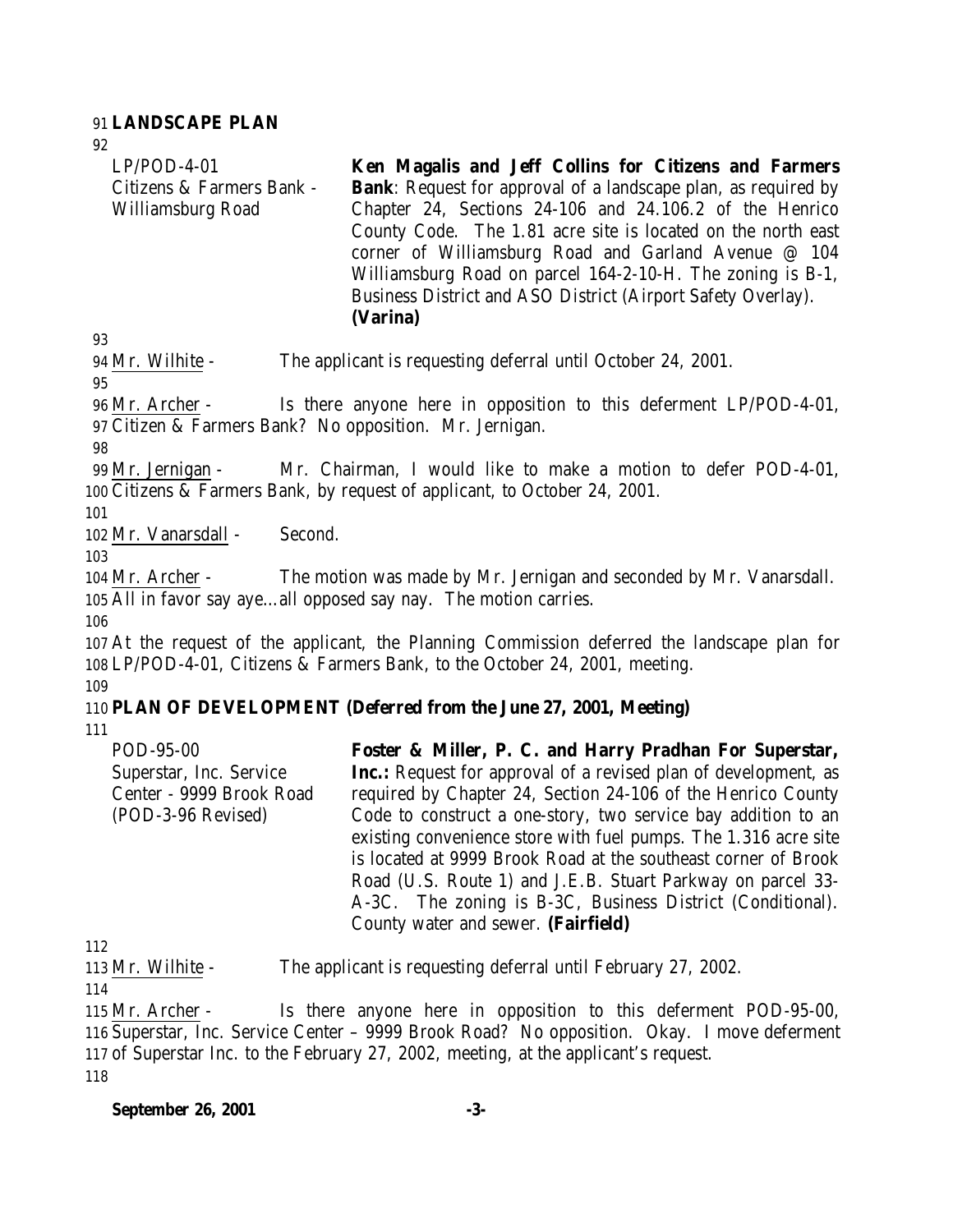**LANDSCAPE PLAN**

| | |
|---|---|
| LP/POD-4-01<br>Citizens & Farmers Bank - Williamsburg Road | **Ken Magalis and Jeff Collins for Citizens and Farmers Bank**: Request for approval of a landscape plan, as required by Chapter 24, Sections 24-106 and 24.106.2 of the Henrico County Code. The 1.81 acre site is located on the north east corner of Williamsburg Road and Garland Avenue @ 104 Williamsburg Road on parcel 164-2-10-H. The zoning is B-1, Business District and ASO District (Airport Safety Overlay). **(Varina)** |

Mr. Wilhite - The applicant is requesting deferral until October 24, 2001.

Mr. Archer - Is there anyone here in opposition to this deferment LP/POD-4-01, Citizen & Farmers Bank? No opposition. Mr. Jernigan.

Mr. Jernigan - Mr. Chairman, I would like to make a motion to defer POD-4-01, Citizens & Farmers Bank, by request of applicant, to October 24, 2001.

Mr. Vanarsdall - Second.

Mr. Archer - The motion was made by Mr. Jernigan and seconded by Mr. Vanarsdall. All in favor say aye…all opposed say nay. The motion carries.

At the request of the applicant, the Planning Commission deferred the landscape plan for LP/POD-4-01, Citizens & Farmers Bank, to the October 24, 2001, meeting.

**PLAN OF DEVELOPMENT (Deferred from the June 27, 2001, Meeting)**

| | |
|---|---|
| POD-95-00<br>Superstar, Inc. Service Center - 9999 Brook Road<br>(POD-3-96 Revised) | **Foster & Miller, P. C. and Harry Pradhan For Superstar, Inc.:** Request for approval of a revised plan of development, as required by Chapter 24, Section 24-106 of the Henrico County Code to construct a one-story, two service bay addition to an existing convenience store with fuel pumps. The 1.316 acre site is located at 9999 Brook Road at the southeast corner of Brook Road (U.S. Route 1) and J.E.B. Stuart Parkway on parcel 33-A-3C. The zoning is B-3C, Business District (Conditional). County water and sewer. **(Fairfield)** |

Mr. Wilhite - The applicant is requesting deferral until February 27, 2002.

Mr. Archer - Is there anyone here in opposition to this deferment POD-95-00, Superstar, Inc. Service Center – 9999 Brook Road? No opposition. Okay. I move deferment of Superstar Inc. to the February 27, 2002, meeting, at the applicant's request.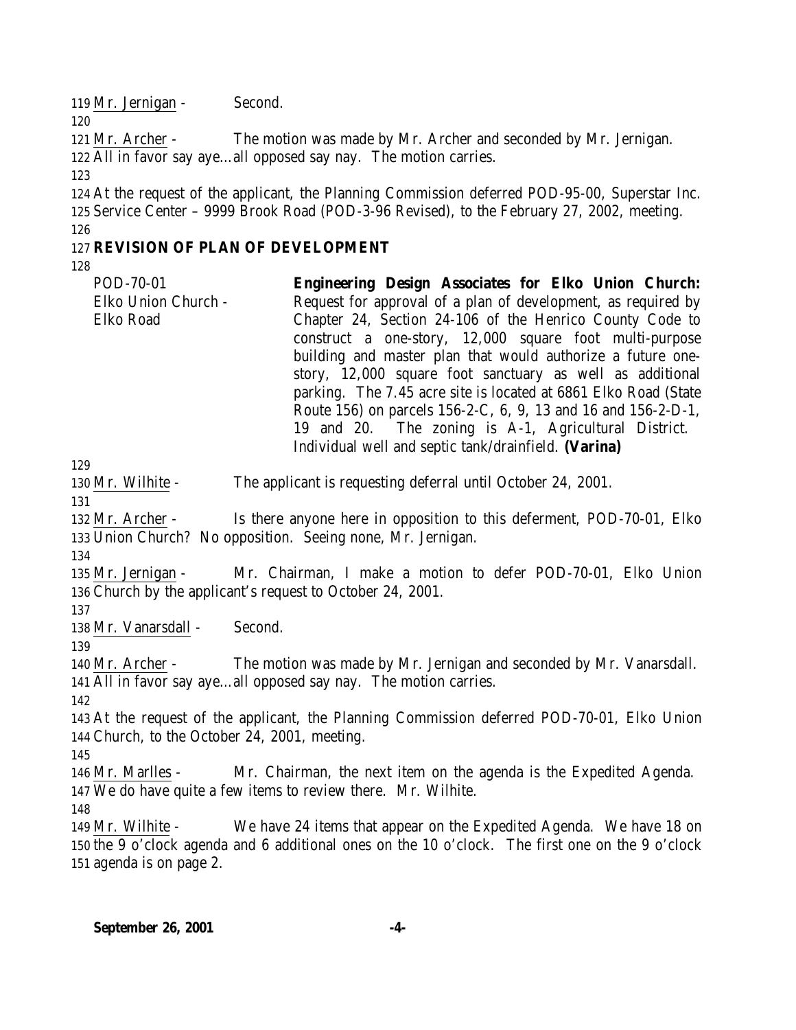Mr. Jernigan - Second.

Mr. Archer - The motion was made by Mr. Archer and seconded by Mr. Jernigan. All in favor say aye…all opposed say nay. The motion carries.

At the request of the applicant, the Planning Commission deferred POD-95-00, Superstar Inc. Service Center – 9999 Brook Road (POD-3-96 Revised), to the February 27, 2002, meeting.

**REVISION OF PLAN OF DEVELOPMENT**

| | |
|---|---|
| POD-70-01<br>Elko Union Church - Elko Road | **Engineering Design Associates for Elko Union Church:** Request for approval of a plan of development, as required by Chapter 24, Section 24-106 of the Henrico County Code to construct a one-story, 12,000 square foot multi-purpose building and master plan that would authorize a future one-story, 12,000 square foot sanctuary as well as additional parking. The 7.45 acre site is located at 6861 Elko Road (State Route 156) on parcels 156-2-C, 6, 9, 13 and 16 and 156-2-D-1, 19 and 20. The zoning is A-1, Agricultural District. Individual well and septic tank/drainfield. **(Varina)** |

Mr. Wilhite - The applicant is requesting deferral until October 24, 2001.

Mr. Archer - Is there anyone here in opposition to this deferment, POD-70-01, Elko Union Church? No opposition. Seeing none, Mr. Jernigan.

Mr. Jernigan - Mr. Chairman, I make a motion to defer POD-70-01, Elko Union Church by the applicant's request to October 24, 2001.

Mr. Vanarsdall - Second.

Mr. Archer - The motion was made by Mr. Jernigan and seconded by Mr. Vanarsdall. All in favor say aye…all opposed say nay. The motion carries.

At the request of the applicant, the Planning Commission deferred POD-70-01, Elko Union Church, to the October 24, 2001, meeting.

Mr. Marlles - Mr. Chairman, the next item on the agenda is the Expedited Agenda. We do have quite a few items to review there. Mr. Wilhite.

Mr. Wilhite - We have 24 items that appear on the Expedited Agenda. We have 18 on the 9 o'clock agenda and 6 additional ones on the 10 o'clock. The first one on the 9 o'clock agenda is on page 2.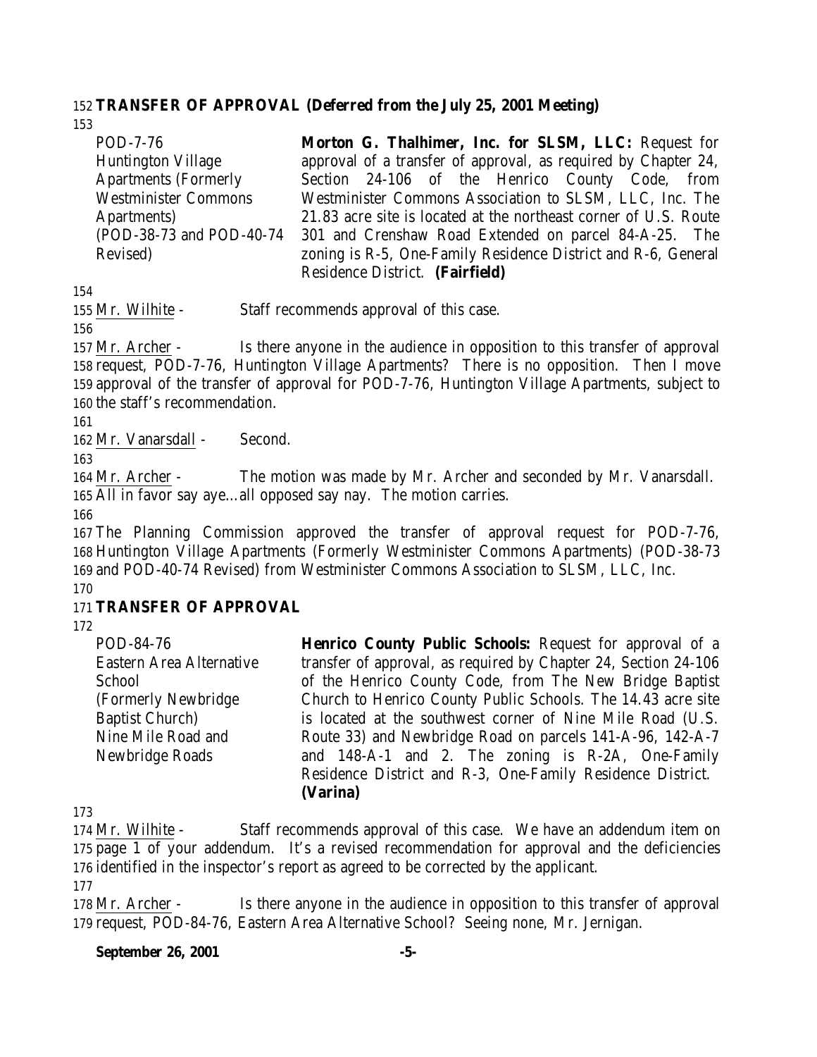**TRANSFER OF APPROVAL (Deferred from the July 25, 2001 Meeting)**

| | |
|---|---|
| POD-7-76<br>Huntington Village Apartments (Formerly Westminister Commons Apartments)<br>(POD-38-73 and POD-40-74 Revised) | **Morton G. Thalhimer, Inc. for SLSM, LLC:** Request for approval of a transfer of approval, as required by Chapter 24, Section 24-106 of the Henrico County Code, from Westminister Commons Association to SLSM, LLC, Inc. The 21.83 acre site is located at the northeast corner of U.S. Route 301 and Crenshaw Road Extended on parcel 84-A-25. The zoning is R-5, One-Family Residence District and R-6, General Residence District. **(Fairfield)** |

Mr. Wilhite - Staff recommends approval of this case.

Mr. Archer - Is there anyone in the audience in opposition to this transfer of approval request, POD-7-76, Huntington Village Apartments? There is no opposition. Then I move approval of the transfer of approval for POD-7-76, Huntington Village Apartments, subject to the staff's recommendation.

Mr. Vanarsdall - Second.

Mr. Archer - The motion was made by Mr. Archer and seconded by Mr. Vanarsdall. All in favor say aye…all opposed say nay. The motion carries.

The Planning Commission approved the transfer of approval request for POD-7-76, Huntington Village Apartments (Formerly Westminister Commons Apartments) (POD-38-73 and POD-40-74 Revised) from Westminister Commons Association to SLSM, LLC, Inc.

**TRANSFER OF APPROVAL**

| | |
|---|---|
| POD-84-76<br>Eastern Area Alternative School<br>(Formerly Newbridge Baptist Church)<br>Nine Mile Road and Newbridge Roads | **Henrico County Public Schools:** Request for approval of a transfer of approval, as required by Chapter 24, Section 24-106 of the Henrico County Code, from The New Bridge Baptist Church to Henrico County Public Schools. The 14.43 acre site is located at the southwest corner of Nine Mile Road (U.S. Route 33) and Newbridge Road on parcels 141-A-96, 142-A-7 and 148-A-1 and 2. The zoning is R-2A, One-Family Residence District and R-3, One-Family Residence District. **(Varina)** |

Mr. Wilhite - Staff recommends approval of this case. We have an addendum item on page 1 of your addendum. It's a revised recommendation for approval and the deficiencies identified in the inspector's report as agreed to be corrected by the applicant.

Mr. Archer - Is there anyone in the audience in opposition to this transfer of approval request, POD-84-76, Eastern Area Alternative School? Seeing none, Mr. Jernigan.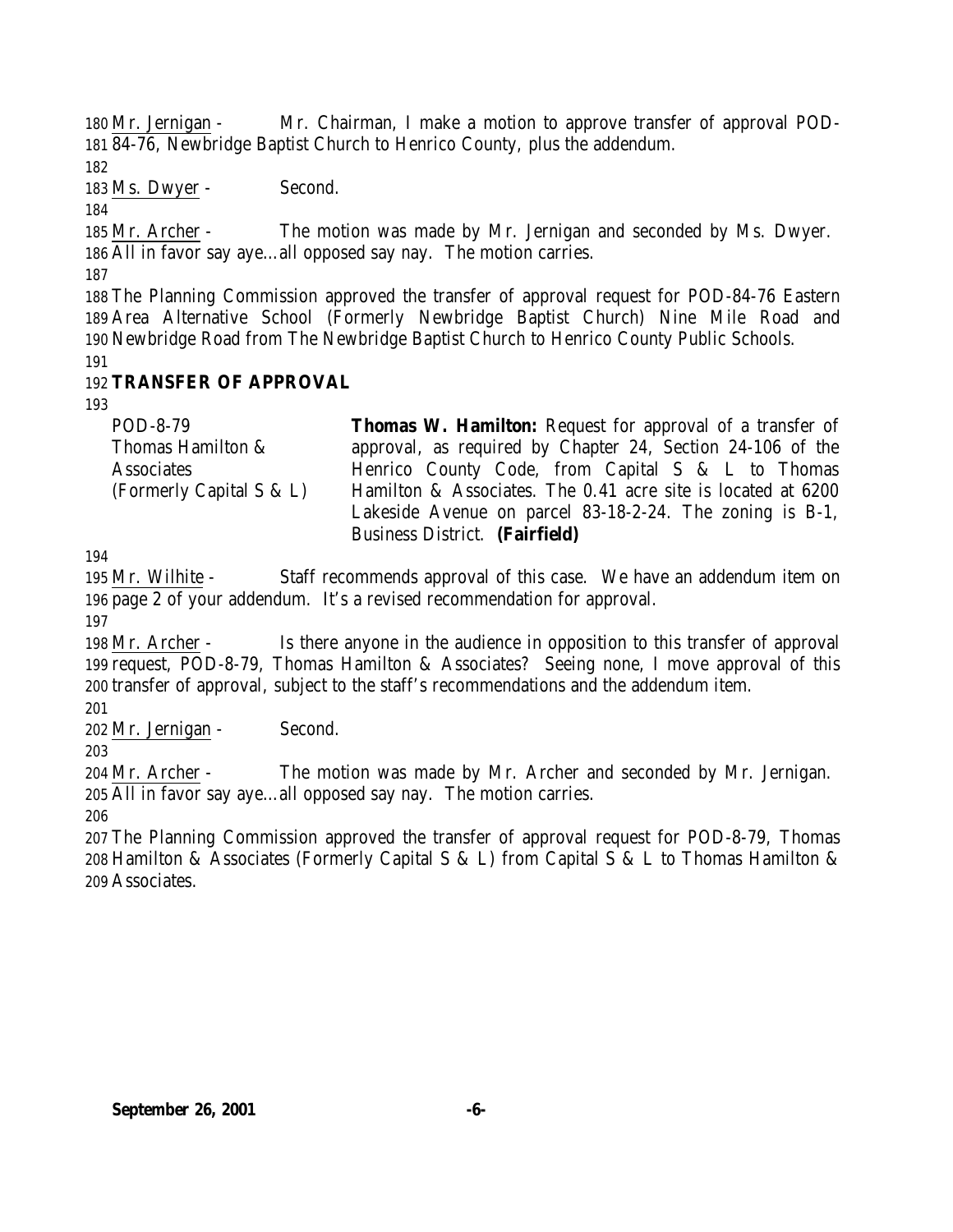Mr. Jernigan - Mr. Chairman, I make a motion to approve transfer of approval POD-84-76, Newbridge Baptist Church to Henrico County, plus the addendum.

Ms. Dwyer - Second.

Mr. Archer - The motion was made by Mr. Jernigan and seconded by Ms. Dwyer. All in favor say aye…all opposed say nay. The motion carries.

The Planning Commission approved the transfer of approval request for POD-84-76 Eastern Area Alternative School (Formerly Newbridge Baptist Church) Nine Mile Road and Newbridge Road from The Newbridge Baptist Church to Henrico County Public Schools.

## TRANSFER OF APPROVAL

| | |
|---|---|
| POD-8-79 Thomas Hamilton & Associates (Formerly Capital S & L) | **Thomas W. Hamilton:** Request for approval of a transfer of approval, as required by Chapter 24, Section 24-106 of the Henrico County Code, from Capital S & L to Thomas Hamilton & Associates. The 0.41 acre site is located at 6200 Lakeside Avenue on parcel 83-18-2-24. The zoning is B-1, Business District. **(Fairfield)** |

Mr. Wilhite - Staff recommends approval of this case. We have an addendum item on page 2 of your addendum. It's a revised recommendation for approval.

Mr. Archer - Is there anyone in the audience in opposition to this transfer of approval request, POD-8-79, Thomas Hamilton & Associates? Seeing none, I move approval of this transfer of approval, subject to the staff's recommendations and the addendum item.

Mr. Jernigan - Second.

Mr. Archer - The motion was made by Mr. Archer and seconded by Mr. Jernigan. All in favor say aye…all opposed say nay. The motion carries.

The Planning Commission approved the transfer of approval request for POD-8-79, Thomas Hamilton & Associates (Formerly Capital S & L) from Capital S & L to Thomas Hamilton & Associates.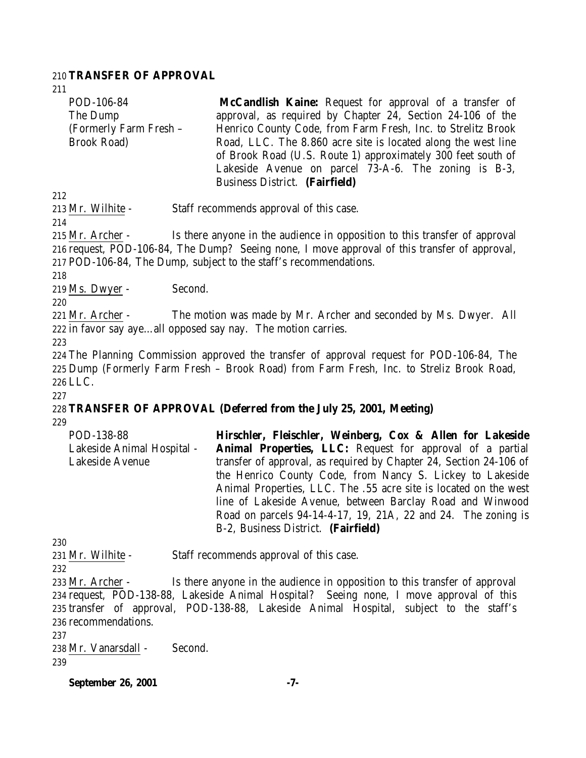**TRANSFER OF APPROVAL**

| | |
|---|---|
| POD-106-84<br>The Dump<br>(Formerly Farm Fresh – Brook Road) | **McCandlish Kaine:** Request for approval of a transfer of approval, as required by Chapter 24, Section 24-106 of the Henrico County Code, from Farm Fresh, Inc. to Strelitz Brook Road, LLC. The 8.860 acre site is located along the west line of Brook Road (U.S. Route 1) approximately 300 feet south of Lakeside Avenue on parcel 73-A-6. The zoning is B-3, Business District. **(Fairfield)** |

Mr. Wilhite - Staff recommends approval of this case.

Mr. Archer - Is there anyone in the audience in opposition to this transfer of approval request, POD-106-84, The Dump? Seeing none, I move approval of this transfer of approval, POD-106-84, The Dump, subject to the staff's recommendations.

Ms. Dwyer - Second.

Mr. Archer - The motion was made by Mr. Archer and seconded by Ms. Dwyer. All in favor say aye…all opposed say nay. The motion carries.

The Planning Commission approved the transfer of approval request for POD-106-84, The Dump (Formerly Farm Fresh – Brook Road) from Farm Fresh, Inc. to Streliz Brook Road, LLC.

**TRANSFER OF APPROVAL (Deferred from the July 25, 2001, Meeting)**

| | |
|---|---|
| POD-138-88<br>Lakeside Animal Hospital - Lakeside Avenue | **Hirschler, Fleischler, Weinberg, Cox & Allen for Lakeside Animal Properties, LLC:** Request for approval of a partial transfer of approval, as required by Chapter 24, Section 24-106 of the Henrico County Code, from Nancy S. Lickey to Lakeside Animal Properties, LLC. The .55 acre site is located on the west line of Lakeside Avenue, between Barclay Road and Winwood Road on parcels 94-14-4-17, 19, 21A, 22 and 24. The zoning is B-2, Business District. **(Fairfield)** |

Mr. Wilhite - Staff recommends approval of this case.

Mr. Archer - Is there anyone in the audience in opposition to this transfer of approval request, POD-138-88, Lakeside Animal Hospital? Seeing none, I move approval of this transfer of approval, POD-138-88, Lakeside Animal Hospital, subject to the staff's recommendations.

Mr. Vanarsdall - Second.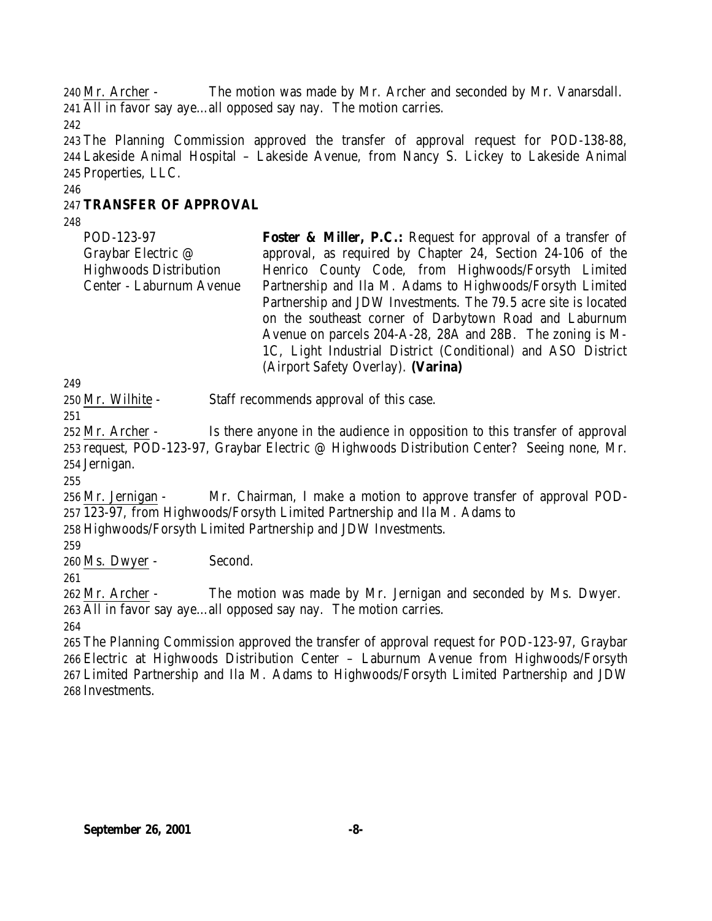Mr. Archer - The motion was made by Mr. Archer and seconded by Mr. Vanarsdall. All in favor say aye…all opposed say nay. The motion carries.

The Planning Commission approved the transfer of approval request for POD-138-88, Lakeside Animal Hospital – Lakeside Avenue, from Nancy S. Lickey to Lakeside Animal Properties, LLC.

**TRANSFER OF APPROVAL**

| | |
|---|---|
| POD-123-97<br>Graybar Electric @<br>Highwoods Distribution<br>Center - Laburnum Avenue | **Foster & Miller, P.C.:** Request for approval of a transfer of approval, as required by Chapter 24, Section 24-106 of the Henrico County Code, from Highwoods/Forsyth Limited Partnership and Ila M. Adams to Highwoods/Forsyth Limited Partnership and JDW Investments. The 79.5 acre site is located on the southeast corner of Darbytown Road and Laburnum Avenue on parcels 204-A-28, 28A and 28B. The zoning is M-1C, Light Industrial District (Conditional) and ASO District (Airport Safety Overlay). **(Varina)** |

Mr. Wilhite - Staff recommends approval of this case.

Mr. Archer - Is there anyone in the audience in opposition to this transfer of approval request, POD-123-97, Graybar Electric @ Highwoods Distribution Center? Seeing none, Mr. Jernigan.

Mr. Jernigan - Mr. Chairman, I make a motion to approve transfer of approval POD-123-97, from Highwoods/Forsyth Limited Partnership and Ila M. Adams to Highwoods/Forsyth Limited Partnership and JDW Investments.

Ms. Dwyer - Second.

Mr. Archer - The motion was made by Mr. Jernigan and seconded by Ms. Dwyer. All in favor say aye…all opposed say nay. The motion carries.

The Planning Commission approved the transfer of approval request for POD-123-97, Graybar Electric at Highwoods Distribution Center – Laburnum Avenue from Highwoods/Forsyth Limited Partnership and Ila M. Adams to Highwoods/Forsyth Limited Partnership and JDW Investments.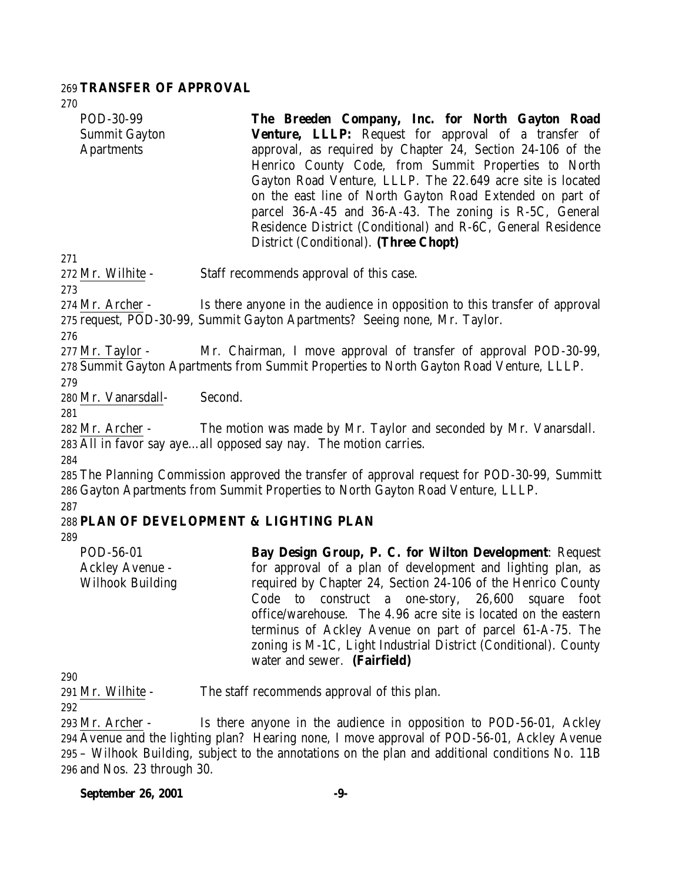**TRANSFER OF APPROVAL**

POD-30-99
Summit Gayton Apartments

**The Breeden Company, Inc. for North Gayton Road Venture, LLLP:** Request for approval of a transfer of approval, as required by Chapter 24, Section 24-106 of the Henrico County Code, from Summit Properties to North Gayton Road Venture, LLLP. The 22.649 acre site is located on the east line of North Gayton Road Extended on part of parcel 36-A-45 and 36-A-43. The zoning is R-5C, General Residence District (Conditional) and R-6C, General Residence District (Conditional). **(Three Chopt)**

Mr. Wilhite - Staff recommends approval of this case.

Mr. Archer - Is there anyone in the audience in opposition to this transfer of approval request, POD-30-99, Summit Gayton Apartments? Seeing none, Mr. Taylor.

Mr. Taylor - Mr. Chairman, I move approval of transfer of approval POD-30-99, Summit Gayton Apartments from Summit Properties to North Gayton Road Venture, LLLP.

Mr. Vanarsdall- Second.

Mr. Archer - The motion was made by Mr. Taylor and seconded by Mr. Vanarsdall. All in favor say aye…all opposed say nay. The motion carries.

The Planning Commission approved the transfer of approval request for POD-30-99, Summitt Gayton Apartments from Summit Properties to North Gayton Road Venture, LLLP.

**PLAN OF DEVELOPMENT & LIGHTING PLAN**

POD-56-01
Ackley Avenue - Wilhook Building

**Bay Design Group, P. C. for Wilton Development**: Request for approval of a plan of development and lighting plan, as required by Chapter 24, Section 24-106 of the Henrico County Code to construct a one-story, 26,600 square foot office/warehouse. The 4.96 acre site is located on the eastern terminus of Ackley Avenue on part of parcel 61-A-75. The zoning is M-1C, Light Industrial District (Conditional). County water and sewer. **(Fairfield)**

Mr. Wilhite - The staff recommends approval of this plan.

Mr. Archer - Is there anyone in the audience in opposition to POD-56-01, Ackley Avenue and the lighting plan? Hearing none, I move approval of POD-56-01, Ackley Avenue – Wilhook Building, subject to the annotations on the plan and additional conditions No. 11B and Nos. 23 through 30.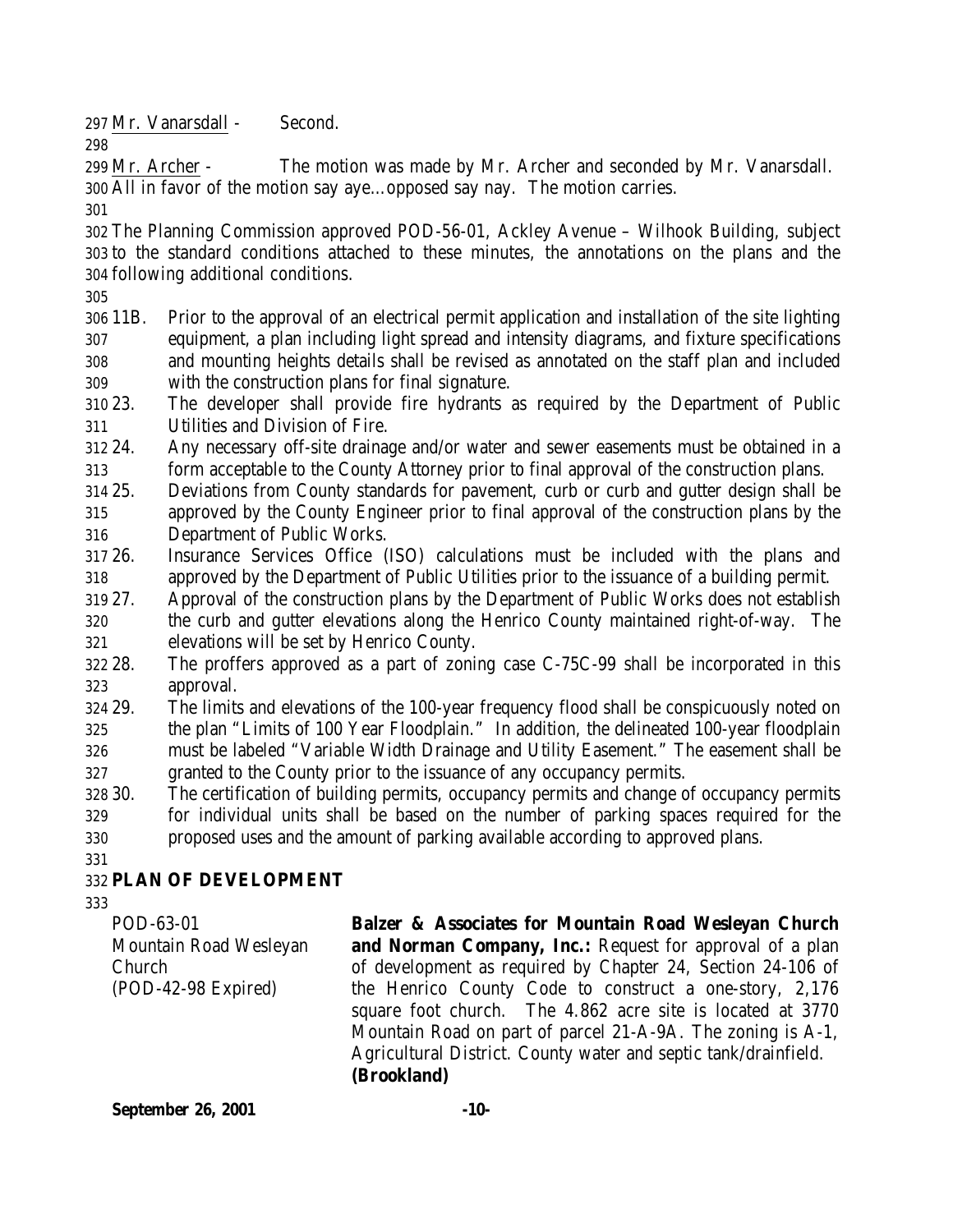Mr. Vanarsdall - Second.

Mr. Archer - The motion was made by Mr. Archer and seconded by Mr. Vanarsdall. All in favor of the motion say aye…opposed say nay. The motion carries.

The Planning Commission approved POD-56-01, Ackley Avenue – Wilhook Building, subject to the standard conditions attached to these minutes, the annotations on the plans and the following additional conditions.

11B. Prior to the approval of an electrical permit application and installation of the site lighting equipment, a plan including light spread and intensity diagrams, and fixture specifications and mounting heights details shall be revised as annotated on the staff plan and included with the construction plans for final signature.

23. The developer shall provide fire hydrants as required by the Department of Public Utilities and Division of Fire.

24. Any necessary off-site drainage and/or water and sewer easements must be obtained in a form acceptable to the County Attorney prior to final approval of the construction plans.

25. Deviations from County standards for pavement, curb or curb and gutter design shall be approved by the County Engineer prior to final approval of the construction plans by the Department of Public Works.

26. Insurance Services Office (ISO) calculations must be included with the plans and approved by the Department of Public Utilities prior to the issuance of a building permit.

27. Approval of the construction plans by the Department of Public Works does not establish the curb and gutter elevations along the Henrico County maintained right-of-way. The elevations will be set by Henrico County.

28. The proffers approved as a part of zoning case C-75C-99 shall be incorporated in this approval.

29. The limits and elevations of the 100-year frequency flood shall be conspicuously noted on the plan "Limits of 100 Year Floodplain." In addition, the delineated 100-year floodplain must be labeled "Variable Width Drainage and Utility Easement." The easement shall be granted to the County prior to the issuance of any occupancy permits.

30. The certification of building permits, occupancy permits and change of occupancy permits for individual units shall be based on the number of parking spaces required for the proposed uses and the amount of parking available according to approved plans.

## PLAN OF DEVELOPMENT

POD-63-01
Mountain Road Wesleyan Church
(POD-42-98 Expired)

**Balzer & Associates for Mountain Road Wesleyan Church and Norman Company, Inc.:** Request for approval of a plan of development as required by Chapter 24, Section 24-106 of the Henrico County Code to construct a one-story, 2,176 square foot church. The 4.862 acre site is located at 3770 Mountain Road on part of parcel 21-A-9A. The zoning is A-1, Agricultural District. County water and septic tank/drainfield. **(Brookland)**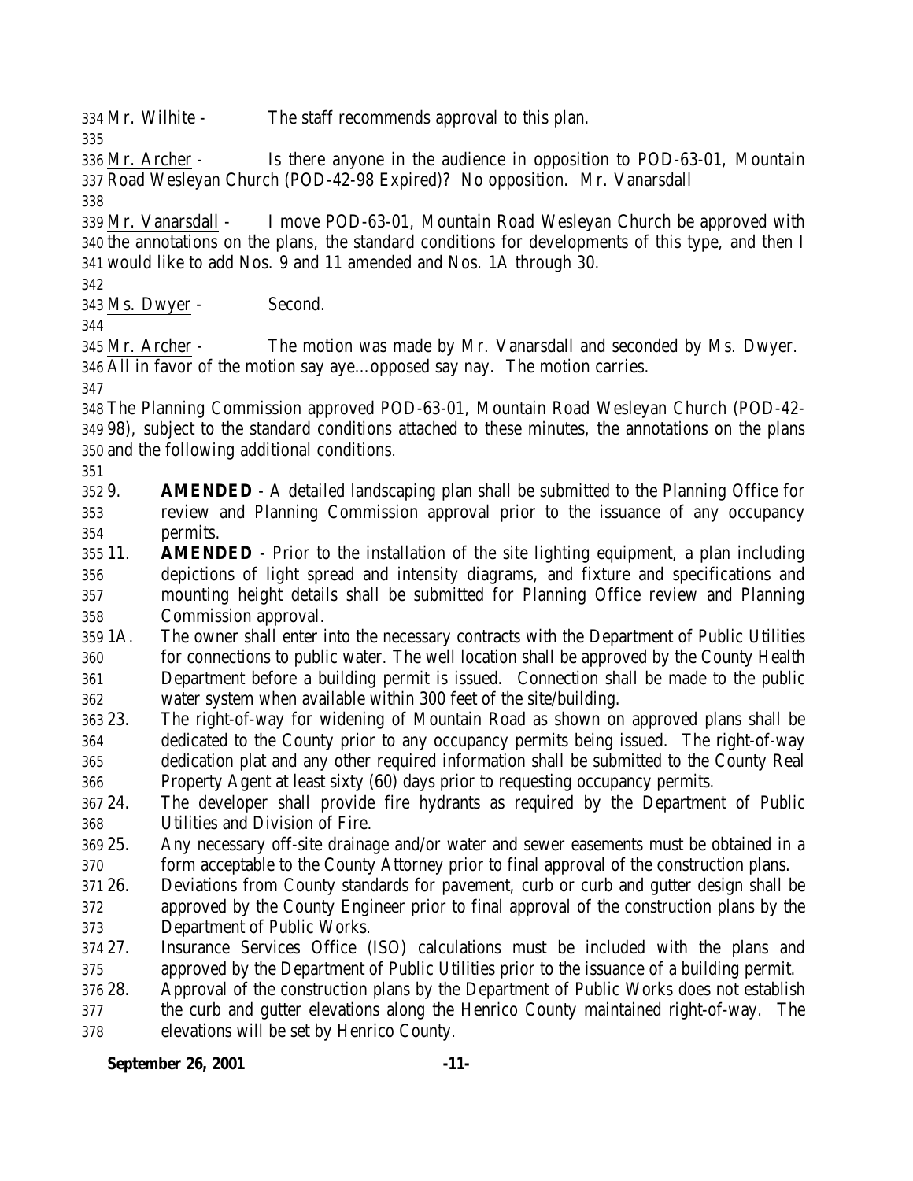Mr. Wilhite - The staff recommends approval to this plan.

Mr. Archer - Is there anyone in the audience in opposition to POD-63-01, Mountain Road Wesleyan Church (POD-42-98 Expired)? No opposition. Mr. Vanarsdall

Mr. Vanarsdall - I move POD-63-01, Mountain Road Wesleyan Church be approved with the annotations on the plans, the standard conditions for developments of this type, and then I would like to add Nos. 9 and 11 amended and Nos. 1A through 30.

Ms. Dwyer - Second.

Mr. Archer - The motion was made by Mr. Vanarsdall and seconded by Ms. Dwyer. All in favor of the motion say aye…opposed say nay. The motion carries.

The Planning Commission approved POD-63-01, Mountain Road Wesleyan Church (POD-42-98), subject to the standard conditions attached to these minutes, the annotations on the plans and the following additional conditions.

9. **AMENDED** - A detailed landscaping plan shall be submitted to the Planning Office for review and Planning Commission approval prior to the issuance of any occupancy permits.
11. **AMENDED** - Prior to the installation of the site lighting equipment, a plan including depictions of light spread and intensity diagrams, and fixture and specifications and mounting height details shall be submitted for Planning Office review and Planning Commission approval.
1A. The owner shall enter into the necessary contracts with the Department of Public Utilities for connections to public water. The well location shall be approved by the County Health Department before a building permit is issued. Connection shall be made to the public water system when available within 300 feet of the site/building.
23. The right-of-way for widening of Mountain Road as shown on approved plans shall be dedicated to the County prior to any occupancy permits being issued. The right-of-way dedication plat and any other required information shall be submitted to the County Real Property Agent at least sixty (60) days prior to requesting occupancy permits.
24. The developer shall provide fire hydrants as required by the Department of Public Utilities and Division of Fire.
25. Any necessary off-site drainage and/or water and sewer easements must be obtained in a form acceptable to the County Attorney prior to final approval of the construction plans.
26. Deviations from County standards for pavement, curb or curb and gutter design shall be approved by the County Engineer prior to final approval of the construction plans by the Department of Public Works.
27. Insurance Services Office (ISO) calculations must be included with the plans and approved by the Department of Public Utilities prior to the issuance of a building permit.
28. Approval of the construction plans by the Department of Public Works does not establish the curb and gutter elevations along the Henrico County maintained right-of-way. The elevations will be set by Henrico County.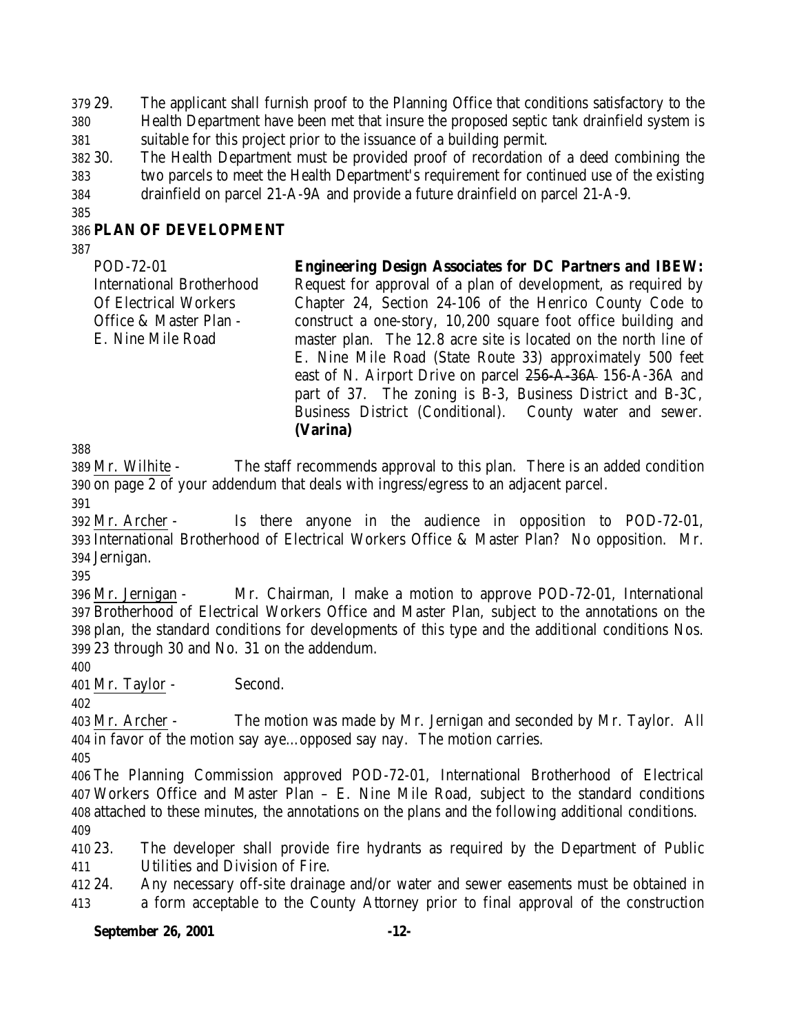29. The applicant shall furnish proof to the Planning Office that conditions satisfactory to the Health Department have been met that insure the proposed septic tank drainfield system is suitable for this project prior to the issuance of a building permit.
30. The Health Department must be provided proof of recordation of a deed combining the two parcels to meet the Health Department's requirement for continued use of the existing drainfield on parcel 21-A-9A and provide a future drainfield on parcel 21-A-9.

## PLAN OF DEVELOPMENT

| | |
|---|---|
| POD-72-01<br>International Brotherhood<br>Of Electrical Workers<br>Office & Master Plan -<br>E. Nine Mile Road | **Engineering Design Associates for DC Partners and IBEW:** Request for approval of a plan of development, as required by Chapter 24, Section 24-106 of the Henrico County Code to construct a one-story, 10,200 square foot office building and master plan. The 12.8 acre site is located on the north line of E. Nine Mile Road (State Route 33) approximately 500 feet east of N. Airport Drive on parcel ~~256-A-36A~~ 156-A-36A and part of 37. The zoning is B-3, Business District and B-3C, Business District (Conditional). County water and sewer. **(Varina)** |

Mr. Wilhite - The staff recommends approval to this plan. There is an added condition on page 2 of your addendum that deals with ingress/egress to an adjacent parcel.

Mr. Archer - Is there anyone in the audience in opposition to POD-72-01, International Brotherhood of Electrical Workers Office & Master Plan? No opposition. Mr. Jernigan.

Mr. Jernigan - Mr. Chairman, I make a motion to approve POD-72-01, International Brotherhood of Electrical Workers Office and Master Plan, subject to the annotations on the plan, the standard conditions for developments of this type and the additional conditions Nos. 23 through 30 and No. 31 on the addendum.

Mr. Taylor - Second.

Mr. Archer - The motion was made by Mr. Jernigan and seconded by Mr. Taylor. All in favor of the motion say aye…opposed say nay. The motion carries.

The Planning Commission approved POD-72-01, International Brotherhood of Electrical Workers Office and Master Plan – E. Nine Mile Road, subject to the standard conditions attached to these minutes, the annotations on the plans and the following additional conditions.

23. The developer shall provide fire hydrants as required by the Department of Public Utilities and Division of Fire.
24. Any necessary off-site drainage and/or water and sewer easements must be obtained in a form acceptable to the County Attorney prior to final approval of the construction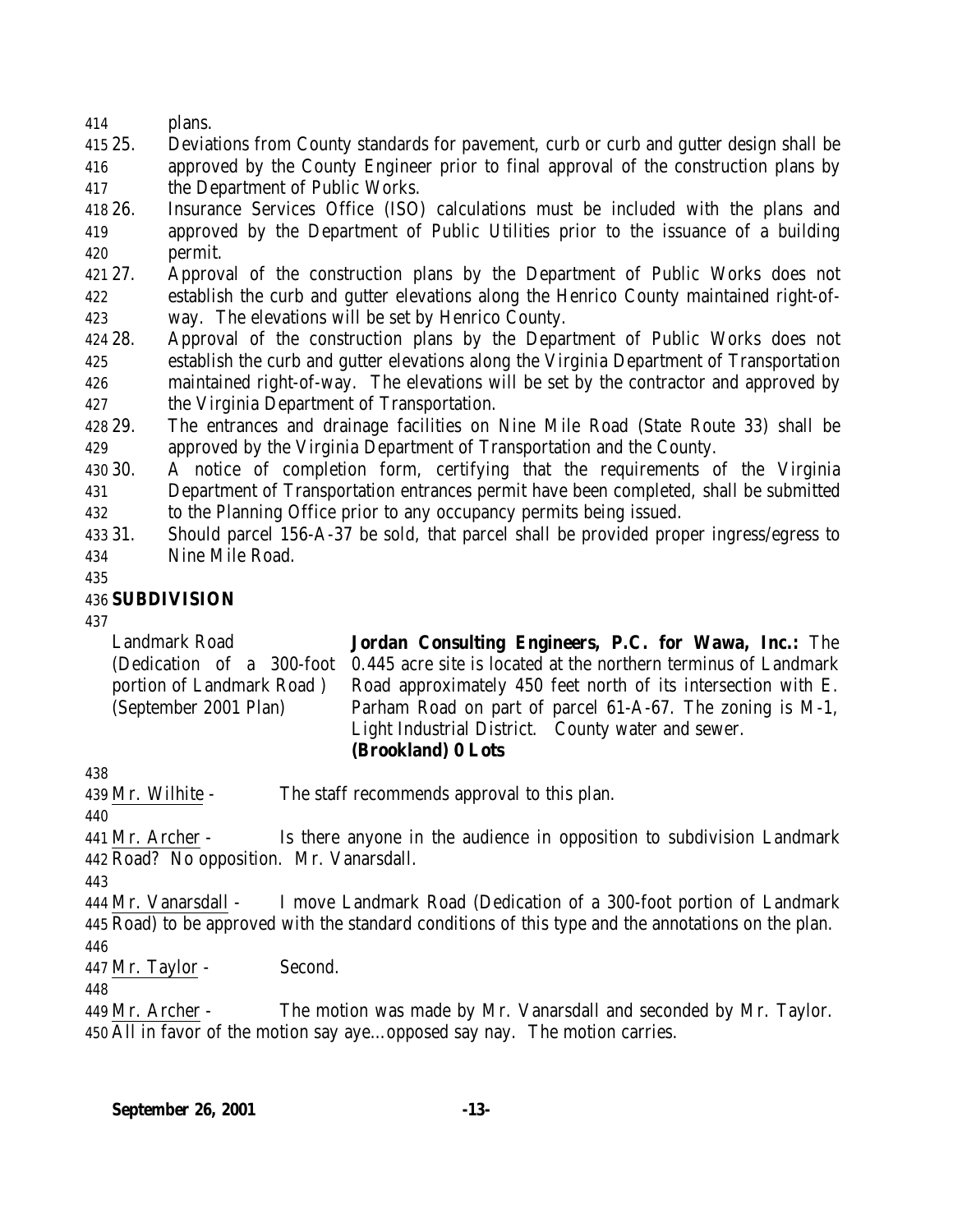plans.

25. Deviations from County standards for pavement, curb or curb and gutter design shall be approved by the County Engineer prior to final approval of the construction plans by the Department of Public Works.
26. Insurance Services Office (ISO) calculations must be included with the plans and approved by the Department of Public Utilities prior to the issuance of a building permit.
27. Approval of the construction plans by the Department of Public Works does not establish the curb and gutter elevations along the Henrico County maintained right-of-way. The elevations will be set by Henrico County.
28. Approval of the construction plans by the Department of Public Works does not establish the curb and gutter elevations along the Virginia Department of Transportation maintained right-of-way. The elevations will be set by the contractor and approved by the Virginia Department of Transportation.
29. The entrances and drainage facilities on Nine Mile Road (State Route 33) shall be approved by the Virginia Department of Transportation and the County.
30. A notice of completion form, certifying that the requirements of the Virginia Department of Transportation entrances permit have been completed, shall be submitted to the Planning Office prior to any occupancy permits being issued.
31. Should parcel 156-A-37 be sold, that parcel shall be provided proper ingress/egress to Nine Mile Road.

**SUBDIVISION**

Landmark Road
(Dedication of a 300-foot portion of Landmark Road )
(September 2001 Plan)

**Jordan Consulting Engineers, P.C. for Wawa, Inc.:** The 0.445 acre site is located at the northern terminus of Landmark Road approximately 450 feet north of its intersection with E. Parham Road on part of parcel 61-A-67. The zoning is M-1, Light Industrial District. County water and sewer.
**(Brookland) 0 Lots**

Mr. Wilhite - The staff recommends approval to this plan.

Mr. Archer - Is there anyone in the audience in opposition to subdivision Landmark Road? No opposition. Mr. Vanarsdall.

Mr. Vanarsdall - I move Landmark Road (Dedication of a 300-foot portion of Landmark Road) to be approved with the standard conditions of this type and the annotations on the plan.

Mr. Taylor - Second.

Mr. Archer - The motion was made by Mr. Vanarsdall and seconded by Mr. Taylor. All in favor of the motion say aye…opposed say nay. The motion carries.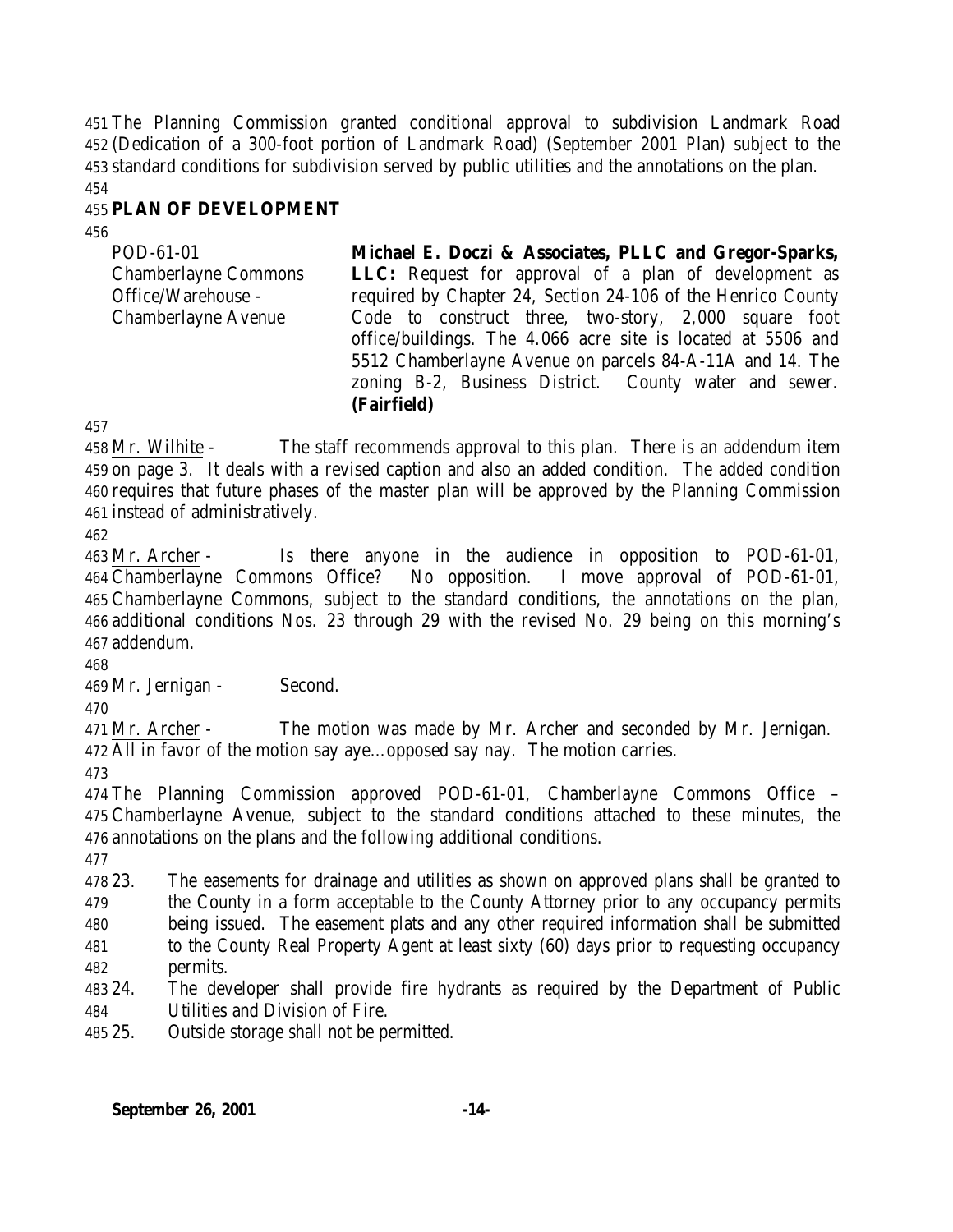The Planning Commission granted conditional approval to subdivision Landmark Road (Dedication of a 300-foot portion of Landmark Road) (September 2001 Plan) subject to the standard conditions for subdivision served by public utilities and the annotations on the plan.

## PLAN OF DEVELOPMENT

| POD-61-01 Chamberlayne Commons Office/Warehouse - Chamberlayne Avenue | **Michael E. Doczi & Associates, PLLC and Gregor-Sparks, LLC:** Request for approval of a plan of development as required by Chapter 24, Section 24-106 of the Henrico County Code to construct three, two-story, 2,000 square foot office/buildings. The 4.066 acre site is located at 5506 and 5512 Chamberlayne Avenue on parcels 84-A-11A and 14. The zoning B-2, Business District. County water and sewer. **(Fairfield)** |
|---|---|

Mr. Wilhite - The staff recommends approval to this plan. There is an addendum item on page 3. It deals with a revised caption and also an added condition. The added condition requires that future phases of the master plan will be approved by the Planning Commission instead of administratively.

Mr. Archer - Is there anyone in the audience in opposition to POD-61-01, Chamberlayne Commons Office? No opposition. I move approval of POD-61-01, Chamberlayne Commons, subject to the standard conditions, the annotations on the plan, additional conditions Nos. 23 through 29 with the revised No. 29 being on this morning's addendum.

Mr. Jernigan - Second.

Mr. Archer - The motion was made by Mr. Archer and seconded by Mr. Jernigan. All in favor of the motion say aye…opposed say nay. The motion carries.

The Planning Commission approved POD-61-01, Chamberlayne Commons Office – Chamberlayne Avenue, subject to the standard conditions attached to these minutes, the annotations on the plans and the following additional conditions.

23. The easements for drainage and utilities as shown on approved plans shall be granted to the County in a form acceptable to the County Attorney prior to any occupancy permits being issued. The easement plats and any other required information shall be submitted to the County Real Property Agent at least sixty (60) days prior to requesting occupancy permits.
24. The developer shall provide fire hydrants as required by the Department of Public Utilities and Division of Fire.
25. Outside storage shall not be permitted.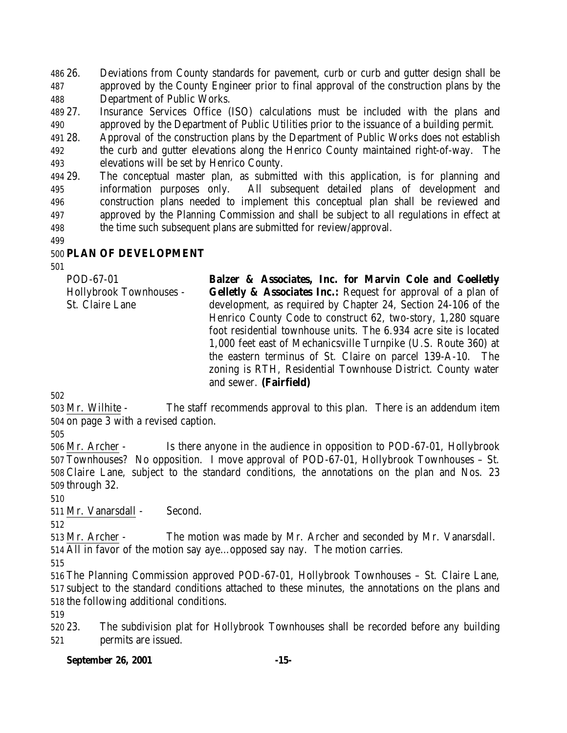26. Deviations from County standards for pavement, curb or curb and gutter design shall be approved by the County Engineer prior to final approval of the construction plans by the Department of Public Works.
27. Insurance Services Office (ISO) calculations must be included with the plans and approved by the Department of Public Utilities prior to the issuance of a building permit.
28. Approval of the construction plans by the Department of Public Works does not establish the curb and gutter elevations along the Henrico County maintained right-of-way. The elevations will be set by Henrico County.
29. The conceptual master plan, as submitted with this application, is for planning and information purposes only. All subsequent detailed plans of development and construction plans needed to implement this conceptual plan shall be reviewed and approved by the Planning Commission and shall be subject to all regulations in effect at the time such subsequent plans are submitted for review/approval.

## PLAN OF DEVELOPMENT

POD-67-01
Hollybrook Townhouses - St. Claire Lane

**Balzer & Associates, Inc. for Marvin Cole and ~~Coelletly~~ Gelletly & Associates Inc.:** Request for approval of a plan of development, as required by Chapter 24, Section 24-106 of the Henrico County Code to construct 62, two-story, 1,280 square foot residential townhouse units. The 6.934 acre site is located 1,000 feet east of Mechanicsville Turnpike (U.S. Route 360) at the eastern terminus of St. Claire on parcel 139-A-10. The zoning is RTH, Residential Townhouse District. County water and sewer. **(Fairfield)**

Mr. Wilhite - The staff recommends approval to this plan. There is an addendum item on page 3 with a revised caption.

Mr. Archer - Is there anyone in the audience in opposition to POD-67-01, Hollybrook Townhouses? No opposition. I move approval of POD-67-01, Hollybrook Townhouses – St. Claire Lane, subject to the standard conditions, the annotations on the plan and Nos. 23 through 32.

Mr. Vanarsdall - Second.

Mr. Archer - The motion was made by Mr. Archer and seconded by Mr. Vanarsdall. All in favor of the motion say aye…opposed say nay. The motion carries.

The Planning Commission approved POD-67-01, Hollybrook Townhouses – St. Claire Lane, subject to the standard conditions attached to these minutes, the annotations on the plans and the following additional conditions.

23. The subdivision plat for Hollybrook Townhouses shall be recorded before any building permits are issued.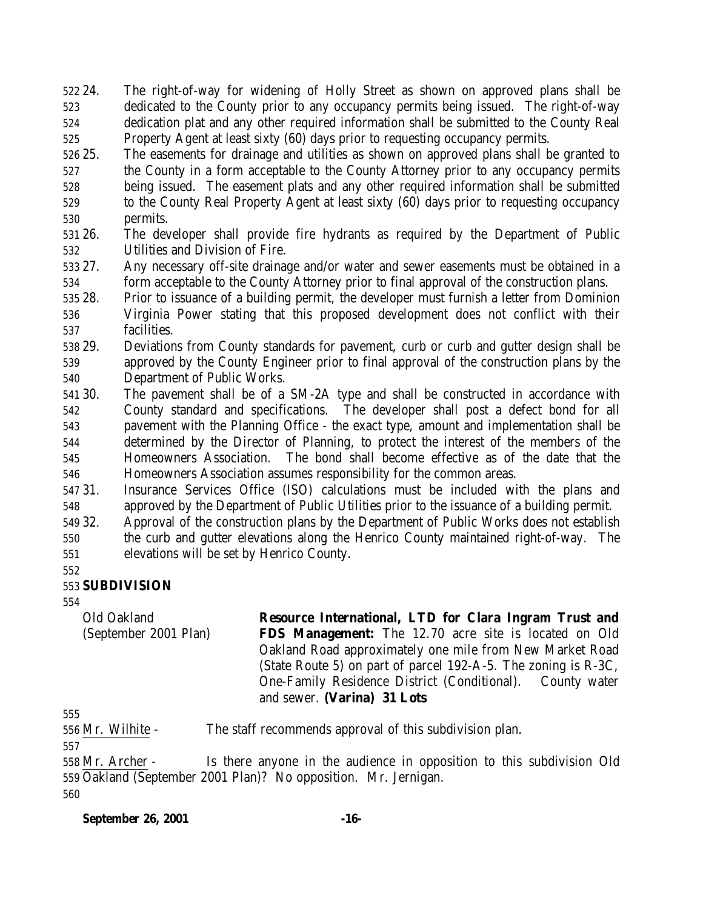24. The right-of-way for widening of Holly Street as shown on approved plans shall be dedicated to the County prior to any occupancy permits being issued. The right-of-way dedication plat and any other required information shall be submitted to the County Real Property Agent at least sixty (60) days prior to requesting occupancy permits.
25. The easements for drainage and utilities as shown on approved plans shall be granted to the County in a form acceptable to the County Attorney prior to any occupancy permits being issued. The easement plats and any other required information shall be submitted to the County Real Property Agent at least sixty (60) days prior to requesting occupancy permits.
26. The developer shall provide fire hydrants as required by the Department of Public Utilities and Division of Fire.
27. Any necessary off-site drainage and/or water and sewer easements must be obtained in a form acceptable to the County Attorney prior to final approval of the construction plans.
28. Prior to issuance of a building permit, the developer must furnish a letter from Dominion Virginia Power stating that this proposed development does not conflict with their facilities.
29. Deviations from County standards for pavement, curb or curb and gutter design shall be approved by the County Engineer prior to final approval of the construction plans by the Department of Public Works.
30. The pavement shall be of a SM-2A type and shall be constructed in accordance with County standard and specifications. The developer shall post a defect bond for all pavement with the Planning Office - the exact type, amount and implementation shall be determined by the Director of Planning, to protect the interest of the members of the Homeowners Association. The bond shall become effective as of the date that the Homeowners Association assumes responsibility for the common areas.
31. Insurance Services Office (ISO) calculations must be included with the plans and approved by the Department of Public Utilities prior to the issuance of a building permit.
32. Approval of the construction plans by the Department of Public Works does not establish the curb and gutter elevations along the Henrico County maintained right-of-way. The elevations will be set by Henrico County.

**SUBDIVISION**

Old Oakland (September 2001 Plan)

**Resource International, LTD for Clara Ingram Trust and FDS Management:** The 12.70 acre site is located on Old Oakland Road approximately one mile from New Market Road (State Route 5) on part of parcel 192-A-5. The zoning is R-3C, One-Family Residence District (Conditional). County water and sewer. **(Varina) 31 Lots**

Mr. Wilhite - The staff recommends approval of this subdivision plan.

Mr. Archer - Is there anyone in the audience in opposition to this subdivision Old Oakland (September 2001 Plan)? No opposition. Mr. Jernigan.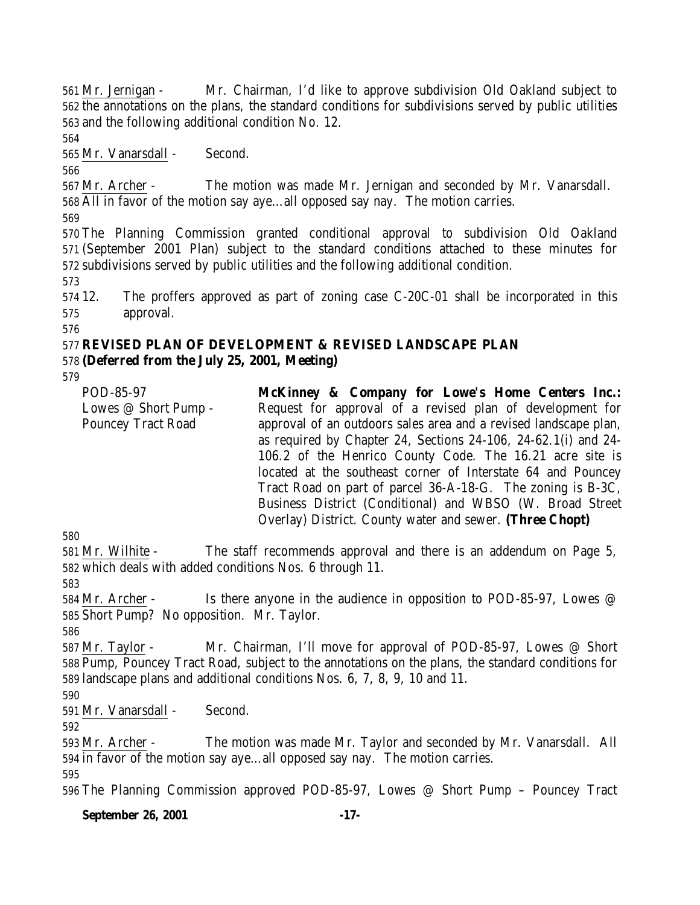Mr. Jernigan - Mr. Chairman, I'd like to approve subdivision Old Oakland subject to the annotations on the plans, the standard conditions for subdivisions served by public utilities and the following additional condition No. 12.

Mr. Vanarsdall - Second.

Mr. Archer - The motion was made Mr. Jernigan and seconded by Mr. Vanarsdall. All in favor of the motion say aye…all opposed say nay. The motion carries.

The Planning Commission granted conditional approval to subdivision Old Oakland (September 2001 Plan) subject to the standard conditions attached to these minutes for subdivisions served by public utilities and the following additional condition.

12. The proffers approved as part of zoning case C-20C-01 shall be incorporated in this approval.

**REVISED PLAN OF DEVELOPMENT & REVISED LANDSCAPE PLAN**
**(Deferred from the July 25, 2001, Meeting)**

POD-85-97
Lowes @ Short Pump - Pouncey Tract Road

**McKinney & Company for Lowe's Home Centers Inc.:** Request for approval of a revised plan of development for approval of an outdoors sales area and a revised landscape plan, as required by Chapter 24, Sections 24-106, 24-62.1(i) and 24-106.2 of the Henrico County Code. The 16.21 acre site is located at the southeast corner of Interstate 64 and Pouncey Tract Road on part of parcel 36-A-18-G. The zoning is B-3C, Business District (Conditional) and WBSO (W. Broad Street Overlay) District. County water and sewer. **(Three Chopt)**

Mr. Wilhite - The staff recommends approval and there is an addendum on Page 5, which deals with added conditions Nos. 6 through 11.

Mr. Archer - Is there anyone in the audience in opposition to POD-85-97, Lowes @ Short Pump? No opposition. Mr. Taylor.

Mr. Taylor - Mr. Chairman, I'll move for approval of POD-85-97, Lowes @ Short Pump, Pouncey Tract Road, subject to the annotations on the plans, the standard conditions for landscape plans and additional conditions Nos. 6, 7, 8, 9, 10 and 11.

Mr. Vanarsdall - Second.

Mr. Archer - The motion was made Mr. Taylor and seconded by Mr. Vanarsdall. All in favor of the motion say aye…all opposed say nay. The motion carries.

The Planning Commission approved POD-85-97, Lowes @ Short Pump – Pouncey Tract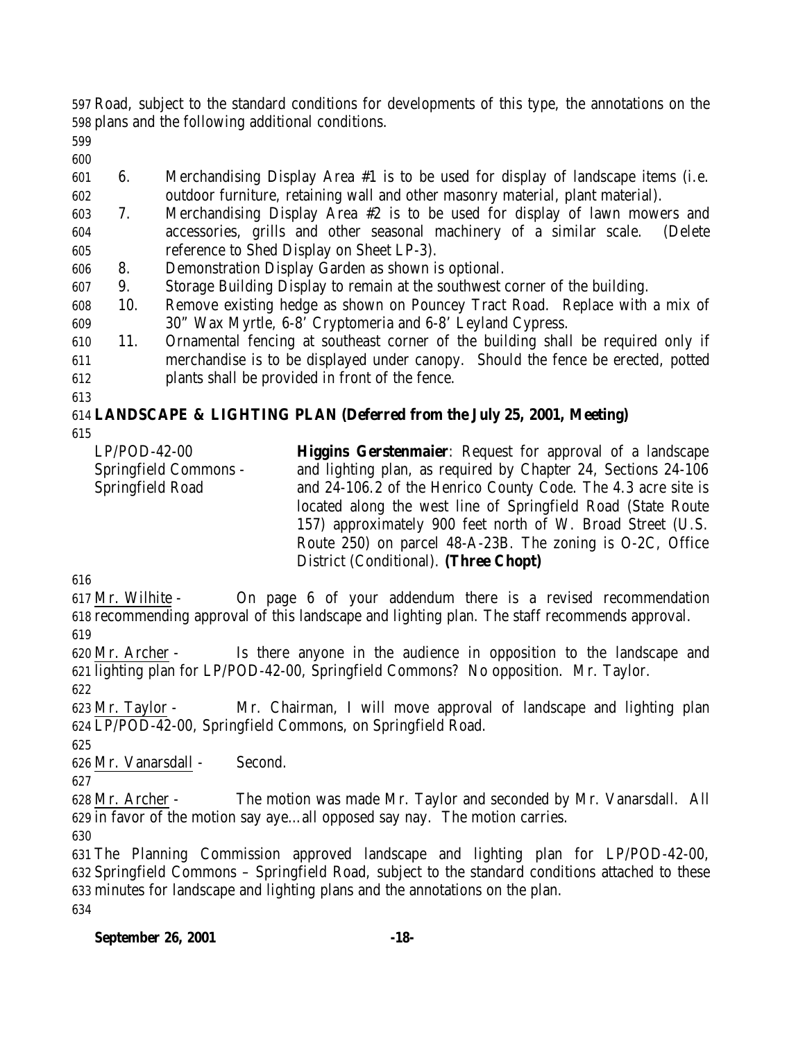Road, subject to the standard conditions for developments of this type, the annotations on the plans and the following additional conditions.

6. Merchandising Display Area #1 is to be used for display of landscape items (i.e. outdoor furniture, retaining wall and other masonry material, plant material).
7. Merchandising Display Area #2 is to be used for display of lawn mowers and accessories, grills and other seasonal machinery of a similar scale. (Delete reference to Shed Display on Sheet LP-3).
8. Demonstration Display Garden as shown is optional.
9. Storage Building Display to remain at the southwest corner of the building.
10. Remove existing hedge as shown on Pouncey Tract Road. Replace with a mix of 30" Wax Myrtle, 6-8' Cryptomeria and 6-8' Leyland Cypress.
11. Ornamental fencing at southeast corner of the building shall be required only if merchandise is to be displayed under canopy. Should the fence be erected, potted plants shall be provided in front of the fence.

**LANDSCAPE & LIGHTING PLAN (Deferred from the July 25, 2001, Meeting)**

LP/POD-42-00
Springfield Commons - Springfield Road

**Higgins Gerstenmaier**: Request for approval of a landscape and lighting plan, as required by Chapter 24, Sections 24-106 and 24-106.2 of the Henrico County Code. The 4.3 acre site is located along the west line of Springfield Road (State Route 157) approximately 900 feet north of W. Broad Street (U.S. Route 250) on parcel 48-A-23B. The zoning is O-2C, Office District (Conditional). **(Three Chopt)**

Mr. Wilhite - On page 6 of your addendum there is a revised recommendation recommending approval of this landscape and lighting plan. The staff recommends approval.

Mr. Archer - Is there anyone in the audience in opposition to the landscape and lighting plan for LP/POD-42-00, Springfield Commons? No opposition. Mr. Taylor.

Mr. Taylor - Mr. Chairman, I will move approval of landscape and lighting plan LP/POD-42-00, Springfield Commons, on Springfield Road.

Mr. Vanarsdall - Second.

Mr. Archer - The motion was made Mr. Taylor and seconded by Mr. Vanarsdall. All in favor of the motion say aye…all opposed say nay. The motion carries.

The Planning Commission approved landscape and lighting plan for LP/POD-42-00, Springfield Commons – Springfield Road, subject to the standard conditions attached to these minutes for landscape and lighting plans and the annotations on the plan.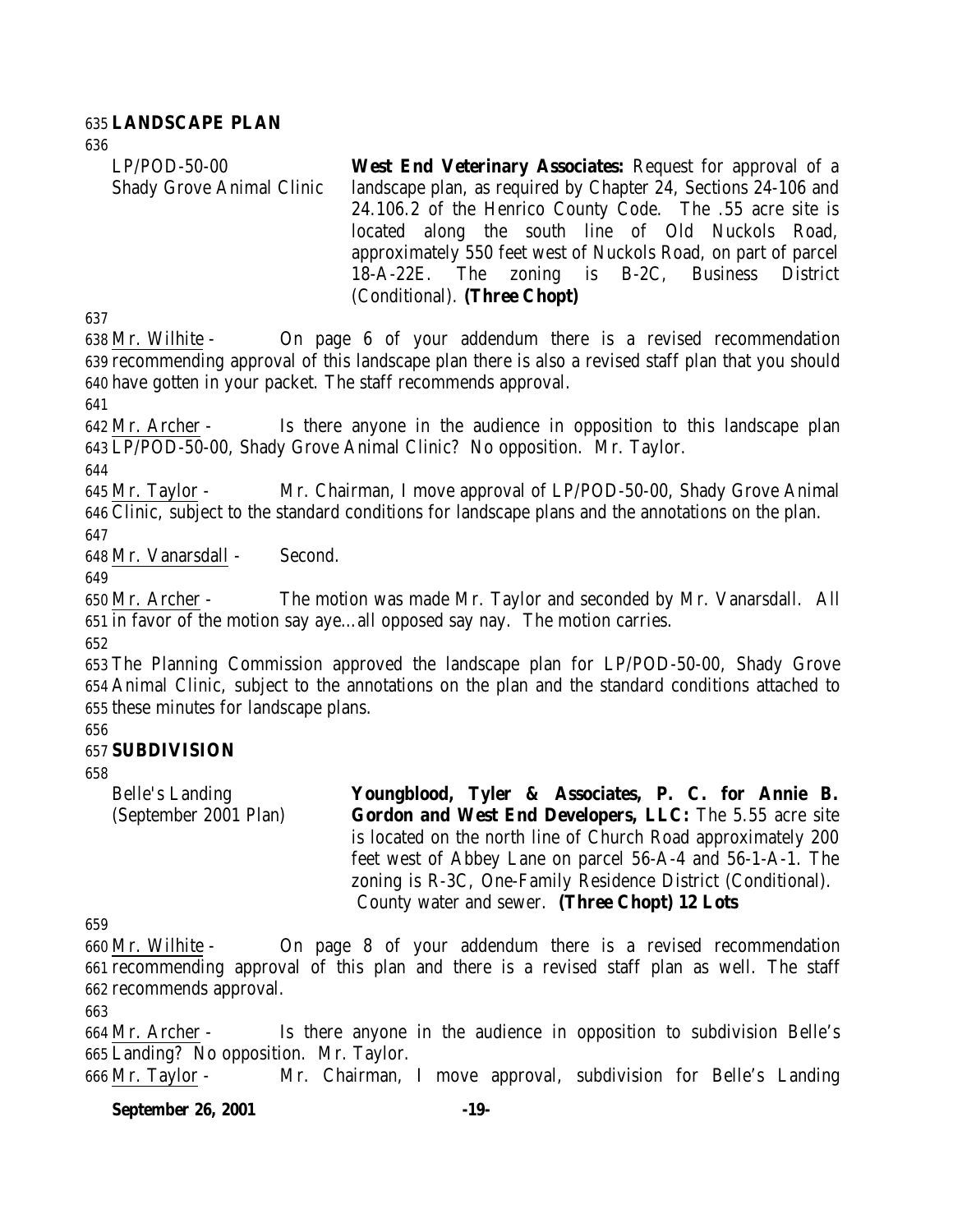**LANDSCAPE PLAN**

LP/POD-50-00
Shady Grove Animal Clinic

**West End Veterinary Associates:** Request for approval of a landscape plan, as required by Chapter 24, Sections 24-106 and 24.106.2 of the Henrico County Code. The .55 acre site is located along the south line of Old Nuckols Road, approximately 550 feet west of Nuckols Road, on part of parcel 18-A-22E. The zoning is B-2C, Business District (Conditional). **(Three Chopt)**

Mr. Wilhite - On page 6 of your addendum there is a revised recommendation recommending approval of this landscape plan there is also a revised staff plan that you should have gotten in your packet. The staff recommends approval.

Mr. Archer - Is there anyone in the audience in opposition to this landscape plan LP/POD-50-00, Shady Grove Animal Clinic? No opposition. Mr. Taylor.

Mr. Taylor - Mr. Chairman, I move approval of LP/POD-50-00, Shady Grove Animal Clinic, subject to the standard conditions for landscape plans and the annotations on the plan.

Mr. Vanarsdall - Second.

Mr. Archer - The motion was made Mr. Taylor and seconded by Mr. Vanarsdall. All in favor of the motion say aye…all opposed say nay. The motion carries.

The Planning Commission approved the landscape plan for LP/POD-50-00, Shady Grove Animal Clinic, subject to the annotations on the plan and the standard conditions attached to these minutes for landscape plans.

**SUBDIVISION**

Belle's Landing
(September 2001 Plan)

**Youngblood, Tyler & Associates, P. C. for Annie B. Gordon and West End Developers, LLC:** The 5.55 acre site is located on the north line of Church Road approximately 200 feet west of Abbey Lane on parcel 56-A-4 and 56-1-A-1. The zoning is R-3C, One-Family Residence District (Conditional). County water and sewer. **(Three Chopt) 12 Lots**

Mr. Wilhite - On page 8 of your addendum there is a revised recommendation recommending approval of this plan and there is a revised staff plan as well. The staff recommends approval.

Mr. Archer - Is there anyone in the audience in opposition to subdivision Belle's Landing? No opposition. Mr. Taylor.

Mr. Taylor - Mr. Chairman, I move approval, subdivision for Belle's Landing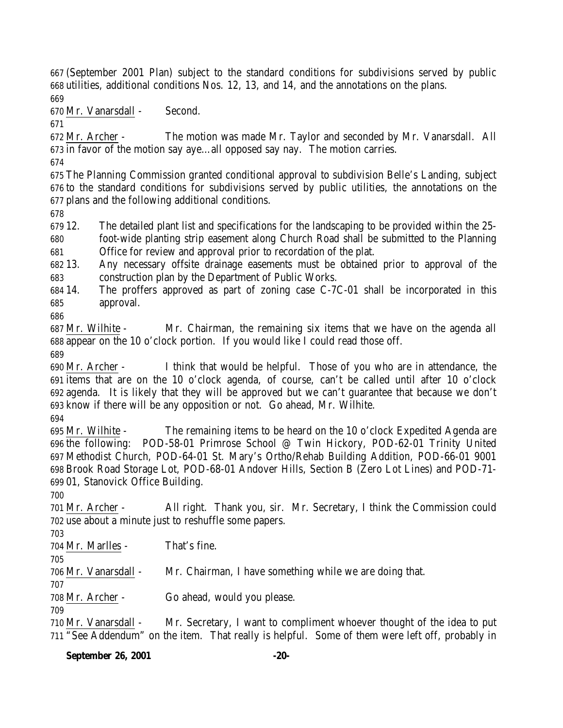(September 2001 Plan) subject to the standard conditions for subdivisions served by public utilities, additional conditions Nos. 12, 13, and 14, and the annotations on the plans.

Mr. Vanarsdall - Second.

Mr. Archer - The motion was made Mr. Taylor and seconded by Mr. Vanarsdall. All in favor of the motion say aye…all opposed say nay. The motion carries.

The Planning Commission granted conditional approval to subdivision Belle's Landing, subject to the standard conditions for subdivisions served by public utilities, the annotations on the plans and the following additional conditions.

12. The detailed plant list and specifications for the landscaping to be provided within the 25-foot-wide planting strip easement along Church Road shall be submitted to the Planning Office for review and approval prior to recordation of the plat.
13. Any necessary offsite drainage easements must be obtained prior to approval of the construction plan by the Department of Public Works.
14. The proffers approved as part of zoning case C-7C-01 shall be incorporated in this approval.

Mr. Wilhite - Mr. Chairman, the remaining six items that we have on the agenda all appear on the 10 o'clock portion. If you would like I could read those off.

Mr. Archer - I think that would be helpful. Those of you who are in attendance, the items that are on the 10 o'clock agenda, of course, can't be called until after 10 o'clock agenda. It is likely that they will be approved but we can't guarantee that because we don't know if there will be any opposition or not. Go ahead, Mr. Wilhite.

Mr. Wilhite - The remaining items to be heard on the 10 o'clock Expedited Agenda are the following: POD-58-01 Primrose School @ Twin Hickory, POD-62-01 Trinity United Methodist Church, POD-64-01 St. Mary's Ortho/Rehab Building Addition, POD-66-01 9001 Brook Road Storage Lot, POD-68-01 Andover Hills, Section B (Zero Lot Lines) and POD-71-01, Stanovick Office Building.

Mr. Archer - All right. Thank you, sir. Mr. Secretary, I think the Commission could use about a minute just to reshuffle some papers.

Mr. Marlles - That's fine.

Mr. Vanarsdall - Mr. Chairman, I have something while we are doing that.

Mr. Archer - Go ahead, would you please.

Mr. Vanarsdall - Mr. Secretary, I want to compliment whoever thought of the idea to put "See Addendum" on the item. That really is helpful. Some of them were left off, probably in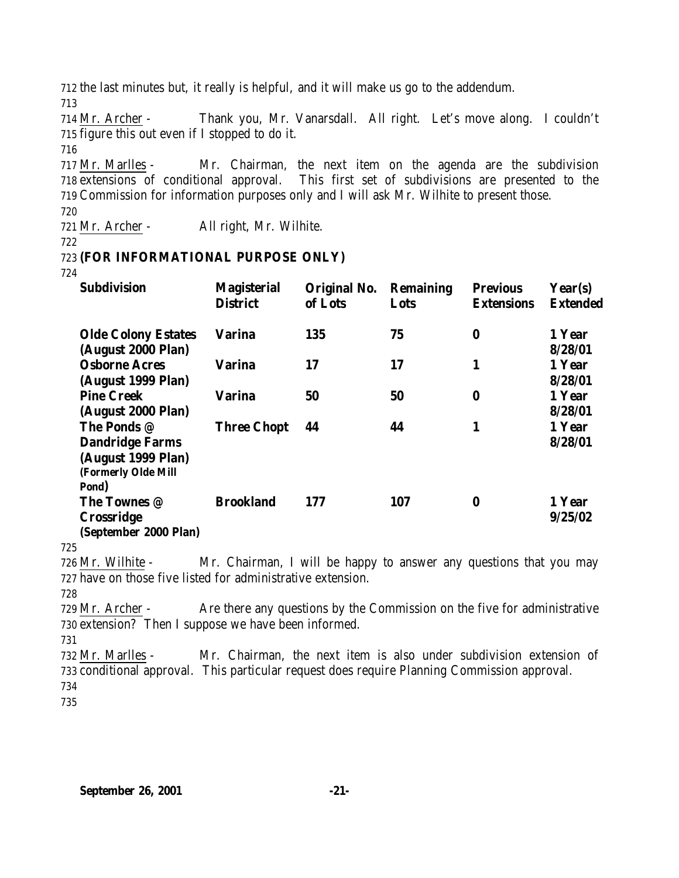the last minutes but, it really is helpful, and it will make us go to the addendum.

Mr. Archer - Thank you, Mr. Vanarsdall. All right. Let's move along. I couldn't figure this out even if I stopped to do it.

Mr. Marlles - Mr. Chairman, the next item on the agenda are the subdivision extensions of conditional approval. This first set of subdivisions are presented to the Commission for information purposes only and I will ask Mr. Wilhite to present those.

Mr. Archer - All right, Mr. Wilhite.

**(FOR INFORMATIONAL PURPOSE ONLY)**

| Subdivision | Magisterial District | Original No. of Lots | Remaining Lots | Previous Extensions | Year(s) Extended |
|---|---|---|---|---|---|
| **Olde Colony Estates (August 2000 Plan)** | **Varina** | **135** | **75** | **0** | **1 Year 8/28/01** |
| **Osborne Acres (August 1999 Plan)** | **Varina** | **17** | **17** | **1** | **1 Year 8/28/01** |
| **Pine Creek (August 2000 Plan)** | **Varina** | **50** | **50** | **0** | **1 Year 8/28/01** |
| **The Ponds @ Dandridge Farms (August 1999 Plan) (Formerly Olde Mill Pond)** | **Three Chopt** | **44** | **44** | **1** | **1 Year 8/28/01** |
| **The Townes @ Crossridge (September 2000 Plan)** | **Brookland** | **177** | **107** | **0** | **1 Year 9/25/02** |

Mr. Wilhite - Mr. Chairman, I will be happy to answer any questions that you may have on those five listed for administrative extension.

Mr. Archer - Are there any questions by the Commission on the five for administrative extension? Then I suppose we have been informed.

Mr. Marlles - Mr. Chairman, the next item is also under subdivision extension of conditional approval. This particular request does require Planning Commission approval.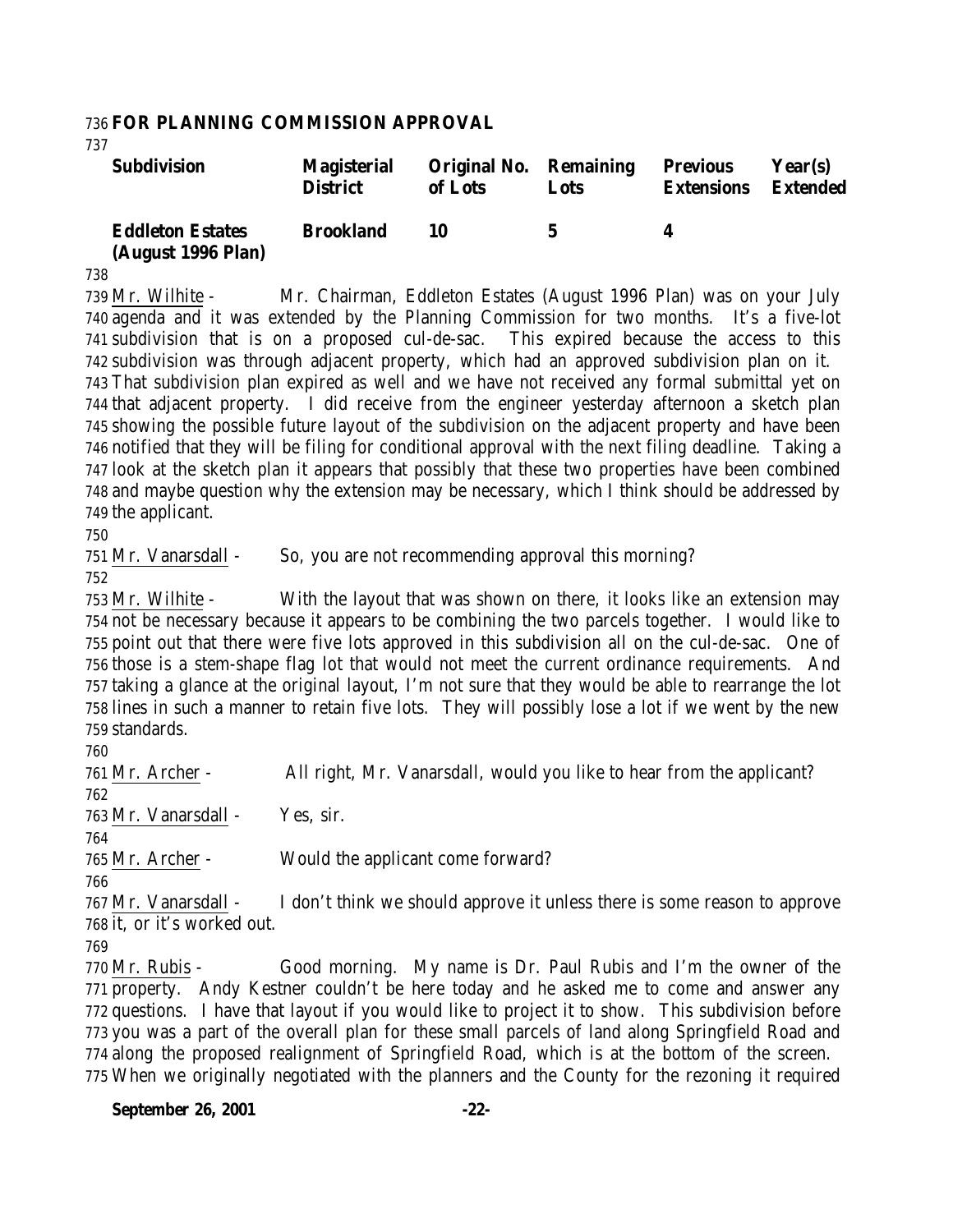**FOR PLANNING COMMISSION APPROVAL**

| Subdivision | Magisterial District | Original No. of Lots | Remaining Lots | Previous Extensions | Year(s) Extended |
|---|---|---|---|---|---|
| **Eddleton Estates (August 1996 Plan)** | **Brookland** | **10** | **5** | **4** | |

Mr. Wilhite - Mr. Chairman, Eddleton Estates (August 1996 Plan) was on your July agenda and it was extended by the Planning Commission for two months. It's a five-lot subdivision that is on a proposed cul-de-sac. This expired because the access to this subdivision was through adjacent property, which had an approved subdivision plan on it. That subdivision plan expired as well and we have not received any formal submittal yet on that adjacent property. I did receive from the engineer yesterday afternoon a sketch plan showing the possible future layout of the subdivision on the adjacent property and have been notified that they will be filing for conditional approval with the next filing deadline. Taking a look at the sketch plan it appears that possibly that these two properties have been combined and maybe question why the extension may be necessary, which I think should be addressed by the applicant.

Mr. Vanarsdall - So, you are not recommending approval this morning?

Mr. Wilhite - With the layout that was shown on there, it looks like an extension may not be necessary because it appears to be combining the two parcels together. I would like to point out that there were five lots approved in this subdivision all on the cul-de-sac. One of those is a stem-shape flag lot that would not meet the current ordinance requirements. And taking a glance at the original layout, I'm not sure that they would be able to rearrange the lot lines in such a manner to retain five lots. They will possibly lose a lot if we went by the new standards.

Mr. Archer - All right, Mr. Vanarsdall, would you like to hear from the applicant?

Mr. Vanarsdall - Yes, sir.

Mr. Archer - Would the applicant come forward?

Mr. Vanarsdall - I don't think we should approve it unless there is some reason to approve it, or it's worked out.

Mr. Rubis - Good morning. My name is Dr. Paul Rubis and I'm the owner of the property. Andy Kestner couldn't be here today and he asked me to come and answer any questions. I have that layout if you would like to project it to show. This subdivision before you was a part of the overall plan for these small parcels of land along Springfield Road and along the proposed realignment of Springfield Road, which is at the bottom of the screen. When we originally negotiated with the planners and the County for the rezoning it required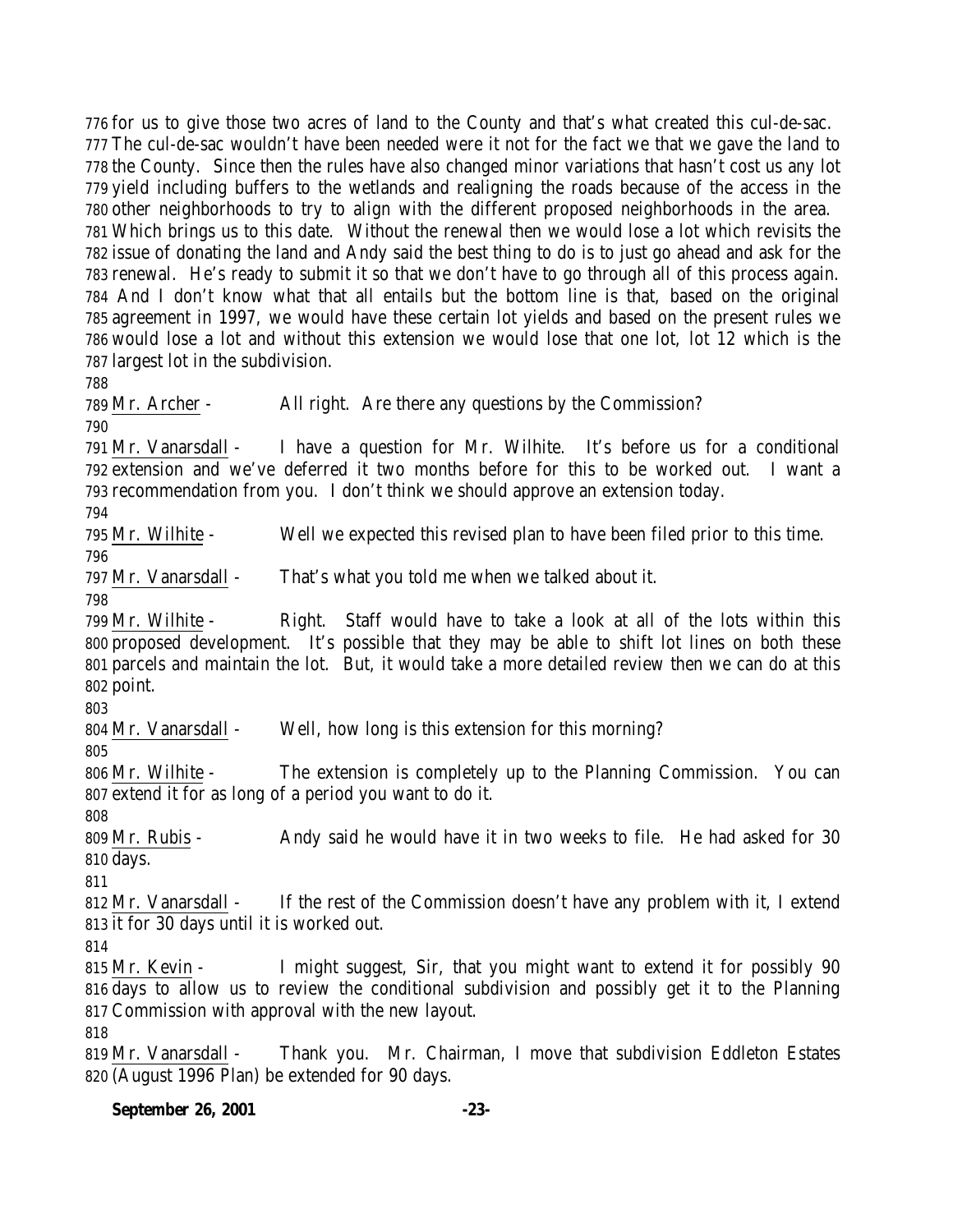for us to give those two acres of land to the County and that's what created this cul-de-sac. The cul-de-sac wouldn't have been needed were it not for the fact we that we gave the land to the County. Since then the rules have also changed minor variations that hasn't cost us any lot yield including buffers to the wetlands and realigning the roads because of the access in the other neighborhoods to try to align with the different proposed neighborhoods in the area. Which brings us to this date. Without the renewal then we would lose a lot which revisits the issue of donating the land and Andy said the best thing to do is to just go ahead and ask for the renewal. He's ready to submit it so that we don't have to go through all of this process again. And I don't know what that all entails but the bottom line is that, based on the original agreement in 1997, we would have these certain lot yields and based on the present rules we would lose a lot and without this extension we would lose that one lot, lot 12 which is the largest lot in the subdivision.

Mr. Archer - All right. Are there any questions by the Commission?

Mr. Vanarsdall - I have a question for Mr. Wilhite. It's before us for a conditional extension and we've deferred it two months before for this to be worked out. I want a recommendation from you. I don't think we should approve an extension today.

Mr. Wilhite - Well we expected this revised plan to have been filed prior to this time.

Mr. Vanarsdall - That's what you told me when we talked about it.

Mr. Wilhite - Right. Staff would have to take a look at all of the lots within this proposed development. It's possible that they may be able to shift lot lines on both these parcels and maintain the lot. But, it would take a more detailed review then we can do at this point.

Mr. Vanarsdall - Well, how long is this extension for this morning?

Mr. Wilhite - The extension is completely up to the Planning Commission. You can extend it for as long of a period you want to do it.

Mr. Rubis - Andy said he would have it in two weeks to file. He had asked for 30 days.

Mr. Vanarsdall - If the rest of the Commission doesn't have any problem with it, I extend it for 30 days until it is worked out.

Mr. Kevin - I might suggest, Sir, that you might want to extend it for possibly 90 days to allow us to review the conditional subdivision and possibly get it to the Planning Commission with approval with the new layout.

Mr. Vanarsdall - Thank you. Mr. Chairman, I move that subdivision Eddleton Estates (August 1996 Plan) be extended for 90 days.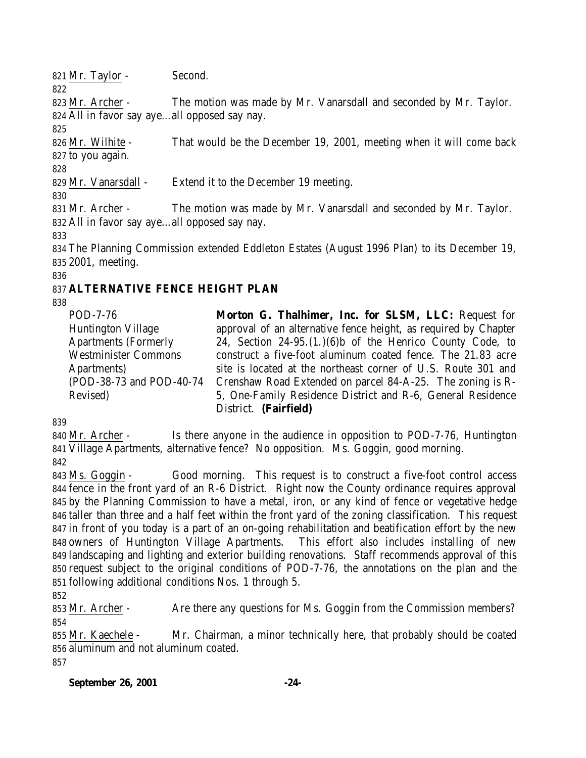Mr. Taylor - Second.

Mr. Archer - The motion was made by Mr. Vanarsdall and seconded by Mr. Taylor. All in favor say aye…all opposed say nay.

Mr. Wilhite - That would be the December 19, 2001, meeting when it will come back to you again.

Mr. Vanarsdall - Extend it to the December 19 meeting.

Mr. Archer - The motion was made by Mr. Vanarsdall and seconded by Mr. Taylor. All in favor say aye…all opposed say nay.

The Planning Commission extended Eddleton Estates (August 1996 Plan) to its December 19, 2001, meeting.

## ALTERNATIVE FENCE HEIGHT PLAN

POD-7-76
Huntington Village Apartments (Formerly Westminister Commons Apartments)
(POD-38-73 and POD-40-74 Revised)

**Morton G. Thalhimer, Inc. for SLSM, LLC:** Request for approval of an alternative fence height, as required by Chapter 24, Section 24-95.(1.)(6)b of the Henrico County Code, to construct a five-foot aluminum coated fence. The 21.83 acre site is located at the northeast corner of U.S. Route 301 and Crenshaw Road Extended on parcel 84-A-25. The zoning is R-5, One-Family Residence District and R-6, General Residence District. **(Fairfield)**

Mr. Archer - Is there anyone in the audience in opposition to POD-7-76, Huntington Village Apartments, alternative fence? No opposition. Ms. Goggin, good morning.

Ms. Goggin - Good morning. This request is to construct a five-foot control access fence in the front yard of an R-6 District. Right now the County ordinance requires approval by the Planning Commission to have a metal, iron, or any kind of fence or vegetative hedge taller than three and a half feet within the front yard of the zoning classification. This request in front of you today is a part of an on-going rehabilitation and beatification effort by the new owners of Huntington Village Apartments. This effort also includes installing of new landscaping and lighting and exterior building renovations. Staff recommends approval of this request subject to the original conditions of POD-7-76, the annotations on the plan and the following additional conditions Nos. 1 through 5.

Mr. Archer - Are there any questions for Ms. Goggin from the Commission members?

Mr. Kaechele - Mr. Chairman, a minor technically here, that probably should be coated aluminum and not aluminum coated.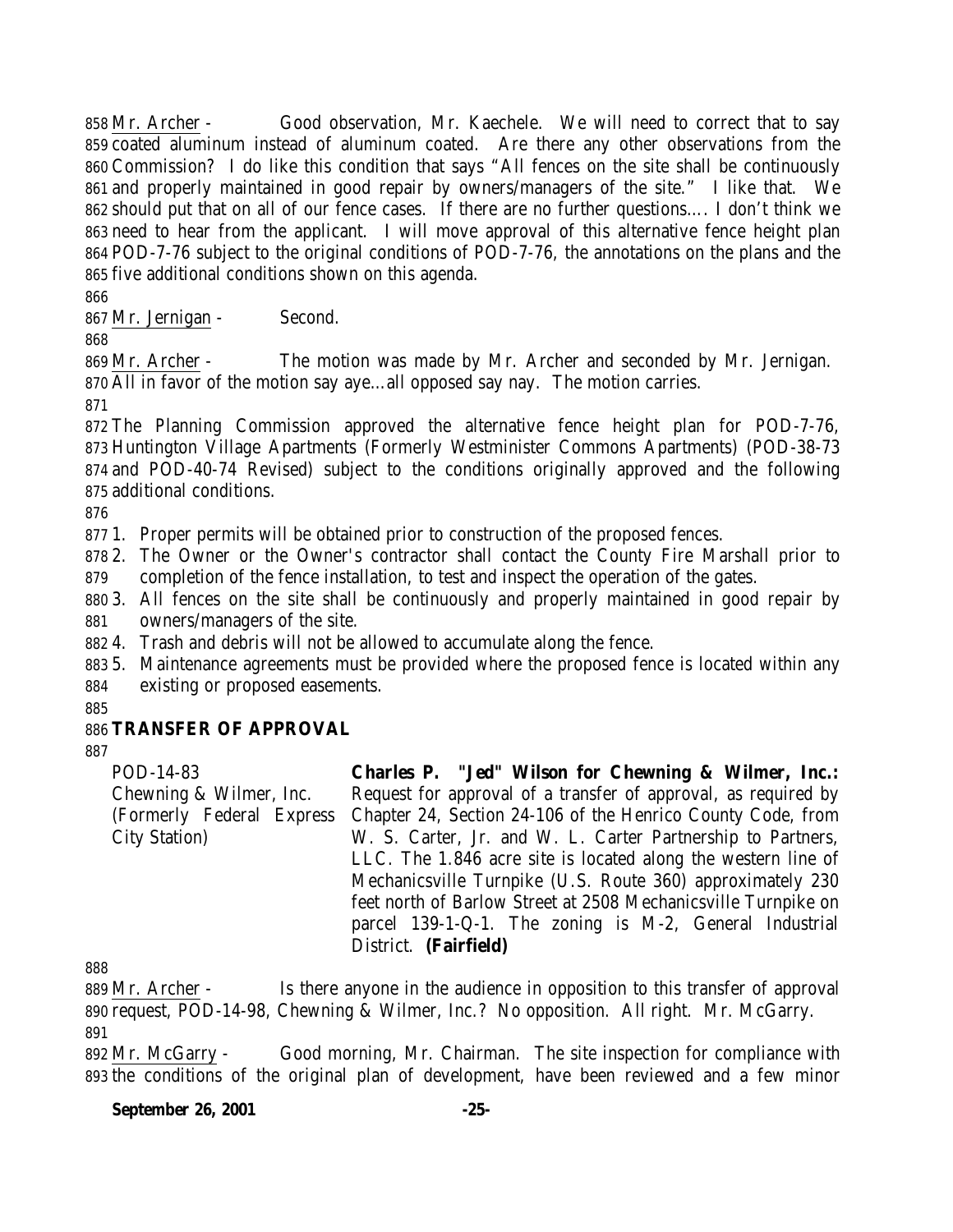Mr. Archer - Good observation, Mr. Kaechele. We will need to correct that to say coated aluminum instead of aluminum coated. Are there any other observations from the Commission? I do like this condition that says "All fences on the site shall be continuously and properly maintained in good repair by owners/managers of the site." I like that. We should put that on all of our fence cases. If there are no further questions…. I don't think we need to hear from the applicant. I will move approval of this alternative fence height plan POD-7-76 subject to the original conditions of POD-7-76, the annotations on the plans and the five additional conditions shown on this agenda.

Mr. Jernigan - Second.

Mr. Archer - The motion was made by Mr. Archer and seconded by Mr. Jernigan. All in favor of the motion say aye…all opposed say nay. The motion carries.

The Planning Commission approved the alternative fence height plan for POD-7-76, Huntington Village Apartments (Formerly Westminister Commons Apartments) (POD-38-73 and POD-40-74 Revised) subject to the conditions originally approved and the following additional conditions.

1. Proper permits will be obtained prior to construction of the proposed fences.
2. The Owner or the Owner's contractor shall contact the County Fire Marshall prior to completion of the fence installation, to test and inspect the operation of the gates.
3. All fences on the site shall be continuously and properly maintained in good repair by owners/managers of the site.
4. Trash and debris will not be allowed to accumulate along the fence.
5. Maintenance agreements must be provided where the proposed fence is located within any existing or proposed easements.

**TRANSFER OF APPROVAL**

POD-14-83
Chewning & Wilmer, Inc.
(Formerly Federal Express City Station)

**Charles P. "Jed" Wilson for Chewning & Wilmer, Inc.:** Request for approval of a transfer of approval, as required by Chapter 24, Section 24-106 of the Henrico County Code, from W. S. Carter, Jr. and W. L. Carter Partnership to Partners, LLC. The 1.846 acre site is located along the western line of Mechanicsville Turnpike (U.S. Route 360) approximately 230 feet north of Barlow Street at 2508 Mechanicsville Turnpike on parcel 139-1-Q-1. The zoning is M-2, General Industrial District. **(Fairfield)**

Mr. Archer - Is there anyone in the audience in opposition to this transfer of approval request, POD-14-98, Chewning & Wilmer, Inc.? No opposition. All right. Mr. McGarry.

Mr. McGarry - Good morning, Mr. Chairman. The site inspection for compliance with the conditions of the original plan of development, have been reviewed and a few minor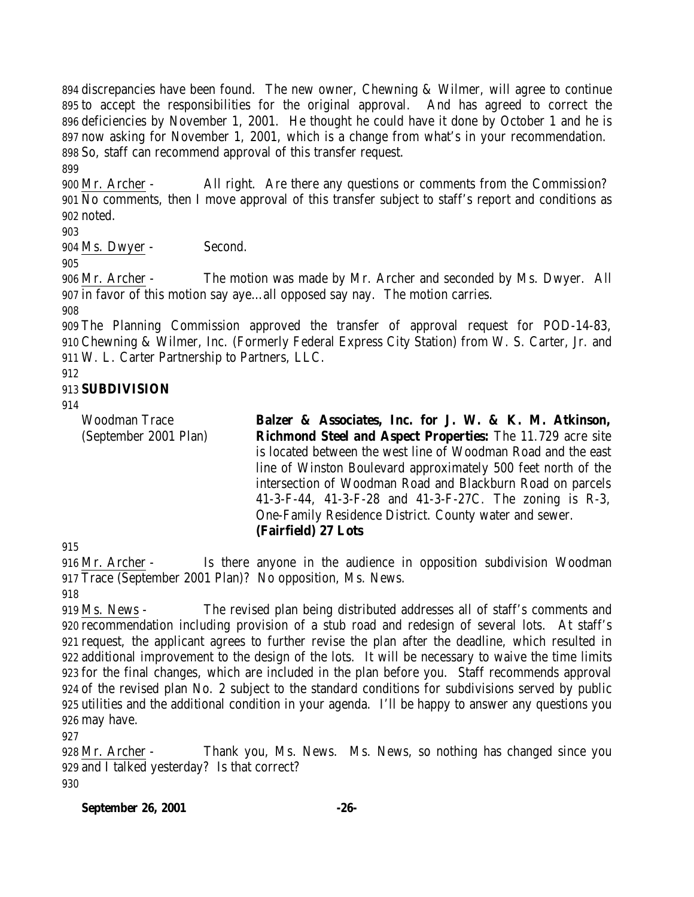discrepancies have been found. The new owner, Chewning & Wilmer, will agree to continue to accept the responsibilities for the original approval. And has agreed to correct the deficiencies by November 1, 2001. He thought he could have it done by October 1 and he is now asking for November 1, 2001, which is a change from what's in your recommendation. So, staff can recommend approval of this transfer request.

Mr. Archer - All right. Are there any questions or comments from the Commission? No comments, then I move approval of this transfer subject to staff's report and conditions as noted.

Ms. Dwyer - Second.

Mr. Archer - The motion was made by Mr. Archer and seconded by Ms. Dwyer. All in favor of this motion say aye…all opposed say nay. The motion carries.

The Planning Commission approved the transfer of approval request for POD-14-83, Chewning & Wilmer, Inc. (Formerly Federal Express City Station) from W. S. Carter, Jr. and W. L. Carter Partnership to Partners, LLC.

**SUBDIVISION**

| | |
|---|---|
| Woodman Trace (September 2001 Plan) | **Balzer & Associates, Inc. for J. W. & K. M. Atkinson, Richmond Steel and Aspect Properties:** The 11.729 acre site is located between the west line of Woodman Road and the east line of Winston Boulevard approximately 500 feet north of the intersection of Woodman Road and Blackburn Road on parcels 41-3-F-44, 41-3-F-28 and 41-3-F-27C. The zoning is R-3, One-Family Residence District. County water and sewer. **(Fairfield) 27 Lots** |

Mr. Archer - Is there anyone in the audience in opposition subdivision Woodman Trace (September 2001 Plan)? No opposition, Ms. News.

Ms. News - The revised plan being distributed addresses all of staff's comments and recommendation including provision of a stub road and redesign of several lots. At staff's request, the applicant agrees to further revise the plan after the deadline, which resulted in additional improvement to the design of the lots. It will be necessary to waive the time limits for the final changes, which are included in the plan before you. Staff recommends approval of the revised plan No. 2 subject to the standard conditions for subdivisions served by public utilities and the additional condition in your agenda. I'll be happy to answer any questions you may have.

Mr. Archer - Thank you, Ms. News. Ms. News, so nothing has changed since you and I talked yesterday? Is that correct?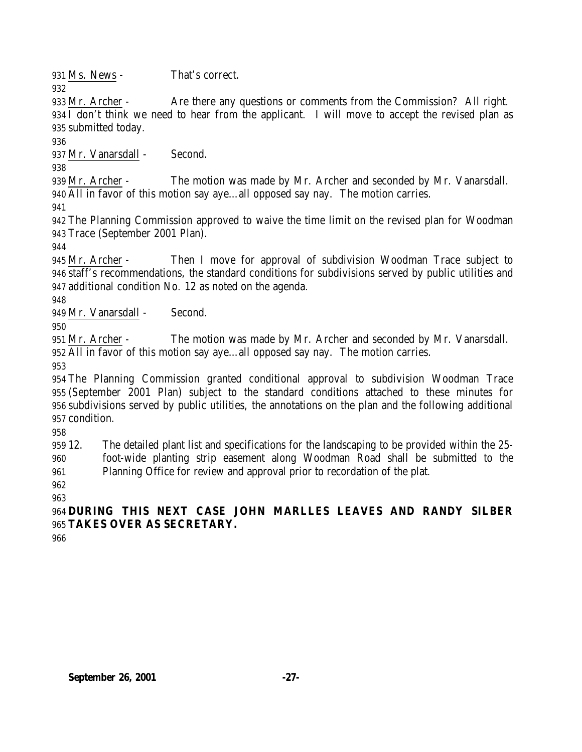Ms. News - That's correct.

Mr. Archer - Are there any questions or comments from the Commission? All right. I don't think we need to hear from the applicant. I will move to accept the revised plan as submitted today.

Mr. Vanarsdall - Second.

Mr. Archer - The motion was made by Mr. Archer and seconded by Mr. Vanarsdall. All in favor of this motion say aye…all opposed say nay. The motion carries.

The Planning Commission approved to waive the time limit on the revised plan for Woodman Trace (September 2001 Plan).

Mr. Archer - Then I move for approval of subdivision Woodman Trace subject to staff's recommendations, the standard conditions for subdivisions served by public utilities and additional condition No. 12 as noted on the agenda.

Mr. Vanarsdall - Second.

Mr. Archer - The motion was made by Mr. Archer and seconded by Mr. Vanarsdall. All in favor of this motion say aye…all opposed say nay. The motion carries.

The Planning Commission granted conditional approval to subdivision Woodman Trace (September 2001 Plan) subject to the standard conditions attached to these minutes for subdivisions served by public utilities, the annotations on the plan and the following additional condition.

12. The detailed plant list and specifications for the landscaping to be provided within the 25-foot-wide planting strip easement along Woodman Road shall be submitted to the Planning Office for review and approval prior to recordation of the plat.

**DURING THIS NEXT CASE JOHN MARLLES LEAVES AND RANDY SILBER TAKES OVER AS SECRETARY.**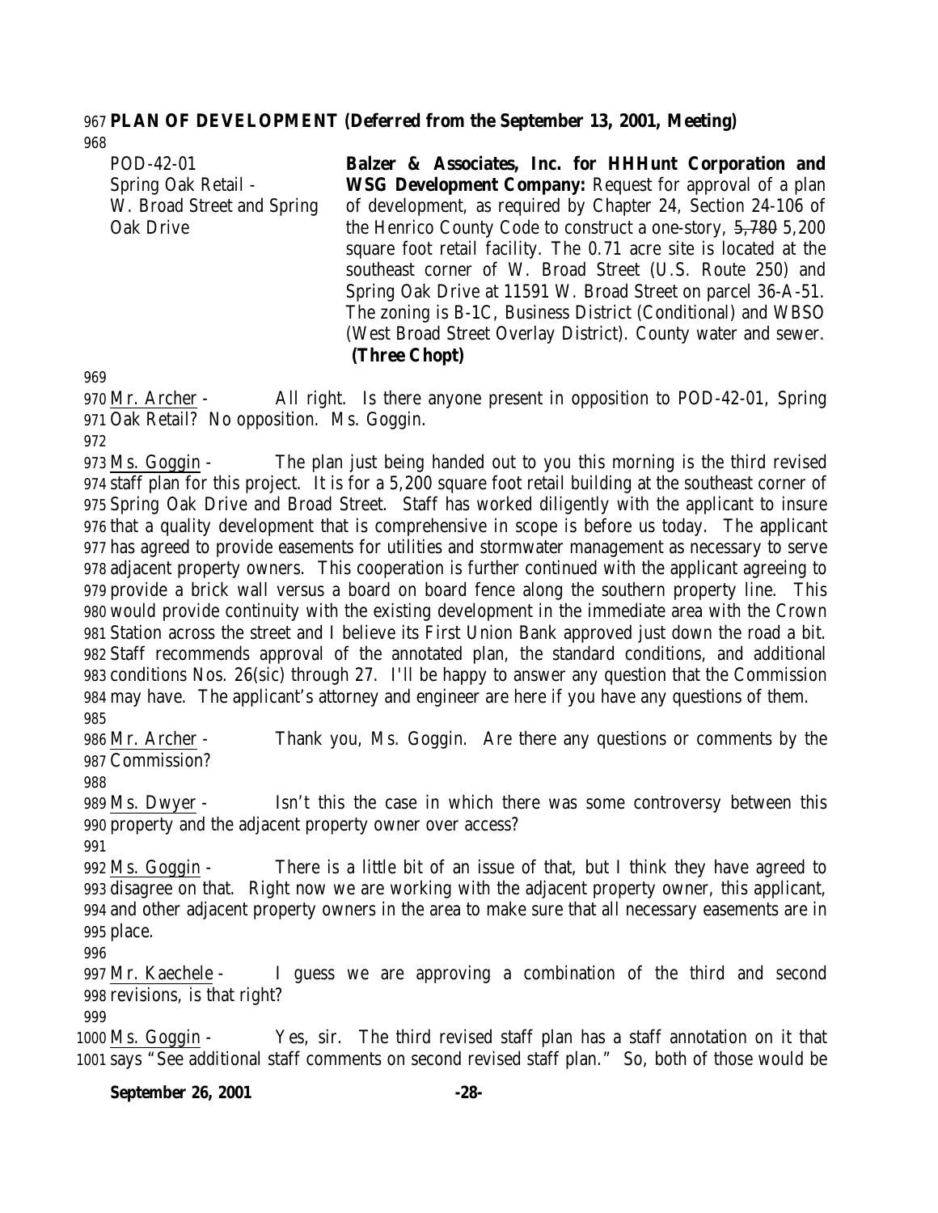**PLAN OF DEVELOPMENT (Deferred from the September 13, 2001, Meeting)**

| | |
|---|---|
| POD-42-01<br>Spring Oak Retail - W. Broad Street and Spring Oak Drive | **Balzer & Associates, Inc. for HHHunt Corporation and WSG Development Company:** Request for approval of a plan of development, as required by Chapter 24, Section 24-106 of the Henrico County Code to construct a one-story, ~~5,780~~ 5,200 square foot retail facility. The 0.71 acre site is located at the southeast corner of W. Broad Street (U.S. Route 250) and Spring Oak Drive at 11591 W. Broad Street on parcel 36-A-51. The zoning is B-1C, Business District (Conditional) and WBSO (West Broad Street Overlay District). County water and sewer. **(Three Chopt)** |

Mr. Archer - All right. Is there anyone present in opposition to POD-42-01, Spring Oak Retail? No opposition. Ms. Goggin.

Ms. Goggin - The plan just being handed out to you this morning is the third revised staff plan for this project. It is for a 5,200 square foot retail building at the southeast corner of Spring Oak Drive and Broad Street. Staff has worked diligently with the applicant to insure that a quality development that is comprehensive in scope is before us today. The applicant has agreed to provide easements for utilities and stormwater management as necessary to serve adjacent property owners. This cooperation is further continued with the applicant agreeing to provide a brick wall versus a board on board fence along the southern property line. This would provide continuity with the existing development in the immediate area with the Crown Station across the street and I believe its First Union Bank approved just down the road a bit. Staff recommends approval of the annotated plan, the standard conditions, and additional conditions Nos. 26(sic) through 27. I'll be happy to answer any question that the Commission may have. The applicant's attorney and engineer are here if you have any questions of them.

Mr. Archer - Thank you, Ms. Goggin. Are there any questions or comments by the Commission?

Ms. Dwyer - Isn't this the case in which there was some controversy between this property and the adjacent property owner over access?

Ms. Goggin - There is a little bit of an issue of that, but I think they have agreed to disagree on that. Right now we are working with the adjacent property owner, this applicant, and other adjacent property owners in the area to make sure that all necessary easements are in place.

Mr. Kaechele - I guess we are approving a combination of the third and second revisions, is that right?

Ms. Goggin - Yes, sir. The third revised staff plan has a staff annotation on it that says "See additional staff comments on second revised staff plan." So, both of those would be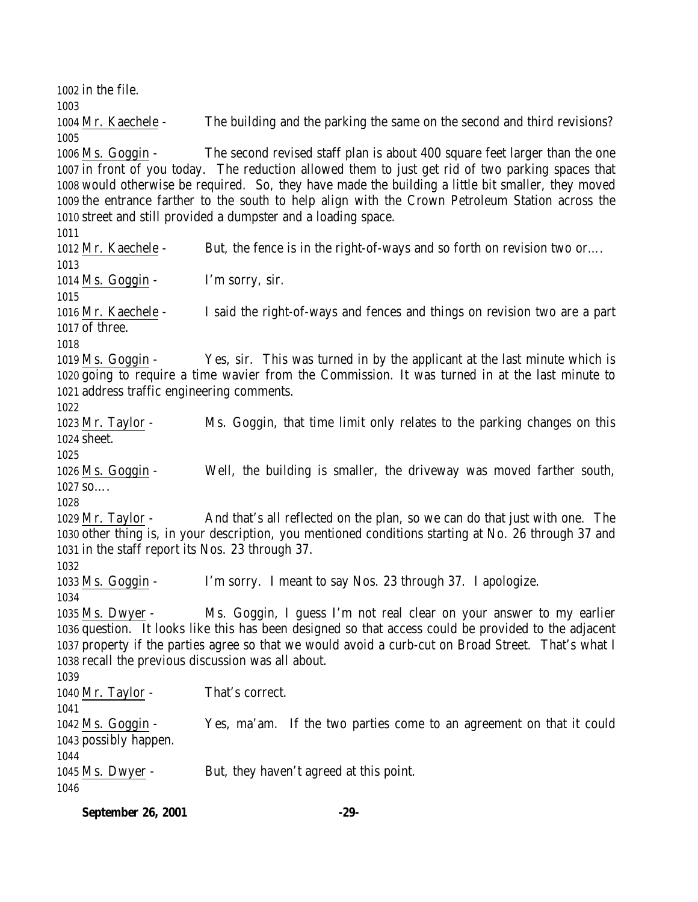in the file.

Mr. Kaechele - The building and the parking the same on the second and third revisions?

Ms. Goggin - The second revised staff plan is about 400 square feet larger than the one in front of you today. The reduction allowed them to just get rid of two parking spaces that would otherwise be required. So, they have made the building a little bit smaller, they moved the entrance farther to the south to help align with the Crown Petroleum Station across the street and still provided a dumpster and a loading space.

Mr. Kaechele - But, the fence is in the right-of-ways and so forth on revision two or….

Ms. Goggin - I'm sorry, sir.

Mr. Kaechele - I said the right-of-ways and fences and things on revision two are a part of three.

Ms. Goggin - Yes, sir. This was turned in by the applicant at the last minute which is going to require a time wavier from the Commission. It was turned in at the last minute to address traffic engineering comments.

Mr. Taylor - Ms. Goggin, that time limit only relates to the parking changes on this sheet.

Ms. Goggin - Well, the building is smaller, the driveway was moved farther south, so….

Mr. Taylor - And that's all reflected on the plan, so we can do that just with one. The other thing is, in your description, you mentioned conditions starting at No. 26 through 37 and in the staff report its Nos. 23 through 37.

Ms. Goggin - I'm sorry. I meant to say Nos. 23 through 37. I apologize.

Ms. Dwyer - Ms. Goggin, I guess I'm not real clear on your answer to my earlier question. It looks like this has been designed so that access could be provided to the adjacent property if the parties agree so that we would avoid a curb-cut on Broad Street. That's what I recall the previous discussion was all about.

Mr. Taylor - That's correct.

Ms. Goggin - Yes, ma'am. If the two parties come to an agreement on that it could possibly happen.

Ms. Dwyer - But, they haven't agreed at this point.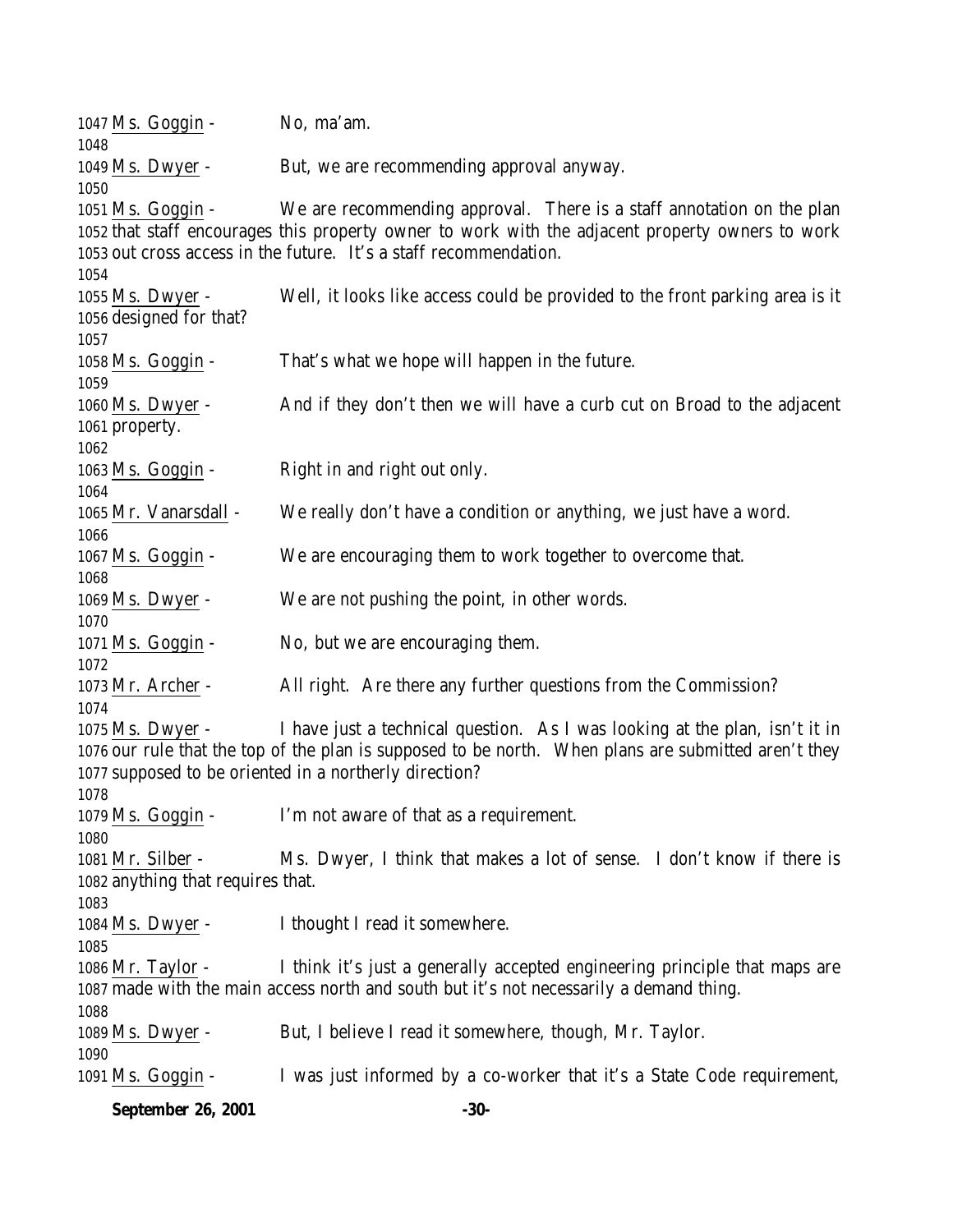1047 Ms. Goggin - No, ma'am.
1048
1049 Ms. Dwyer - But, we are recommending approval anyway.
1050
1051 Ms. Goggin - We are recommending approval. There is a staff annotation on the plan
1052 that staff encourages this property owner to work with the adjacent property owners to work
1053 out cross access in the future. It's a staff recommendation.
1054
1055 Ms. Dwyer - Well, it looks like access could be provided to the front parking area is it
1056 designed for that?
1057
1058 Ms. Goggin - That's what we hope will happen in the future.
1059
1060 Ms. Dwyer - And if they don't then we will have a curb cut on Broad to the adjacent
1061 property.
1062
1063 Ms. Goggin - Right in and right out only.
1064
1065 Mr. Vanarsdall - We really don't have a condition or anything, we just have a word.
1066
1067 Ms. Goggin - We are encouraging them to work together to overcome that.
1068
1069 Ms. Dwyer - We are not pushing the point, in other words.
1070
1071 Ms. Goggin - No, but we are encouraging them.
1072
1073 Mr. Archer - All right. Are there any further questions from the Commission?
1074
1075 Ms. Dwyer - I have just a technical question. As I was looking at the plan, isn't it in
1076 our rule that the top of the plan is supposed to be north. When plans are submitted aren't they
1077 supposed to be oriented in a northerly direction?
1078
1079 Ms. Goggin - I'm not aware of that as a requirement.
1080
1081 Mr. Silber - Ms. Dwyer, I think that makes a lot of sense. I don't know if there is
1082 anything that requires that.
1083
1084 Ms. Dwyer - I thought I read it somewhere.
1085
1086 Mr. Taylor - I think it's just a generally accepted engineering principle that maps are
1087 made with the main access north and south but it's not necessarily a demand thing.
1088
1089 Ms. Dwyer - But, I believe I read it somewhere, though, Mr. Taylor.
1090
1091 Ms. Goggin - I was just informed by a co-worker that it's a State Code requirement,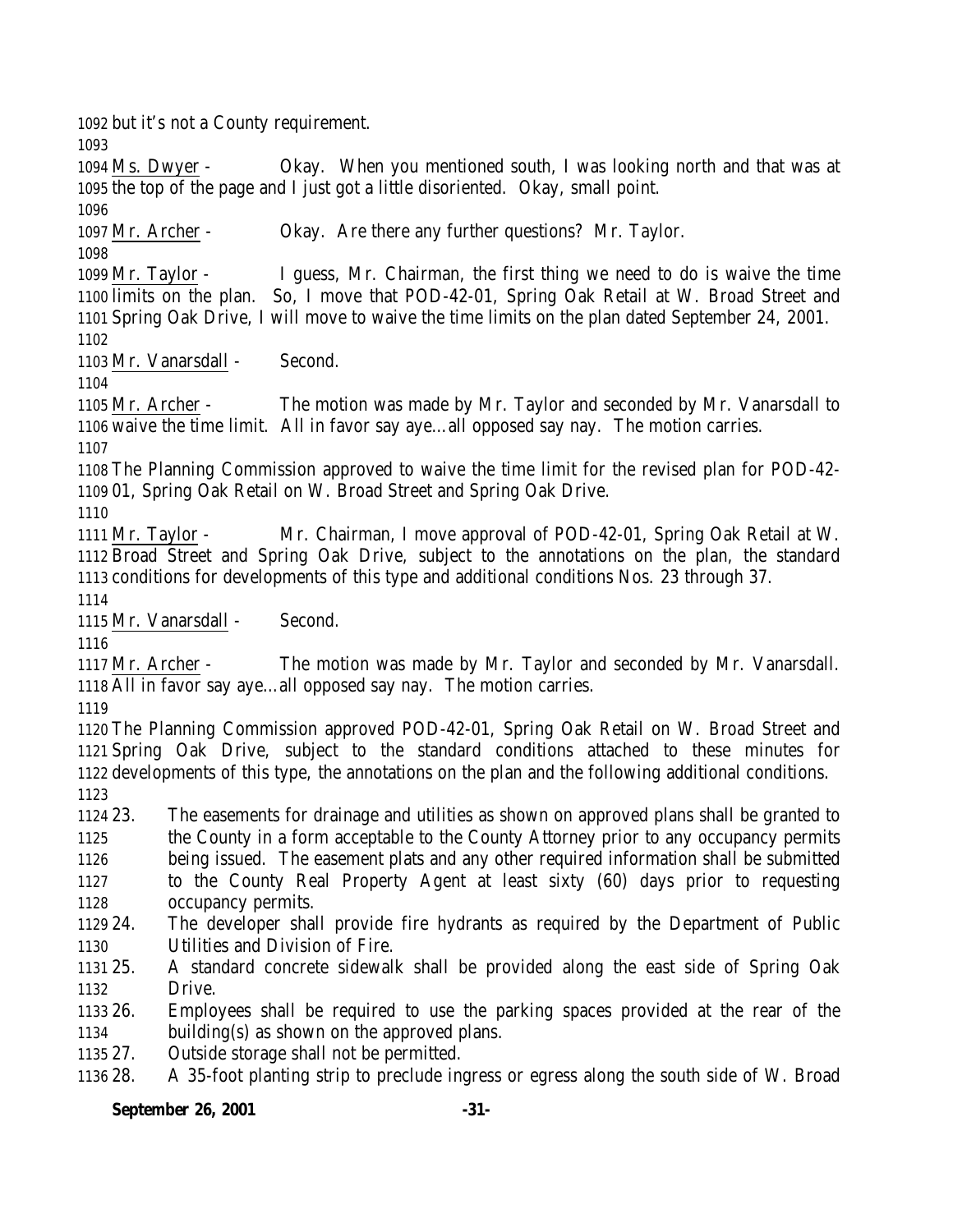but it's not a County requirement.

Ms. Dwyer - Okay. When you mentioned south, I was looking north and that was at the top of the page and I just got a little disoriented. Okay, small point.

Mr. Archer - Okay. Are there any further questions? Mr. Taylor.

Mr. Taylor - I guess, Mr. Chairman, the first thing we need to do is waive the time limits on the plan. So, I move that POD-42-01, Spring Oak Retail at W. Broad Street and Spring Oak Drive, I will move to waive the time limits on the plan dated September 24, 2001.

Mr. Vanarsdall - Second.

Mr. Archer - The motion was made by Mr. Taylor and seconded by Mr. Vanarsdall to waive the time limit. All in favor say aye…all opposed say nay. The motion carries.

The Planning Commission approved to waive the time limit for the revised plan for POD-42-01, Spring Oak Retail on W. Broad Street and Spring Oak Drive.

Mr. Taylor - Mr. Chairman, I move approval of POD-42-01, Spring Oak Retail at W. Broad Street and Spring Oak Drive, subject to the annotations on the plan, the standard conditions for developments of this type and additional conditions Nos. 23 through 37.

Mr. Vanarsdall - Second.

Mr. Archer - The motion was made by Mr. Taylor and seconded by Mr. Vanarsdall. All in favor say aye…all opposed say nay. The motion carries.

The Planning Commission approved POD-42-01, Spring Oak Retail on W. Broad Street and Spring Oak Drive, subject to the standard conditions attached to these minutes for developments of this type, the annotations on the plan and the following additional conditions.

23. The easements for drainage and utilities as shown on approved plans shall be granted to the County in a form acceptable to the County Attorney prior to any occupancy permits being issued. The easement plats and any other required information shall be submitted to the County Real Property Agent at least sixty (60) days prior to requesting occupancy permits.
24. The developer shall provide fire hydrants as required by the Department of Public Utilities and Division of Fire.
25. A standard concrete sidewalk shall be provided along the east side of Spring Oak Drive.
26. Employees shall be required to use the parking spaces provided at the rear of the building(s) as shown on the approved plans.
27. Outside storage shall not be permitted.
28. A 35-foot planting strip to preclude ingress or egress along the south side of W. Broad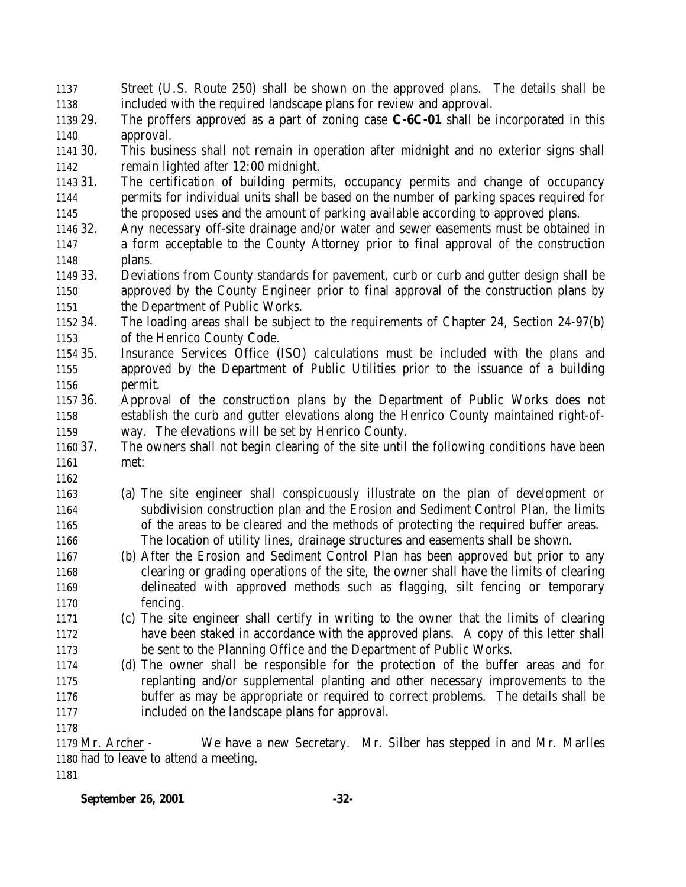Street (U.S. Route 250) shall be shown on the approved plans. The details shall be included with the required landscape plans for review and approval.

29. The proffers approved as a part of zoning case **C-6C-01** shall be incorporated in this approval.
30. This business shall not remain in operation after midnight and no exterior signs shall remain lighted after 12:00 midnight.
31. The certification of building permits, occupancy permits and change of occupancy permits for individual units shall be based on the number of parking spaces required for the proposed uses and the amount of parking available according to approved plans.
32. Any necessary off-site drainage and/or water and sewer easements must be obtained in a form acceptable to the County Attorney prior to final approval of the construction plans.
33. Deviations from County standards for pavement, curb or curb and gutter design shall be approved by the County Engineer prior to final approval of the construction plans by the Department of Public Works.
34. The loading areas shall be subject to the requirements of Chapter 24, Section 24-97(b) of the Henrico County Code.
35. Insurance Services Office (ISO) calculations must be included with the plans and approved by the Department of Public Utilities prior to the issuance of a building permit.
36. Approval of the construction plans by the Department of Public Works does not establish the curb and gutter elevations along the Henrico County maintained right-of-way. The elevations will be set by Henrico County.
37. The owners shall not begin clearing of the site until the following conditions have been met:

    (a) The site engineer shall conspicuously illustrate on the plan of development or subdivision construction plan and the Erosion and Sediment Control Plan, the limits of the areas to be cleared and the methods of protecting the required buffer areas. The location of utility lines, drainage structures and easements shall be shown.
    (b) After the Erosion and Sediment Control Plan has been approved but prior to any clearing or grading operations of the site, the owner shall have the limits of clearing delineated with approved methods such as flagging, silt fencing or temporary fencing.
    (c) The site engineer shall certify in writing to the owner that the limits of clearing have been staked in accordance with the approved plans. A copy of this letter shall be sent to the Planning Office and the Department of Public Works.
    (d) The owner shall be responsible for the protection of the buffer areas and for replanting and/or supplemental planting and other necessary improvements to the buffer as may be appropriate or required to correct problems. The details shall be included on the landscape plans for approval.

Mr. Archer - We have a new Secretary. Mr. Silber has stepped in and Mr. Marlles had to leave to attend a meeting.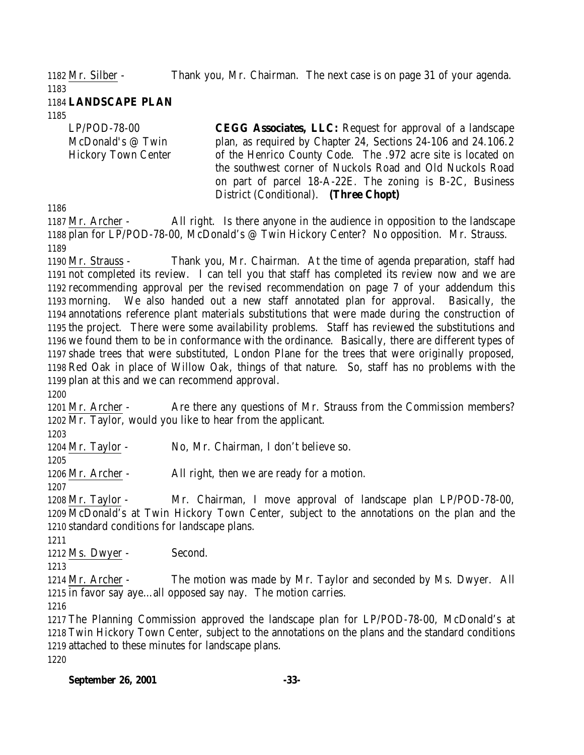Mr. Silber - Thank you, Mr. Chairman. The next case is on page 31 of your agenda.

**LANDSCAPE PLAN**

| | |
|---|---|
| LP/POD-78-00<br>McDonald's @ Twin Hickory Town Center | **CEGG Associates, LLC:** Request for approval of a landscape plan, as required by Chapter 24, Sections 24-106 and 24.106.2 of the Henrico County Code. The .972 acre site is located on the southwest corner of Nuckols Road and Old Nuckols Road on part of parcel 18-A-22E. The zoning is B-2C, Business District (Conditional). **(Three Chopt)** |

Mr. Archer - All right. Is there anyone in the audience in opposition to the landscape plan for LP/POD-78-00, McDonald's @ Twin Hickory Center? No opposition. Mr. Strauss.

Mr. Strauss - Thank you, Mr. Chairman. At the time of agenda preparation, staff had not completed its review. I can tell you that staff has completed its review now and we are recommending approval per the revised recommendation on page 7 of your addendum this morning. We also handed out a new staff annotated plan for approval. Basically, the annotations reference plant materials substitutions that were made during the construction of the project. There were some availability problems. Staff has reviewed the substitutions and we found them to be in conformance with the ordinance. Basically, there are different types of shade trees that were substituted, London Plane for the trees that were originally proposed, Red Oak in place of Willow Oak, things of that nature. So, staff has no problems with the plan at this and we can recommend approval.

Mr. Archer - Are there any questions of Mr. Strauss from the Commission members? Mr. Taylor, would you like to hear from the applicant.

Mr. Taylor - No, Mr. Chairman, I don't believe so.

Mr. Archer - All right, then we are ready for a motion.

Mr. Taylor - Mr. Chairman, I move approval of landscape plan LP/POD-78-00, McDonald's at Twin Hickory Town Center, subject to the annotations on the plan and the standard conditions for landscape plans.

Ms. Dwyer - Second.

Mr. Archer - The motion was made by Mr. Taylor and seconded by Ms. Dwyer. All in favor say aye…all opposed say nay. The motion carries.

The Planning Commission approved the landscape plan for LP/POD-78-00, McDonald's at Twin Hickory Town Center, subject to the annotations on the plans and the standard conditions attached to these minutes for landscape plans.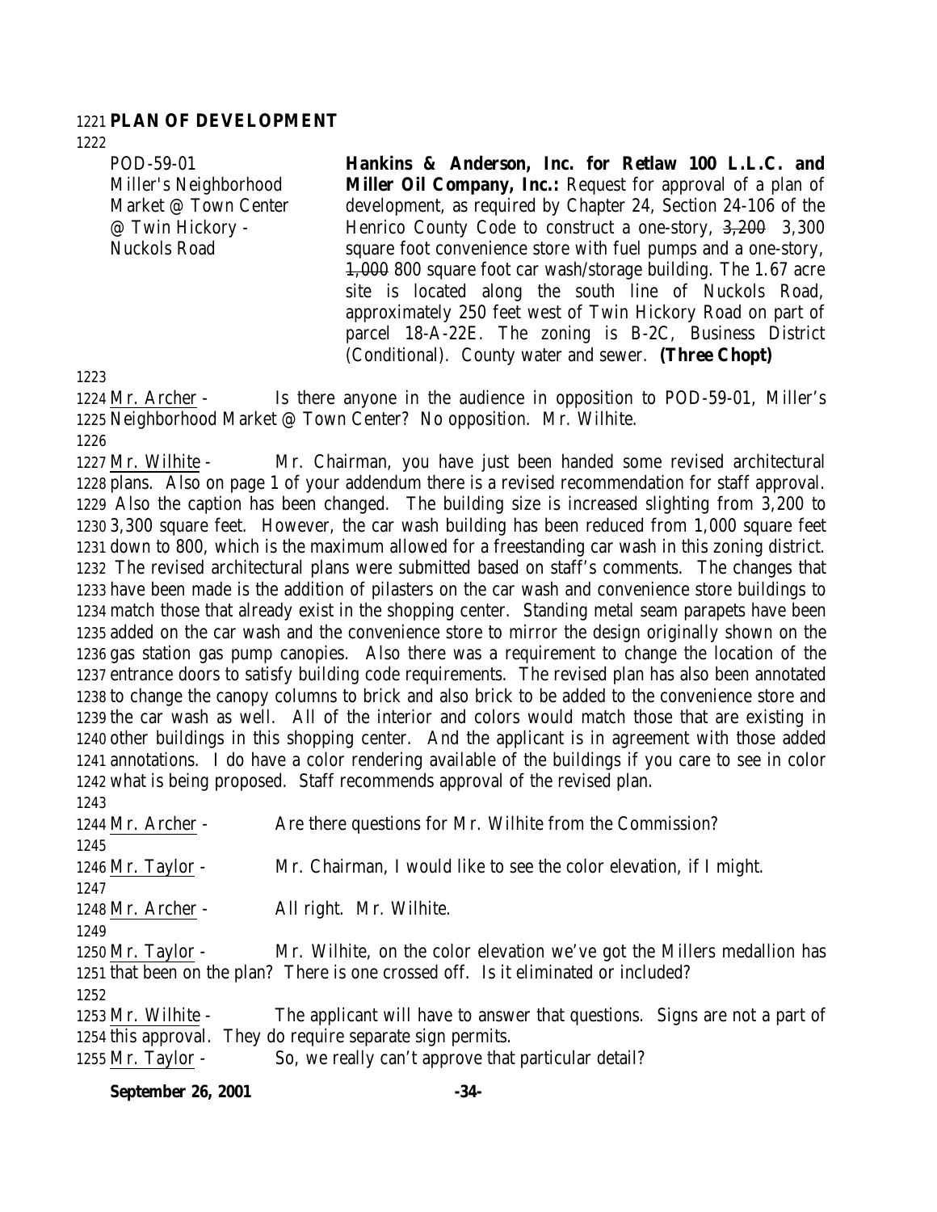**PLAN OF DEVELOPMENT**

| | |
|---|---|
| POD-59-01<br>Miller's Neighborhood Market @ Town Center @ Twin Hickory - Nuckols Road | **Hankins & Anderson, Inc. for Retlaw 100 L.L.C. and Miller Oil Company, Inc.:** Request for approval of a plan of development, as required by Chapter 24, Section 24-106 of the Henrico County Code to construct a one-story, ~~3,200~~ 3,300 square foot convenience store with fuel pumps and a one-story, ~~1,000~~ 800 square foot car wash/storage building. The 1.67 acre site is located along the south line of Nuckols Road, approximately 250 feet west of Twin Hickory Road on part of parcel 18-A-22E. The zoning is B-2C, Business District (Conditional). County water and sewer. **(Three Chopt)** |

Mr. Archer - Is there anyone in the audience in opposition to POD-59-01, Miller's Neighborhood Market @ Town Center? No opposition. Mr. Wilhite.

Mr. Wilhite - Mr. Chairman, you have just been handed some revised architectural plans. Also on page 1 of your addendum there is a revised recommendation for staff approval. Also the caption has been changed. The building size is increased slighting from 3,200 to 3,300 square feet. However, the car wash building has been reduced from 1,000 square feet down to 800, which is the maximum allowed for a freestanding car wash in this zoning district. The revised architectural plans were submitted based on staff's comments. The changes that have been made is the addition of pilasters on the car wash and convenience store buildings to match those that already exist in the shopping center. Standing metal seam parapets have been added on the car wash and the convenience store to mirror the design originally shown on the gas station gas pump canopies. Also there was a requirement to change the location of the entrance doors to satisfy building code requirements. The revised plan has also been annotated to change the canopy columns to brick and also brick to be added to the convenience store and the car wash as well. All of the interior and colors would match those that are existing in other buildings in this shopping center. And the applicant is in agreement with those added annotations. I do have a color rendering available of the buildings if you care to see in color what is being proposed. Staff recommends approval of the revised plan.

Mr. Archer - Are there questions for Mr. Wilhite from the Commission?

Mr. Taylor - Mr. Chairman, I would like to see the color elevation, if I might.

Mr. Archer - All right. Mr. Wilhite.

Mr. Taylor - Mr. Wilhite, on the color elevation we've got the Millers medallion has that been on the plan? There is one crossed off. Is it eliminated or included?

Mr. Wilhite - The applicant will have to answer that questions. Signs are not a part of this approval. They do require separate sign permits.

Mr. Taylor - So, we really can't approve that particular detail?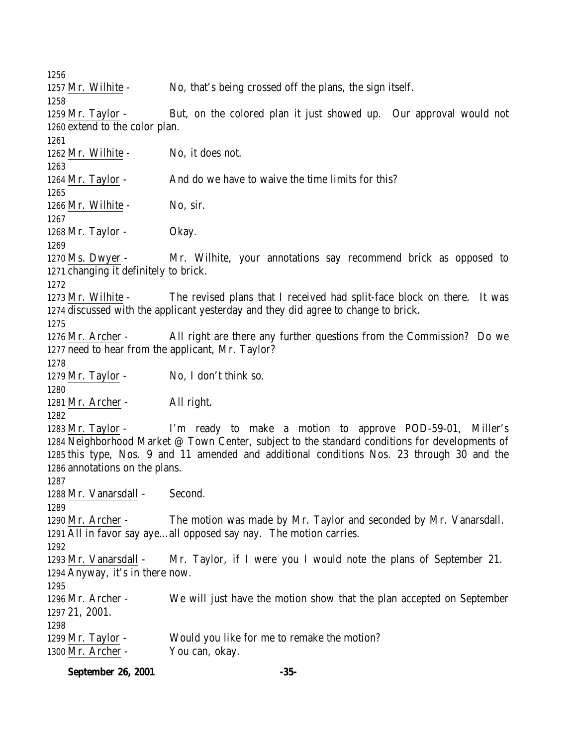1256
1257 Mr. Wilhite - No, that's being crossed off the plans, the sign itself.
1258
1259 Mr. Taylor - But, on the colored plan it just showed up. Our approval would not
1260 extend to the color plan.
1261
1262 Mr. Wilhite - No, it does not.
1263
1264 Mr. Taylor - And do we have to waive the time limits for this?
1265
1266 Mr. Wilhite - No, sir.
1267
1268 Mr. Taylor - Okay.
1269
1270 Ms. Dwyer - Mr. Wilhite, your annotations say recommend brick as opposed to
1271 changing it definitely to brick.
1272
1273 Mr. Wilhite - The revised plans that I received had split-face block on there. It was
1274 discussed with the applicant yesterday and they did agree to change to brick.
1275
1276 Mr. Archer - All right are there any further questions from the Commission? Do we
1277 need to hear from the applicant, Mr. Taylor?
1278
1279 Mr. Taylor - No, I don't think so.
1280
1281 Mr. Archer - All right.
1282
1283 Mr. Taylor - I'm ready to make a motion to approve POD-59-01, Miller's
1284 Neighborhood Market @ Town Center, subject to the standard conditions for developments of
1285 this type, Nos. 9 and 11 amended and additional conditions Nos. 23 through 30 and the
1286 annotations on the plans.
1287
1288 Mr. Vanarsdall - Second.
1289
1290 Mr. Archer - The motion was made by Mr. Taylor and seconded by Mr. Vanarsdall.
1291 All in favor say aye…all opposed say nay. The motion carries.
1292
1293 Mr. Vanarsdall - Mr. Taylor, if I were you I would note the plans of September 21.
1294 Anyway, it's in there now.
1295
1296 Mr. Archer - We will just have the motion show that the plan accepted on September
1297 21, 2001.
1298
1299 Mr. Taylor - Would you like for me to remake the motion?
1300 Mr. Archer - You can, okay.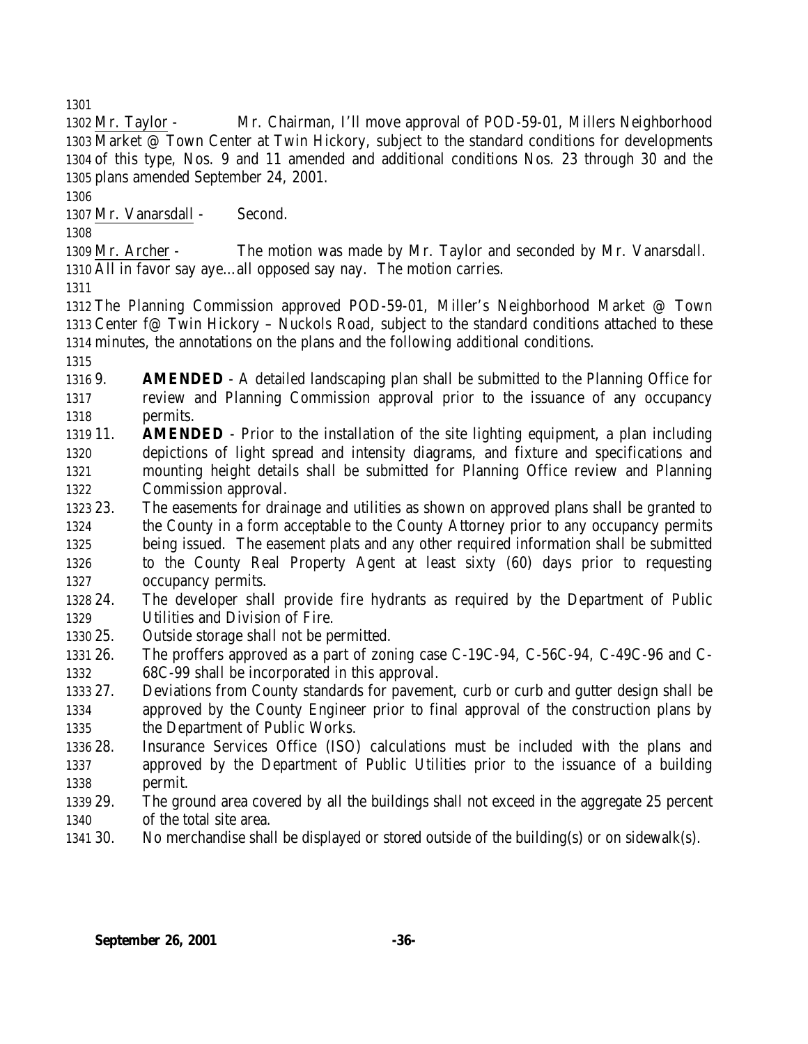Mr. Taylor - Mr. Chairman, I'll move approval of POD-59-01, Millers Neighborhood Market @ Town Center at Twin Hickory, subject to the standard conditions for developments of this type, Nos. 9 and 11 amended and additional conditions Nos. 23 through 30 and the plans amended September 24, 2001.

Mr. Vanarsdall - Second.

Mr. Archer - The motion was made by Mr. Taylor and seconded by Mr. Vanarsdall. All in favor say aye…all opposed say nay. The motion carries.

The Planning Commission approved POD-59-01, Miller's Neighborhood Market @ Town Center f@ Twin Hickory – Nuckols Road, subject to the standard conditions attached to these minutes, the annotations on the plans and the following additional conditions.

9. **AMENDED** - A detailed landscaping plan shall be submitted to the Planning Office for review and Planning Commission approval prior to the issuance of any occupancy permits.
11. **AMENDED** - Prior to the installation of the site lighting equipment, a plan including depictions of light spread and intensity diagrams, and fixture and specifications and mounting height details shall be submitted for Planning Office review and Planning Commission approval.
23. The easements for drainage and utilities as shown on approved plans shall be granted to the County in a form acceptable to the County Attorney prior to any occupancy permits being issued. The easement plats and any other required information shall be submitted to the County Real Property Agent at least sixty (60) days prior to requesting occupancy permits.
24. The developer shall provide fire hydrants as required by the Department of Public Utilities and Division of Fire.
25. Outside storage shall not be permitted.
26. The proffers approved as a part of zoning case C-19C-94, C-56C-94, C-49C-96 and C-68C-99 shall be incorporated in this approval.
27. Deviations from County standards for pavement, curb or curb and gutter design shall be approved by the County Engineer prior to final approval of the construction plans by the Department of Public Works.
28. Insurance Services Office (ISO) calculations must be included with the plans and approved by the Department of Public Utilities prior to the issuance of a building permit.
29. The ground area covered by all the buildings shall not exceed in the aggregate 25 percent of the total site area.
30. No merchandise shall be displayed or stored outside of the building(s) or on sidewalk(s).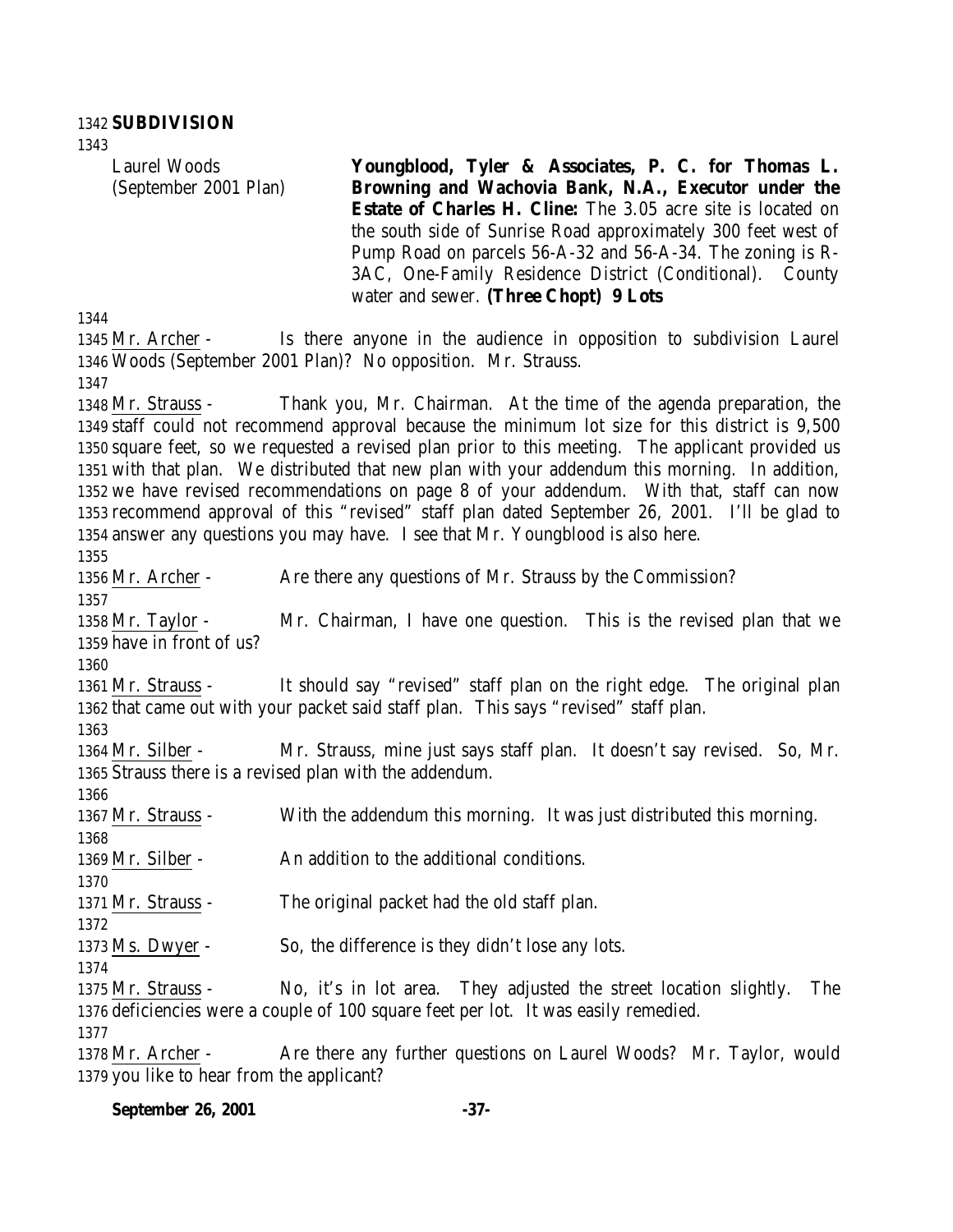**SUBDIVISION**

Laurel Woods (September 2001 Plan)

**Youngblood, Tyler & Associates, P. C. for Thomas L. Browning and Wachovia Bank, N.A., Executor under the Estate of Charles H. Cline:** The 3.05 acre site is located on the south side of Sunrise Road approximately 300 feet west of Pump Road on parcels 56-A-32 and 56-A-34. The zoning is R-3AC, One-Family Residence District (Conditional). County water and sewer. **(Three Chopt) 9 Lots**

Mr. Archer - Is there anyone in the audience in opposition to subdivision Laurel Woods (September 2001 Plan)? No opposition. Mr. Strauss.

Mr. Strauss - Thank you, Mr. Chairman. At the time of the agenda preparation, the staff could not recommend approval because the minimum lot size for this district is 9,500 square feet, so we requested a revised plan prior to this meeting. The applicant provided us with that plan. We distributed that new plan with your addendum this morning. In addition, we have revised recommendations on page 8 of your addendum. With that, staff can now recommend approval of this "revised" staff plan dated September 26, 2001. I'll be glad to answer any questions you may have. I see that Mr. Youngblood is also here.

Mr. Archer - Are there any questions of Mr. Strauss by the Commission?

Mr. Taylor - Mr. Chairman, I have one question. This is the revised plan that we have in front of us?

Mr. Strauss - It should say "revised" staff plan on the right edge. The original plan that came out with your packet said staff plan. This says "revised" staff plan.

Mr. Silber - Mr. Strauss, mine just says staff plan. It doesn't say revised. So, Mr. Strauss there is a revised plan with the addendum.

Mr. Strauss - With the addendum this morning. It was just distributed this morning.

Mr. Silber - An addition to the additional conditions.

Mr. Strauss - The original packet had the old staff plan.

Ms. Dwyer - So, the difference is they didn't lose any lots.

Mr. Strauss - No, it's in lot area. They adjusted the street location slightly. The deficiencies were a couple of 100 square feet per lot. It was easily remedied.

Mr. Archer - Are there any further questions on Laurel Woods? Mr. Taylor, would you like to hear from the applicant?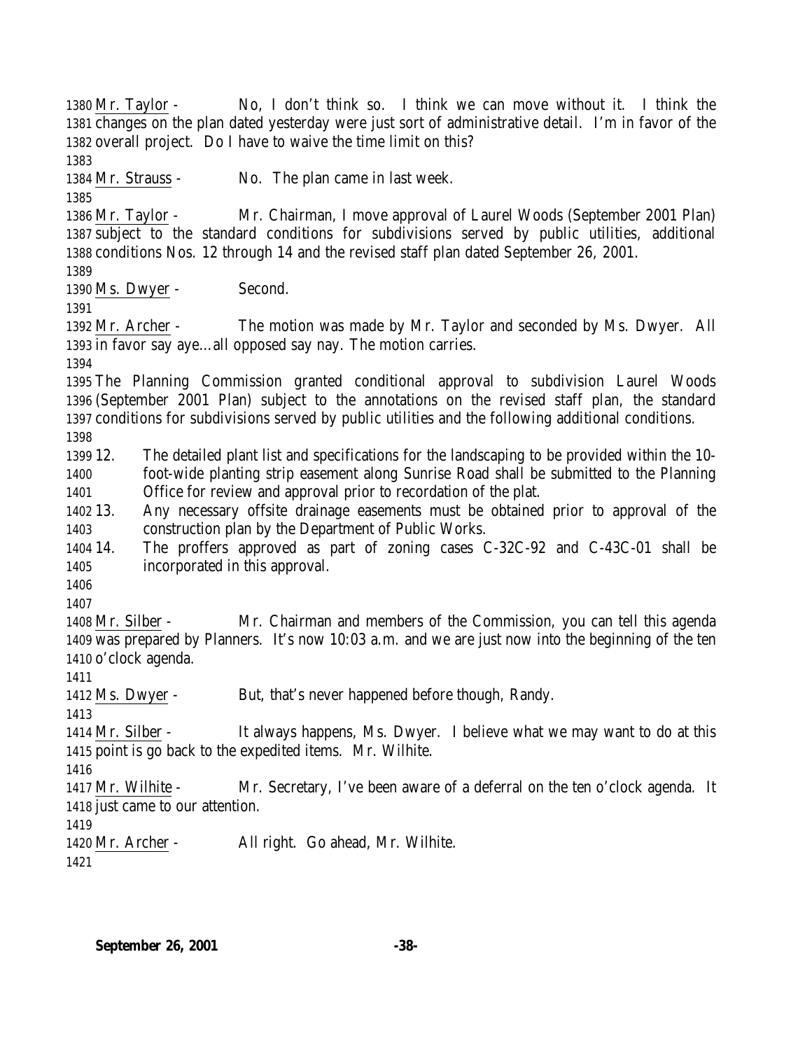Mr. Taylor - No, I don't think so. I think we can move without it. I think the changes on the plan dated yesterday were just sort of administrative detail. I'm in favor of the overall project. Do I have to waive the time limit on this?

Mr. Strauss - No. The plan came in last week.

Mr. Taylor - Mr. Chairman, I move approval of Laurel Woods (September 2001 Plan) subject to the standard conditions for subdivisions served by public utilities, additional conditions Nos. 12 through 14 and the revised staff plan dated September 26, 2001.

Ms. Dwyer - Second.

Mr. Archer - The motion was made by Mr. Taylor and seconded by Ms. Dwyer. All in favor say aye…all opposed say nay. The motion carries.

The Planning Commission granted conditional approval to subdivision Laurel Woods (September 2001 Plan) subject to the annotations on the revised staff plan, the standard conditions for subdivisions served by public utilities and the following additional conditions.

12. The detailed plant list and specifications for the landscaping to be provided within the 10-foot-wide planting strip easement along Sunrise Road shall be submitted to the Planning Office for review and approval prior to recordation of the plat.
13. Any necessary offsite drainage easements must be obtained prior to approval of the construction plan by the Department of Public Works.
14. The proffers approved as part of zoning cases C-32C-92 and C-43C-01 shall be incorporated in this approval.

Mr. Silber - Mr. Chairman and members of the Commission, you can tell this agenda was prepared by Planners. It's now 10:03 a.m. and we are just now into the beginning of the ten o'clock agenda.

Ms. Dwyer - But, that's never happened before though, Randy.

Mr. Silber - It always happens, Ms. Dwyer. I believe what we may want to do at this point is go back to the expedited items. Mr. Wilhite.

Mr. Wilhite - Mr. Secretary, I've been aware of a deferral on the ten o'clock agenda. It just came to our attention.

Mr. Archer - All right. Go ahead, Mr. Wilhite.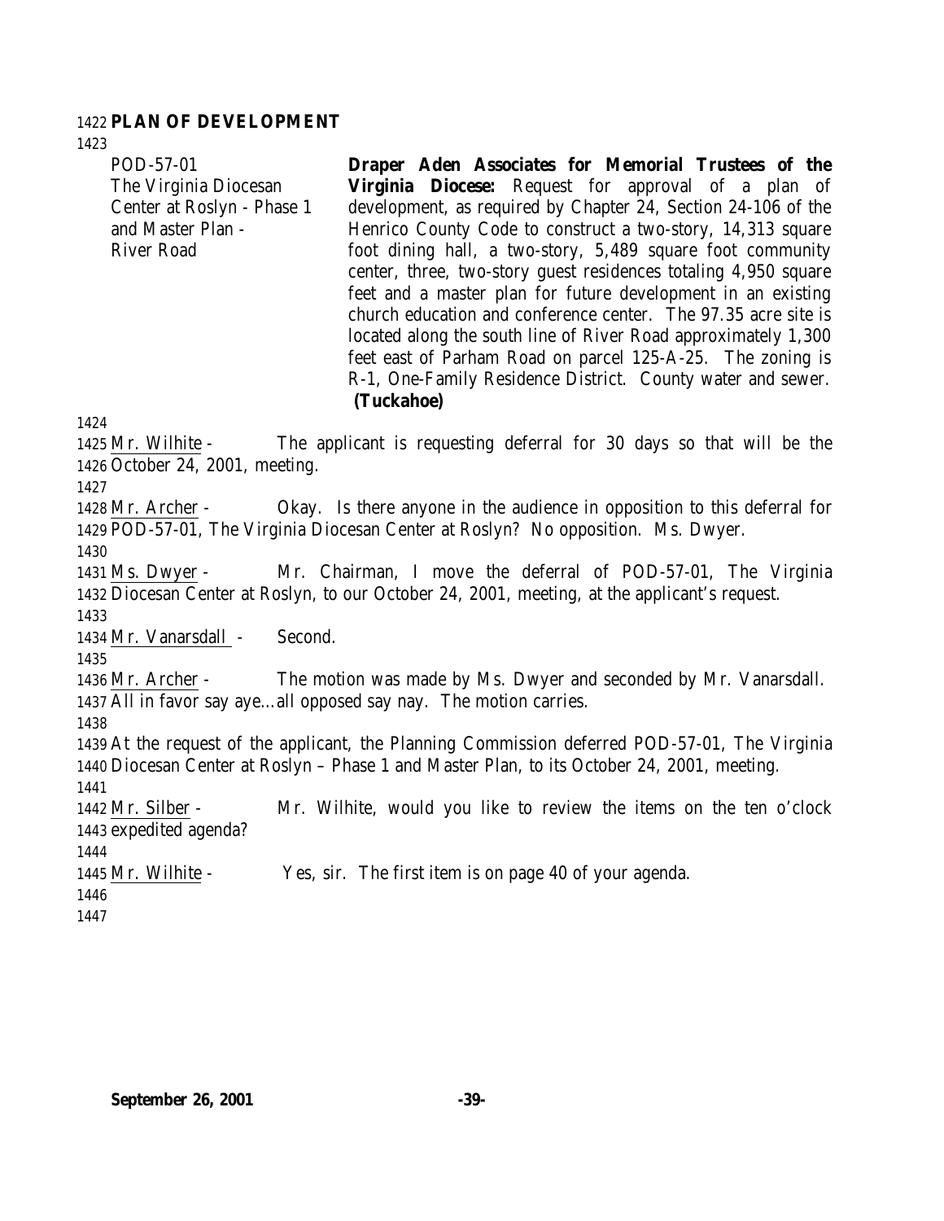**PLAN OF DEVELOPMENT**

| | |
|---|---|
| POD-57-01<br>The Virginia Diocesan Center at Roslyn - Phase 1 and Master Plan - River Road | **Draper Aden Associates for Memorial Trustees of the Virginia Diocese:** Request for approval of a plan of development, as required by Chapter 24, Section 24-106 of the Henrico County Code to construct a two-story, 14,313 square foot dining hall, a two-story, 5,489 square foot community center, three, two-story guest residences totaling 4,950 square feet and a master plan for future development in an existing church education and conference center. The 97.35 acre site is located along the south line of River Road approximately 1,300 feet east of Parham Road on parcel 125-A-25. The zoning is R-1, One-Family Residence District. County water and sewer. **(Tuckahoe)** |

Mr. Wilhite - The applicant is requesting deferral for 30 days so that will be the October 24, 2001, meeting.

Mr. Archer - Okay. Is there anyone in the audience in opposition to this deferral for POD-57-01, The Virginia Diocesan Center at Roslyn? No opposition. Ms. Dwyer.

Ms. Dwyer - Mr. Chairman, I move the deferral of POD-57-01, The Virginia Diocesan Center at Roslyn, to our October 24, 2001, meeting, at the applicant's request.

Mr. Vanarsdall - Second.

Mr. Archer - The motion was made by Ms. Dwyer and seconded by Mr. Vanarsdall. All in favor say aye…all opposed say nay. The motion carries.

At the request of the applicant, the Planning Commission deferred POD-57-01, The Virginia Diocesan Center at Roslyn – Phase 1 and Master Plan, to its October 24, 2001, meeting.

Mr. Silber - Mr. Wilhite, would you like to review the items on the ten o'clock expedited agenda?

Mr. Wilhite - Yes, sir. The first item is on page 40 of your agenda.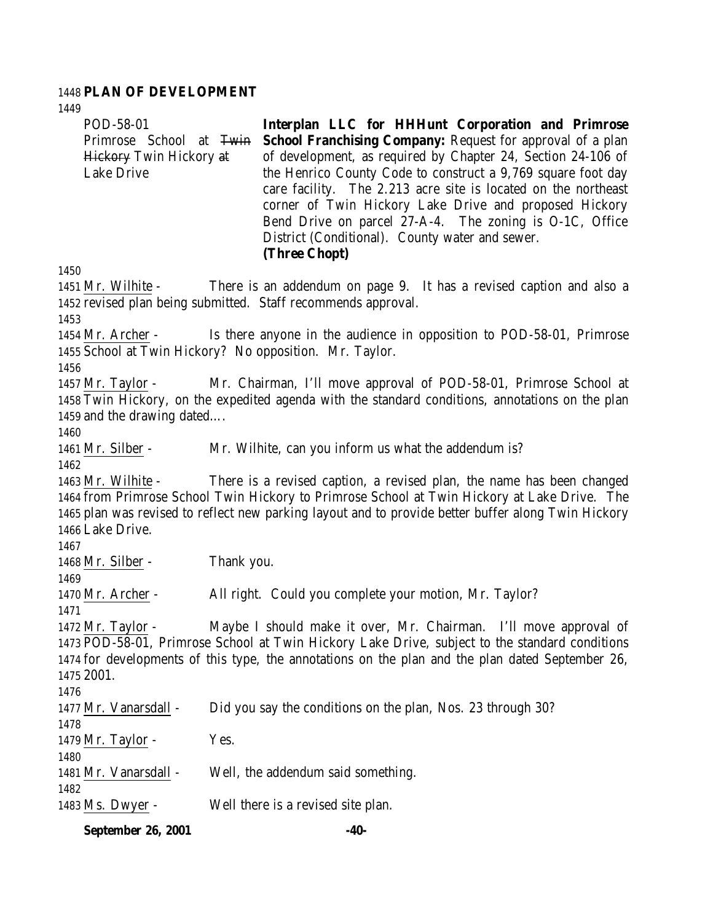**PLAN OF DEVELOPMENT**

POD-58-01
Primrose School at ~~Twin Hickory~~ Twin Hickory ~~at~~ Lake Drive

**Interplan LLC for HHHunt Corporation and Primrose School Franchising Company:** Request for approval of a plan of development, as required by Chapter 24, Section 24-106 of the Henrico County Code to construct a 9,769 square foot day care facility. The 2.213 acre site is located on the northeast corner of Twin Hickory Lake Drive and proposed Hickory Bend Drive on parcel 27-A-4. The zoning is O-1C, Office District (Conditional). County water and sewer.
**(Three Chopt)**

Mr. Wilhite - There is an addendum on page 9. It has a revised caption and also a revised plan being submitted. Staff recommends approval.

Mr. Archer - Is there anyone in the audience in opposition to POD-58-01, Primrose School at Twin Hickory? No opposition. Mr. Taylor.

Mr. Taylor - Mr. Chairman, I'll move approval of POD-58-01, Primrose School at Twin Hickory, on the expedited agenda with the standard conditions, annotations on the plan and the drawing dated….

Mr. Silber - Mr. Wilhite, can you inform us what the addendum is?

Mr. Wilhite - There is a revised caption, a revised plan, the name has been changed from Primrose School Twin Hickory to Primrose School at Twin Hickory at Lake Drive. The plan was revised to reflect new parking layout and to provide better buffer along Twin Hickory Lake Drive.

Mr. Silber - Thank you.

Mr. Archer - All right. Could you complete your motion, Mr. Taylor?

Mr. Taylor - Maybe I should make it over, Mr. Chairman. I'll move approval of POD-58-01, Primrose School at Twin Hickory Lake Drive, subject to the standard conditions for developments of this type, the annotations on the plan and the plan dated September 26, 2001.

Mr. Vanarsdall - Did you say the conditions on the plan, Nos. 23 through 30?

Mr. Taylor - Yes.

Mr. Vanarsdall - Well, the addendum said something.

Ms. Dwyer - Well there is a revised site plan.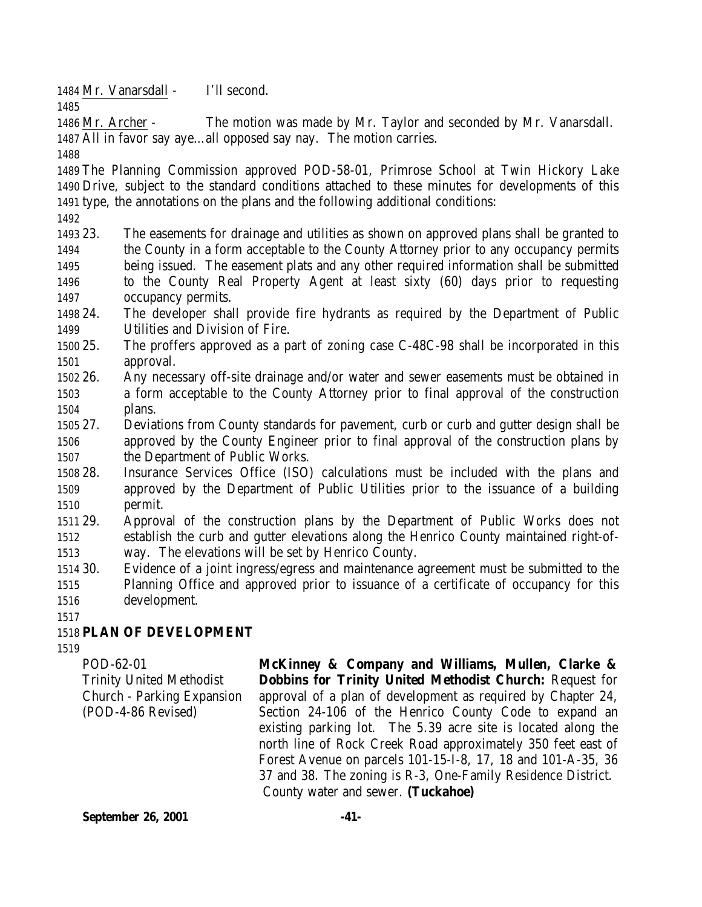Mr. Vanarsdall - I'll second.

Mr. Archer - The motion was made by Mr. Taylor and seconded by Mr. Vanarsdall. All in favor say aye…all opposed say nay. The motion carries.

The Planning Commission approved POD-58-01, Primrose School at Twin Hickory Lake Drive, subject to the standard conditions attached to these minutes for developments of this type, the annotations on the plans and the following additional conditions:

23. The easements for drainage and utilities as shown on approved plans shall be granted to the County in a form acceptable to the County Attorney prior to any occupancy permits being issued. The easement plats and any other required information shall be submitted to the County Real Property Agent at least sixty (60) days prior to requesting occupancy permits.
24. The developer shall provide fire hydrants as required by the Department of Public Utilities and Division of Fire.
25. The proffers approved as a part of zoning case C-48C-98 shall be incorporated in this approval.
26. Any necessary off-site drainage and/or water and sewer easements must be obtained in a form acceptable to the County Attorney prior to final approval of the construction plans.
27. Deviations from County standards for pavement, curb or curb and gutter design shall be approved by the County Engineer prior to final approval of the construction plans by the Department of Public Works.
28. Insurance Services Office (ISO) calculations must be included with the plans and approved by the Department of Public Utilities prior to the issuance of a building permit.
29. Approval of the construction plans by the Department of Public Works does not establish the curb and gutter elevations along the Henrico County maintained right-of-way. The elevations will be set by Henrico County.
30. Evidence of a joint ingress/egress and maintenance agreement must be submitted to the Planning Office and approved prior to issuance of a certificate of occupancy for this development.

## PLAN OF DEVELOPMENT

POD-62-01
Trinity United Methodist Church - Parking Expansion
(POD-4-86 Revised)

**McKinney & Company and Williams, Mullen, Clarke & Dobbins for Trinity United Methodist Church:** Request for approval of a plan of development as required by Chapter 24, Section 24-106 of the Henrico County Code to expand an existing parking lot. The 5.39 acre site is located along the north line of Rock Creek Road approximately 350 feet east of Forest Avenue on parcels 101-15-I-8, 17, 18 and 101-A-35, 36 37 and 38. The zoning is R-3, One-Family Residence District. County water and sewer. **(Tuckahoe)**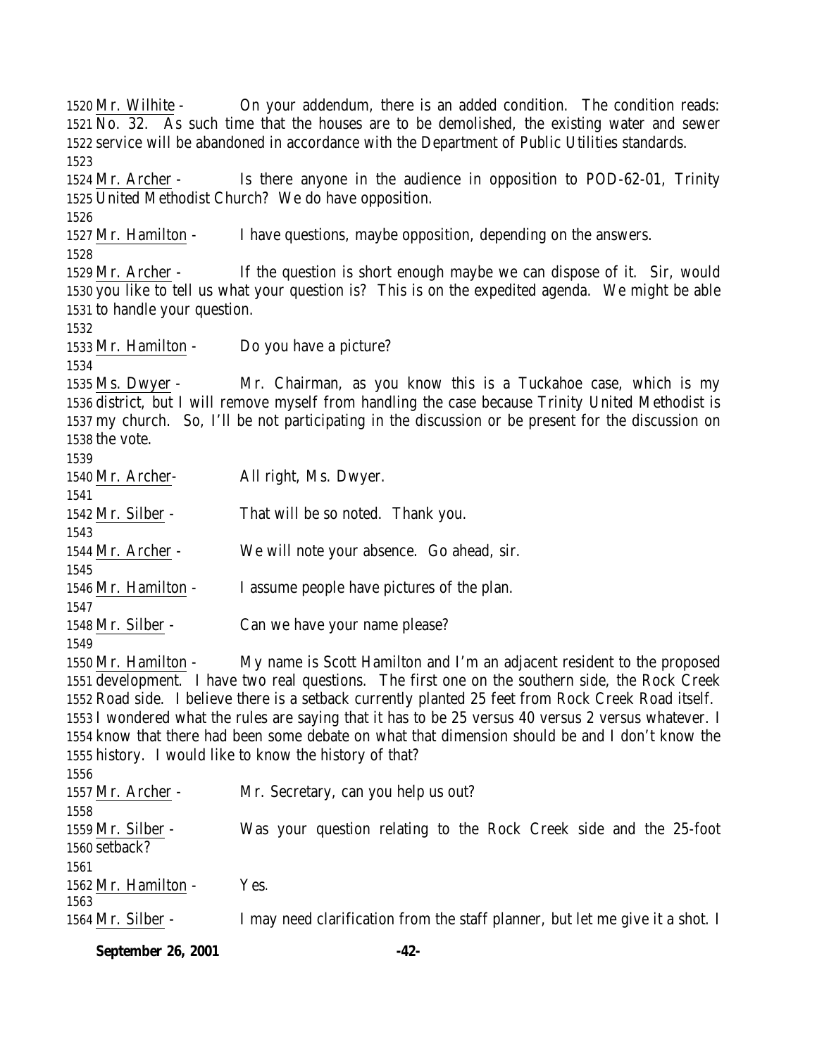1520 Mr. Wilhite - On your addendum, there is an added condition. The condition reads: 1521 No. 32. As such time that the houses are to be demolished, the existing water and sewer 1522 service will be abandoned in accordance with the Department of Public Utilities standards.

1523

1524 Mr. Archer - Is there anyone in the audience in opposition to POD-62-01, Trinity 1525 United Methodist Church? We do have opposition.

1526

1527 Mr. Hamilton - I have questions, maybe opposition, depending on the answers.

1528

1529 Mr. Archer - If the question is short enough maybe we can dispose of it. Sir, would 1530 you like to tell us what your question is? This is on the expedited agenda. We might be able 1531 to handle your question.

1532

1533 Mr. Hamilton - Do you have a picture?

1534

1535 Ms. Dwyer - Mr. Chairman, as you know this is a Tuckahoe case, which is my 1536 district, but I will remove myself from handling the case because Trinity United Methodist is 1537 my church. So, I'll be not participating in the discussion or be present for the discussion on 1538 the vote.

1539

1540 Mr. Archer- All right, Ms. Dwyer.

1541

1542 Mr. Silber - That will be so noted. Thank you.

1543

1544 Mr. Archer - We will note your absence. Go ahead, sir.

1545

1546 Mr. Hamilton - I assume people have pictures of the plan.

1547

1548 Mr. Silber - Can we have your name please?

1549

1550 Mr. Hamilton - My name is Scott Hamilton and I'm an adjacent resident to the proposed 1551 development. I have two real questions. The first one on the southern side, the Rock Creek 1552 Road side. I believe there is a setback currently planted 25 feet from Rock Creek Road itself. 1553 I wondered what the rules are saying that it has to be 25 versus 40 versus 2 versus whatever. I 1554 know that there had been some debate on what that dimension should be and I don't know the 1555 history. I would like to know the history of that?

1556

1557 Mr. Archer - Mr. Secretary, can you help us out?

1558

1559 Mr. Silber - Was your question relating to the Rock Creek side and the 25-foot 1560 setback?

1561

1562 Mr. Hamilton - Yes.

1563

1564 Mr. Silber - I may need clarification from the staff planner, but let me give it a shot. I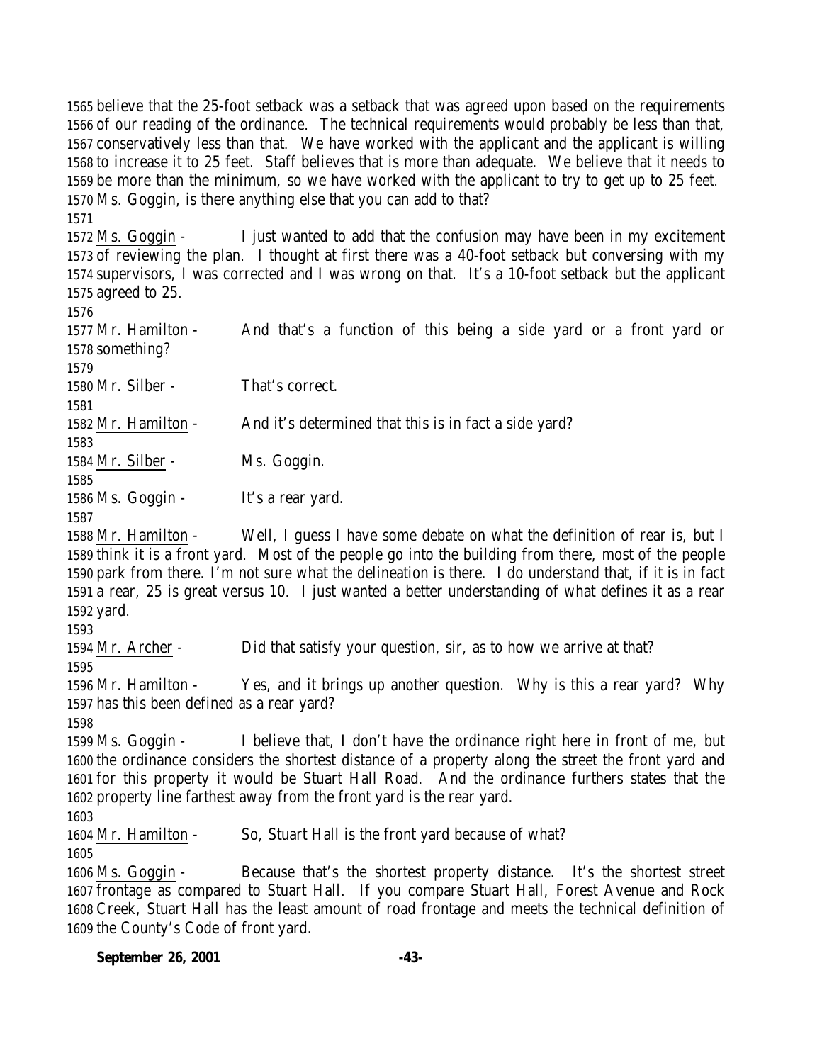1565 believe that the 25-foot setback was a setback that was agreed upon based on the requirements
1566 of our reading of the ordinance. The technical requirements would probably be less than that,
1567 conservatively less than that. We have worked with the applicant and the applicant is willing
1568 to increase it to 25 feet. Staff believes that is more than adequate. We believe that it needs to
1569 be more than the minimum, so we have worked with the applicant to try to get up to 25 feet.
1570 Ms. Goggin, is there anything else that you can add to that?
1571
1572 Ms. Goggin - I just wanted to add that the confusion may have been in my excitement
1573 of reviewing the plan. I thought at first there was a 40-foot setback but conversing with my
1574 supervisors, I was corrected and I was wrong on that. It's a 10-foot setback but the applicant
1575 agreed to 25.
1576
1577 Mr. Hamilton - And that's a function of this being a side yard or a front yard or
1578 something?
1579
1580 Mr. Silber - That's correct.
1581
1582 Mr. Hamilton - And it's determined that this is in fact a side yard?
1583
1584 Mr. Silber - Ms. Goggin.
1585
1586 Ms. Goggin - It's a rear yard.
1587
1588 Mr. Hamilton - Well, I guess I have some debate on what the definition of rear is, but I
1589 think it is a front yard. Most of the people go into the building from there, most of the people
1590 park from there. I'm not sure what the delineation is there. I do understand that, if it is in fact
1591 a rear, 25 is great versus 10. I just wanted a better understanding of what defines it as a rear
1592 yard.
1593
1594 Mr. Archer - Did that satisfy your question, sir, as to how we arrive at that?
1595
1596 Mr. Hamilton - Yes, and it brings up another question. Why is this a rear yard? Why
1597 has this been defined as a rear yard?
1598
1599 Ms. Goggin - I believe that, I don't have the ordinance right here in front of me, but
1600 the ordinance considers the shortest distance of a property along the street the front yard and
1601 for this property it would be Stuart Hall Road. And the ordinance furthers states that the
1602 property line farthest away from the front yard is the rear yard.
1603
1604 Mr. Hamilton - So, Stuart Hall is the front yard because of what?
1605
1606 Ms. Goggin - Because that's the shortest property distance. It's the shortest street
1607 frontage as compared to Stuart Hall. If you compare Stuart Hall, Forest Avenue and Rock
1608 Creek, Stuart Hall has the least amount of road frontage and meets the technical definition of
1609 the County's Code of front yard.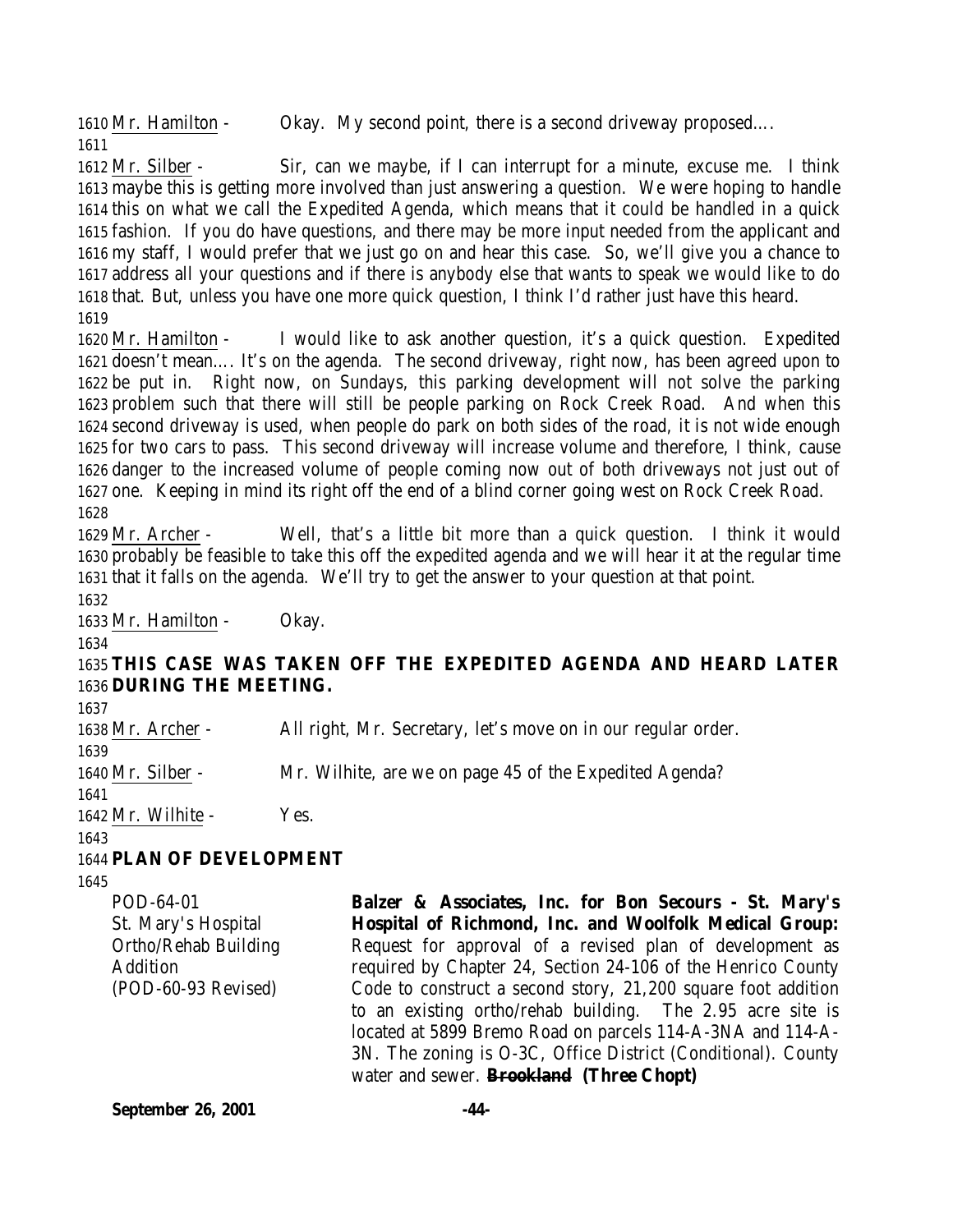Mr. Hamilton - Okay. My second point, there is a second driveway proposed....

Mr. Silber - Sir, can we maybe, if I can interrupt for a minute, excuse me. I think maybe this is getting more involved than just answering a question. We were hoping to handle this on what we call the Expedited Agenda, which means that it could be handled in a quick fashion. If you do have questions, and there may be more input needed from the applicant and my staff, I would prefer that we just go on and hear this case. So, we'll give you a chance to address all your questions and if there is anybody else that wants to speak we would like to do that. But, unless you have one more quick question, I think I'd rather just have this heard.

Mr. Hamilton - I would like to ask another question, it's a quick question. Expedited doesn't mean.... It's on the agenda. The second driveway, right now, has been agreed upon to be put in. Right now, on Sundays, this parking development will not solve the parking problem such that there will still be people parking on Rock Creek Road. And when this second driveway is used, when people do park on both sides of the road, it is not wide enough for two cars to pass. This second driveway will increase volume and therefore, I think, cause danger to the increased volume of people coming now out of both driveways not just out of one. Keeping in mind its right off the end of a blind corner going west on Rock Creek Road.

Mr. Archer - Well, that's a little bit more than a quick question. I think it would probably be feasible to take this off the expedited agenda and we will hear it at the regular time that it falls on the agenda. We'll try to get the answer to your question at that point.

Mr. Hamilton - Okay.

**THIS CASE WAS TAKEN OFF THE EXPEDITED AGENDA AND HEARD LATER DURING THE MEETING.**

Mr. Archer - All right, Mr. Secretary, let's move on in our regular order.

Mr. Silber - Mr. Wilhite, are we on page 45 of the Expedited Agenda?

Mr. Wilhite - Yes.

**PLAN OF DEVELOPMENT**

POD-64-01
St. Mary's Hospital
Ortho/Rehab Building
Addition
(POD-60-93 Revised)

**Balzer & Associates, Inc. for Bon Secours - St. Mary's Hospital of Richmond, Inc. and Woolfolk Medical Group:** Request for approval of a revised plan of development as required by Chapter 24, Section 24-106 of the Henrico County Code to construct a second story, 21,200 square foot addition to an existing ortho/rehab building. The 2.95 acre site is located at 5899 Bremo Road on parcels 114-A-3NA and 114-A-3N. The zoning is O-3C, Office District (Conditional). County water and sewer. **~~Brookland~~ (Three Chopt)**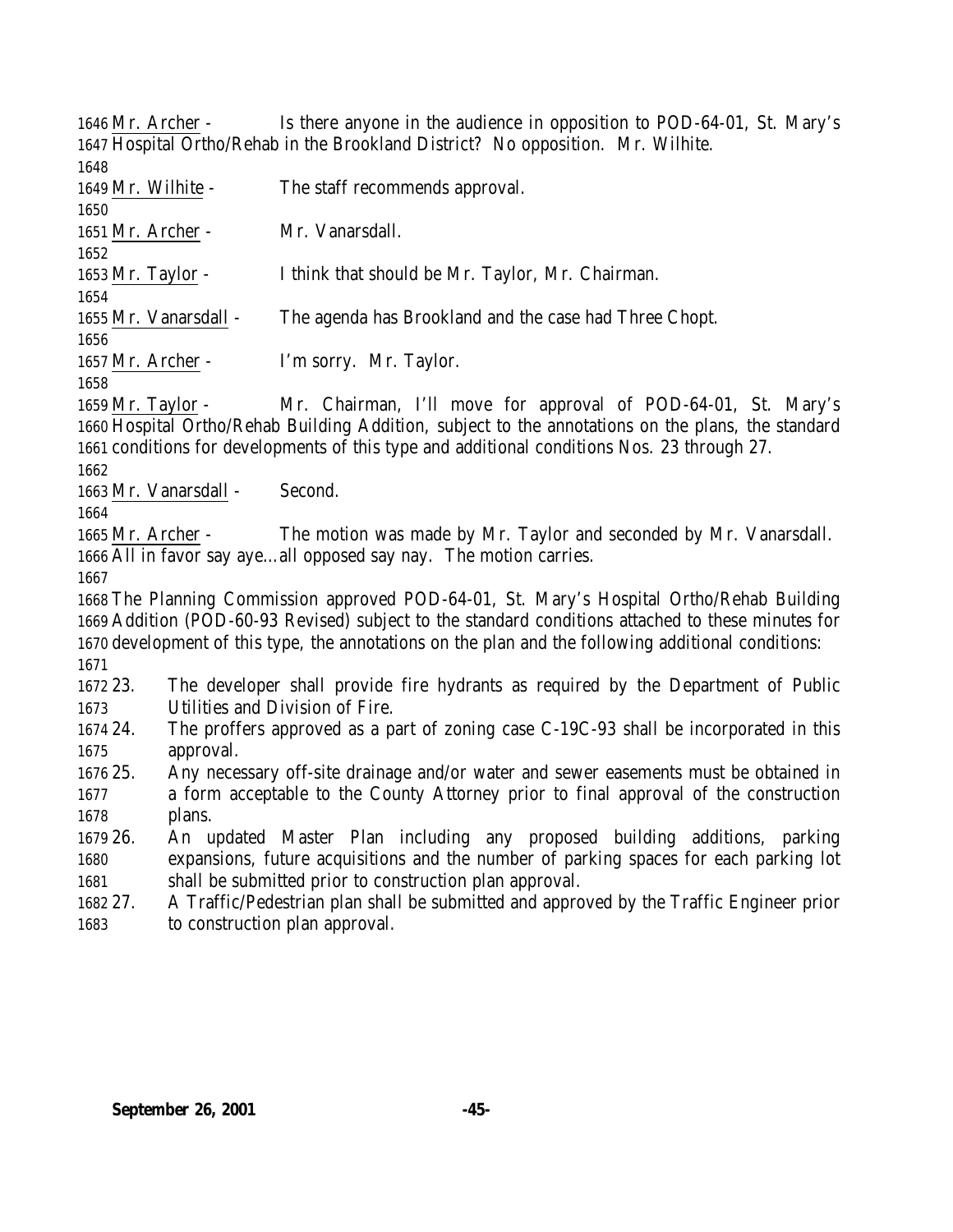Mr. Archer - Is there anyone in the audience in opposition to POD-64-01, St. Mary's Hospital Ortho/Rehab in the Brookland District? No opposition. Mr. Wilhite.

Mr. Wilhite - The staff recommends approval.

Mr. Archer - Mr. Vanarsdall.

Mr. Taylor - I think that should be Mr. Taylor, Mr. Chairman.

Mr. Vanarsdall - The agenda has Brookland and the case had Three Chopt.

Mr. Archer - I'm sorry. Mr. Taylor.

Mr. Taylor - Mr. Chairman, I'll move for approval of POD-64-01, St. Mary's Hospital Ortho/Rehab Building Addition, subject to the annotations on the plans, the standard conditions for developments of this type and additional conditions Nos. 23 through 27.

Mr. Vanarsdall - Second.

Mr. Archer - The motion was made by Mr. Taylor and seconded by Mr. Vanarsdall. All in favor say aye…all opposed say nay. The motion carries.

The Planning Commission approved POD-64-01, St. Mary's Hospital Ortho/Rehab Building Addition (POD-60-93 Revised) subject to the standard conditions attached to these minutes for development of this type, the annotations on the plan and the following additional conditions:

23. The developer shall provide fire hydrants as required by the Department of Public Utilities and Division of Fire.
24. The proffers approved as a part of zoning case C-19C-93 shall be incorporated in this approval.
25. Any necessary off-site drainage and/or water and sewer easements must be obtained in a form acceptable to the County Attorney prior to final approval of the construction plans.
26. An updated Master Plan including any proposed building additions, parking expansions, future acquisitions and the number of parking spaces for each parking lot shall be submitted prior to construction plan approval.
27. A Traffic/Pedestrian plan shall be submitted and approved by the Traffic Engineer prior to construction plan approval.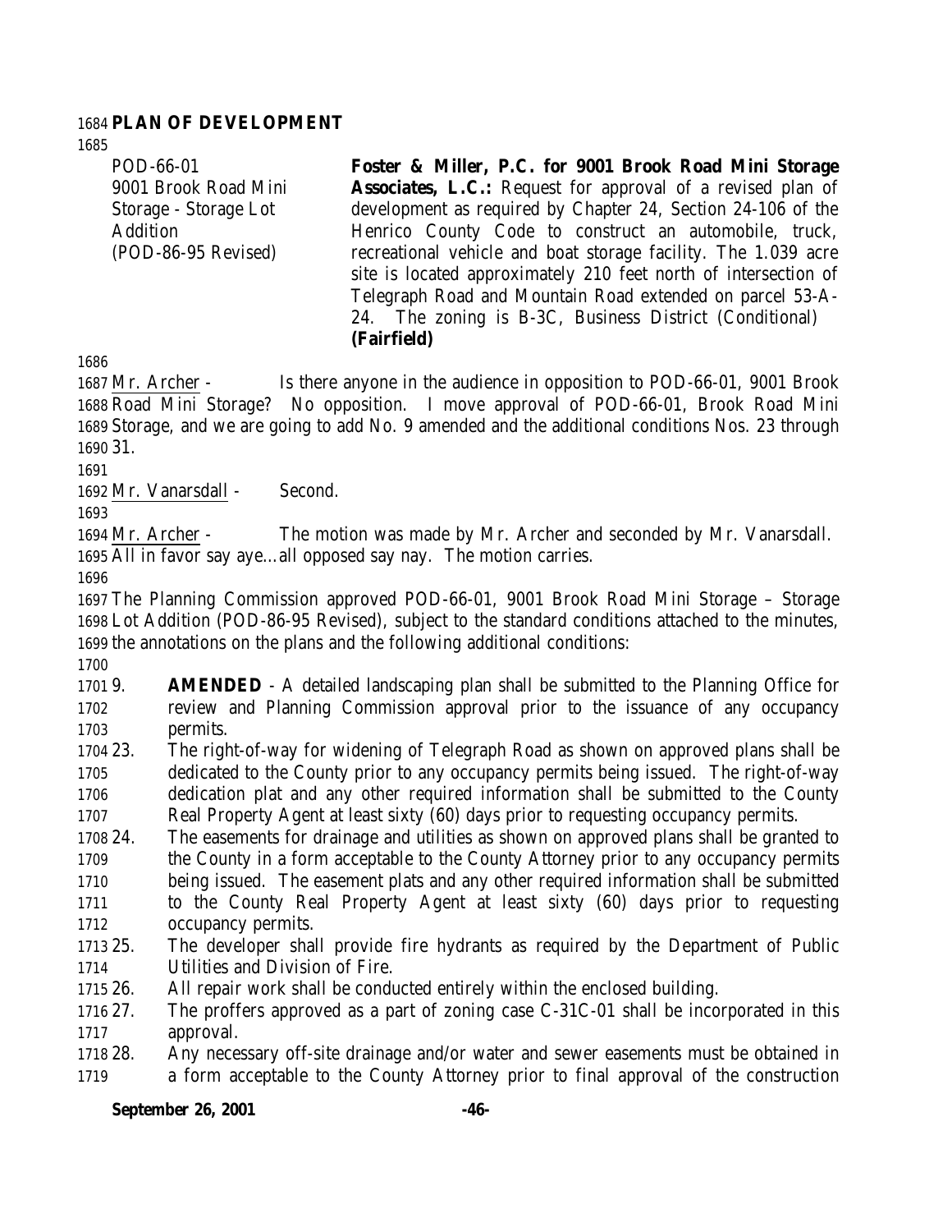**PLAN OF DEVELOPMENT**

| | |
|---|---|
| POD-66-01<br>9001 Brook Road Mini Storage - Storage Lot Addition<br>(POD-86-95 Revised) | **Foster & Miller, P.C. for 9001 Brook Road Mini Storage Associates, L.C.:** Request for approval of a revised plan of development as required by Chapter 24, Section 24-106 of the Henrico County Code to construct an automobile, truck, recreational vehicle and boat storage facility. The 1.039 acre site is located approximately 210 feet north of intersection of Telegraph Road and Mountain Road extended on parcel 53-A-24. The zoning is B-3C, Business District (Conditional) **(Fairfield)** |

Mr. Archer - Is there anyone in the audience in opposition to POD-66-01, 9001 Brook Road Mini Storage? No opposition. I move approval of POD-66-01, Brook Road Mini Storage, and we are going to add No. 9 amended and the additional conditions Nos. 23 through 31.

Mr. Vanarsdall - Second.

Mr. Archer - The motion was made by Mr. Archer and seconded by Mr. Vanarsdall. All in favor say aye…all opposed say nay. The motion carries.

The Planning Commission approved POD-66-01, 9001 Brook Road Mini Storage – Storage Lot Addition (POD-86-95 Revised), subject to the standard conditions attached to the minutes, the annotations on the plans and the following additional conditions:

9. **AMENDED** - A detailed landscaping plan shall be submitted to the Planning Office for review and Planning Commission approval prior to the issuance of any occupancy permits.
23. The right-of-way for widening of Telegraph Road as shown on approved plans shall be dedicated to the County prior to any occupancy permits being issued. The right-of-way dedication plat and any other required information shall be submitted to the County Real Property Agent at least sixty (60) days prior to requesting occupancy permits.
24. The easements for drainage and utilities as shown on approved plans shall be granted to the County in a form acceptable to the County Attorney prior to any occupancy permits being issued. The easement plats and any other required information shall be submitted to the County Real Property Agent at least sixty (60) days prior to requesting occupancy permits.
25. The developer shall provide fire hydrants as required by the Department of Public Utilities and Division of Fire.
26. All repair work shall be conducted entirely within the enclosed building.
27. The proffers approved as a part of zoning case C-31C-01 shall be incorporated in this approval.
28. Any necessary off-site drainage and/or water and sewer easements must be obtained in a form acceptable to the County Attorney prior to final approval of the construction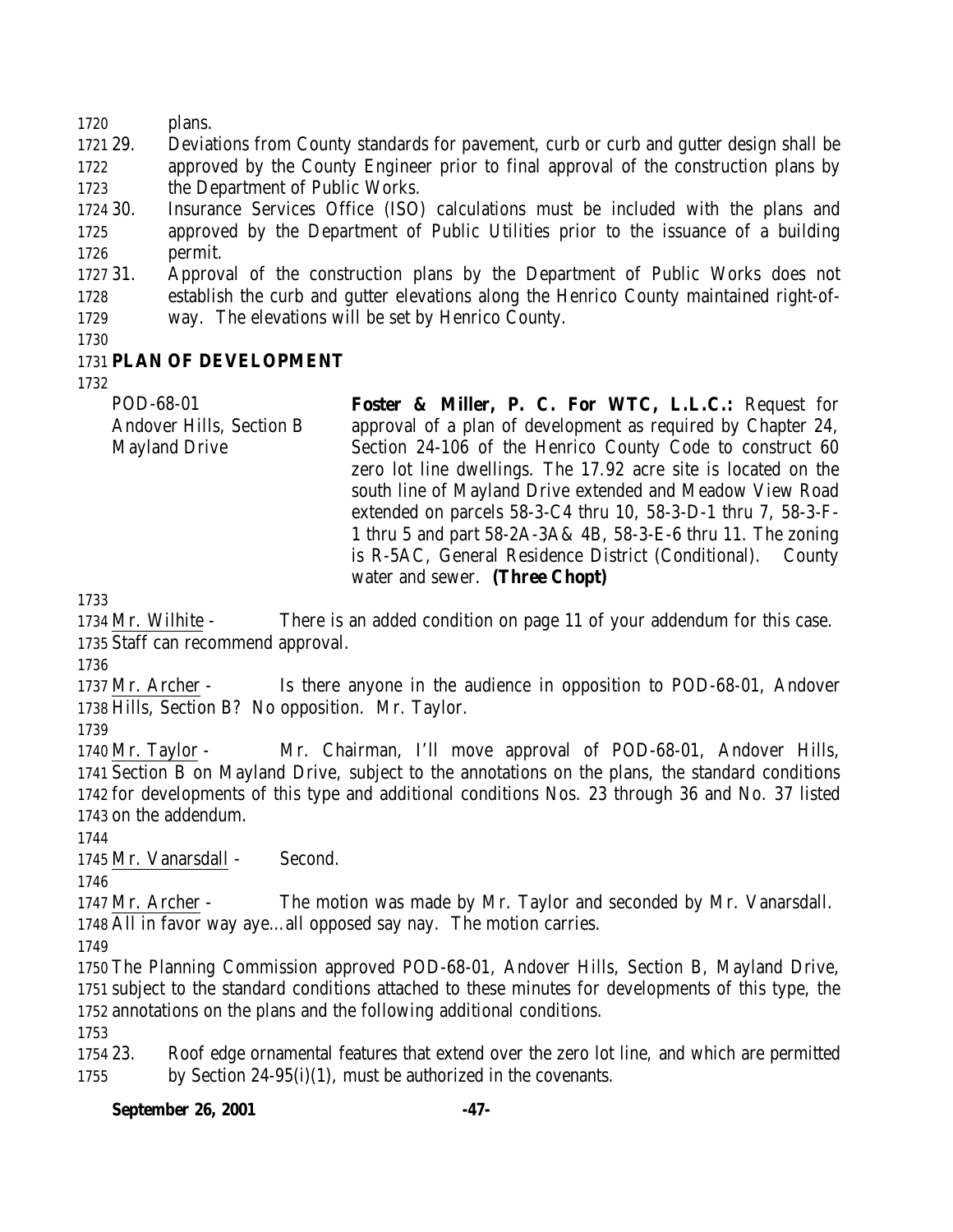plans.

29. Deviations from County standards for pavement, curb or curb and gutter design shall be approved by the County Engineer prior to final approval of the construction plans by the Department of Public Works.
30. Insurance Services Office (ISO) calculations must be included with the plans and approved by the Department of Public Utilities prior to the issuance of a building permit.
31. Approval of the construction plans by the Department of Public Works does not establish the curb and gutter elevations along the Henrico County maintained right-of-way. The elevations will be set by Henrico County.

**PLAN OF DEVELOPMENT**

POD-68-01
Andover Hills, Section B
Mayland Drive

**Foster & Miller, P. C. For WTC, L.L.C.:** Request for approval of a plan of development as required by Chapter 24, Section 24-106 of the Henrico County Code to construct 60 zero lot line dwellings. The 17.92 acre site is located on the south line of Mayland Drive extended and Meadow View Road extended on parcels 58-3-C4 thru 10, 58-3-D-1 thru 7, 58-3-F-1 thru 5 and part 58-2A-3A& 4B, 58-3-E-6 thru 11. The zoning is R-5AC, General Residence District (Conditional). County water and sewer. **(Three Chopt)**

Mr. Wilhite - There is an added condition on page 11 of your addendum for this case. Staff can recommend approval.

Mr. Archer - Is there anyone in the audience in opposition to POD-68-01, Andover Hills, Section B? No opposition. Mr. Taylor.

Mr. Taylor - Mr. Chairman, I'll move approval of POD-68-01, Andover Hills, Section B on Mayland Drive, subject to the annotations on the plans, the standard conditions for developments of this type and additional conditions Nos. 23 through 36 and No. 37 listed on the addendum.

Mr. Vanarsdall - Second.

Mr. Archer - The motion was made by Mr. Taylor and seconded by Mr. Vanarsdall. All in favor way aye…all opposed say nay. The motion carries.

The Planning Commission approved POD-68-01, Andover Hills, Section B, Mayland Drive, subject to the standard conditions attached to these minutes for developments of this type, the annotations on the plans and the following additional conditions.

23. Roof edge ornamental features that extend over the zero lot line, and which are permitted by Section 24-95(i)(1), must be authorized in the covenants.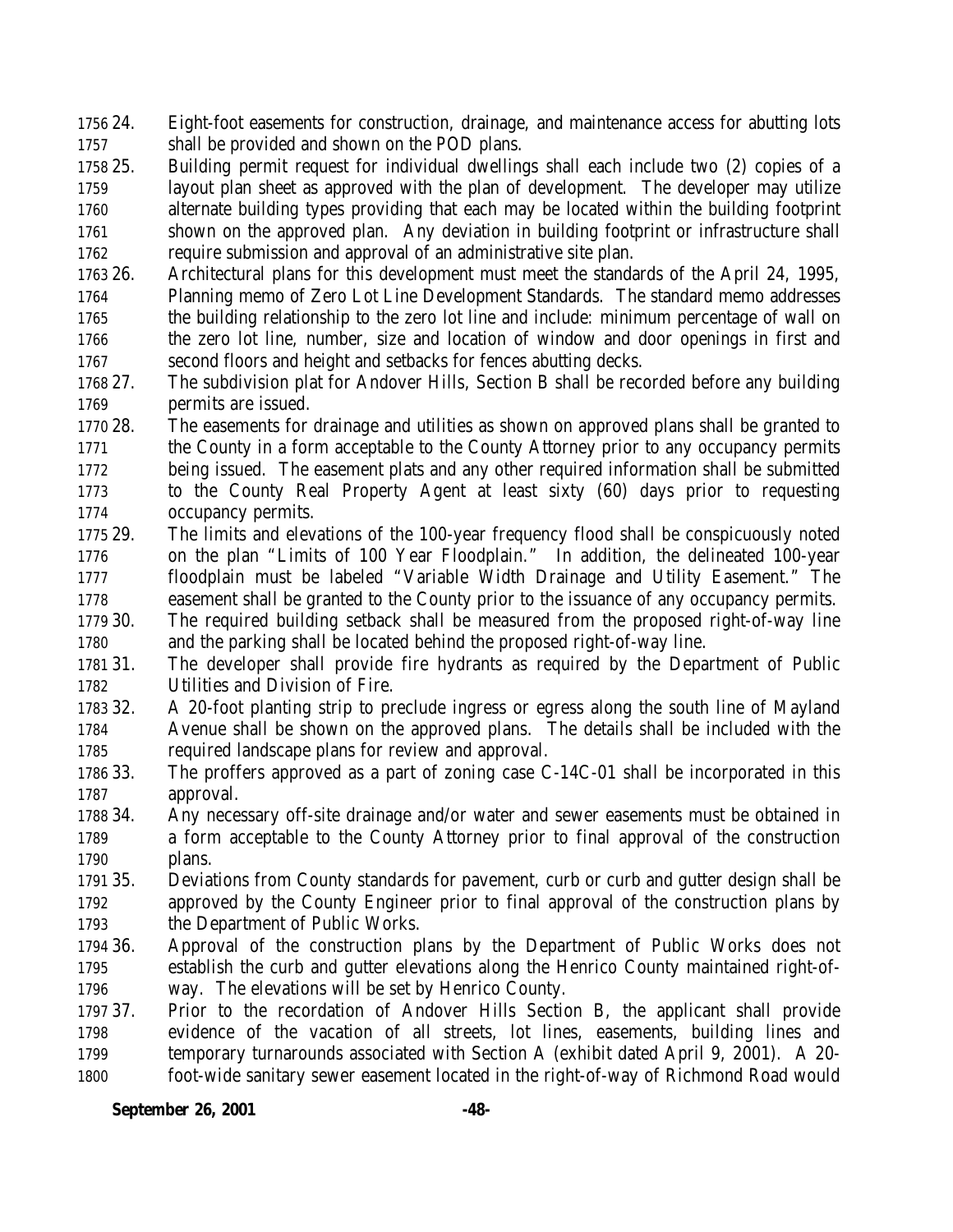24. Eight-foot easements for construction, drainage, and maintenance access for abutting lots shall be provided and shown on the POD plans.
25. Building permit request for individual dwellings shall each include two (2) copies of a layout plan sheet as approved with the plan of development. The developer may utilize alternate building types providing that each may be located within the building footprint shown on the approved plan. Any deviation in building footprint or infrastructure shall require submission and approval of an administrative site plan.
26. Architectural plans for this development must meet the standards of the April 24, 1995, Planning memo of Zero Lot Line Development Standards. The standard memo addresses the building relationship to the zero lot line and include: minimum percentage of wall on the zero lot line, number, size and location of window and door openings in first and second floors and height and setbacks for fences abutting decks.
27. The subdivision plat for Andover Hills, Section B shall be recorded before any building permits are issued.
28. The easements for drainage and utilities as shown on approved plans shall be granted to the County in a form acceptable to the County Attorney prior to any occupancy permits being issued. The easement plats and any other required information shall be submitted to the County Real Property Agent at least sixty (60) days prior to requesting occupancy permits.
29. The limits and elevations of the 100-year frequency flood shall be conspicuously noted on the plan "Limits of 100 Year Floodplain." In addition, the delineated 100-year floodplain must be labeled "Variable Width Drainage and Utility Easement." The easement shall be granted to the County prior to the issuance of any occupancy permits.
30. The required building setback shall be measured from the proposed right-of-way line and the parking shall be located behind the proposed right-of-way line.
31. The developer shall provide fire hydrants as required by the Department of Public Utilities and Division of Fire.
32. A 20-foot planting strip to preclude ingress or egress along the south line of Mayland Avenue shall be shown on the approved plans. The details shall be included with the required landscape plans for review and approval.
33. The proffers approved as a part of zoning case C-14C-01 shall be incorporated in this approval.
34. Any necessary off-site drainage and/or water and sewer easements must be obtained in a form acceptable to the County Attorney prior to final approval of the construction plans.
35. Deviations from County standards for pavement, curb or curb and gutter design shall be approved by the County Engineer prior to final approval of the construction plans by the Department of Public Works.
36. Approval of the construction plans by the Department of Public Works does not establish the curb and gutter elevations along the Henrico County maintained right-of-way. The elevations will be set by Henrico County.
37. Prior to the recordation of Andover Hills Section B, the applicant shall provide evidence of the vacation of all streets, lot lines, easements, building lines and temporary turnarounds associated with Section A (exhibit dated April 9, 2001). A 20-foot-wide sanitary sewer easement located in the right-of-way of Richmond Road would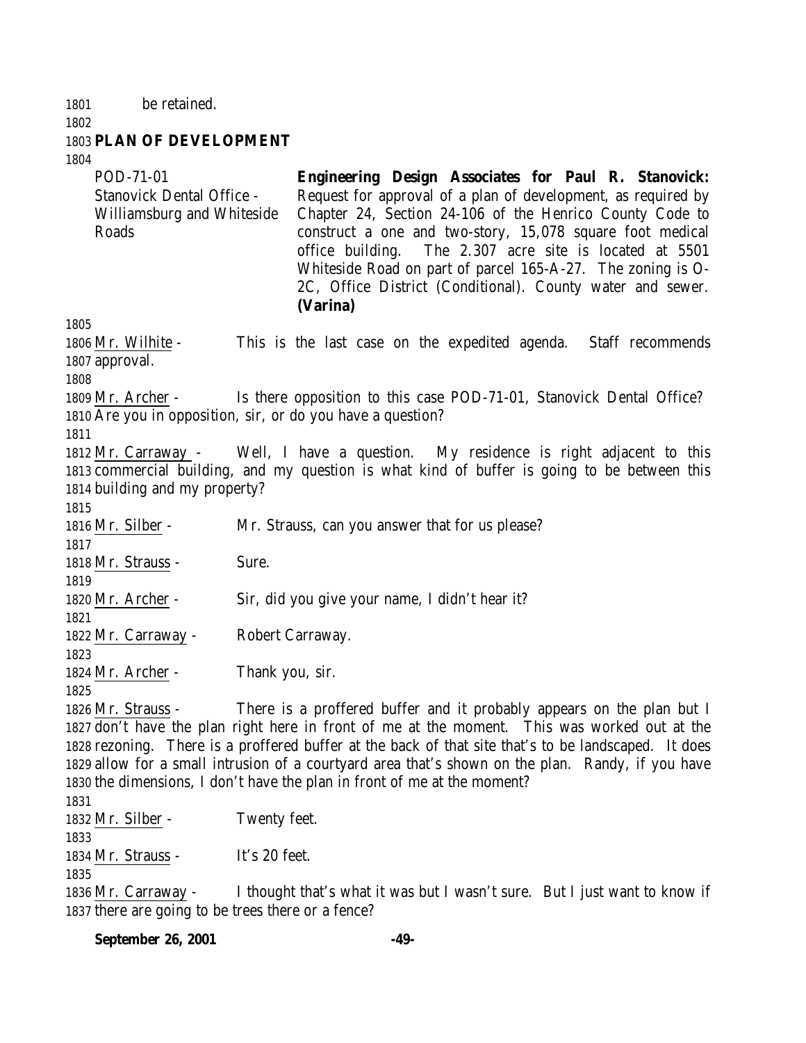be retained.

**PLAN OF DEVELOPMENT**

POD-71-01
Stanovick Dental Office - Williamsburg and Whiteside Roads

**Engineering Design Associates for Paul R. Stanovick:** Request for approval of a plan of development, as required by Chapter 24, Section 24-106 of the Henrico County Code to construct a one and two-story, 15,078 square foot medical office building. The 2.307 acre site is located at 5501 Whiteside Road on part of parcel 165-A-27. The zoning is O-2C, Office District (Conditional). County water and sewer. **(Varina)**

Mr. Wilhite - This is the last case on the expedited agenda. Staff recommends approval.

Mr. Archer - Is there opposition to this case POD-71-01, Stanovick Dental Office? Are you in opposition, sir, or do you have a question?

Mr. Carraway - Well, I have a question. My residence is right adjacent to this commercial building, and my question is what kind of buffer is going to be between this building and my property?

Mr. Silber - Mr. Strauss, can you answer that for us please?

Mr. Strauss - Sure.

Mr. Archer - Sir, did you give your name, I didn't hear it?

Mr. Carraway - Robert Carraway.

Mr. Archer - Thank you, sir.

Mr. Strauss - There is a proffered buffer and it probably appears on the plan but I don't have the plan right here in front of me at the moment. This was worked out at the rezoning. There is a proffered buffer at the back of that site that's to be landscaped. It does allow for a small intrusion of a courtyard area that's shown on the plan. Randy, if you have the dimensions, I don't have the plan in front of me at the moment?

Mr. Silber - Twenty feet.

Mr. Strauss - It's 20 feet.

Mr. Carraway - I thought that's what it was but I wasn't sure. But I just want to know if there are going to be trees there or a fence?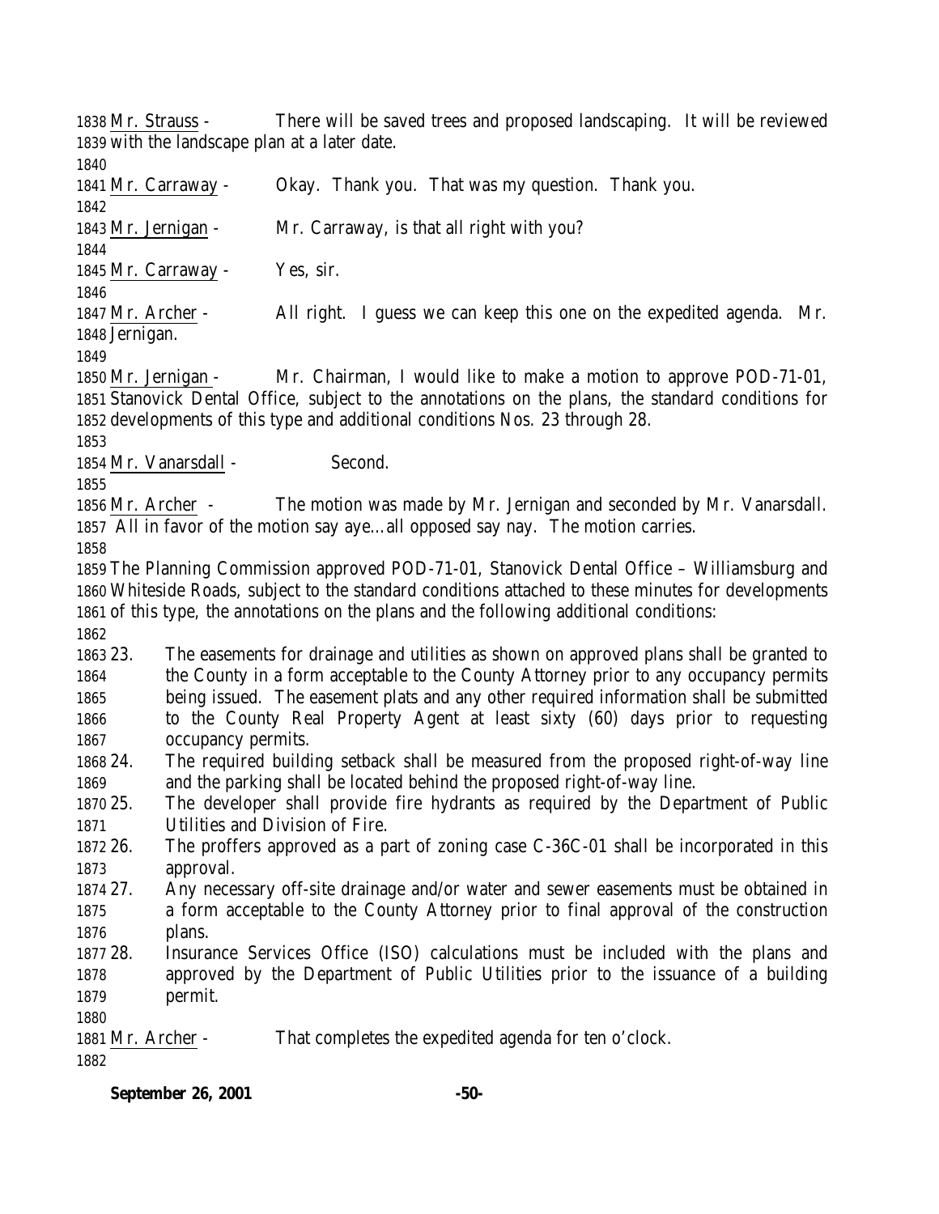Mr. Strauss - There will be saved trees and proposed landscaping. It will be reviewed with the landscape plan at a later date.

Mr. Carraway - Okay. Thank you. That was my question. Thank you.

Mr. Jernigan - Mr. Carraway, is that all right with you?

Mr. Carraway - Yes, sir.

Mr. Archer - All right. I guess we can keep this one on the expedited agenda. Mr. Jernigan.

Mr. Jernigan - Mr. Chairman, I would like to make a motion to approve POD-71-01, Stanovick Dental Office, subject to the annotations on the plans, the standard conditions for developments of this type and additional conditions Nos. 23 through 28.

Mr. Vanarsdall - Second.

Mr. Archer - The motion was made by Mr. Jernigan and seconded by Mr. Vanarsdall. All in favor of the motion say aye…all opposed say nay. The motion carries.

The Planning Commission approved POD-71-01, Stanovick Dental Office – Williamsburg and Whiteside Roads, subject to the standard conditions attached to these minutes for developments of this type, the annotations on the plans and the following additional conditions:

23. The easements for drainage and utilities as shown on approved plans shall be granted to the County in a form acceptable to the County Attorney prior to any occupancy permits being issued. The easement plats and any other required information shall be submitted to the County Real Property Agent at least sixty (60) days prior to requesting occupancy permits.
24. The required building setback shall be measured from the proposed right-of-way line and the parking shall be located behind the proposed right-of-way line.
25. The developer shall provide fire hydrants as required by the Department of Public Utilities and Division of Fire.
26. The proffers approved as a part of zoning case C-36C-01 shall be incorporated in this approval.
27. Any necessary off-site drainage and/or water and sewer easements must be obtained in a form acceptable to the County Attorney prior to final approval of the construction plans.
28. Insurance Services Office (ISO) calculations must be included with the plans and approved by the Department of Public Utilities prior to the issuance of a building permit.

Mr. Archer - That completes the expedited agenda for ten o'clock.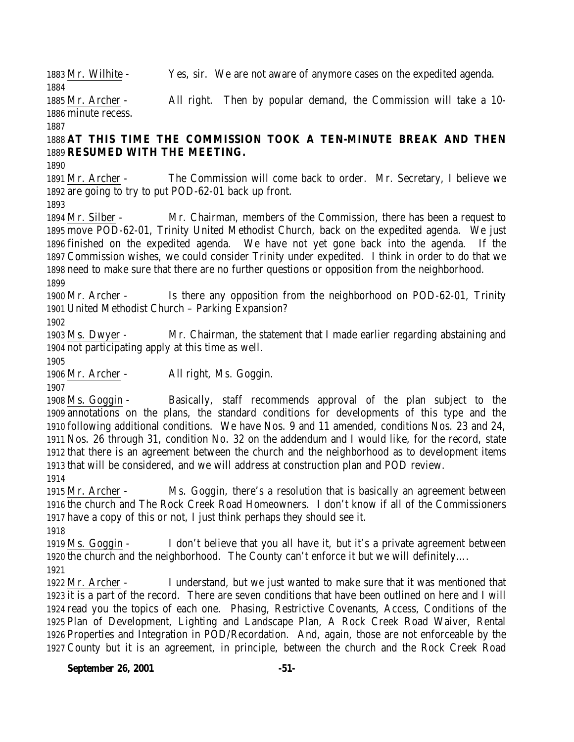Mr. Wilhite - Yes, sir. We are not aware of anymore cases on the expedited agenda.

Mr. Archer - All right. Then by popular demand, the Commission will take a 10-minute recess.

**AT THIS TIME THE COMMISSION TOOK A TEN-MINUTE BREAK AND THEN RESUMED WITH THE MEETING.**

Mr. Archer - The Commission will come back to order. Mr. Secretary, I believe we are going to try to put POD-62-01 back up front.

Mr. Silber - Mr. Chairman, members of the Commission, there has been a request to move POD-62-01, Trinity United Methodist Church, back on the expedited agenda. We just finished on the expedited agenda. We have not yet gone back into the agenda. If the Commission wishes, we could consider Trinity under expedited. I think in order to do that we need to make sure that there are no further questions or opposition from the neighborhood.

Mr. Archer - Is there any opposition from the neighborhood on POD-62-01, Trinity United Methodist Church – Parking Expansion?

Ms. Dwyer - Mr. Chairman, the statement that I made earlier regarding abstaining and not participating apply at this time as well.

Mr. Archer - All right, Ms. Goggin.

Ms. Goggin - Basically, staff recommends approval of the plan subject to the annotations on the plans, the standard conditions for developments of this type and the following additional conditions. We have Nos. 9 and 11 amended, conditions Nos. 23 and 24, Nos. 26 through 31, condition No. 32 on the addendum and I would like, for the record, state that there is an agreement between the church and the neighborhood as to development items that will be considered, and we will address at construction plan and POD review.

Mr. Archer - Ms. Goggin, there's a resolution that is basically an agreement between the church and The Rock Creek Road Homeowners. I don't know if all of the Commissioners have a copy of this or not, I just think perhaps they should see it.

Ms. Goggin - I don't believe that you all have it, but it's a private agreement between the church and the neighborhood. The County can't enforce it but we will definitely….

Mr. Archer - I understand, but we just wanted to make sure that it was mentioned that it is a part of the record. There are seven conditions that have been outlined on here and I will read you the topics of each one. Phasing, Restrictive Covenants, Access, Conditions of the Plan of Development, Lighting and Landscape Plan, A Rock Creek Road Waiver, Rental Properties and Integration in POD/Recordation. And, again, those are not enforceable by the County but it is an agreement, in principle, between the church and the Rock Creek Road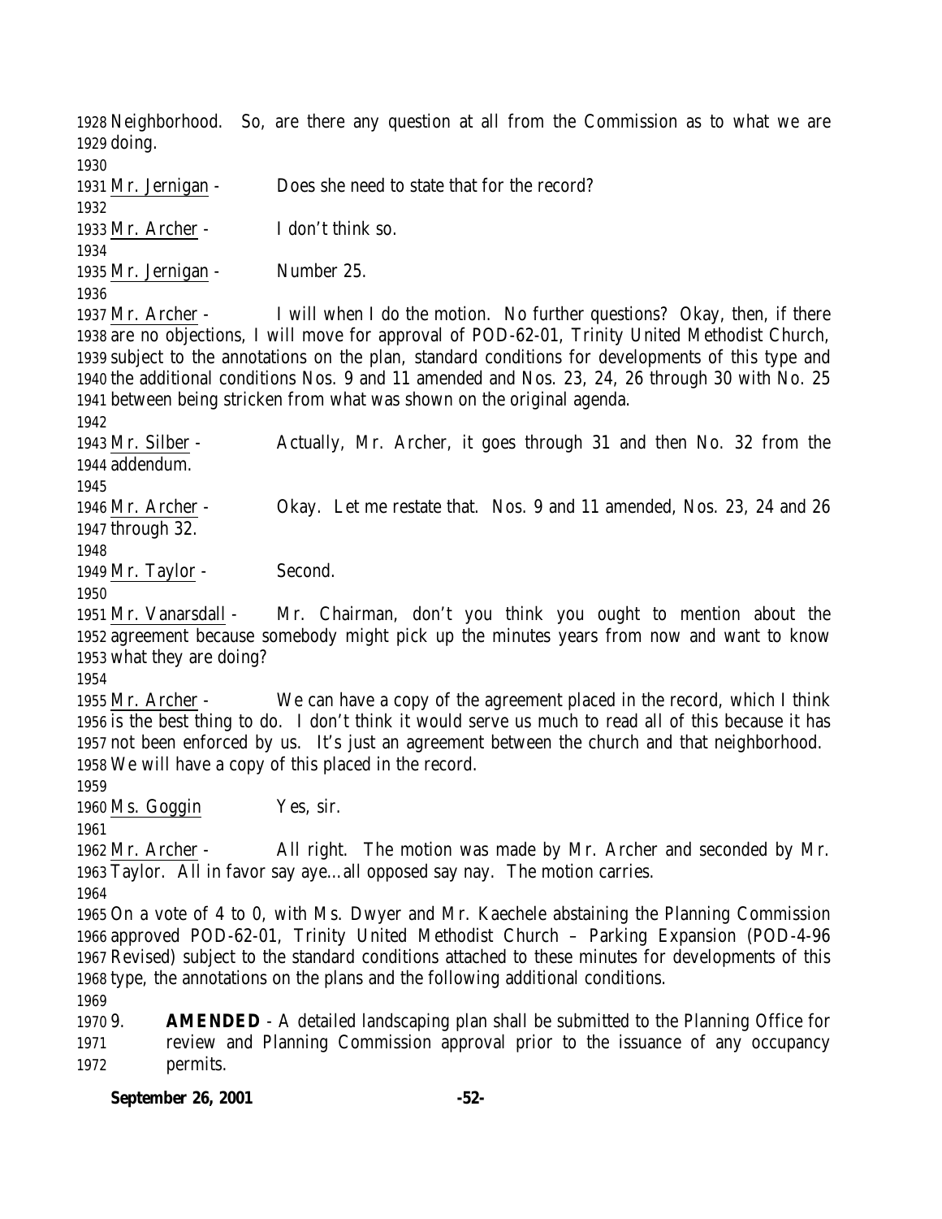Neighborhood. So, are there any question at all from the Commission as to what we are doing.

Mr. Jernigan - Does she need to state that for the record?

Mr. Archer - I don't think so.

Mr. Jernigan - Number 25.

Mr. Archer - I will when I do the motion. No further questions? Okay, then, if there are no objections, I will move for approval of POD-62-01, Trinity United Methodist Church, subject to the annotations on the plan, standard conditions for developments of this type and the additional conditions Nos. 9 and 11 amended and Nos. 23, 24, 26 through 30 with No. 25 between being stricken from what was shown on the original agenda.

Mr. Silber - Actually, Mr. Archer, it goes through 31 and then No. 32 from the addendum.

Mr. Archer - Okay. Let me restate that. Nos. 9 and 11 amended, Nos. 23, 24 and 26 through 32.

Mr. Taylor - Second.

Mr. Vanarsdall - Mr. Chairman, don't you think you ought to mention about the agreement because somebody might pick up the minutes years from now and want to know what they are doing?

Mr. Archer - We can have a copy of the agreement placed in the record, which I think is the best thing to do. I don't think it would serve us much to read all of this because it has not been enforced by us. It's just an agreement between the church and that neighborhood. We will have a copy of this placed in the record.

Ms. Goggin Yes, sir.

Mr. Archer - All right. The motion was made by Mr. Archer and seconded by Mr. Taylor. All in favor say aye…all opposed say nay. The motion carries.

On a vote of 4 to 0, with Ms. Dwyer and Mr. Kaechele abstaining the Planning Commission approved POD-62-01, Trinity United Methodist Church – Parking Expansion (POD-4-96 Revised) subject to the standard conditions attached to these minutes for developments of this type, the annotations on the plans and the following additional conditions.

9. **AMENDED** - A detailed landscaping plan shall be submitted to the Planning Office for review and Planning Commission approval prior to the issuance of any occupancy permits.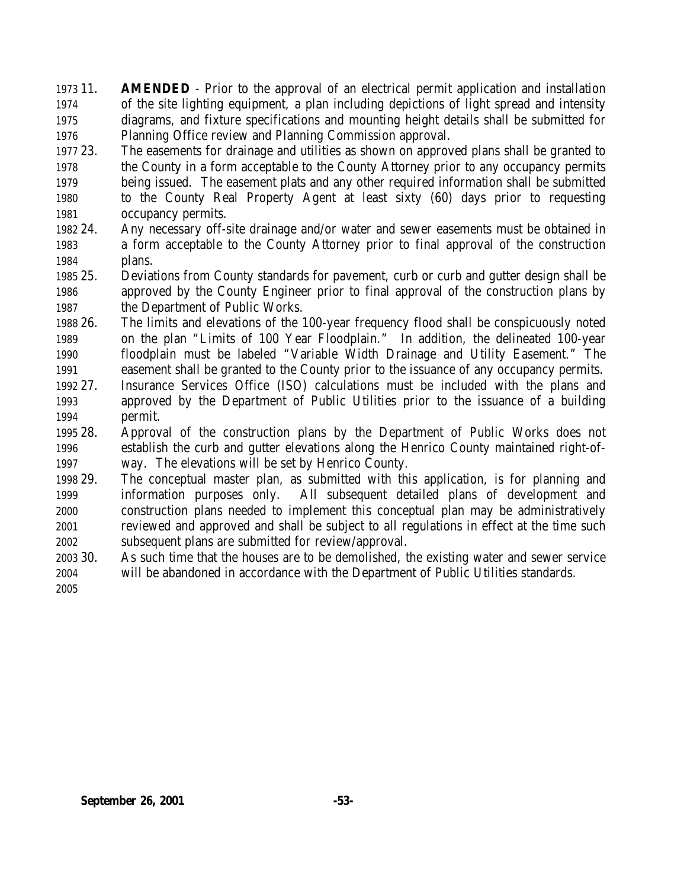11. **AMENDED** - Prior to the approval of an electrical permit application and installation of the site lighting equipment, a plan including depictions of light spread and intensity diagrams, and fixture specifications and mounting height details shall be submitted for Planning Office review and Planning Commission approval.
23. The easements for drainage and utilities as shown on approved plans shall be granted to the County in a form acceptable to the County Attorney prior to any occupancy permits being issued. The easement plats and any other required information shall be submitted to the County Real Property Agent at least sixty (60) days prior to requesting occupancy permits.
24. Any necessary off-site drainage and/or water and sewer easements must be obtained in a form acceptable to the County Attorney prior to final approval of the construction plans.
25. Deviations from County standards for pavement, curb or curb and gutter design shall be approved by the County Engineer prior to final approval of the construction plans by the Department of Public Works.
26. The limits and elevations of the 100-year frequency flood shall be conspicuously noted on the plan "Limits of 100 Year Floodplain." In addition, the delineated 100-year floodplain must be labeled "Variable Width Drainage and Utility Easement." The easement shall be granted to the County prior to the issuance of any occupancy permits.
27. Insurance Services Office (ISO) calculations must be included with the plans and approved by the Department of Public Utilities prior to the issuance of a building permit.
28. Approval of the construction plans by the Department of Public Works does not establish the curb and gutter elevations along the Henrico County maintained right-of-way. The elevations will be set by Henrico County.
29. The conceptual master plan, as submitted with this application, is for planning and information purposes only. All subsequent detailed plans of development and construction plans needed to implement this conceptual plan may be administratively reviewed and approved and shall be subject to all regulations in effect at the time such subsequent plans are submitted for review/approval.
30. As such time that the houses are to be demolished, the existing water and sewer service will be abandoned in accordance with the Department of Public Utilities standards.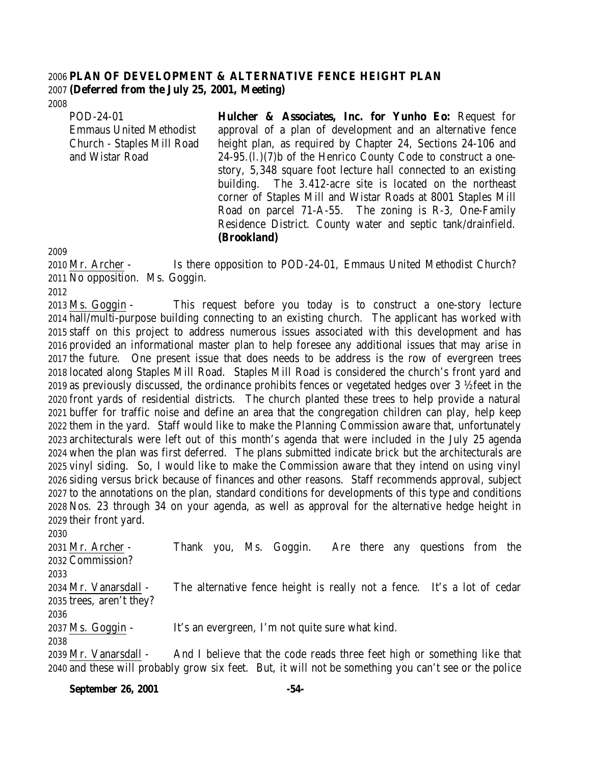**PLAN OF DEVELOPMENT & ALTERNATIVE FENCE HEIGHT PLAN**
**(Deferred from the July 25, 2001, Meeting)**

POD-24-01
Emmaus United Methodist Church - Staples Mill Road and Wistar Road

**Hulcher & Associates, Inc. for Yunho Eo:** Request for approval of a plan of development and an alternative fence height plan, as required by Chapter 24, Sections 24-106 and 24-95.(l.)(7)b of the Henrico County Code to construct a one-story, 5,348 square foot lecture hall connected to an existing building. The 3.412-acre site is located on the northeast corner of Staples Mill and Wistar Roads at 8001 Staples Mill Road on parcel 71-A-55. The zoning is R-3, One-Family Residence District. County water and septic tank/drainfield. **(Brookland)**

Mr. Archer - Is there opposition to POD-24-01, Emmaus United Methodist Church? No opposition. Ms. Goggin.

Ms. Goggin - This request before you today is to construct a one-story lecture hall/multi-purpose building connecting to an existing church. The applicant has worked with staff on this project to address numerous issues associated with this development and has provided an informational master plan to help foresee any additional issues that may arise in the future. One present issue that does needs to be address is the row of evergreen trees located along Staples Mill Road. Staples Mill Road is considered the church's front yard and as previously discussed, the ordinance prohibits fences or vegetated hedges over 3 ½feet in the front yards of residential districts. The church planted these trees to help provide a natural buffer for traffic noise and define an area that the congregation children can play, help keep them in the yard. Staff would like to make the Planning Commission aware that, unfortunately architecturals were left out of this month's agenda that were included in the July 25 agenda when the plan was first deferred. The plans submitted indicate brick but the architecturals are vinyl siding. So, I would like to make the Commission aware that they intend on using vinyl siding versus brick because of finances and other reasons. Staff recommends approval, subject to the annotations on the plan, standard conditions for developments of this type and conditions Nos. 23 through 34 on your agenda, as well as approval for the alternative hedge height in their front yard.

Mr. Archer - Thank you, Ms. Goggin. Are there any questions from the Commission?

Mr. Vanarsdall - The alternative fence height is really not a fence. It's a lot of cedar trees, aren't they?

Ms. Goggin - It's an evergreen, I'm not quite sure what kind.

Mr. Vanarsdall - And I believe that the code reads three feet high or something like that and these will probably grow six feet. But, it will not be something you can't see or the police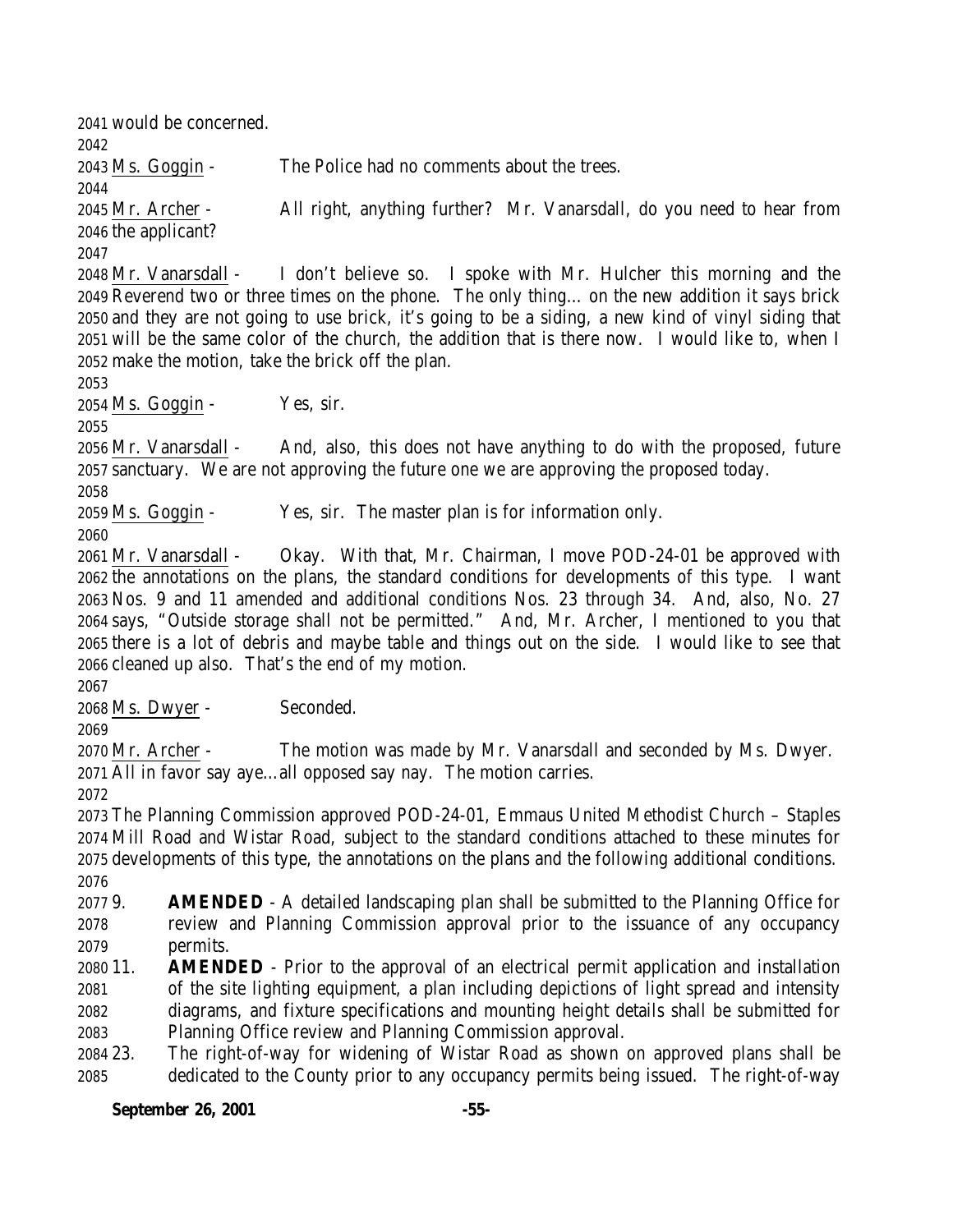would be concerned.

Ms. Goggin - The Police had no comments about the trees.

Mr. Archer - All right, anything further? Mr. Vanarsdall, do you need to hear from the applicant?

Mr. Vanarsdall - I don't believe so. I spoke with Mr. Hulcher this morning and the Reverend two or three times on the phone. The only thing… on the new addition it says brick and they are not going to use brick, it's going to be a siding, a new kind of vinyl siding that will be the same color of the church, the addition that is there now. I would like to, when I make the motion, take the brick off the plan.

Ms. Goggin - Yes, sir.

Mr. Vanarsdall - And, also, this does not have anything to do with the proposed, future sanctuary. We are not approving the future one we are approving the proposed today.

Ms. Goggin - Yes, sir. The master plan is for information only.

Mr. Vanarsdall - Okay. With that, Mr. Chairman, I move POD-24-01 be approved with the annotations on the plans, the standard conditions for developments of this type. I want Nos. 9 and 11 amended and additional conditions Nos. 23 through 34. And, also, No. 27 says, "Outside storage shall not be permitted." And, Mr. Archer, I mentioned to you that there is a lot of debris and maybe table and things out on the side. I would like to see that cleaned up also. That's the end of my motion.

Ms. Dwyer - Seconded.

Mr. Archer - The motion was made by Mr. Vanarsdall and seconded by Ms. Dwyer. All in favor say aye…all opposed say nay. The motion carries.

The Planning Commission approved POD-24-01, Emmaus United Methodist Church – Staples Mill Road and Wistar Road, subject to the standard conditions attached to these minutes for developments of this type, the annotations on the plans and the following additional conditions.

9. **AMENDED** - A detailed landscaping plan shall be submitted to the Planning Office for review and Planning Commission approval prior to the issuance of any occupancy permits.
11. **AMENDED** - Prior to the approval of an electrical permit application and installation of the site lighting equipment, a plan including depictions of light spread and intensity diagrams, and fixture specifications and mounting height details shall be submitted for Planning Office review and Planning Commission approval.
23. The right-of-way for widening of Wistar Road as shown on approved plans shall be dedicated to the County prior to any occupancy permits being issued. The right-of-way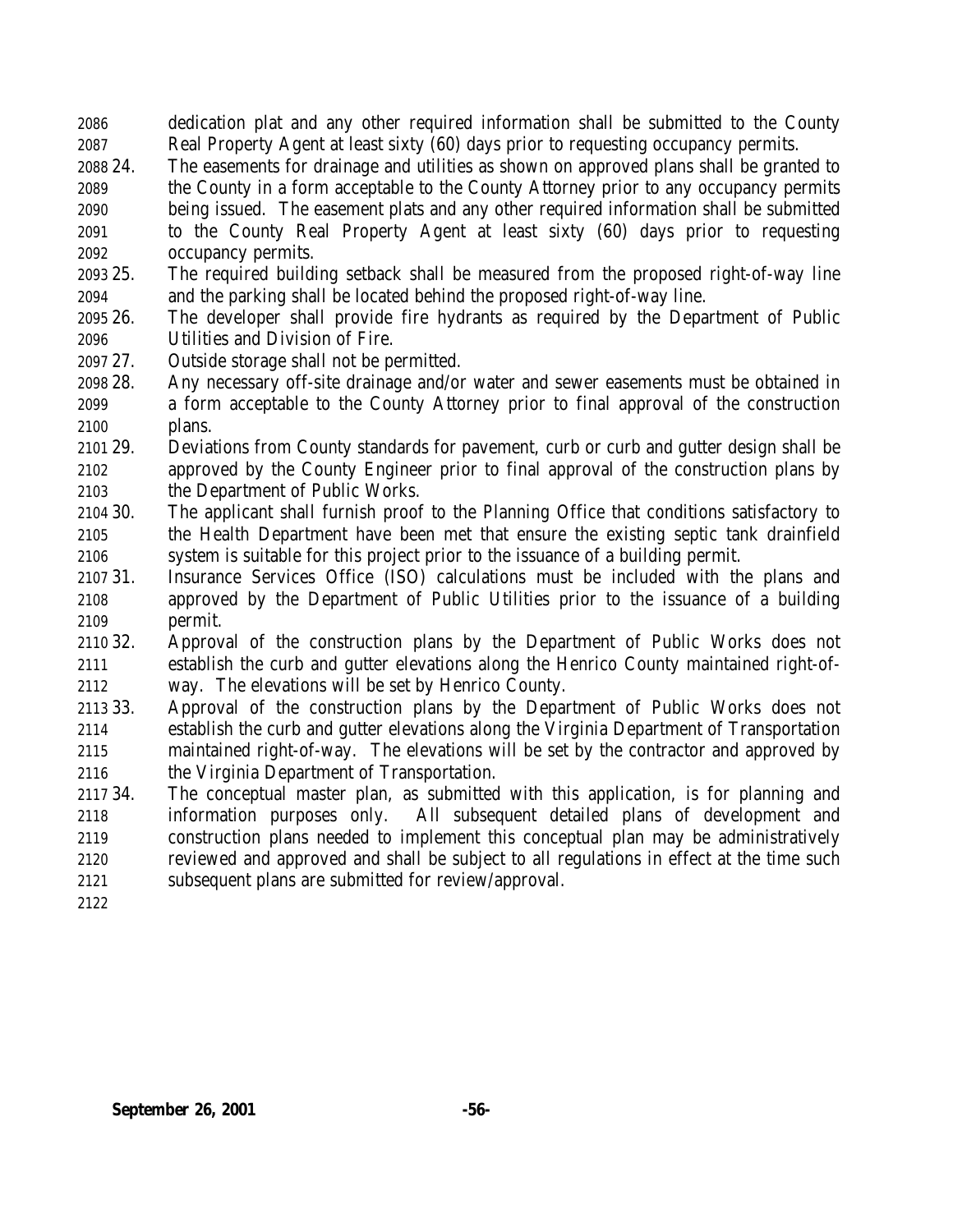dedication plat and any other required information shall be submitted to the County Real Property Agent at least sixty (60) days prior to requesting occupancy permits.

24. The easements for drainage and utilities as shown on approved plans shall be granted to the County in a form acceptable to the County Attorney prior to any occupancy permits being issued. The easement plats and any other required information shall be submitted to the County Real Property Agent at least sixty (60) days prior to requesting occupancy permits.
25. The required building setback shall be measured from the proposed right-of-way line and the parking shall be located behind the proposed right-of-way line.
26. The developer shall provide fire hydrants as required by the Department of Public Utilities and Division of Fire.
27. Outside storage shall not be permitted.
28. Any necessary off-site drainage and/or water and sewer easements must be obtained in a form acceptable to the County Attorney prior to final approval of the construction plans.
29. Deviations from County standards for pavement, curb or curb and gutter design shall be approved by the County Engineer prior to final approval of the construction plans by the Department of Public Works.
30. The applicant shall furnish proof to the Planning Office that conditions satisfactory to the Health Department have been met that ensure the existing septic tank drainfield system is suitable for this project prior to the issuance of a building permit.
31. Insurance Services Office (ISO) calculations must be included with the plans and approved by the Department of Public Utilities prior to the issuance of a building permit.
32. Approval of the construction plans by the Department of Public Works does not establish the curb and gutter elevations along the Henrico County maintained right-of-way. The elevations will be set by Henrico County.
33. Approval of the construction plans by the Department of Public Works does not establish the curb and gutter elevations along the Virginia Department of Transportation maintained right-of-way. The elevations will be set by the contractor and approved by the Virginia Department of Transportation.
34. The conceptual master plan, as submitted with this application, is for planning and information purposes only. All subsequent detailed plans of development and construction plans needed to implement this conceptual plan may be administratively reviewed and approved and shall be subject to all regulations in effect at the time such subsequent plans are submitted for review/approval.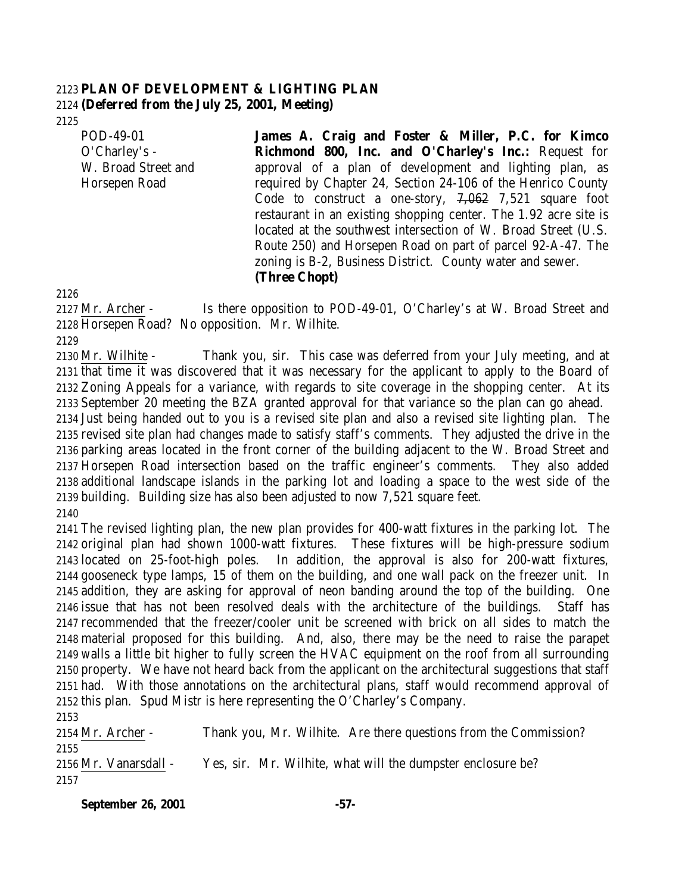**PLAN OF DEVELOPMENT & LIGHTING PLAN**
**(Deferred from the July 25, 2001, Meeting)**

POD-49-01
O'Charley's -
W. Broad Street and
Horsepen Road

**James A. Craig and Foster & Miller, P.C. for Kimco Richmond 800, Inc. and O'Charley's Inc.:** Request for approval of a plan of development and lighting plan, as required by Chapter 24, Section 24-106 of the Henrico County Code to construct a one-story, ~~7,062~~ 7,521 square foot restaurant in an existing shopping center. The 1.92 acre site is located at the southwest intersection of W. Broad Street (U.S. Route 250) and Horsepen Road on part of parcel 92-A-47. The zoning is B-2, Business District. County water and sewer. **(Three Chopt)**

Mr. Archer - Is there opposition to POD-49-01, O'Charley's at W. Broad Street and Horsepen Road? No opposition. Mr. Wilhite.

Mr. Wilhite - Thank you, sir. This case was deferred from your July meeting, and at that time it was discovered that it was necessary for the applicant to apply to the Board of Zoning Appeals for a variance, with regards to site coverage in the shopping center. At its September 20 meeting the BZA granted approval for that variance so the plan can go ahead. Just being handed out to you is a revised site plan and also a revised site lighting plan. The revised site plan had changes made to satisfy staff's comments. They adjusted the drive in the parking areas located in the front corner of the building adjacent to the W. Broad Street and Horsepen Road intersection based on the traffic engineer's comments. They also added additional landscape islands in the parking lot and loading a space to the west side of the building. Building size has also been adjusted to now 7,521 square feet.

The revised lighting plan, the new plan provides for 400-watt fixtures in the parking lot. The original plan had shown 1000-watt fixtures. These fixtures will be high-pressure sodium located on 25-foot-high poles. In addition, the approval is also for 200-watt fixtures, gooseneck type lamps, 15 of them on the building, and one wall pack on the freezer unit. In addition, they are asking for approval of neon banding around the top of the building. One issue that has not been resolved deals with the architecture of the buildings. Staff has recommended that the freezer/cooler unit be screened with brick on all sides to match the material proposed for this building. And, also, there may be the need to raise the parapet walls a little bit higher to fully screen the HVAC equipment on the roof from all surrounding property. We have not heard back from the applicant on the architectural suggestions that staff had. With those annotations on the architectural plans, staff would recommend approval of this plan. Spud Mistr is here representing the O'Charley's Company.

Mr. Archer - Thank you, Mr. Wilhite. Are there questions from the Commission?

Mr. Vanarsdall - Yes, sir. Mr. Wilhite, what will the dumpster enclosure be?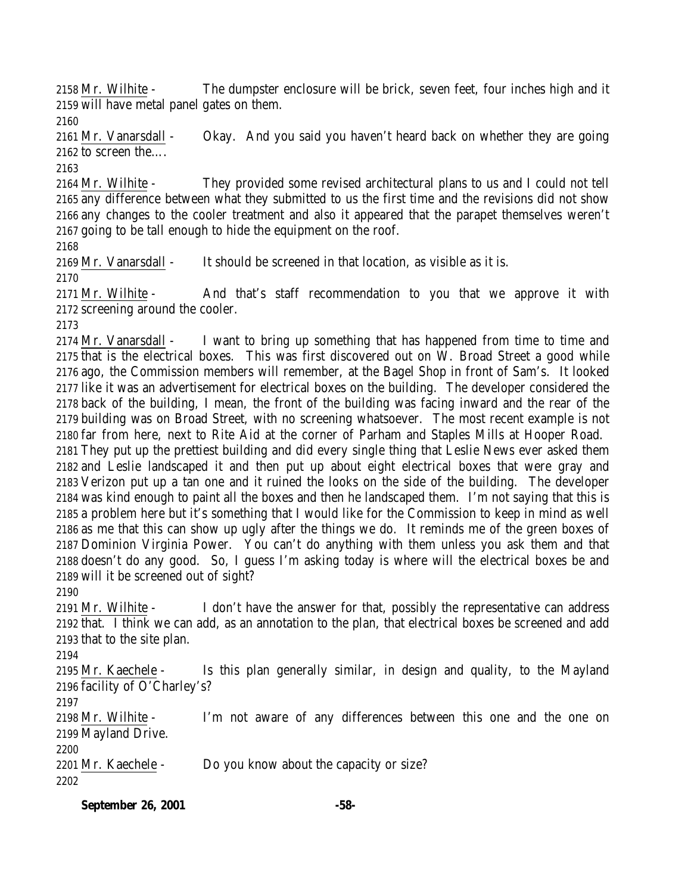Mr. Wilhite - The dumpster enclosure will be brick, seven feet, four inches high and it will have metal panel gates on them.

Mr. Vanarsdall - Okay. And you said you haven't heard back on whether they are going to screen the….

Mr. Wilhite - They provided some revised architectural plans to us and I could not tell any difference between what they submitted to us the first time and the revisions did not show any changes to the cooler treatment and also it appeared that the parapet themselves weren't going to be tall enough to hide the equipment on the roof.

Mr. Vanarsdall - It should be screened in that location, as visible as it is.

Mr. Wilhite - And that's staff recommendation to you that we approve it with screening around the cooler.

Mr. Vanarsdall - I want to bring up something that has happened from time to time and that is the electrical boxes. This was first discovered out on W. Broad Street a good while ago, the Commission members will remember, at the Bagel Shop in front of Sam's. It looked like it was an advertisement for electrical boxes on the building. The developer considered the back of the building, I mean, the front of the building was facing inward and the rear of the building was on Broad Street, with no screening whatsoever. The most recent example is not far from here, next to Rite Aid at the corner of Parham and Staples Mills at Hooper Road. They put up the prettiest building and did every single thing that Leslie News ever asked them and Leslie landscaped it and then put up about eight electrical boxes that were gray and Verizon put up a tan one and it ruined the looks on the side of the building. The developer was kind enough to paint all the boxes and then he landscaped them. I'm not saying that this is a problem here but it's something that I would like for the Commission to keep in mind as well as me that this can show up ugly after the things we do. It reminds me of the green boxes of Dominion Virginia Power. You can't do anything with them unless you ask them and that doesn't do any good. So, I guess I'm asking today is where will the electrical boxes be and will it be screened out of sight?

Mr. Wilhite - I don't have the answer for that, possibly the representative can address that. I think we can add, as an annotation to the plan, that electrical boxes be screened and add that to the site plan.

Mr. Kaechele - Is this plan generally similar, in design and quality, to the Mayland facility of O'Charley's?

Mr. Wilhite - I'm not aware of any differences between this one and the one on Mayland Drive.

Mr. Kaechele - Do you know about the capacity or size?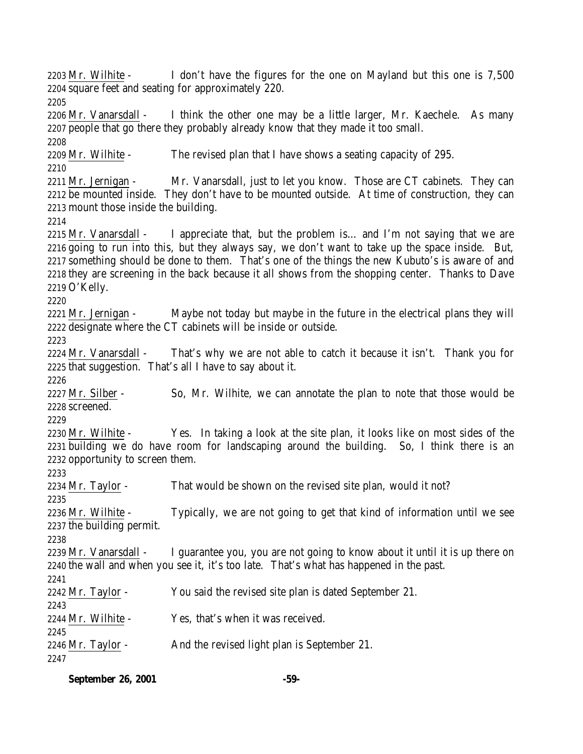Mr. Wilhite - I don't have the figures for the one on Mayland but this one is 7,500 square feet and seating for approximately 220.

Mr. Vanarsdall - I think the other one may be a little larger, Mr. Kaechele. As many people that go there they probably already know that they made it too small.

Mr. Wilhite - The revised plan that I have shows a seating capacity of 295.

Mr. Jernigan - Mr. Vanarsdall, just to let you know. Those are CT cabinets. They can be mounted inside. They don't have to be mounted outside. At time of construction, they can mount those inside the building.

Mr. Vanarsdall - I appreciate that, but the problem is… and I'm not saying that we are going to run into this, but they always say, we don't want to take up the space inside. But, something should be done to them. That's one of the things the new Kubuto's is aware of and they are screening in the back because it all shows from the shopping center. Thanks to Dave O'Kelly.

Mr. Jernigan - Maybe not today but maybe in the future in the electrical plans they will designate where the CT cabinets will be inside or outside.

Mr. Vanarsdall - That's why we are not able to catch it because it isn't. Thank you for that suggestion. That's all I have to say about it.

Mr. Silber - So, Mr. Wilhite, we can annotate the plan to note that those would be screened.

Mr. Wilhite - Yes. In taking a look at the site plan, it looks like on most sides of the building we do have room for landscaping around the building. So, I think there is an opportunity to screen them.

Mr. Taylor - That would be shown on the revised site plan, would it not?

Mr. Wilhite - Typically, we are not going to get that kind of information until we see the building permit.

Mr. Vanarsdall - I guarantee you, you are not going to know about it until it is up there on the wall and when you see it, it's too late. That's what has happened in the past.

Mr. Taylor - You said the revised site plan is dated September 21.

Mr. Wilhite - Yes, that's when it was received.

Mr. Taylor - And the revised light plan is September 21.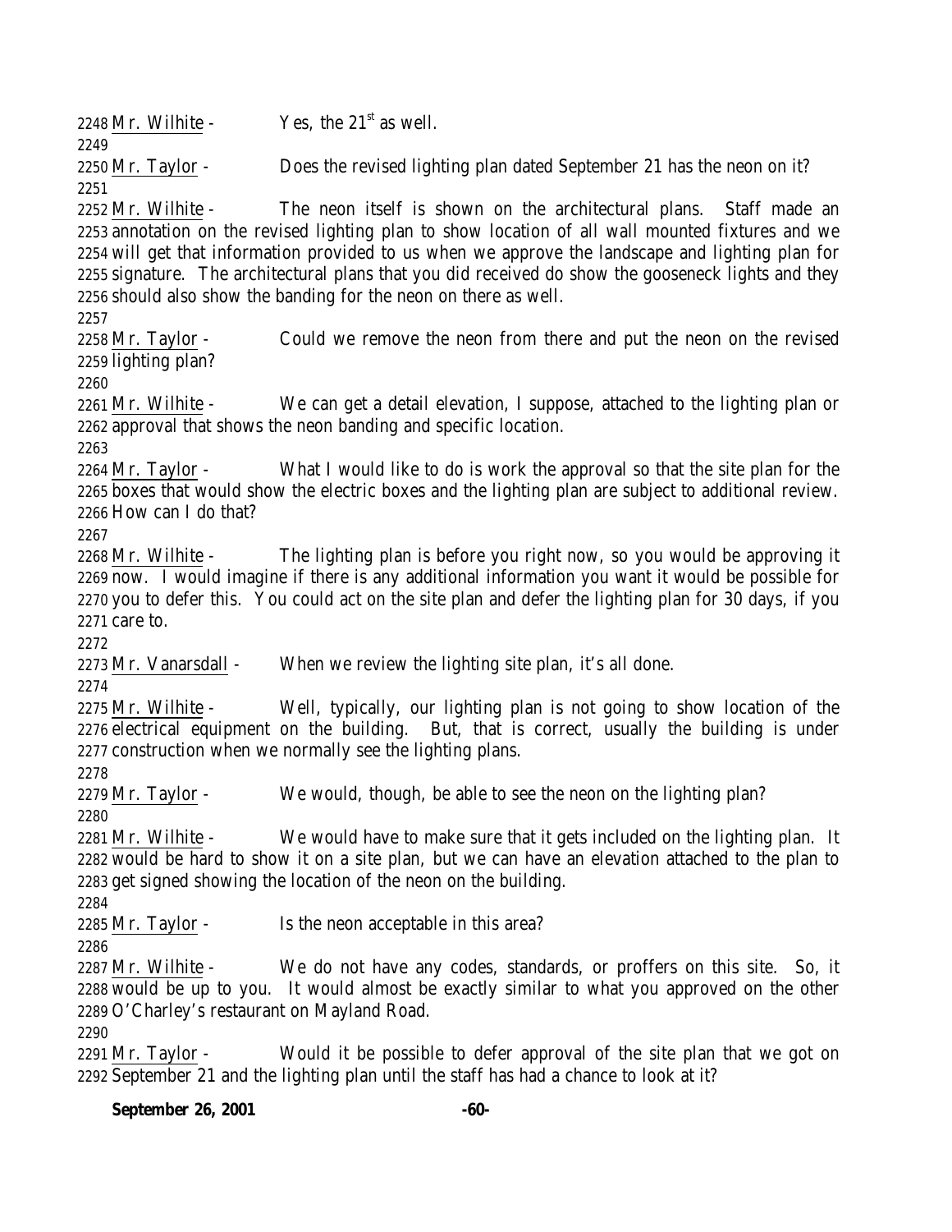2248 Mr. Wilhite - Yes, the 21st as well.

2249

2250 Mr. Taylor - Does the revised lighting plan dated September 21 has the neon on it?

2251

2252 Mr. Wilhite - The neon itself is shown on the architectural plans. Staff made an 2253 annotation on the revised lighting plan to show location of all wall mounted fixtures and we 2254 will get that information provided to us when we approve the landscape and lighting plan for 2255 signature. The architectural plans that you did received do show the gooseneck lights and they 2256 should also show the banding for the neon on there as well.

2257

2258 Mr. Taylor - Could we remove the neon from there and put the neon on the revised 2259 lighting plan?

2260

2261 Mr. Wilhite - We can get a detail elevation, I suppose, attached to the lighting plan or 2262 approval that shows the neon banding and specific location.

2263

2264 Mr. Taylor - What I would like to do is work the approval so that the site plan for the 2265 boxes that would show the electric boxes and the lighting plan are subject to additional review. 2266 How can I do that?

2267

2268 Mr. Wilhite - The lighting plan is before you right now, so you would be approving it 2269 now. I would imagine if there is any additional information you want it would be possible for 2270 you to defer this. You could act on the site plan and defer the lighting plan for 30 days, if you 2271 care to.

2272

2273 Mr. Vanarsdall - When we review the lighting site plan, it's all done.

2274

2275 Mr. Wilhite - Well, typically, our lighting plan is not going to show location of the 2276 electrical equipment on the building. But, that is correct, usually the building is under 2277 construction when we normally see the lighting plans.

2278

2279 Mr. Taylor - We would, though, be able to see the neon on the lighting plan?

2280

2281 Mr. Wilhite - We would have to make sure that it gets included on the lighting plan. It 2282 would be hard to show it on a site plan, but we can have an elevation attached to the plan to 2283 get signed showing the location of the neon on the building.

2284

2285 Mr. Taylor - Is the neon acceptable in this area?

2286

2287 Mr. Wilhite - We do not have any codes, standards, or proffers on this site. So, it 2288 would be up to you. It would almost be exactly similar to what you approved on the other 2289 O'Charley's restaurant on Mayland Road.

2290

2291 Mr. Taylor - Would it be possible to defer approval of the site plan that we got on 2292 September 21 and the lighting plan until the staff has had a chance to look at it?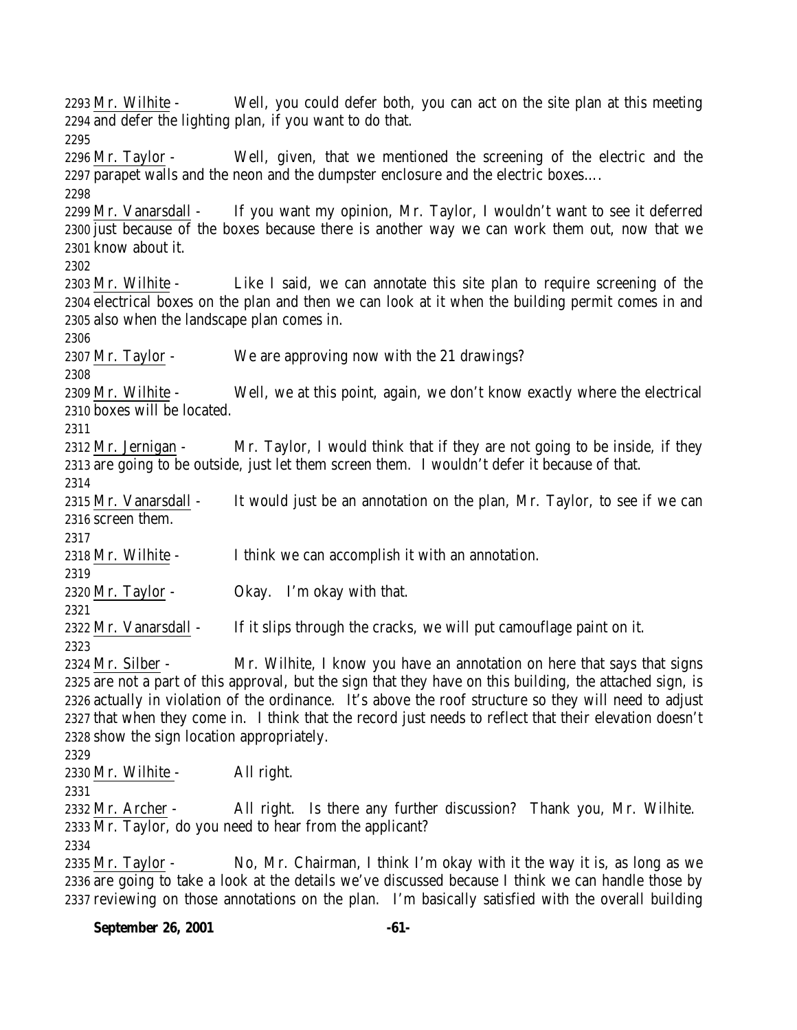2293 Mr. Wilhite - Well, you could defer both, you can act on the site plan at this meeting
2294 and defer the lighting plan, if you want to do that.
2295
2296 Mr. Taylor - Well, given, that we mentioned the screening of the electric and the
2297 parapet walls and the neon and the dumpster enclosure and the electric boxes….
2298
2299 Mr. Vanarsdall - If you want my opinion, Mr. Taylor, I wouldn't want to see it deferred
2300 just because of the boxes because there is another way we can work them out, now that we
2301 know about it.
2302
2303 Mr. Wilhite - Like I said, we can annotate this site plan to require screening of the
2304 electrical boxes on the plan and then we can look at it when the building permit comes in and
2305 also when the landscape plan comes in.
2306
2307 Mr. Taylor - We are approving now with the 21 drawings?
2308
2309 Mr. Wilhite - Well, we at this point, again, we don't know exactly where the electrical
2310 boxes will be located.
2311
2312 Mr. Jernigan - Mr. Taylor, I would think that if they are not going to be inside, if they
2313 are going to be outside, just let them screen them. I wouldn't defer it because of that.
2314
2315 Mr. Vanarsdall - It would just be an annotation on the plan, Mr. Taylor, to see if we can
2316 screen them.
2317
2318 Mr. Wilhite - I think we can accomplish it with an annotation.
2319
2320 Mr. Taylor - Okay. I'm okay with that.
2321
2322 Mr. Vanarsdall - If it slips through the cracks, we will put camouflage paint on it.
2323
2324 Mr. Silber - Mr. Wilhite, I know you have an annotation on here that says that signs
2325 are not a part of this approval, but the sign that they have on this building, the attached sign, is
2326 actually in violation of the ordinance. It's above the roof structure so they will need to adjust
2327 that when they come in. I think that the record just needs to reflect that their elevation doesn't
2328 show the sign location appropriately.
2329
2330 Mr. Wilhite - All right.
2331
2332 Mr. Archer - All right. Is there any further discussion? Thank you, Mr. Wilhite.
2333 Mr. Taylor, do you need to hear from the applicant?
2334
2335 Mr. Taylor - No, Mr. Chairman, I think I'm okay with it the way it is, as long as we
2336 are going to take a look at the details we've discussed because I think we can handle those by
2337 reviewing on those annotations on the plan. I'm basically satisfied with the overall building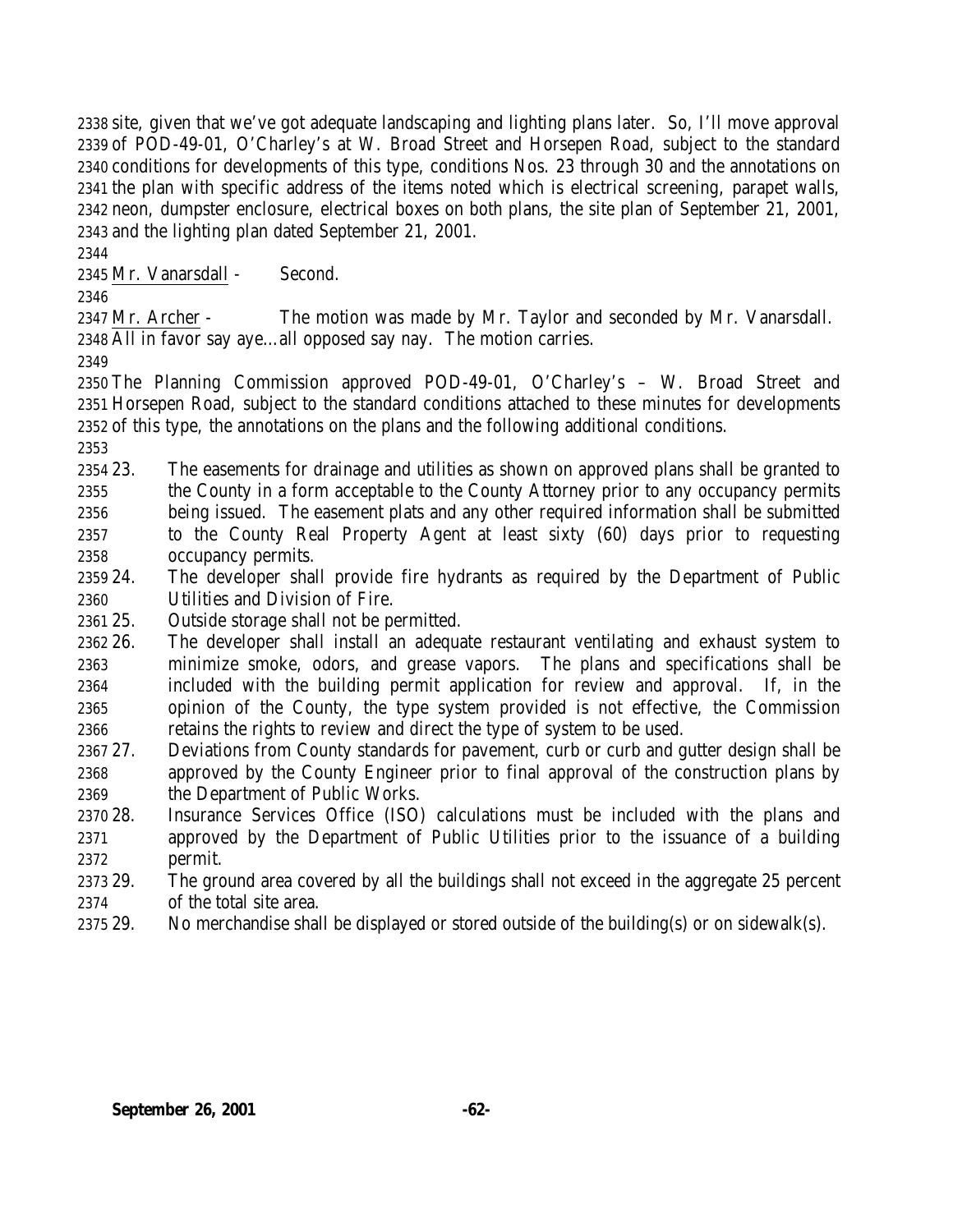site, given that we've got adequate landscaping and lighting plans later. So, I'll move approval of POD-49-01, O'Charley's at W. Broad Street and Horsepen Road, subject to the standard conditions for developments of this type, conditions Nos. 23 through 30 and the annotations on the plan with specific address of the items noted which is electrical screening, parapet walls, neon, dumpster enclosure, electrical boxes on both plans, the site plan of September 21, 2001, and the lighting plan dated September 21, 2001.

Mr. Vanarsdall - Second.

Mr. Archer - The motion was made by Mr. Taylor and seconded by Mr. Vanarsdall. All in favor say aye…all opposed say nay. The motion carries.

The Planning Commission approved POD-49-01, O'Charley's – W. Broad Street and Horsepen Road, subject to the standard conditions attached to these minutes for developments of this type, the annotations on the plans and the following additional conditions.

23. The easements for drainage and utilities as shown on approved plans shall be granted to the County in a form acceptable to the County Attorney prior to any occupancy permits being issued. The easement plats and any other required information shall be submitted to the County Real Property Agent at least sixty (60) days prior to requesting occupancy permits.
24. The developer shall provide fire hydrants as required by the Department of Public Utilities and Division of Fire.
25. Outside storage shall not be permitted.
26. The developer shall install an adequate restaurant ventilating and exhaust system to minimize smoke, odors, and grease vapors. The plans and specifications shall be included with the building permit application for review and approval. If, in the opinion of the County, the type system provided is not effective, the Commission retains the rights to review and direct the type of system to be used.
27. Deviations from County standards for pavement, curb or curb and gutter design shall be approved by the County Engineer prior to final approval of the construction plans by the Department of Public Works.
28. Insurance Services Office (ISO) calculations must be included with the plans and approved by the Department of Public Utilities prior to the issuance of a building permit.
29. The ground area covered by all the buildings shall not exceed in the aggregate 25 percent of the total site area.
29. No merchandise shall be displayed or stored outside of the building(s) or on sidewalk(s).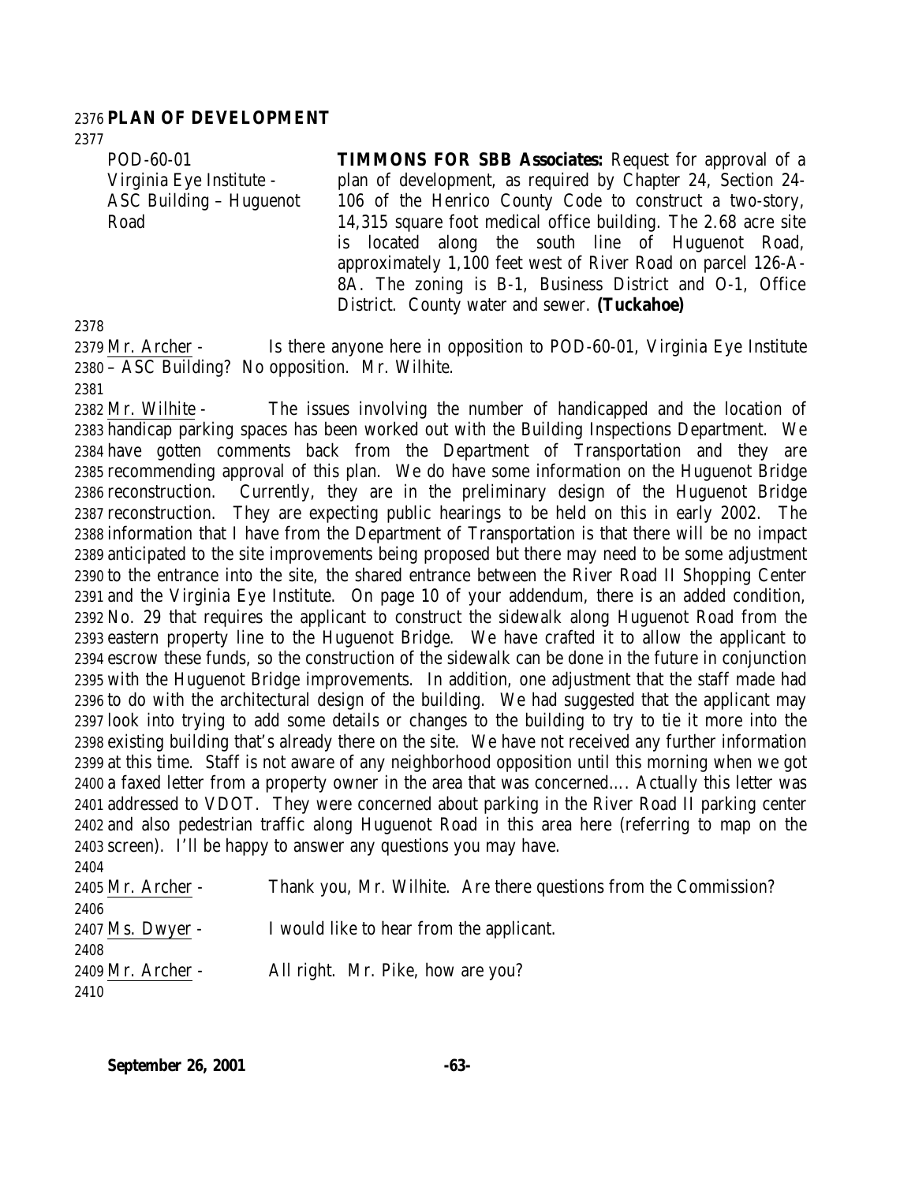**PLAN OF DEVELOPMENT**

| | |
|---|---|
| POD-60-01<br>Virginia Eye Institute - ASC Building – Huguenot Road | **TIMMONS FOR SBB Associates:** Request for approval of a plan of development, as required by Chapter 24, Section 24-106 of the Henrico County Code to construct a two-story, 14,315 square foot medical office building. The 2.68 acre site is located along the south line of Huguenot Road, approximately 1,100 feet west of River Road on parcel 126-A-8A. The zoning is B-1, Business District and O-1, Office District. County water and sewer. **(Tuckahoe)** |

Mr. Archer - Is there anyone here in opposition to POD-60-01, Virginia Eye Institute – ASC Building? No opposition. Mr. Wilhite.

Mr. Wilhite - The issues involving the number of handicapped and the location of handicap parking spaces has been worked out with the Building Inspections Department. We have gotten comments back from the Department of Transportation and they are recommending approval of this plan. We do have some information on the Huguenot Bridge reconstruction. Currently, they are in the preliminary design of the Huguenot Bridge reconstruction. They are expecting public hearings to be held on this in early 2002. The information that I have from the Department of Transportation is that there will be no impact anticipated to the site improvements being proposed but there may need to be some adjustment to the entrance into the site, the shared entrance between the River Road II Shopping Center and the Virginia Eye Institute. On page 10 of your addendum, there is an added condition, No. 29 that requires the applicant to construct the sidewalk along Huguenot Road from the eastern property line to the Huguenot Bridge. We have crafted it to allow the applicant to escrow these funds, so the construction of the sidewalk can be done in the future in conjunction with the Huguenot Bridge improvements. In addition, one adjustment that the staff made had to do with the architectural design of the building. We had suggested that the applicant may look into trying to add some details or changes to the building to try to tie it more into the existing building that's already there on the site. We have not received any further information at this time. Staff is not aware of any neighborhood opposition until this morning when we got a faxed letter from a property owner in the area that was concerned…. Actually this letter was addressed to VDOT. They were concerned about parking in the River Road II parking center and also pedestrian traffic along Huguenot Road in this area here (referring to map on the screen). I'll be happy to answer any questions you may have.

Mr. Archer - Thank you, Mr. Wilhite. Are there questions from the Commission?

Ms. Dwyer - I would like to hear from the applicant.

Mr. Archer - All right. Mr. Pike, how are you?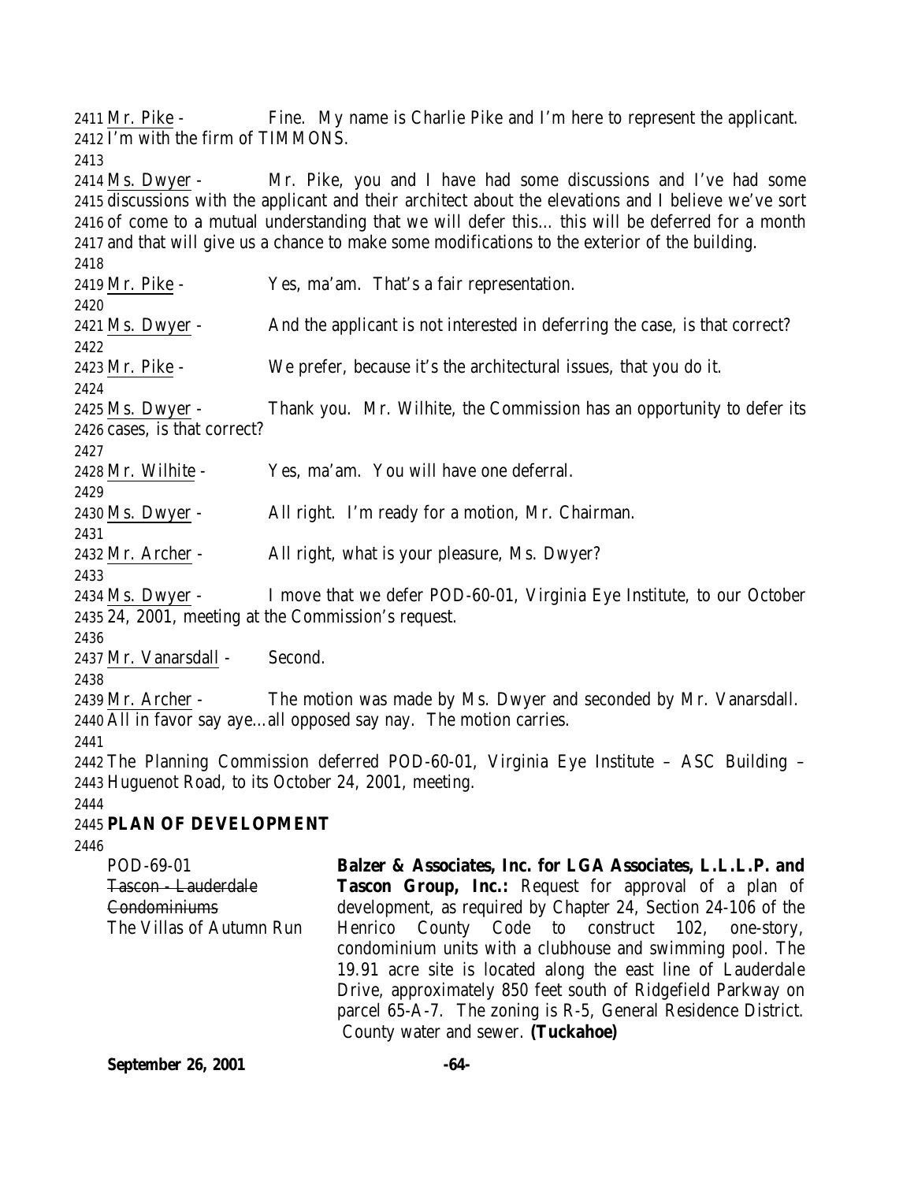2411 Mr. Pike - Fine. My name is Charlie Pike and I'm here to represent the applicant.
2412 I'm with the firm of TIMMONS.
2413
2414 Ms. Dwyer - Mr. Pike, you and I have had some discussions and I've had some
2415 discussions with the applicant and their architect about the elevations and I believe we've sort
2416 of come to a mutual understanding that we will defer this… this will be deferred for a month
2417 and that will give us a chance to make some modifications to the exterior of the building.
2418
2419 Mr. Pike - Yes, ma'am. That's a fair representation.
2420
2421 Ms. Dwyer - And the applicant is not interested in deferring the case, is that correct?
2422
2423 Mr. Pike - We prefer, because it's the architectural issues, that you do it.
2424
2425 Ms. Dwyer - Thank you. Mr. Wilhite, the Commission has an opportunity to defer its
2426 cases, is that correct?
2427
2428 Mr. Wilhite - Yes, ma'am. You will have one deferral.
2429
2430 Ms. Dwyer - All right. I'm ready for a motion, Mr. Chairman.
2431
2432 Mr. Archer - All right, what is your pleasure, Ms. Dwyer?
2433
2434 Ms. Dwyer - I move that we defer POD-60-01, Virginia Eye Institute, to our October
2435 24, 2001, meeting at the Commission's request.
2436
2437 Mr. Vanarsdall - Second.
2438
2439 Mr. Archer - The motion was made by Ms. Dwyer and seconded by Mr. Vanarsdall.
2440 All in favor say aye…all opposed say nay. The motion carries.
2441
2442 The Planning Commission deferred POD-60-01, Virginia Eye Institute – ASC Building –
2443 Huguenot Road, to its October 24, 2001, meeting.
2444
2445 **PLAN OF DEVELOPMENT**
2446

POD-69-01
~~Tascon - Lauderdale Condominiums~~
The Villas of Autumn Run

**Balzer & Associates, Inc. for LGA Associates, L.L.L.P. and Tascon Group, Inc.:** Request for approval of a plan of development, as required by Chapter 24, Section 24-106 of the Henrico County Code to construct 102, one-story, condominium units with a clubhouse and swimming pool. The 19.91 acre site is located along the east line of Lauderdale Drive, approximately 850 feet south of Ridgefield Parkway on parcel 65-A-7. The zoning is R-5, General Residence District. County water and sewer. **(Tuckahoe)**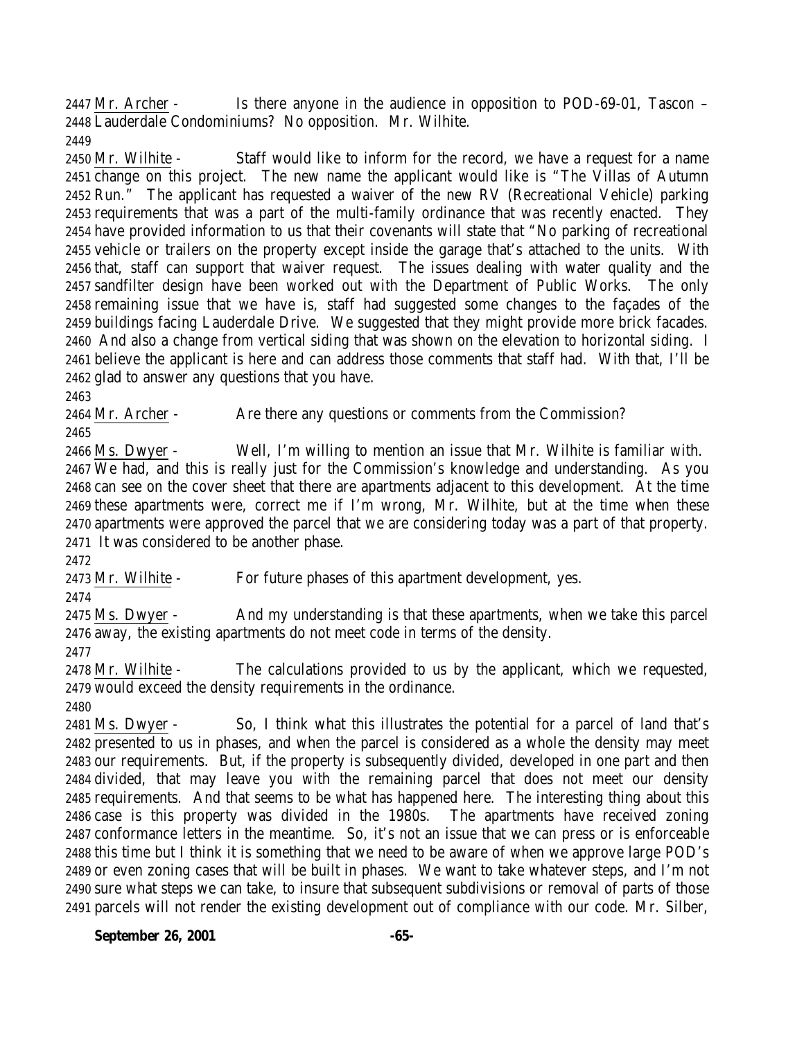Mr. Archer - Is there anyone in the audience in opposition to POD-69-01, Tascon – Lauderdale Condominiums? No opposition. Mr. Wilhite.

Mr. Wilhite - Staff would like to inform for the record, we have a request for a name change on this project. The new name the applicant would like is "The Villas of Autumn Run." The applicant has requested a waiver of the new RV (Recreational Vehicle) parking requirements that was a part of the multi-family ordinance that was recently enacted. They have provided information to us that their covenants will state that "No parking of recreational vehicle or trailers on the property except inside the garage that's attached to the units. With that, staff can support that waiver request. The issues dealing with water quality and the sandfilter design have been worked out with the Department of Public Works. The only remaining issue that we have is, staff had suggested some changes to the façades of the buildings facing Lauderdale Drive. We suggested that they might provide more brick facades. And also a change from vertical siding that was shown on the elevation to horizontal siding. I believe the applicant is here and can address those comments that staff had. With that, I'll be glad to answer any questions that you have.

Mr. Archer - Are there any questions or comments from the Commission?

Ms. Dwyer - Well, I'm willing to mention an issue that Mr. Wilhite is familiar with. We had, and this is really just for the Commission's knowledge and understanding. As you can see on the cover sheet that there are apartments adjacent to this development. At the time these apartments were, correct me if I'm wrong, Mr. Wilhite, but at the time when these apartments were approved the parcel that we are considering today was a part of that property. It was considered to be another phase.

Mr. Wilhite - For future phases of this apartment development, yes.

Ms. Dwyer - And my understanding is that these apartments, when we take this parcel away, the existing apartments do not meet code in terms of the density.

Mr. Wilhite - The calculations provided to us by the applicant, which we requested, would exceed the density requirements in the ordinance.

Ms. Dwyer - So, I think what this illustrates the potential for a parcel of land that's presented to us in phases, and when the parcel is considered as a whole the density may meet our requirements. But, if the property is subsequently divided, developed in one part and then divided, that may leave you with the remaining parcel that does not meet our density requirements. And that seems to be what has happened here. The interesting thing about this case is this property was divided in the 1980s. The apartments have received zoning conformance letters in the meantime. So, it's not an issue that we can press or is enforceable this time but I think it is something that we need to be aware of when we approve large POD's or even zoning cases that will be built in phases. We want to take whatever steps, and I'm not sure what steps we can take, to insure that subsequent subdivisions or removal of parts of those parcels will not render the existing development out of compliance with our code. Mr. Silber,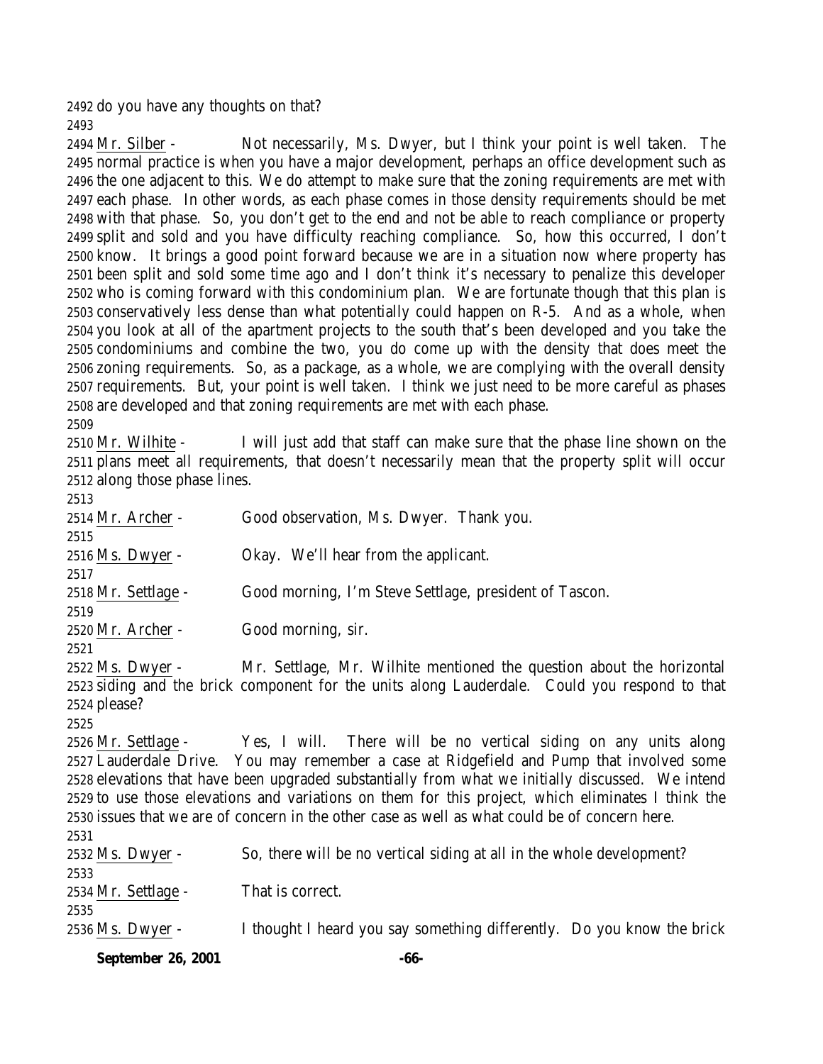do you have any thoughts on that?

Mr. Silber - Not necessarily, Ms. Dwyer, but I think your point is well taken. The normal practice is when you have a major development, perhaps an office development such as the one adjacent to this. We do attempt to make sure that the zoning requirements are met with each phase. In other words, as each phase comes in those density requirements should be met with that phase. So, you don't get to the end and not be able to reach compliance or property split and sold and you have difficulty reaching compliance. So, how this occurred, I don't know. It brings a good point forward because we are in a situation now where property has been split and sold some time ago and I don't think it's necessary to penalize this developer who is coming forward with this condominium plan. We are fortunate though that this plan is conservatively less dense than what potentially could happen on R-5. And as a whole, when you look at all of the apartment projects to the south that's been developed and you take the condominiums and combine the two, you do come up with the density that does meet the zoning requirements. So, as a package, as a whole, we are complying with the overall density requirements. But, your point is well taken. I think we just need to be more careful as phases are developed and that zoning requirements are met with each phase.

Mr. Wilhite - I will just add that staff can make sure that the phase line shown on the plans meet all requirements, that doesn't necessarily mean that the property split will occur along those phase lines.

Mr. Archer - Good observation, Ms. Dwyer. Thank you.

Ms. Dwyer - Okay. We'll hear from the applicant.

Mr. Settlage - Good morning, I'm Steve Settlage, president of Tascon.

Mr. Archer - Good morning, sir.

Ms. Dwyer - Mr. Settlage, Mr. Wilhite mentioned the question about the horizontal siding and the brick component for the units along Lauderdale. Could you respond to that please?

Mr. Settlage - Yes, I will. There will be no vertical siding on any units along Lauderdale Drive. You may remember a case at Ridgefield and Pump that involved some elevations that have been upgraded substantially from what we initially discussed. We intend to use those elevations and variations on them for this project, which eliminates I think the issues that we are of concern in the other case as well as what could be of concern here.

Ms. Dwyer - So, there will be no vertical siding at all in the whole development?

Mr. Settlage - That is correct.

Ms. Dwyer - I thought I heard you say something differently. Do you know the brick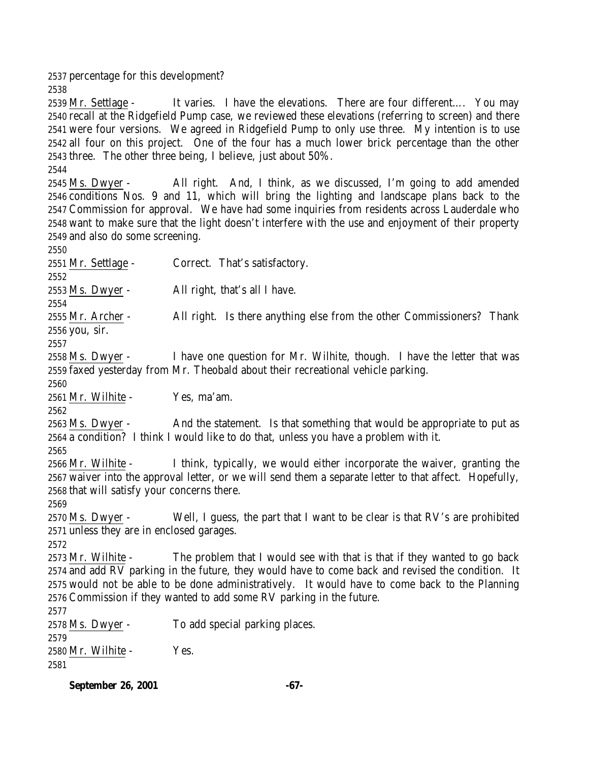percentage for this development?

Mr. Settlage - It varies. I have the elevations. There are four different…. You may recall at the Ridgefield Pump case, we reviewed these elevations (referring to screen) and there were four versions. We agreed in Ridgefield Pump to only use three. My intention is to use all four on this project. One of the four has a much lower brick percentage than the other three. The other three being, I believe, just about 50%.

Ms. Dwyer - All right. And, I think, as we discussed, I'm going to add amended conditions Nos. 9 and 11, which will bring the lighting and landscape plans back to the Commission for approval. We have had some inquiries from residents across Lauderdale who want to make sure that the light doesn't interfere with the use and enjoyment of their property and also do some screening.

Mr. Settlage - Correct. That's satisfactory.

Ms. Dwyer - All right, that's all I have.

Mr. Archer - All right. Is there anything else from the other Commissioners? Thank you, sir.

Ms. Dwyer - I have one question for Mr. Wilhite, though. I have the letter that was faxed yesterday from Mr. Theobald about their recreational vehicle parking.

Mr. Wilhite - Yes, ma'am.

Ms. Dwyer - And the statement. Is that something that would be appropriate to put as a condition? I think I would like to do that, unless you have a problem with it.

Mr. Wilhite - I think, typically, we would either incorporate the waiver, granting the waiver into the approval letter, or we will send them a separate letter to that affect. Hopefully, that will satisfy your concerns there.

Ms. Dwyer - Well, I guess, the part that I want to be clear is that RV's are prohibited unless they are in enclosed garages.

Mr. Wilhite - The problem that I would see with that is that if they wanted to go back and add RV parking in the future, they would have to come back and revised the condition. It would not be able to be done administratively. It would have to come back to the Planning Commission if they wanted to add some RV parking in the future.

Ms. Dwyer - To add special parking places.

Mr. Wilhite - Yes.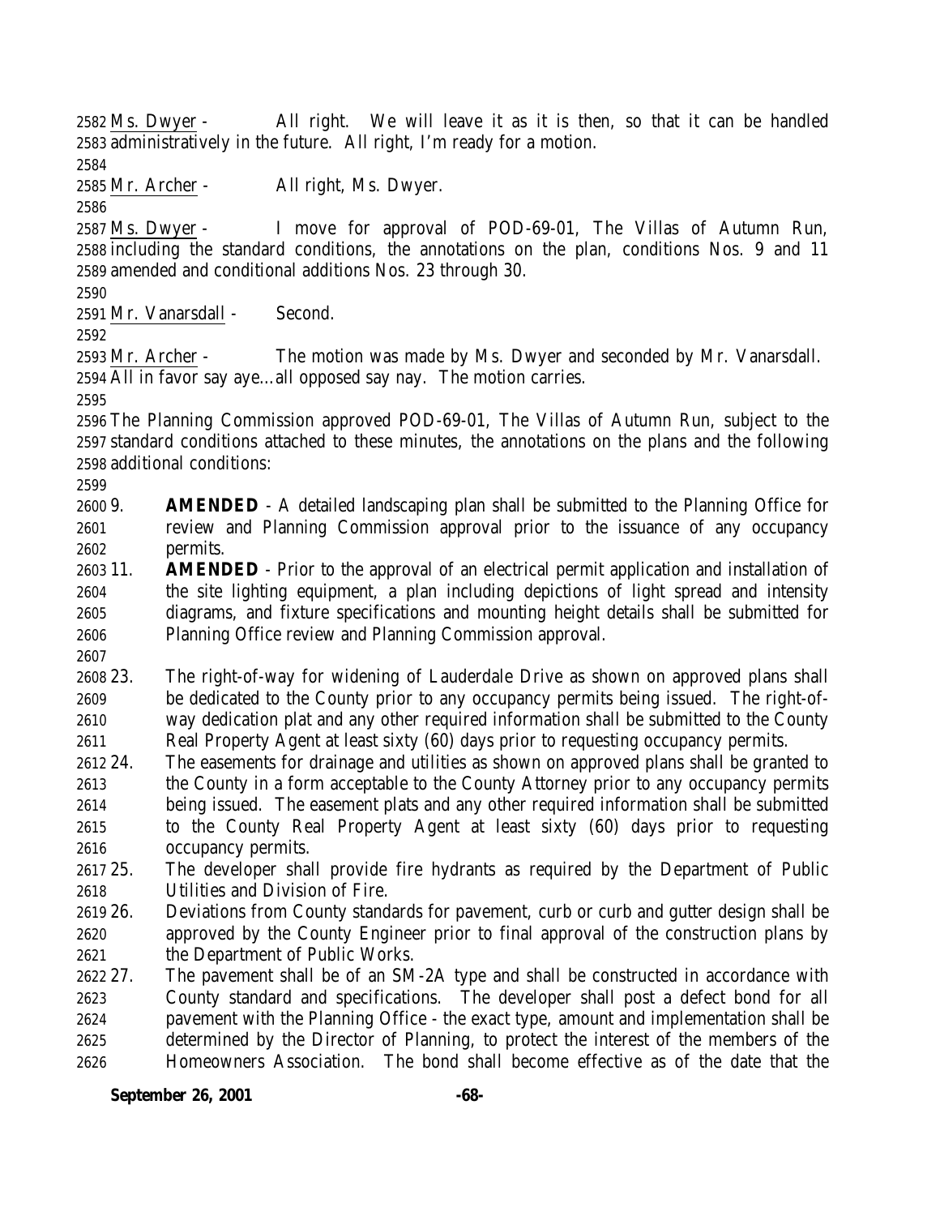Ms. Dwyer - All right. We will leave it as it is then, so that it can be handled administratively in the future. All right, I'm ready for a motion.

Mr. Archer - All right, Ms. Dwyer.

Ms. Dwyer - I move for approval of POD-69-01, The Villas of Autumn Run, including the standard conditions, the annotations on the plan, conditions Nos. 9 and 11 amended and conditional additions Nos. 23 through 30.

Mr. Vanarsdall - Second.

Mr. Archer - The motion was made by Ms. Dwyer and seconded by Mr. Vanarsdall. All in favor say aye…all opposed say nay. The motion carries.

The Planning Commission approved POD-69-01, The Villas of Autumn Run, subject to the standard conditions attached to these minutes, the annotations on the plans and the following additional conditions:

9. **AMENDED** - A detailed landscaping plan shall be submitted to the Planning Office for review and Planning Commission approval prior to the issuance of any occupancy permits.
11. **AMENDED** - Prior to the approval of an electrical permit application and installation of the site lighting equipment, a plan including depictions of light spread and intensity diagrams, and fixture specifications and mounting height details shall be submitted for Planning Office review and Planning Commission approval.

23. The right-of-way for widening of Lauderdale Drive as shown on approved plans shall be dedicated to the County prior to any occupancy permits being issued. The right-of-way dedication plat and any other required information shall be submitted to the County Real Property Agent at least sixty (60) days prior to requesting occupancy permits.
24. The easements for drainage and utilities as shown on approved plans shall be granted to the County in a form acceptable to the County Attorney prior to any occupancy permits being issued. The easement plats and any other required information shall be submitted to the County Real Property Agent at least sixty (60) days prior to requesting occupancy permits.
25. The developer shall provide fire hydrants as required by the Department of Public Utilities and Division of Fire.
26. Deviations from County standards for pavement, curb or curb and gutter design shall be approved by the County Engineer prior to final approval of the construction plans by the Department of Public Works.
27. The pavement shall be of an SM-2A type and shall be constructed in accordance with County standard and specifications. The developer shall post a defect bond for all pavement with the Planning Office - the exact type, amount and implementation shall be determined by the Director of Planning, to protect the interest of the members of the Homeowners Association. The bond shall become effective as of the date that the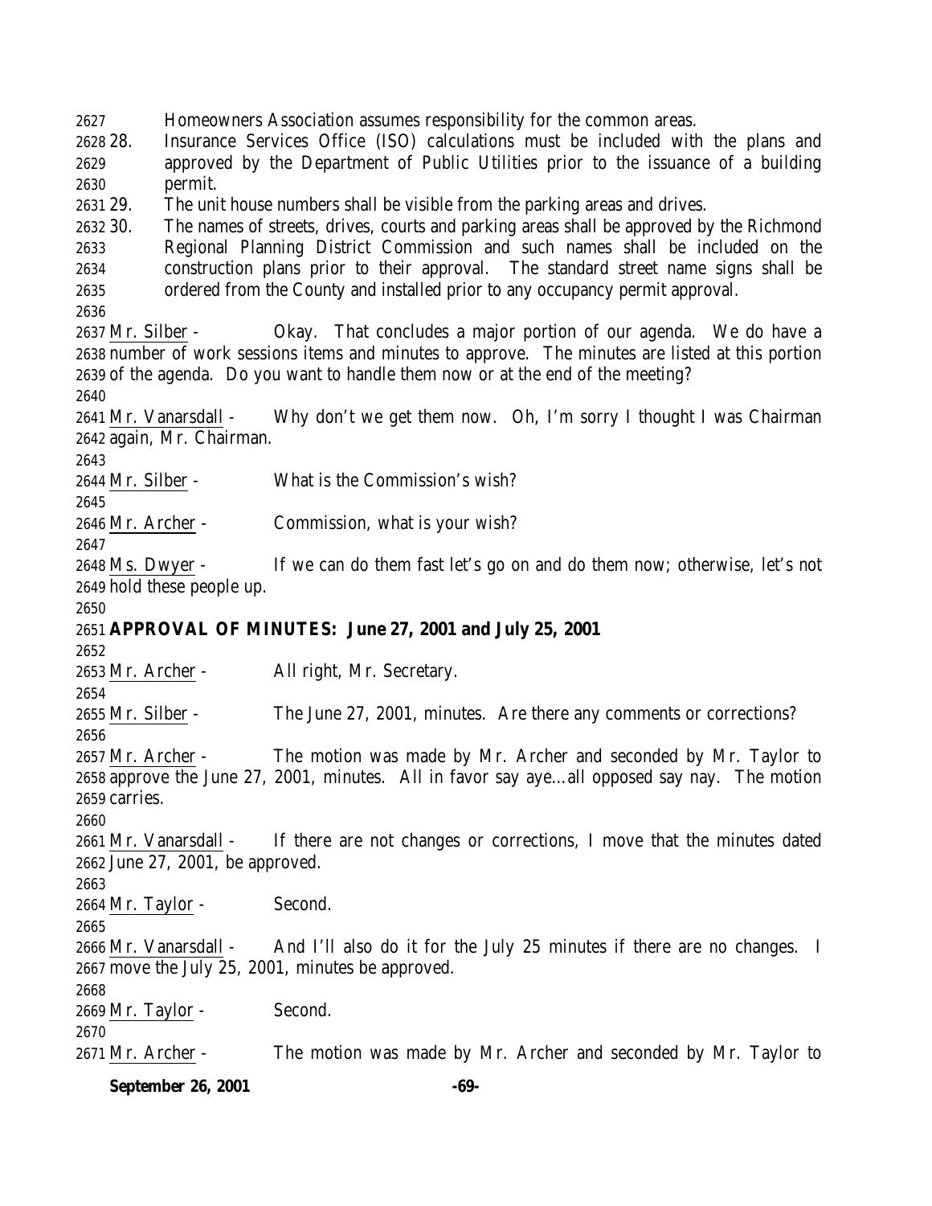Homeowners Association assumes responsibility for the common areas.

28. Insurance Services Office (ISO) calculations must be included with the plans and approved by the Department of Public Utilities prior to the issuance of a building permit.
29. The unit house numbers shall be visible from the parking areas and drives.
30. The names of streets, drives, courts and parking areas shall be approved by the Richmond Regional Planning District Commission and such names shall be included on the construction plans prior to their approval. The standard street name signs shall be ordered from the County and installed prior to any occupancy permit approval.

Mr. Silber - Okay. That concludes a major portion of our agenda. We do have a number of work sessions items and minutes to approve. The minutes are listed at this portion of the agenda. Do you want to handle them now or at the end of the meeting?

Mr. Vanarsdall - Why don't we get them now. Oh, I'm sorry I thought I was Chairman again, Mr. Chairman.

Mr. Silber - What is the Commission's wish?

Mr. Archer - Commission, what is your wish?

Ms. Dwyer - If we can do them fast let's go on and do them now; otherwise, let's not hold these people up.

**APPROVAL OF MINUTES: June 27, 2001 and July 25, 2001**

Mr. Archer - All right, Mr. Secretary.

Mr. Silber - The June 27, 2001, minutes. Are there any comments or corrections?

Mr. Archer - The motion was made by Mr. Archer and seconded by Mr. Taylor to approve the June 27, 2001, minutes. All in favor say aye…all opposed say nay. The motion carries.

Mr. Vanarsdall - If there are not changes or corrections, I move that the minutes dated June 27, 2001, be approved.

Mr. Taylor - Second.

Mr. Vanarsdall - And I'll also do it for the July 25 minutes if there are no changes. I move the July 25, 2001, minutes be approved.

Mr. Taylor - Second.

Mr. Archer - The motion was made by Mr. Archer and seconded by Mr. Taylor to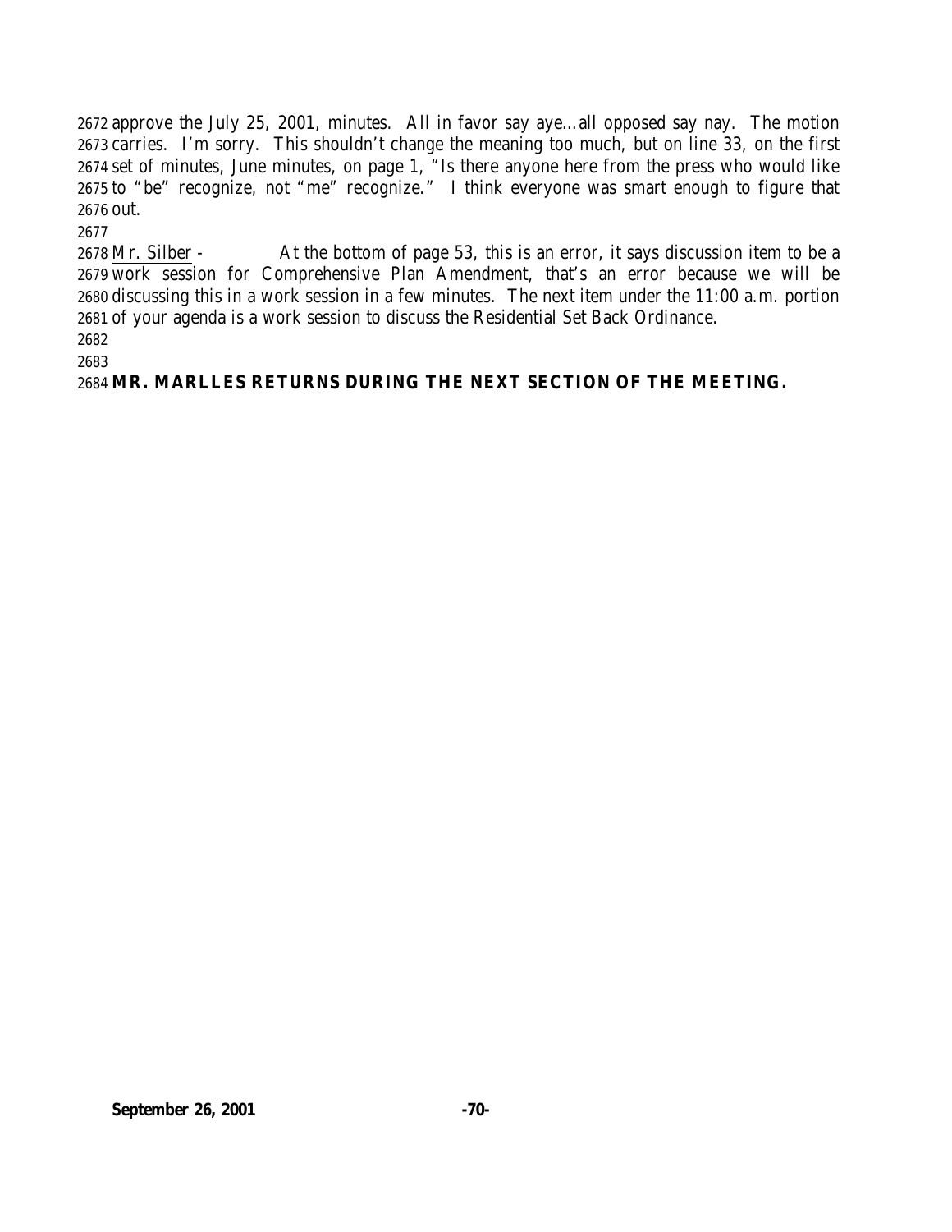approve the July 25, 2001, minutes. All in favor say aye…all opposed say nay. The motion carries. I'm sorry. This shouldn't change the meaning too much, but on line 33, on the first set of minutes, June minutes, on page 1, "Is there anyone here from the press who would like to "be" recognize, not "me" recognize." I think everyone was smart enough to figure that out.

Mr. Silber - At the bottom of page 53, this is an error, it says discussion item to be a work session for Comprehensive Plan Amendment, that's an error because we will be discussing this in a work session in a few minutes. The next item under the 11:00 a.m. portion of your agenda is a work session to discuss the Residential Set Back Ordinance.

**MR. MARLLES RETURNS DURING THE NEXT SECTION OF THE MEETING.**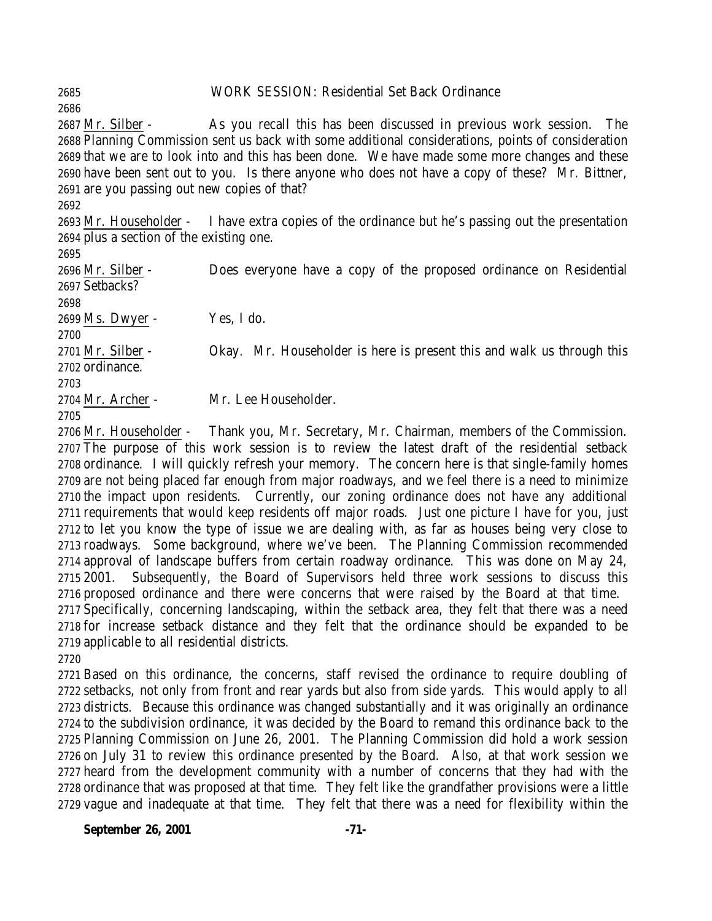WORK SESSION: Residential Set Back Ordinance

Mr. Silber - As you recall this has been discussed in previous work session. The Planning Commission sent us back with some additional considerations, points of consideration that we are to look into and this has been done. We have made some more changes and these have been sent out to you. Is there anyone who does not have a copy of these? Mr. Bittner, are you passing out new copies of that?

Mr. Householder - I have extra copies of the ordinance but he's passing out the presentation plus a section of the existing one.

Mr. Silber - Does everyone have a copy of the proposed ordinance on Residential Setbacks?

Ms. Dwyer - Yes, I do.

Mr. Silber - Okay. Mr. Householder is here is present this and walk us through this ordinance.

Mr. Archer - Mr. Lee Householder.

Mr. Householder - Thank you, Mr. Secretary, Mr. Chairman, members of the Commission. The purpose of this work session is to review the latest draft of the residential setback ordinance. I will quickly refresh your memory. The concern here is that single-family homes are not being placed far enough from major roadways, and we feel there is a need to minimize the impact upon residents. Currently, our zoning ordinance does not have any additional requirements that would keep residents off major roads. Just one picture I have for you, just to let you know the type of issue we are dealing with, as far as houses being very close to roadways. Some background, where we've been. The Planning Commission recommended approval of landscape buffers from certain roadway ordinance. This was done on May 24, 2001. Subsequently, the Board of Supervisors held three work sessions to discuss this proposed ordinance and there were concerns that were raised by the Board at that time. Specifically, concerning landscaping, within the setback area, they felt that there was a need for increase setback distance and they felt that the ordinance should be expanded to be applicable to all residential districts.

Based on this ordinance, the concerns, staff revised the ordinance to require doubling of setbacks, not only from front and rear yards but also from side yards. This would apply to all districts. Because this ordinance was changed substantially and it was originally an ordinance to the subdivision ordinance, it was decided by the Board to remand this ordinance back to the Planning Commission on June 26, 2001. The Planning Commission did hold a work session on July 31 to review this ordinance presented by the Board. Also, at that work session we heard from the development community with a number of concerns that they had with the ordinance that was proposed at that time. They felt like the grandfather provisions were a little vague and inadequate at that time. They felt that there was a need for flexibility within the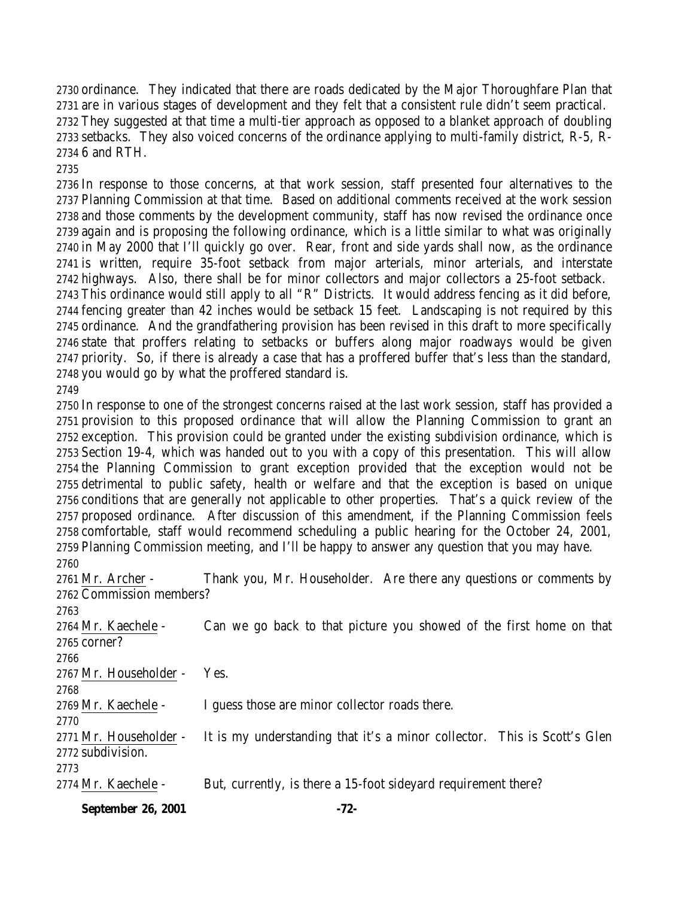ordinance. They indicated that there are roads dedicated by the Major Thoroughfare Plan that are in various stages of development and they felt that a consistent rule didn't seem practical. They suggested at that time a multi-tier approach as opposed to a blanket approach of doubling setbacks. They also voiced concerns of the ordinance applying to multi-family district, R-5, R-6 and RTH.

In response to those concerns, at that work session, staff presented four alternatives to the Planning Commission at that time. Based on additional comments received at the work session and those comments by the development community, staff has now revised the ordinance once again and is proposing the following ordinance, which is a little similar to what was originally in May 2000 that I'll quickly go over. Rear, front and side yards shall now, as the ordinance is written, require 35-foot setback from major arterials, minor arterials, and interstate highways. Also, there shall be for minor collectors and major collectors a 25-foot setback. This ordinance would still apply to all "R" Districts. It would address fencing as it did before, fencing greater than 42 inches would be setback 15 feet. Landscaping is not required by this ordinance. And the grandfathering provision has been revised in this draft to more specifically state that proffers relating to setbacks or buffers along major roadways would be given priority. So, if there is already a case that has a proffered buffer that's less than the standard, you would go by what the proffered standard is.

In response to one of the strongest concerns raised at the last work session, staff has provided a provision to this proposed ordinance that will allow the Planning Commission to grant an exception. This provision could be granted under the existing subdivision ordinance, which is Section 19-4, which was handed out to you with a copy of this presentation. This will allow the Planning Commission to grant exception provided that the exception would not be detrimental to public safety, health or welfare and that the exception is based on unique conditions that are generally not applicable to other properties. That's a quick review of the proposed ordinance. After discussion of this amendment, if the Planning Commission feels comfortable, staff would recommend scheduling a public hearing for the October 24, 2001, Planning Commission meeting, and I'll be happy to answer any question that you may have.

Mr. Archer - Thank you, Mr. Householder. Are there any questions or comments by Commission members?

Mr. Kaechele - Can we go back to that picture you showed of the first home on that corner?

Mr. Householder - Yes.

Mr. Kaechele - I guess those are minor collector roads there.

Mr. Householder - It is my understanding that it's a minor collector. This is Scott's Glen subdivision.

Mr. Kaechele - But, currently, is there a 15-foot sideyard requirement there?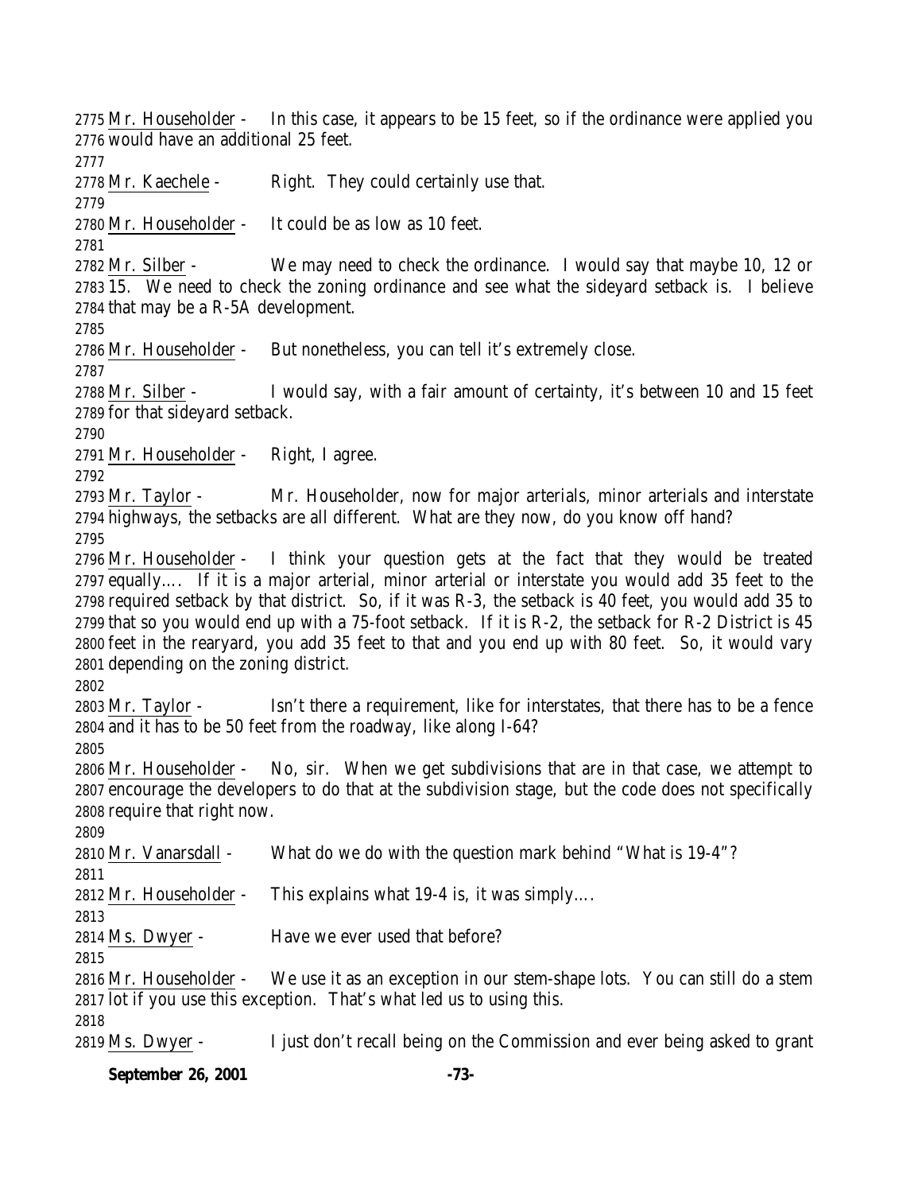2775 Mr. Householder - In this case, it appears to be 15 feet, so if the ordinance were applied you
2776 would have an additional 25 feet.
2777
2778 Mr. Kaechele - Right. They could certainly use that.
2779
2780 Mr. Householder - It could be as low as 10 feet.
2781
2782 Mr. Silber - We may need to check the ordinance. I would say that maybe 10, 12 or
2783 15. We need to check the zoning ordinance and see what the sideyard setback is. I believe
2784 that may be a R-5A development.
2785
2786 Mr. Householder - But nonetheless, you can tell it's extremely close.
2787
2788 Mr. Silber - I would say, with a fair amount of certainty, it's between 10 and 15 feet
2789 for that sideyard setback.
2790
2791 Mr. Householder - Right, I agree.
2792
2793 Mr. Taylor - Mr. Householder, now for major arterials, minor arterials and interstate
2794 highways, the setbacks are all different. What are they now, do you know off hand?
2795
2796 Mr. Householder - I think your question gets at the fact that they would be treated
2797 equally…. If it is a major arterial, minor arterial or interstate you would add 35 feet to the
2798 required setback by that district. So, if it was R-3, the setback is 40 feet, you would add 35 to
2799 that so you would end up with a 75-foot setback. If it is R-2, the setback for R-2 District is 45
2800 feet in the rearyard, you add 35 feet to that and you end up with 80 feet. So, it would vary
2801 depending on the zoning district.
2802
2803 Mr. Taylor - Isn't there a requirement, like for interstates, that there has to be a fence
2804 and it has to be 50 feet from the roadway, like along I-64?
2805
2806 Mr. Householder - No, sir. When we get subdivisions that are in that case, we attempt to
2807 encourage the developers to do that at the subdivision stage, but the code does not specifically
2808 require that right now.
2809
2810 Mr. Vanarsdall - What do we do with the question mark behind "What is 19-4"?
2811
2812 Mr. Householder - This explains what 19-4 is, it was simply….
2813
2814 Ms. Dwyer - Have we ever used that before?
2815
2816 Mr. Householder - We use it as an exception in our stem-shape lots. You can still do a stem
2817 lot if you use this exception. That's what led us to using this.
2818
2819 Ms. Dwyer - I just don't recall being on the Commission and ever being asked to grant

**September 26, 2001**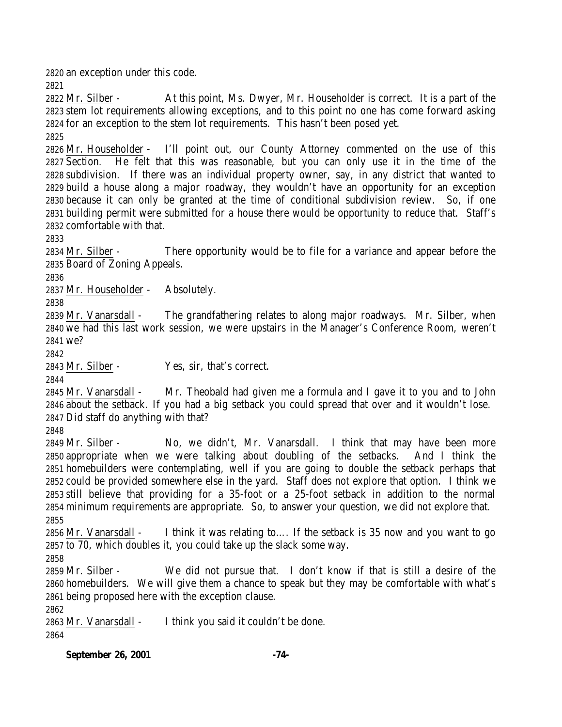an exception under this code.

Mr. Silber - At this point, Ms. Dwyer, Mr. Householder is correct. It is a part of the stem lot requirements allowing exceptions, and to this point no one has come forward asking for an exception to the stem lot requirements. This hasn't been posed yet.

Mr. Householder - I'll point out, our County Attorney commented on the use of this Section. He felt that this was reasonable, but you can only use it in the time of the subdivision. If there was an individual property owner, say, in any district that wanted to build a house along a major roadway, they wouldn't have an opportunity for an exception because it can only be granted at the time of conditional subdivision review. So, if one building permit were submitted for a house there would be opportunity to reduce that. Staff's comfortable with that.

Mr. Silber - There opportunity would be to file for a variance and appear before the Board of Zoning Appeals.

Mr. Householder - Absolutely.

Mr. Vanarsdall - The grandfathering relates to along major roadways. Mr. Silber, when we had this last work session, we were upstairs in the Manager's Conference Room, weren't we?

Mr. Silber - Yes, sir, that's correct.

Mr. Vanarsdall - Mr. Theobald had given me a formula and I gave it to you and to John about the setback. If you had a big setback you could spread that over and it wouldn't lose. Did staff do anything with that?

Mr. Silber - No, we didn't, Mr. Vanarsdall. I think that may have been more appropriate when we were talking about doubling of the setbacks. And I think the homebuilders were contemplating, well if you are going to double the setback perhaps that could be provided somewhere else in the yard. Staff does not explore that option. I think we still believe that providing for a 35-foot or a 25-foot setback in addition to the normal minimum requirements are appropriate. So, to answer your question, we did not explore that.

Mr. Vanarsdall - I think it was relating to…. If the setback is 35 now and you want to go to 70, which doubles it, you could take up the slack some way.

Mr. Silber - We did not pursue that. I don't know if that is still a desire of the homebuilders. We will give them a chance to speak but they may be comfortable with what's being proposed here with the exception clause.

Mr. Vanarsdall - I think you said it couldn't be done.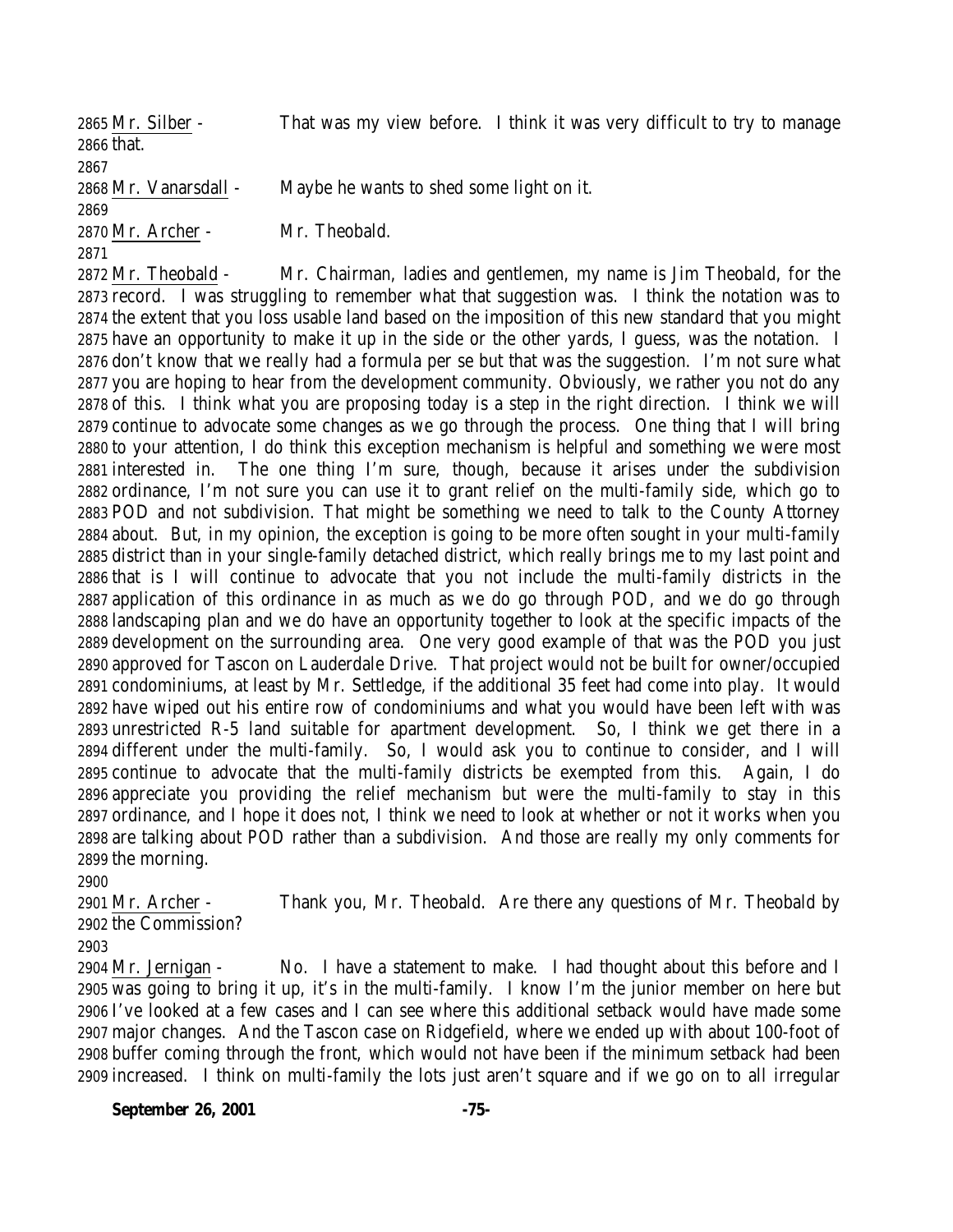Mr. Silber - That was my view before. I think it was very difficult to try to manage that.

Mr. Vanarsdall - Maybe he wants to shed some light on it.

Mr. Archer - Mr. Theobald.

Mr. Theobald - Mr. Chairman, ladies and gentlemen, my name is Jim Theobald, for the record. I was struggling to remember what that suggestion was. I think the notation was to the extent that you loss usable land based on the imposition of this new standard that you might have an opportunity to make it up in the side or the other yards, I guess, was the notation. I don't know that we really had a formula per se but that was the suggestion. I'm not sure what you are hoping to hear from the development community. Obviously, we rather you not do any of this. I think what you are proposing today is a step in the right direction. I think we will continue to advocate some changes as we go through the process. One thing that I will bring to your attention, I do think this exception mechanism is helpful and something we were most interested in. The one thing I'm sure, though, because it arises under the subdivision ordinance, I'm not sure you can use it to grant relief on the multi-family side, which go to POD and not subdivision. That might be something we need to talk to the County Attorney about. But, in my opinion, the exception is going to be more often sought in your multi-family district than in your single-family detached district, which really brings me to my last point and that is I will continue to advocate that you not include the multi-family districts in the application of this ordinance in as much as we do go through POD, and we do go through landscaping plan and we do have an opportunity together to look at the specific impacts of the development on the surrounding area. One very good example of that was the POD you just approved for Tascon on Lauderdale Drive. That project would not be built for owner/occupied condominiums, at least by Mr. Settledge, if the additional 35 feet had come into play. It would have wiped out his entire row of condominiums and what you would have been left with was unrestricted R-5 land suitable for apartment development. So, I think we get there in a different under the multi-family. So, I would ask you to continue to consider, and I will continue to advocate that the multi-family districts be exempted from this. Again, I do appreciate you providing the relief mechanism but were the multi-family to stay in this ordinance, and I hope it does not, I think we need to look at whether or not it works when you are talking about POD rather than a subdivision. And those are really my only comments for the morning.

Mr. Archer - Thank you, Mr. Theobald. Are there any questions of Mr. Theobald by the Commission?

Mr. Jernigan - No. I have a statement to make. I had thought about this before and I was going to bring it up, it's in the multi-family. I know I'm the junior member on here but I've looked at a few cases and I can see where this additional setback would have made some major changes. And the Tascon case on Ridgefield, where we ended up with about 100-foot of buffer coming through the front, which would not have been if the minimum setback had been increased. I think on multi-family the lots just aren't square and if we go on to all irregular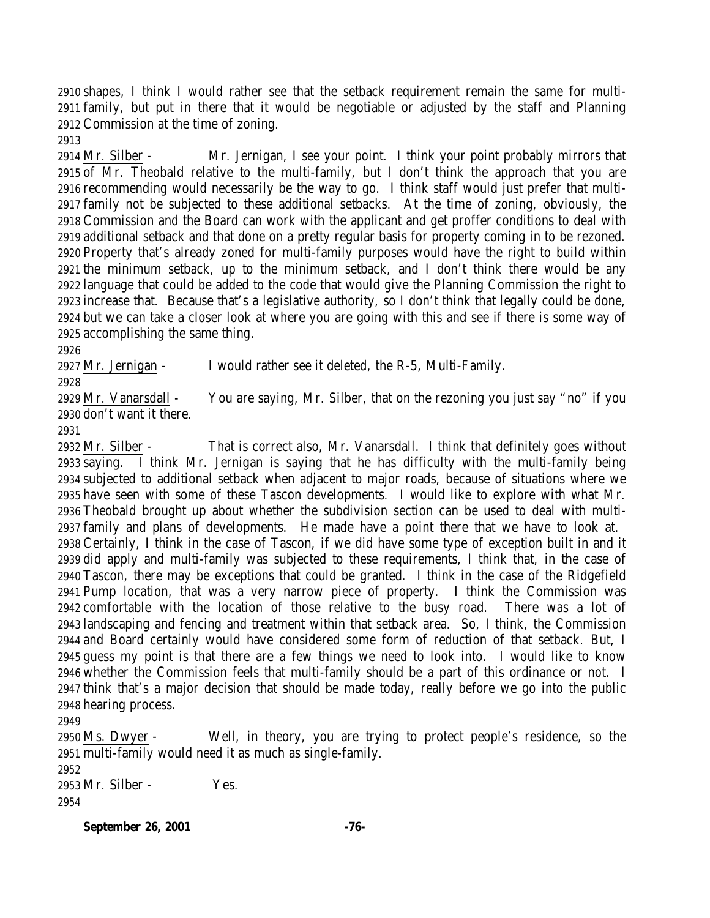shapes, I think I would rather see that the setback requirement remain the same for multi-family, but put in there that it would be negotiable or adjusted by the staff and Planning Commission at the time of zoning.

Mr. Silber - Mr. Jernigan, I see your point. I think your point probably mirrors that of Mr. Theobald relative to the multi-family, but I don't think the approach that you are recommending would necessarily be the way to go. I think staff would just prefer that multi-family not be subjected to these additional setbacks. At the time of zoning, obviously, the Commission and the Board can work with the applicant and get proffer conditions to deal with additional setback and that done on a pretty regular basis for property coming in to be rezoned. Property that's already zoned for multi-family purposes would have the right to build within the minimum setback, up to the minimum setback, and I don't think there would be any language that could be added to the code that would give the Planning Commission the right to increase that. Because that's a legislative authority, so I don't think that legally could be done, but we can take a closer look at where you are going with this and see if there is some way of accomplishing the same thing.

Mr. Jernigan - I would rather see it deleted, the R-5, Multi-Family.

Mr. Vanarsdall - You are saying, Mr. Silber, that on the rezoning you just say "no" if you don't want it there.

Mr. Silber - That is correct also, Mr. Vanarsdall. I think that definitely goes without saying. I think Mr. Jernigan is saying that he has difficulty with the multi-family being subjected to additional setback when adjacent to major roads, because of situations where we have seen with some of these Tascon developments. I would like to explore with what Mr. Theobald brought up about whether the subdivision section can be used to deal with multi-family and plans of developments. He made have a point there that we have to look at. Certainly, I think in the case of Tascon, if we did have some type of exception built in and it did apply and multi-family was subjected to these requirements, I think that, in the case of Tascon, there may be exceptions that could be granted. I think in the case of the Ridgefield Pump location, that was a very narrow piece of property. I think the Commission was comfortable with the location of those relative to the busy road. There was a lot of landscaping and fencing and treatment within that setback area. So, I think, the Commission and Board certainly would have considered some form of reduction of that setback. But, I guess my point is that there are a few things we need to look into. I would like to know whether the Commission feels that multi-family should be a part of this ordinance or not. I think that's a major decision that should be made today, really before we go into the public hearing process.

Ms. Dwyer - Well, in theory, you are trying to protect people's residence, so the multi-family would need it as much as single-family.

Mr. Silber - Yes.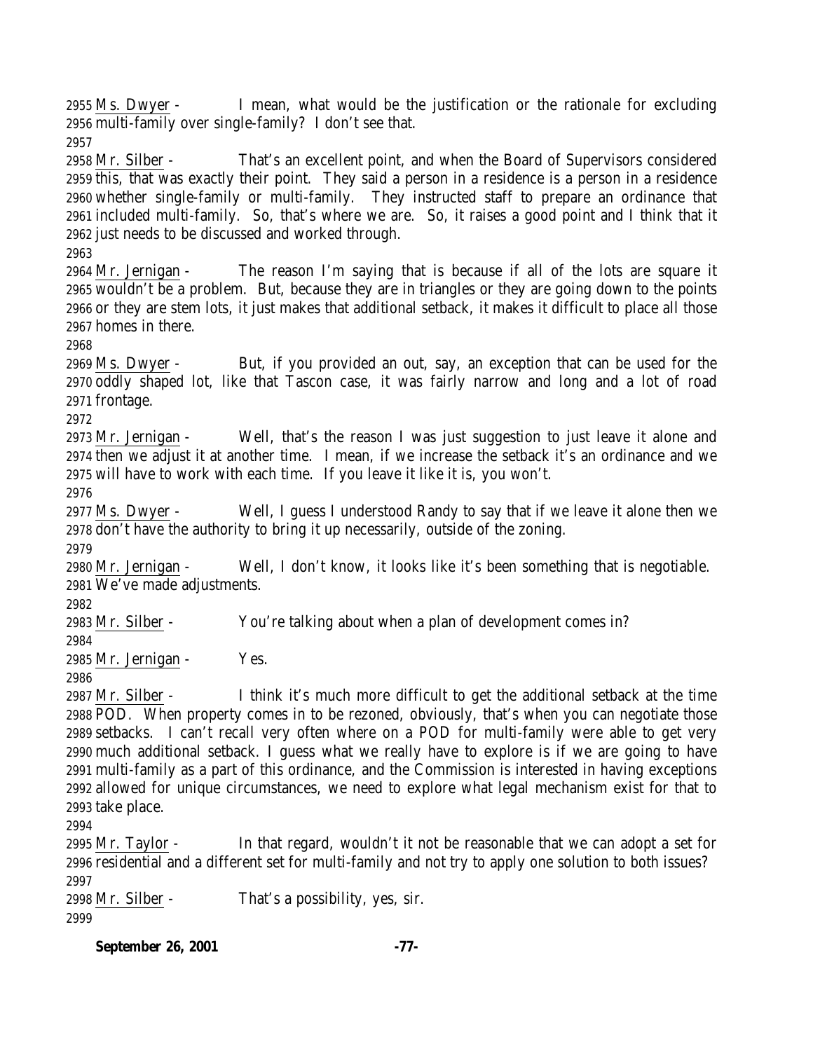Ms. Dwyer - I mean, what would be the justification or the rationale for excluding multi-family over single-family? I don't see that.

Mr. Silber - That's an excellent point, and when the Board of Supervisors considered this, that was exactly their point. They said a person in a residence is a person in a residence whether single-family or multi-family. They instructed staff to prepare an ordinance that included multi-family. So, that's where we are. So, it raises a good point and I think that it just needs to be discussed and worked through.

Mr. Jernigan - The reason I'm saying that is because if all of the lots are square it wouldn't be a problem. But, because they are in triangles or they are going down to the points or they are stem lots, it just makes that additional setback, it makes it difficult to place all those homes in there.

Ms. Dwyer - But, if you provided an out, say, an exception that can be used for the oddly shaped lot, like that Tascon case, it was fairly narrow and long and a lot of road frontage.

Mr. Jernigan - Well, that's the reason I was just suggestion to just leave it alone and then we adjust it at another time. I mean, if we increase the setback it's an ordinance and we will have to work with each time. If you leave it like it is, you won't.

Ms. Dwyer - Well, I guess I understood Randy to say that if we leave it alone then we don't have the authority to bring it up necessarily, outside of the zoning.

Mr. Jernigan - Well, I don't know, it looks like it's been something that is negotiable. We've made adjustments.

Mr. Silber - You're talking about when a plan of development comes in?

Mr. Jernigan - Yes.

Mr. Silber - I think it's much more difficult to get the additional setback at the time POD. When property comes in to be rezoned, obviously, that's when you can negotiate those setbacks. I can't recall very often where on a POD for multi-family were able to get very much additional setback. I guess what we really have to explore is if we are going to have multi-family as a part of this ordinance, and the Commission is interested in having exceptions allowed for unique circumstances, we need to explore what legal mechanism exist for that to take place.

Mr. Taylor - In that regard, wouldn't it not be reasonable that we can adopt a set for residential and a different set for multi-family and not try to apply one solution to both issues?

Mr. Silber - That's a possibility, yes, sir.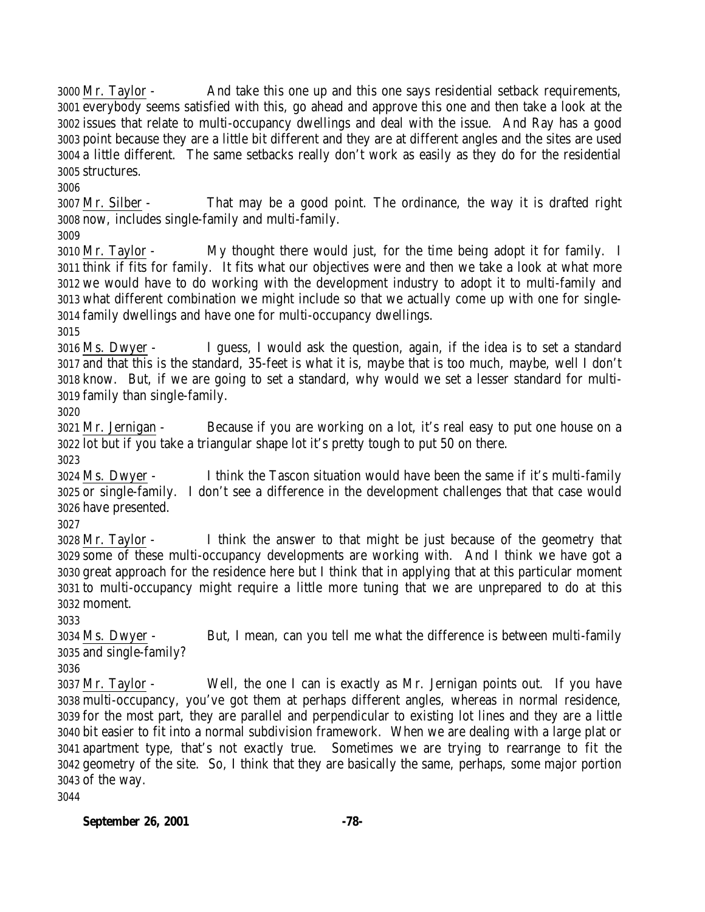3000 Mr. Taylor - And take this one up and this one says residential setback requirements, 3001 everybody seems satisfied with this, go ahead and approve this one and then take a look at the 3002 issues that relate to multi-occupancy dwellings and deal with the issue. And Ray has a good 3003 point because they are a little bit different and they are at different angles and the sites are used 3004 a little different. The same setbacks really don't work as easily as they do for the residential 3005 structures.

3006

3007 Mr. Silber - That may be a good point. The ordinance, the way it is drafted right 3008 now, includes single-family and multi-family.

3009

3010 Mr. Taylor - My thought there would just, for the time being adopt it for family. I 3011 think if fits for family. It fits what our objectives were and then we take a look at what more 3012 we would have to do working with the development industry to adopt it to multi-family and 3013 what different combination we might include so that we actually come up with one for single-3014 family dwellings and have one for multi-occupancy dwellings.

3015

3016 Ms. Dwyer - I guess, I would ask the question, again, if the idea is to set a standard 3017 and that this is the standard, 35-feet is what it is, maybe that is too much, maybe, well I don't 3018 know. But, if we are going to set a standard, why would we set a lesser standard for multi-3019 family than single-family.

3020

3021 Mr. Jernigan - Because if you are working on a lot, it's real easy to put one house on a 3022 lot but if you take a triangular shape lot it's pretty tough to put 50 on there.

3023

3024 Ms. Dwyer - I think the Tascon situation would have been the same if it's multi-family 3025 or single-family. I don't see a difference in the development challenges that that case would 3026 have presented.

3027

3028 Mr. Taylor - I think the answer to that might be just because of the geometry that 3029 some of these multi-occupancy developments are working with. And I think we have got a 3030 great approach for the residence here but I think that in applying that at this particular moment 3031 to multi-occupancy might require a little more tuning that we are unprepared to do at this 3032 moment.

3033

3034 Ms. Dwyer - But, I mean, can you tell me what the difference is between multi-family 3035 and single-family?

3036

3037 Mr. Taylor - Well, the one I can is exactly as Mr. Jernigan points out. If you have 3038 multi-occupancy, you've got them at perhaps different angles, whereas in normal residence, 3039 for the most part, they are parallel and perpendicular to existing lot lines and they are a little 3040 bit easier to fit into a normal subdivision framework. When we are dealing with a large plat or 3041 apartment type, that's not exactly true. Sometimes we are trying to rearrange to fit the 3042 geometry of the site. So, I think that they are basically the same, perhaps, some major portion 3043 of the way.

3044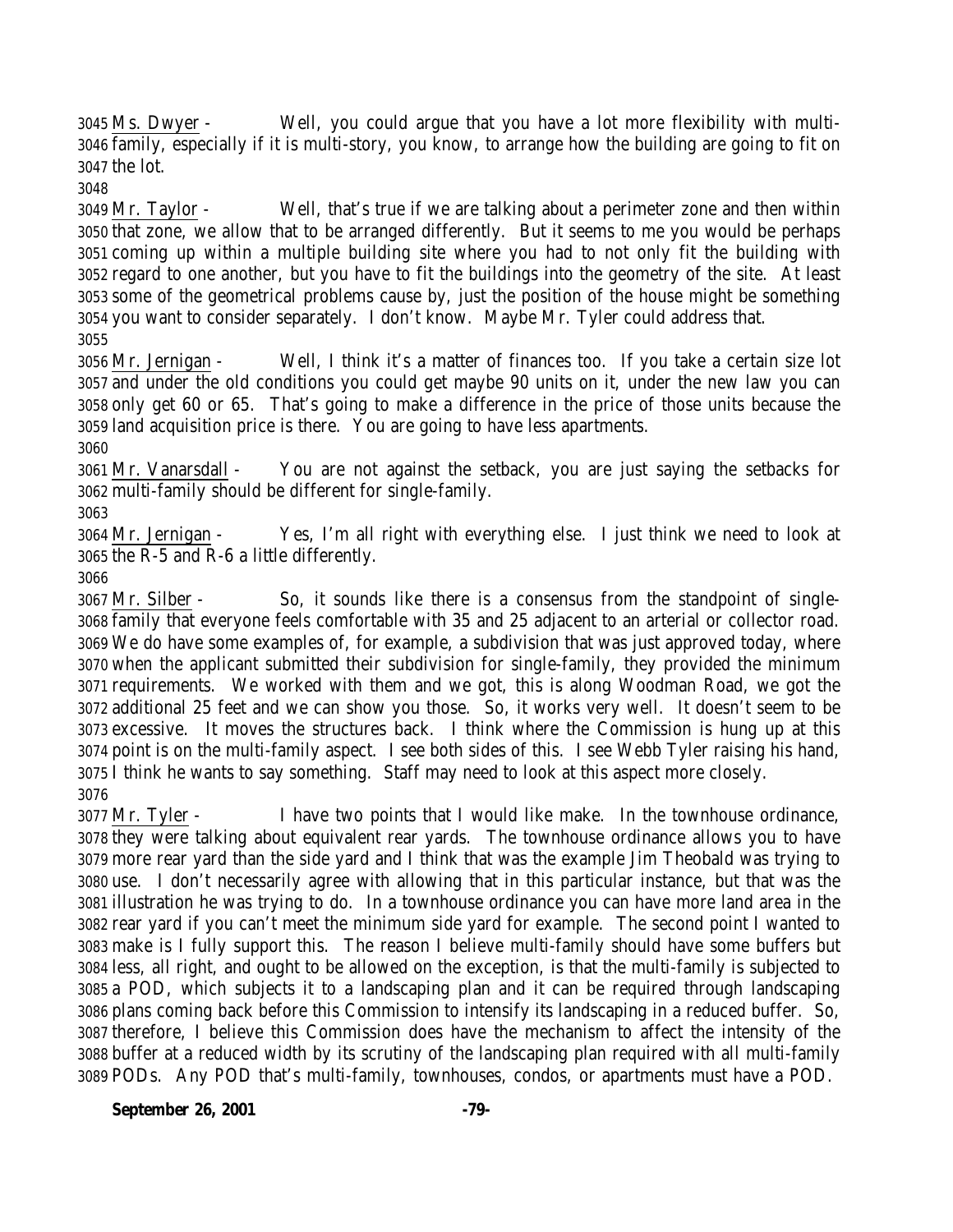Ms. Dwyer - Well, you could argue that you have a lot more flexibility with multi-family, especially if it is multi-story, you know, to arrange how the building are going to fit on the lot.

Mr. Taylor - Well, that's true if we are talking about a perimeter zone and then within that zone, we allow that to be arranged differently. But it seems to me you would be perhaps coming up within a multiple building site where you had to not only fit the building with regard to one another, but you have to fit the buildings into the geometry of the site. At least some of the geometrical problems cause by, just the position of the house might be something you want to consider separately. I don't know. Maybe Mr. Tyler could address that.

Mr. Jernigan - Well, I think it's a matter of finances too. If you take a certain size lot and under the old conditions you could get maybe 90 units on it, under the new law you can only get 60 or 65. That's going to make a difference in the price of those units because the land acquisition price is there. You are going to have less apartments.

Mr. Vanarsdall - You are not against the setback, you are just saying the setbacks for multi-family should be different for single-family.

Mr. Jernigan - Yes, I'm all right with everything else. I just think we need to look at the R-5 and R-6 a little differently.

Mr. Silber - So, it sounds like there is a consensus from the standpoint of single-family that everyone feels comfortable with 35 and 25 adjacent to an arterial or collector road. We do have some examples of, for example, a subdivision that was just approved today, where when the applicant submitted their subdivision for single-family, they provided the minimum requirements. We worked with them and we got, this is along Woodman Road, we got the additional 25 feet and we can show you those. So, it works very well. It doesn't seem to be excessive. It moves the structures back. I think where the Commission is hung up at this point is on the multi-family aspect. I see both sides of this. I see Webb Tyler raising his hand, I think he wants to say something. Staff may need to look at this aspect more closely.

Mr. Tyler - I have two points that I would like make. In the townhouse ordinance, they were talking about equivalent rear yards. The townhouse ordinance allows you to have more rear yard than the side yard and I think that was the example Jim Theobald was trying to use. I don't necessarily agree with allowing that in this particular instance, but that was the illustration he was trying to do. In a townhouse ordinance you can have more land area in the rear yard if you can't meet the minimum side yard for example. The second point I wanted to make is I fully support this. The reason I believe multi-family should have some buffers but less, all right, and ought to be allowed on the exception, is that the multi-family is subjected to a POD, which subjects it to a landscaping plan and it can be required through landscaping plans coming back before this Commission to intensify its landscaping in a reduced buffer. So, therefore, I believe this Commission does have the mechanism to affect the intensity of the buffer at a reduced width by its scrutiny of the landscaping plan required with all multi-family PODs. Any POD that's multi-family, townhouses, condos, or apartments must have a POD.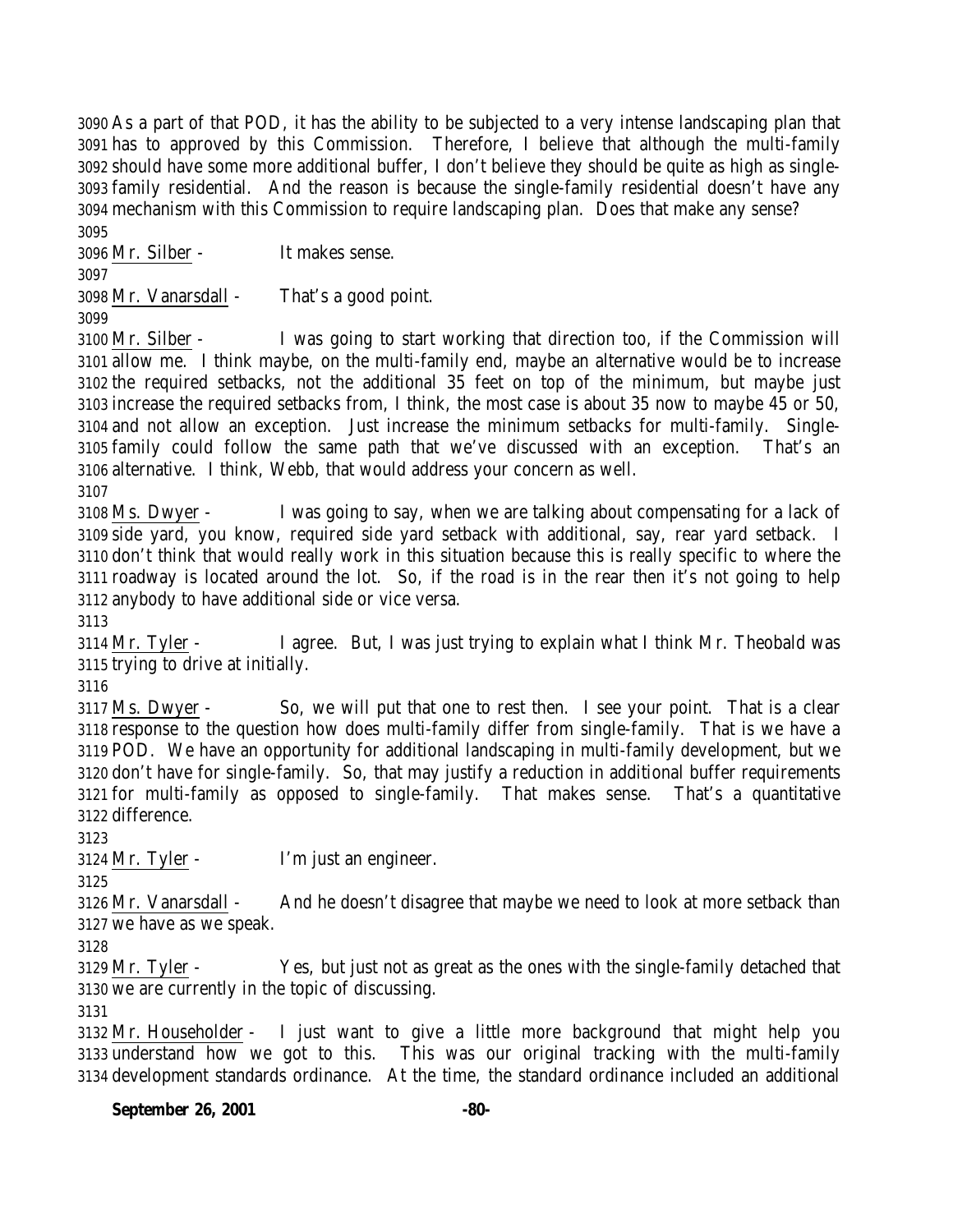As a part of that POD, it has the ability to be subjected to a very intense landscaping plan that has to approved by this Commission. Therefore, I believe that although the multi-family should have some more additional buffer, I don't believe they should be quite as high as single-family residential. And the reason is because the single-family residential doesn't have any mechanism with this Commission to require landscaping plan. Does that make any sense?

Mr. Silber - It makes sense.

Mr. Vanarsdall - That's a good point.

Mr. Silber - I was going to start working that direction too, if the Commission will allow me. I think maybe, on the multi-family end, maybe an alternative would be to increase the required setbacks, not the additional 35 feet on top of the minimum, but maybe just increase the required setbacks from, I think, the most case is about 35 now to maybe 45 or 50, and not allow an exception. Just increase the minimum setbacks for multi-family. Single-family could follow the same path that we've discussed with an exception. That's an alternative. I think, Webb, that would address your concern as well.

Ms. Dwyer - I was going to say, when we are talking about compensating for a lack of side yard, you know, required side yard setback with additional, say, rear yard setback. I don't think that would really work in this situation because this is really specific to where the roadway is located around the lot. So, if the road is in the rear then it's not going to help anybody to have additional side or vice versa.

Mr. Tyler - I agree. But, I was just trying to explain what I think Mr. Theobald was trying to drive at initially.

Ms. Dwyer - So, we will put that one to rest then. I see your point. That is a clear response to the question how does multi-family differ from single-family. That is we have a POD. We have an opportunity for additional landscaping in multi-family development, but we don't have for single-family. So, that may justify a reduction in additional buffer requirements for multi-family as opposed to single-family. That makes sense. That's a quantitative difference.

Mr. Tyler - I'm just an engineer.

Mr. Vanarsdall - And he doesn't disagree that maybe we need to look at more setback than we have as we speak.

Mr. Tyler - Yes, but just not as great as the ones with the single-family detached that we are currently in the topic of discussing.

Mr. Householder - I just want to give a little more background that might help you understand how we got to this. This was our original tracking with the multi-family development standards ordinance. At the time, the standard ordinance included an additional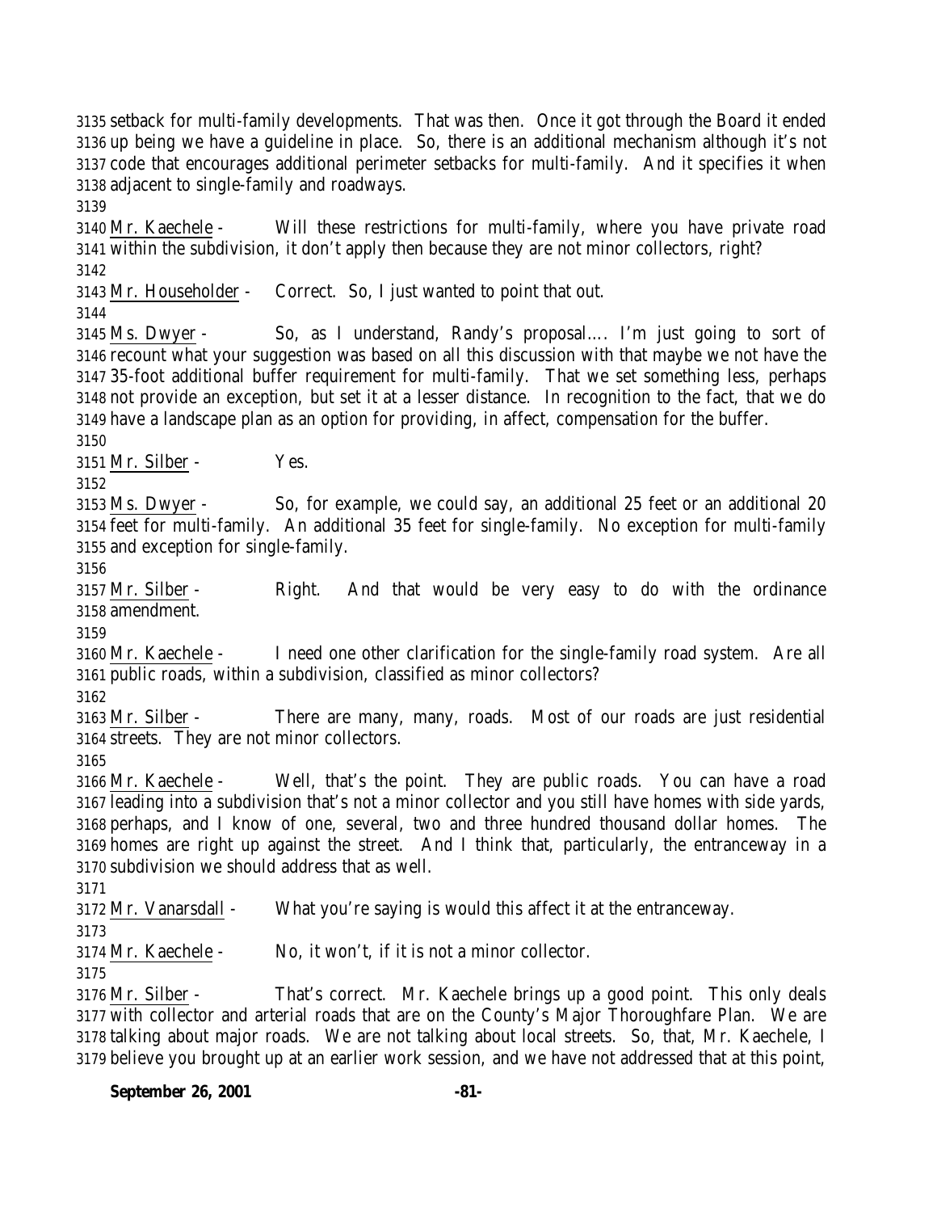setback for multi-family developments. That was then. Once it got through the Board it ended up being we have a guideline in place. So, there is an additional mechanism although it's not code that encourages additional perimeter setbacks for multi-family. And it specifies it when adjacent to single-family and roadways.

Mr. Kaechele - Will these restrictions for multi-family, where you have private road within the subdivision, it don't apply then because they are not minor collectors, right?

Mr. Householder - Correct. So, I just wanted to point that out.

Ms. Dwyer - So, as I understand, Randy's proposal…. I'm just going to sort of recount what your suggestion was based on all this discussion with that maybe we not have the 35-foot additional buffer requirement for multi-family. That we set something less, perhaps not provide an exception, but set it at a lesser distance. In recognition to the fact, that we do have a landscape plan as an option for providing, in affect, compensation for the buffer.

Mr. Silber - Yes.

Ms. Dwyer - So, for example, we could say, an additional 25 feet or an additional 20 feet for multi-family. An additional 35 feet for single-family. No exception for multi-family and exception for single-family.

Mr. Silber - Right. And that would be very easy to do with the ordinance amendment.

Mr. Kaechele - I need one other clarification for the single-family road system. Are all public roads, within a subdivision, classified as minor collectors?

Mr. Silber - There are many, many, roads. Most of our roads are just residential streets. They are not minor collectors.

Mr. Kaechele - Well, that's the point. They are public roads. You can have a road leading into a subdivision that's not a minor collector and you still have homes with side yards, perhaps, and I know of one, several, two and three hundred thousand dollar homes. The homes are right up against the street. And I think that, particularly, the entranceway in a subdivision we should address that as well.

Mr. Vanarsdall - What you're saying is would this affect it at the entranceway.

Mr. Kaechele - No, it won't, if it is not a minor collector.

Mr. Silber - That's correct. Mr. Kaechele brings up a good point. This only deals with collector and arterial roads that are on the County's Major Thoroughfare Plan. We are talking about major roads. We are not talking about local streets. So, that, Mr. Kaechele, I believe you brought up at an earlier work session, and we have not addressed that at this point,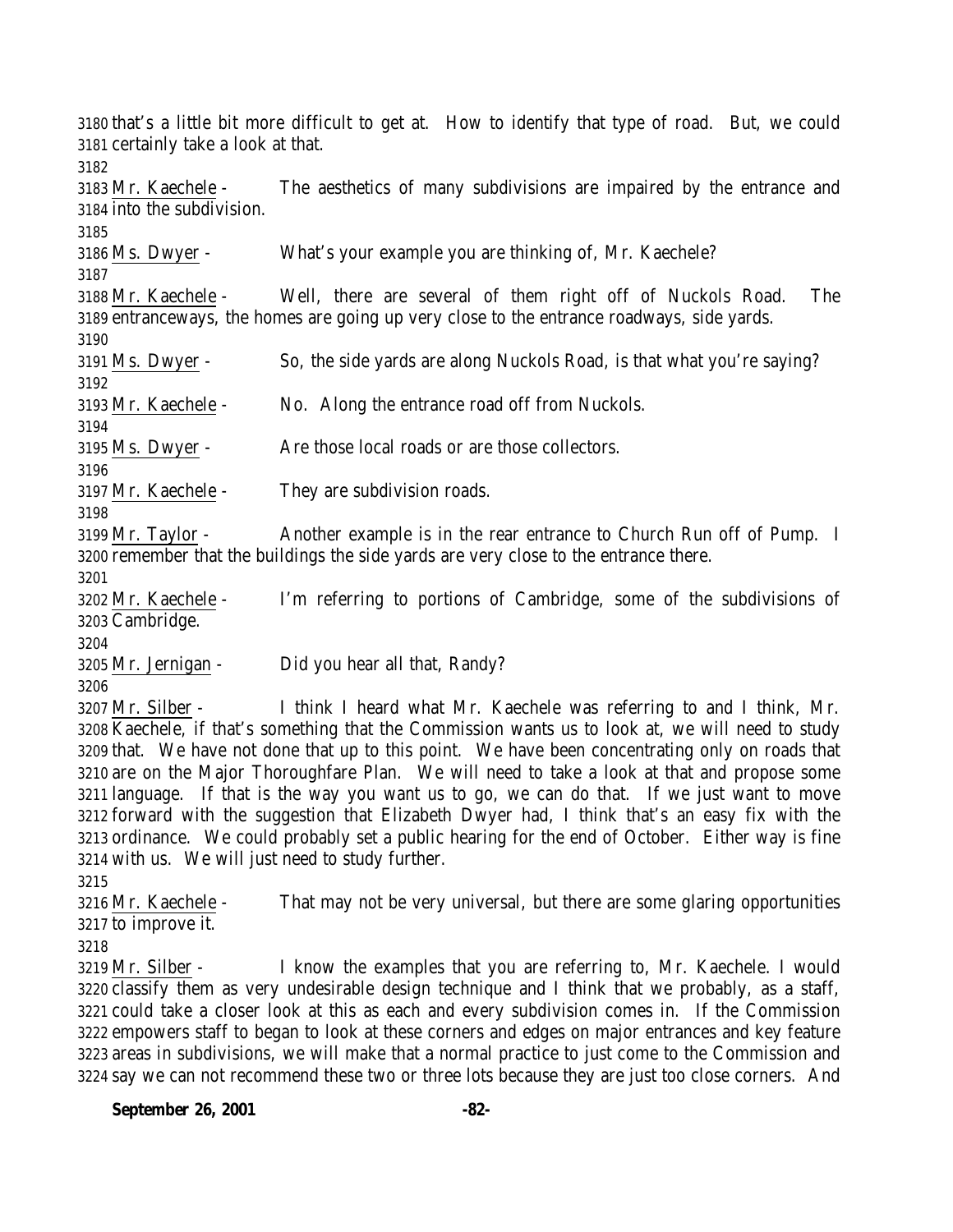that's a little bit more difficult to get at. How to identify that type of road. But, we could certainly take a look at that.

Mr. Kaechele - The aesthetics of many subdivisions are impaired by the entrance and into the subdivision.

Ms. Dwyer - What's your example you are thinking of, Mr. Kaechele?

Mr. Kaechele - Well, there are several of them right off of Nuckols Road. The entranceways, the homes are going up very close to the entrance roadways, side yards.

Ms. Dwyer - So, the side yards are along Nuckols Road, is that what you're saying?

Mr. Kaechele - No. Along the entrance road off from Nuckols.

Ms. Dwyer - Are those local roads or are those collectors.

Mr. Kaechele - They are subdivision roads.

Mr. Taylor - Another example is in the rear entrance to Church Run off of Pump. I remember that the buildings the side yards are very close to the entrance there.

Mr. Kaechele - I'm referring to portions of Cambridge, some of the subdivisions of Cambridge.

Mr. Jernigan - Did you hear all that, Randy?

Mr. Silber - I think I heard what Mr. Kaechele was referring to and I think, Mr. Kaechele, if that's something that the Commission wants us to look at, we will need to study that. We have not done that up to this point. We have been concentrating only on roads that are on the Major Thoroughfare Plan. We will need to take a look at that and propose some language. If that is the way you want us to go, we can do that. If we just want to move forward with the suggestion that Elizabeth Dwyer had, I think that's an easy fix with the ordinance. We could probably set a public hearing for the end of October. Either way is fine with us. We will just need to study further.

Mr. Kaechele - That may not be very universal, but there are some glaring opportunities to improve it.

Mr. Silber - I know the examples that you are referring to, Mr. Kaechele. I would classify them as very undesirable design technique and I think that we probably, as a staff, could take a closer look at this as each and every subdivision comes in. If the Commission empowers staff to began to look at these corners and edges on major entrances and key feature areas in subdivisions, we will make that a normal practice to just come to the Commission and say we can not recommend these two or three lots because they are just too close corners. And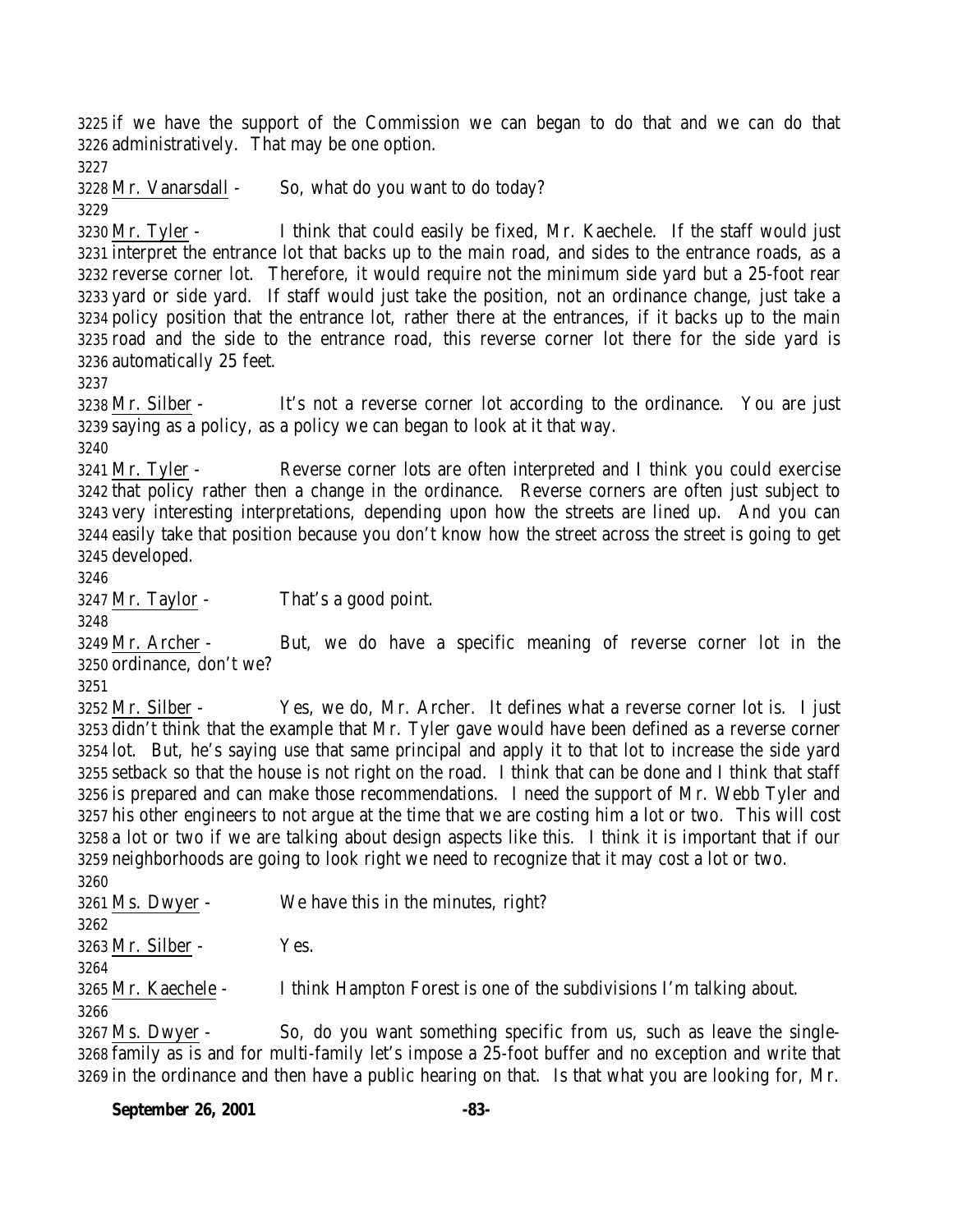if we have the support of the Commission we can began to do that and we can do that administratively. That may be one option.

Mr. Vanarsdall - So, what do you want to do today?

Mr. Tyler - I think that could easily be fixed, Mr. Kaechele. If the staff would just interpret the entrance lot that backs up to the main road, and sides to the entrance roads, as a reverse corner lot. Therefore, it would require not the minimum side yard but a 25-foot rear yard or side yard. If staff would just take the position, not an ordinance change, just take a policy position that the entrance lot, rather there at the entrances, if it backs up to the main road and the side to the entrance road, this reverse corner lot there for the side yard is automatically 25 feet.

Mr. Silber - It's not a reverse corner lot according to the ordinance. You are just saying as a policy, as a policy we can began to look at it that way.

Mr. Tyler - Reverse corner lots are often interpreted and I think you could exercise that policy rather then a change in the ordinance. Reverse corners are often just subject to very interesting interpretations, depending upon how the streets are lined up. And you can easily take that position because you don't know how the street across the street is going to get developed.

Mr. Taylor - That's a good point.

Mr. Archer - But, we do have a specific meaning of reverse corner lot in the ordinance, don't we?

Mr. Silber - Yes, we do, Mr. Archer. It defines what a reverse corner lot is. I just didn't think that the example that Mr. Tyler gave would have been defined as a reverse corner lot. But, he's saying use that same principal and apply it to that lot to increase the side yard setback so that the house is not right on the road. I think that can be done and I think that staff is prepared and can make those recommendations. I need the support of Mr. Webb Tyler and his other engineers to not argue at the time that we are costing him a lot or two. This will cost a lot or two if we are talking about design aspects like this. I think it is important that if our neighborhoods are going to look right we need to recognize that it may cost a lot or two.

Ms. Dwyer - We have this in the minutes, right?

Mr. Silber - Yes.

Mr. Kaechele - I think Hampton Forest is one of the subdivisions I'm talking about.

Ms. Dwyer - So, do you want something specific from us, such as leave the single-family as is and for multi-family let's impose a 25-foot buffer and no exception and write that in the ordinance and then have a public hearing on that. Is that what you are looking for, Mr.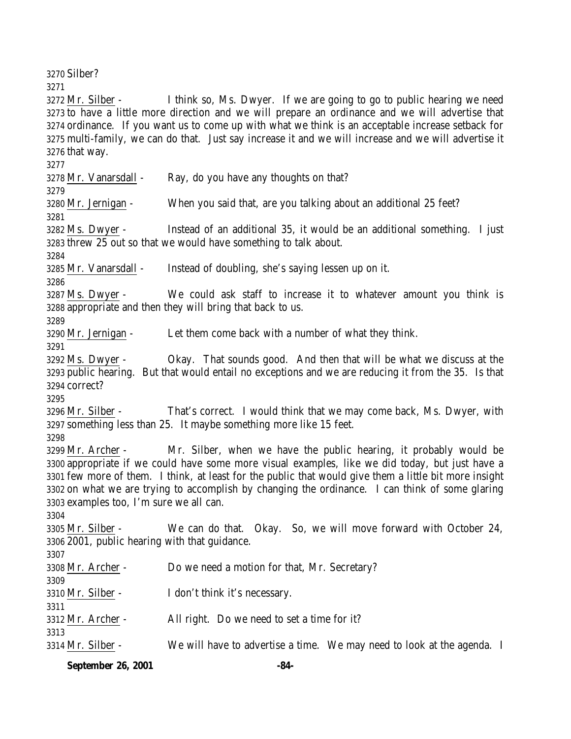Silber?

Mr. Silber - I think so, Ms. Dwyer. If we are going to go to public hearing we need to have a little more direction and we will prepare an ordinance and we will advertise that ordinance. If you want us to come up with what we think is an acceptable increase setback for multi-family, we can do that. Just say increase it and we will increase and we will advertise it that way.

Mr. Vanarsdall - Ray, do you have any thoughts on that?

Mr. Jernigan - When you said that, are you talking about an additional 25 feet?

Ms. Dwyer - Instead of an additional 35, it would be an additional something. I just threw 25 out so that we would have something to talk about.

Mr. Vanarsdall - Instead of doubling, she's saying lessen up on it.

Ms. Dwyer - We could ask staff to increase it to whatever amount you think is appropriate and then they will bring that back to us.

Mr. Jernigan - Let them come back with a number of what they think.

Ms. Dwyer - Okay. That sounds good. And then that will be what we discuss at the public hearing. But that would entail no exceptions and we are reducing it from the 35. Is that correct?

Mr. Silber - That's correct. I would think that we may come back, Ms. Dwyer, with something less than 25. It maybe something more like 15 feet.

Mr. Archer - Mr. Silber, when we have the public hearing, it probably would be appropriate if we could have some more visual examples, like we did today, but just have a few more of them. I think, at least for the public that would give them a little bit more insight on what we are trying to accomplish by changing the ordinance. I can think of some glaring examples too, I'm sure we all can.

Mr. Silber - We can do that. Okay. So, we will move forward with October 24, 2001, public hearing with that guidance.

Mr. Archer - Do we need a motion for that, Mr. Secretary?

Mr. Silber - I don't think it's necessary.

Mr. Archer - All right. Do we need to set a time for it?

Mr. Silber - We will have to advertise a time. We may need to look at the agenda. I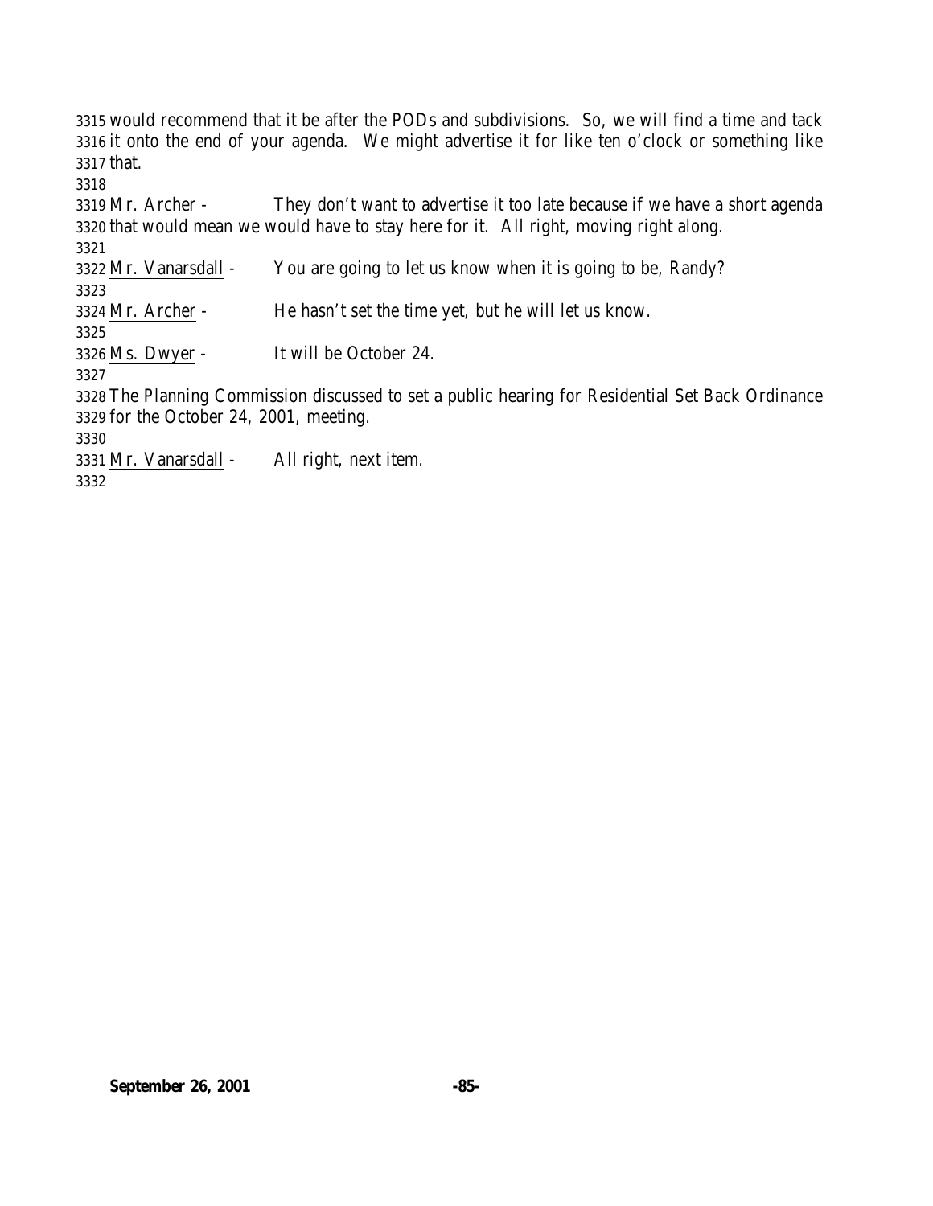would recommend that it be after the PODs and subdivisions. So, we will find a time and tack it onto the end of your agenda. We might advertise it for like ten o'clock or something like that.

Mr. Archer - They don't want to advertise it too late because if we have a short agenda that would mean we would have to stay here for it. All right, moving right along.

Mr. Vanarsdall - You are going to let us know when it is going to be, Randy?

Mr. Archer - He hasn't set the time yet, but he will let us know.

Ms. Dwyer - It will be October 24.

The Planning Commission discussed to set a public hearing for Residential Set Back Ordinance for the October 24, 2001, meeting.

Mr. Vanarsdall - All right, next item.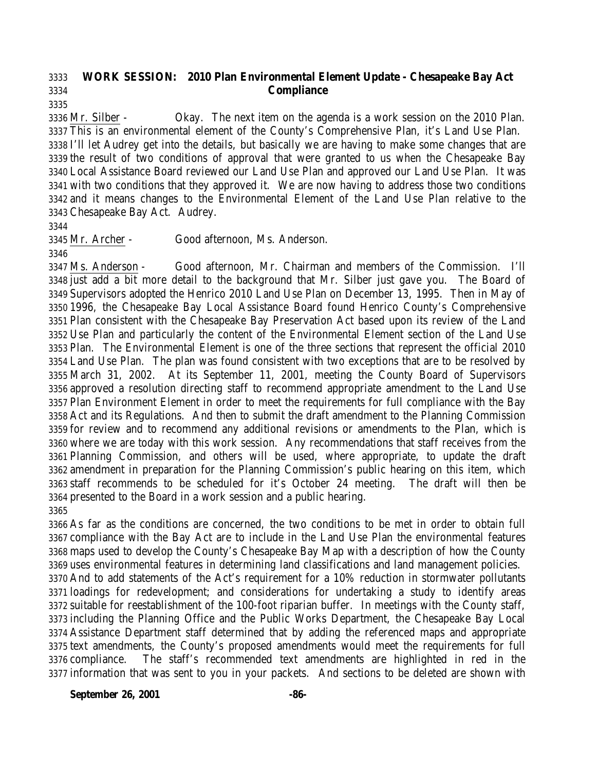## WORK SESSION: 2010 Plan Environmental Element Update - Chesapeake Bay Act Compliance

Mr. Silber - Okay. The next item on the agenda is a work session on the 2010 Plan. This is an environmental element of the County's Comprehensive Plan, it's Land Use Plan. I'll let Audrey get into the details, but basically we are having to make some changes that are the result of two conditions of approval that were granted to us when the Chesapeake Bay Local Assistance Board reviewed our Land Use Plan and approved our Land Use Plan. It was with two conditions that they approved it. We are now having to address those two conditions and it means changes to the Environmental Element of the Land Use Plan relative to the Chesapeake Bay Act. Audrey.

Mr. Archer - Good afternoon, Ms. Anderson.

Ms. Anderson - Good afternoon, Mr. Chairman and members of the Commission. I'll just add a bit more detail to the background that Mr. Silber just gave you. The Board of Supervisors adopted the Henrico 2010 Land Use Plan on December 13, 1995. Then in May of 1996, the Chesapeake Bay Local Assistance Board found Henrico County's Comprehensive Plan consistent with the Chesapeake Bay Preservation Act based upon its review of the Land Use Plan and particularly the content of the Environmental Element section of the Land Use Plan. The Environmental Element is one of the three sections that represent the official 2010 Land Use Plan. The plan was found consistent with two exceptions that are to be resolved by March 31, 2002. At its September 11, 2001, meeting the County Board of Supervisors approved a resolution directing staff to recommend appropriate amendment to the Land Use Plan Environment Element in order to meet the requirements for full compliance with the Bay Act and its Regulations. And then to submit the draft amendment to the Planning Commission for review and to recommend any additional revisions or amendments to the Plan, which is where we are today with this work session. Any recommendations that staff receives from the Planning Commission, and others will be used, where appropriate, to update the draft amendment in preparation for the Planning Commission's public hearing on this item, which staff recommends to be scheduled for it's October 24 meeting. The draft will then be presented to the Board in a work session and a public hearing.

As far as the conditions are concerned, the two conditions to be met in order to obtain full compliance with the Bay Act are to include in the Land Use Plan the environmental features maps used to develop the County's Chesapeake Bay Map with a description of how the County uses environmental features in determining land classifications and land management policies. And to add statements of the Act's requirement for a 10% reduction in stormwater pollutants loadings for redevelopment; and considerations for undertaking a study to identify areas suitable for reestablishment of the 100-foot riparian buffer. In meetings with the County staff, including the Planning Office and the Public Works Department, the Chesapeake Bay Local Assistance Department staff determined that by adding the referenced maps and appropriate text amendments, the County's proposed amendments would meet the requirements for full compliance. The staff's recommended text amendments are highlighted in red in the information that was sent to you in your packets. And sections to be deleted are shown with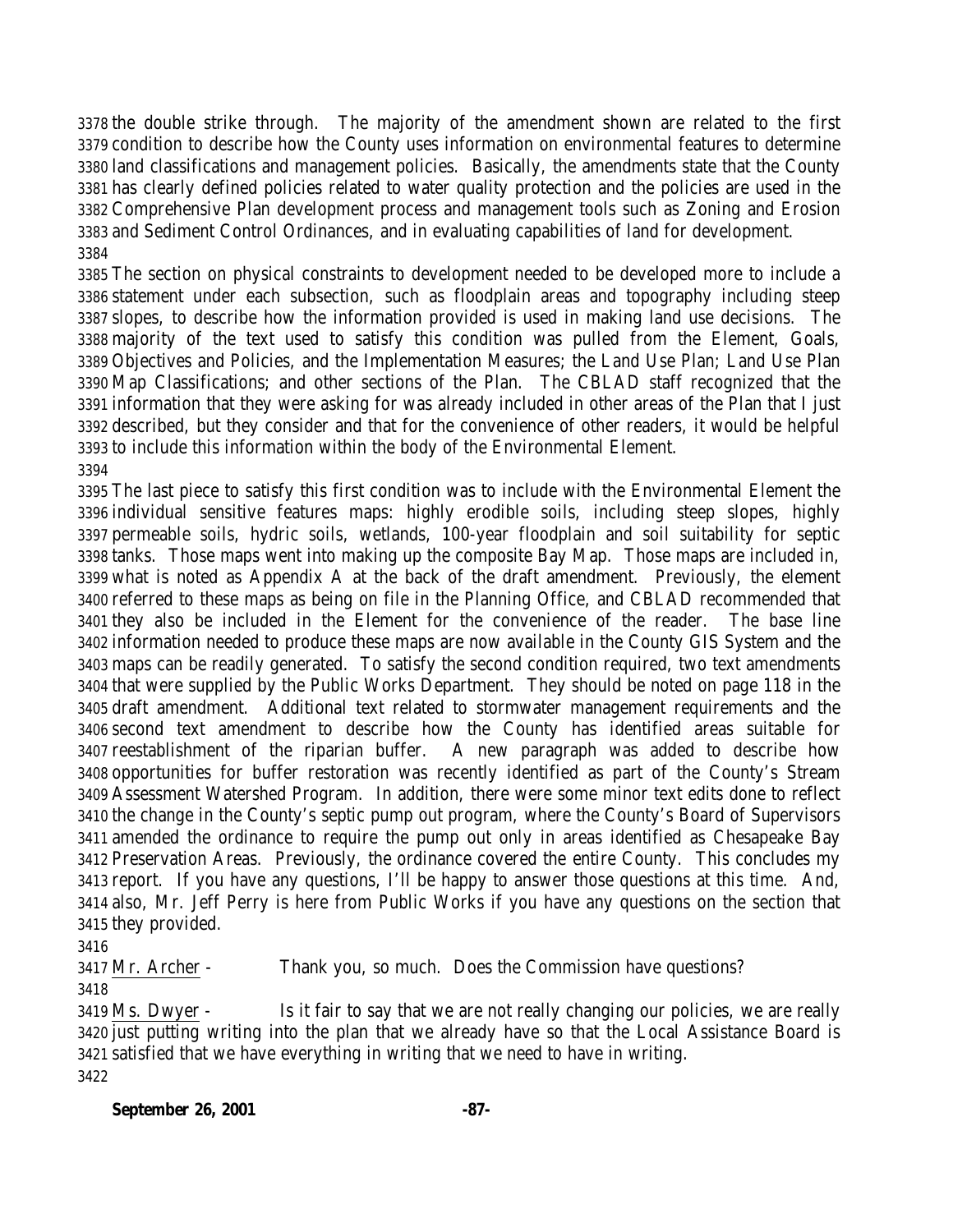the double strike through. The majority of the amendment shown are related to the first condition to describe how the County uses information on environmental features to determine land classifications and management policies. Basically, the amendments state that the County has clearly defined policies related to water quality protection and the policies are used in the Comprehensive Plan development process and management tools such as Zoning and Erosion and Sediment Control Ordinances, and in evaluating capabilities of land for development.

The section on physical constraints to development needed to be developed more to include a statement under each subsection, such as floodplain areas and topography including steep slopes, to describe how the information provided is used in making land use decisions. The majority of the text used to satisfy this condition was pulled from the Element, Goals, Objectives and Policies, and the Implementation Measures; the Land Use Plan; Land Use Plan Map Classifications; and other sections of the Plan. The CBLAD staff recognized that the information that they were asking for was already included in other areas of the Plan that I just described, but they consider and that for the convenience of other readers, it would be helpful to include this information within the body of the Environmental Element.

The last piece to satisfy this first condition was to include with the Environmental Element the individual sensitive features maps: highly erodible soils, including steep slopes, highly permeable soils, hydric soils, wetlands, 100-year floodplain and soil suitability for septic tanks. Those maps went into making up the composite Bay Map. Those maps are included in, what is noted as Appendix A at the back of the draft amendment. Previously, the element referred to these maps as being on file in the Planning Office, and CBLAD recommended that they also be included in the Element for the convenience of the reader. The base line information needed to produce these maps are now available in the County GIS System and the maps can be readily generated. To satisfy the second condition required, two text amendments that were supplied by the Public Works Department. They should be noted on page 118 in the draft amendment. Additional text related to stormwater management requirements and the second text amendment to describe how the County has identified areas suitable for reestablishment of the riparian buffer. A new paragraph was added to describe how opportunities for buffer restoration was recently identified as part of the County's Stream Assessment Watershed Program. In addition, there were some minor text edits done to reflect the change in the County's septic pump out program, where the County's Board of Supervisors amended the ordinance to require the pump out only in areas identified as Chesapeake Bay Preservation Areas. Previously, the ordinance covered the entire County. This concludes my report. If you have any questions, I'll be happy to answer those questions at this time. And, also, Mr. Jeff Perry is here from Public Works if you have any questions on the section that they provided.

Mr. Archer - Thank you, so much. Does the Commission have questions?

Ms. Dwyer - Is it fair to say that we are not really changing our policies, we are really just putting writing into the plan that we already have so that the Local Assistance Board is satisfied that we have everything in writing that we need to have in writing.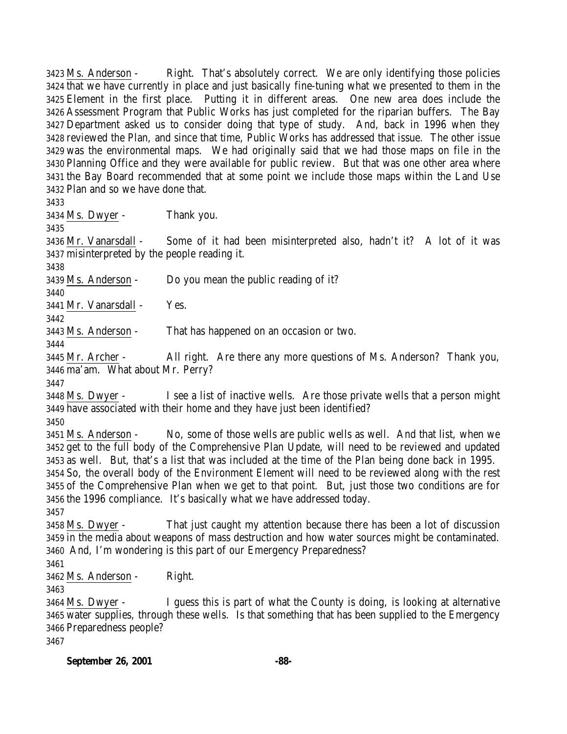3423 Ms. Anderson - Right. That's absolutely correct. We are only identifying those policies
3424 that we have currently in place and just basically fine-tuning what we presented to them in the
3425 Element in the first place. Putting it in different areas. One new area does include the
3426 Assessment Program that Public Works has just completed for the riparian buffers. The Bay
3427 Department asked us to consider doing that type of study. And, back in 1996 when they
3428 reviewed the Plan, and since that time, Public Works has addressed that issue. The other issue
3429 was the environmental maps. We had originally said that we had those maps on file in the
3430 Planning Office and they were available for public review. But that was one other area where
3431 the Bay Board recommended that at some point we include those maps within the Land Use
3432 Plan and so we have done that.

3433

3434 Ms. Dwyer - Thank you.

3435

3436 Mr. Vanarsdall - Some of it had been misinterpreted also, hadn't it? A lot of it was
3437 misinterpreted by the people reading it.

3438

3439 Ms. Anderson - Do you mean the public reading of it?

3440

3441 Mr. Vanarsdall - Yes.

3442

3443 Ms. Anderson - That has happened on an occasion or two.

3444

3445 Mr. Archer - All right. Are there any more questions of Ms. Anderson? Thank you,
3446 ma'am. What about Mr. Perry?

3447

3448 Ms. Dwyer - I see a list of inactive wells. Are those private wells that a person might
3449 have associated with their home and they have just been identified?

3450

3451 Ms. Anderson - No, some of those wells are public wells as well. And that list, when we
3452 get to the full body of the Comprehensive Plan Update, will need to be reviewed and updated
3453 as well. But, that's a list that was included at the time of the Plan being done back in 1995.
3454 So, the overall body of the Environment Element will need to be reviewed along with the rest
3455 of the Comprehensive Plan when we get to that point. But, just those two conditions are for
3456 the 1996 compliance. It's basically what we have addressed today.

3457

3458 Ms. Dwyer - That just caught my attention because there has been a lot of discussion
3459 in the media about weapons of mass destruction and how water sources might be contaminated.
3460 And, I'm wondering is this part of our Emergency Preparedness?

3461

3462 Ms. Anderson - Right.

3463

3464 Ms. Dwyer - I guess this is part of what the County is doing, is looking at alternative
3465 water supplies, through these wells. Is that something that has been supplied to the Emergency
3466 Preparedness people?

3467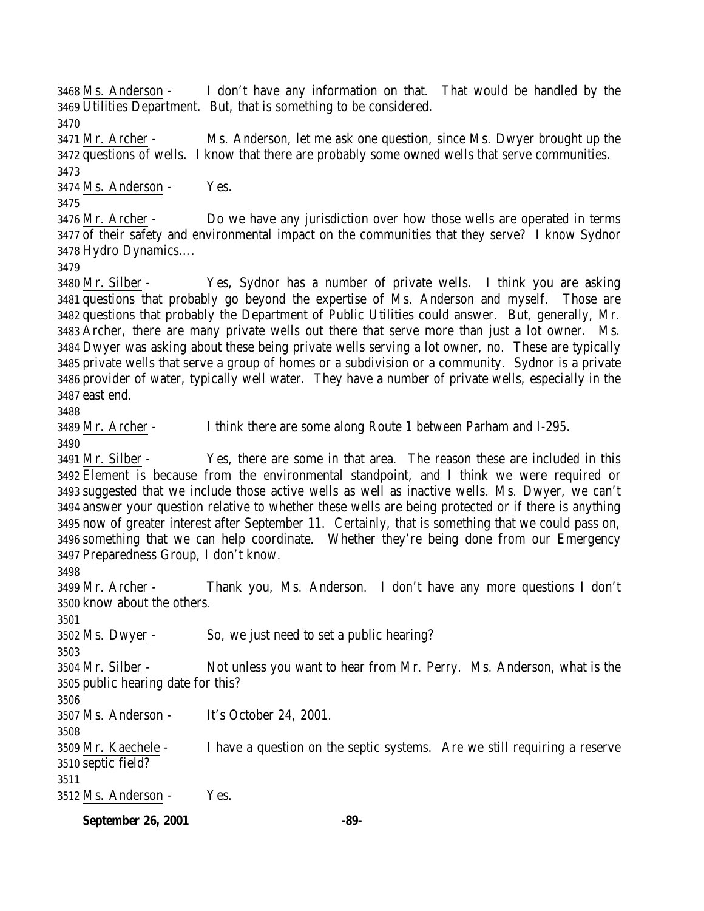Ms. Anderson - I don't have any information on that. That would be handled by the Utilities Department. But, that is something to be considered.

Mr. Archer - Ms. Anderson, let me ask one question, since Ms. Dwyer brought up the questions of wells. I know that there are probably some owned wells that serve communities.

Ms. Anderson - Yes.

Mr. Archer - Do we have any jurisdiction over how those wells are operated in terms of their safety and environmental impact on the communities that they serve? I know Sydnor Hydro Dynamics….

Mr. Silber - Yes, Sydnor has a number of private wells. I think you are asking questions that probably go beyond the expertise of Ms. Anderson and myself. Those are questions that probably the Department of Public Utilities could answer. But, generally, Mr. Archer, there are many private wells out there that serve more than just a lot owner. Ms. Dwyer was asking about these being private wells serving a lot owner, no. These are typically private wells that serve a group of homes or a subdivision or a community. Sydnor is a private provider of water, typically well water. They have a number of private wells, especially in the east end.

Mr. Archer - I think there are some along Route 1 between Parham and I-295.

Mr. Silber - Yes, there are some in that area. The reason these are included in this Element is because from the environmental standpoint, and I think we were required or suggested that we include those active wells as well as inactive wells. Ms. Dwyer, we can't answer your question relative to whether these wells are being protected or if there is anything now of greater interest after September 11. Certainly, that is something that we could pass on, something that we can help coordinate. Whether they're being done from our Emergency Preparedness Group, I don't know.

Mr. Archer - Thank you, Ms. Anderson. I don't have any more questions I don't know about the others.

Ms. Dwyer - So, we just need to set a public hearing?

Mr. Silber - Not unless you want to hear from Mr. Perry. Ms. Anderson, what is the public hearing date for this?

Ms. Anderson - It's October 24, 2001.

Mr. Kaechele - I have a question on the septic systems. Are we still requiring a reserve septic field?

Ms. Anderson - Yes.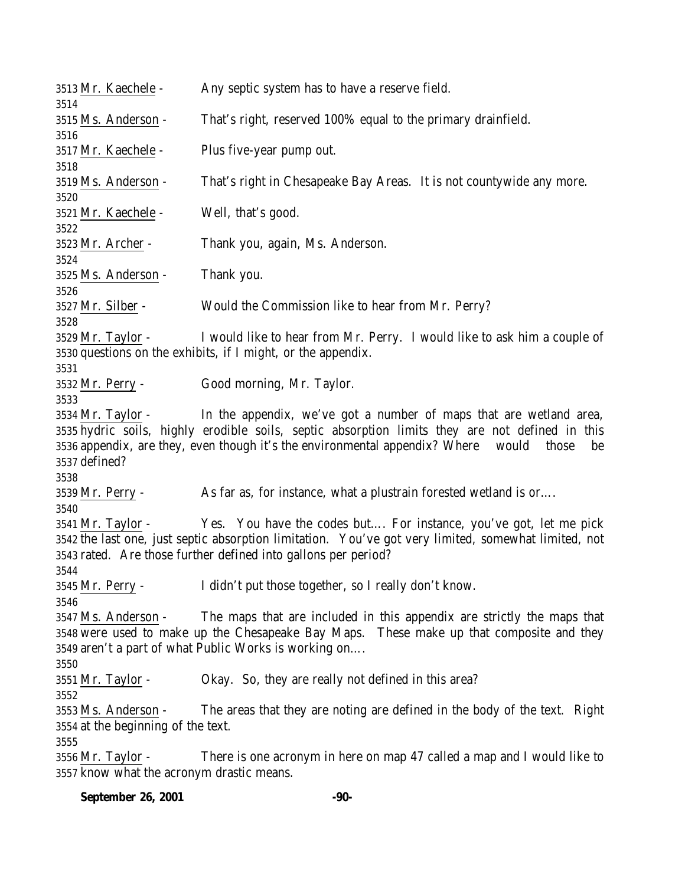Mr. Kaechele - Any septic system has to have a reserve field.

Ms. Anderson - That's right, reserved 100% equal to the primary drainfield.

Mr. Kaechele - Plus five-year pump out.

Ms. Anderson - That's right in Chesapeake Bay Areas. It is not countywide any more.

Mr. Kaechele - Well, that's good.

Mr. Archer - Thank you, again, Ms. Anderson.

Ms. Anderson - Thank you.

Mr. Silber - Would the Commission like to hear from Mr. Perry?

Mr. Taylor - I would like to hear from Mr. Perry. I would like to ask him a couple of questions on the exhibits, if I might, or the appendix.

Mr. Perry - Good morning, Mr. Taylor.

Mr. Taylor - In the appendix, we've got a number of maps that are wetland area, hydric soils, highly erodible soils, septic absorption limits they are not defined in this appendix, are they, even though it's the environmental appendix? Where would those be defined?

Mr. Perry - As far as, for instance, what a plustrain forested wetland is or….

Mr. Taylor - Yes. You have the codes but…. For instance, you've got, let me pick the last one, just septic absorption limitation. You've got very limited, somewhat limited, not rated. Are those further defined into gallons per period?

Mr. Perry - I didn't put those together, so I really don't know.

Ms. Anderson - The maps that are included in this appendix are strictly the maps that were used to make up the Chesapeake Bay Maps. These make up that composite and they aren't a part of what Public Works is working on….

Mr. Taylor - Okay. So, they are really not defined in this area?

Ms. Anderson - The areas that they are noting are defined in the body of the text. Right at the beginning of the text.

Mr. Taylor - There is one acronym in here on map 47 called a map and I would like to know what the acronym drastic means.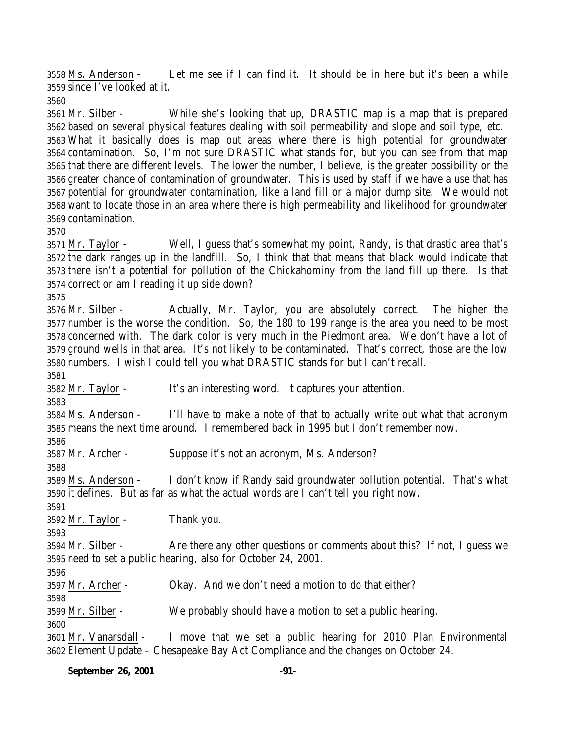Ms. Anderson - Let me see if I can find it. It should be in here but it's been a while since I've looked at it.

Mr. Silber - While she's looking that up, DRASTIC map is a map that is prepared based on several physical features dealing with soil permeability and slope and soil type, etc. What it basically does is map out areas where there is high potential for groundwater contamination. So, I'm not sure DRASTIC what stands for, but you can see from that map that there are different levels. The lower the number, I believe, is the greater possibility or the greater chance of contamination of groundwater. This is used by staff if we have a use that has potential for groundwater contamination, like a land fill or a major dump site. We would not want to locate those in an area where there is high permeability and likelihood for groundwater contamination.

Mr. Taylor - Well, I guess that's somewhat my point, Randy, is that drastic area that's the dark ranges up in the landfill. So, I think that that means that black would indicate that there isn't a potential for pollution of the Chickahominy from the land fill up there. Is that correct or am I reading it up side down?

Mr. Silber - Actually, Mr. Taylor, you are absolutely correct. The higher the number is the worse the condition. So, the 180 to 199 range is the area you need to be most concerned with. The dark color is very much in the Piedmont area. We don't have a lot of ground wells in that area. It's not likely to be contaminated. That's correct, those are the low numbers. I wish I could tell you what DRASTIC stands for but I can't recall.

Mr. Taylor - It's an interesting word. It captures your attention.

Ms. Anderson - I'll have to make a note of that to actually write out what that acronym means the next time around. I remembered back in 1995 but I don't remember now.

Mr. Archer - Suppose it's not an acronym, Ms. Anderson?

Ms. Anderson - I don't know if Randy said groundwater pollution potential. That's what it defines. But as far as what the actual words are I can't tell you right now.

Mr. Taylor - Thank you.

Mr. Silber - Are there any other questions or comments about this? If not, I guess we need to set a public hearing, also for October 24, 2001.

Mr. Archer - Okay. And we don't need a motion to do that either?

Mr. Silber - We probably should have a motion to set a public hearing.

Mr. Vanarsdall - I move that we set a public hearing for 2010 Plan Environmental Element Update – Chesapeake Bay Act Compliance and the changes on October 24.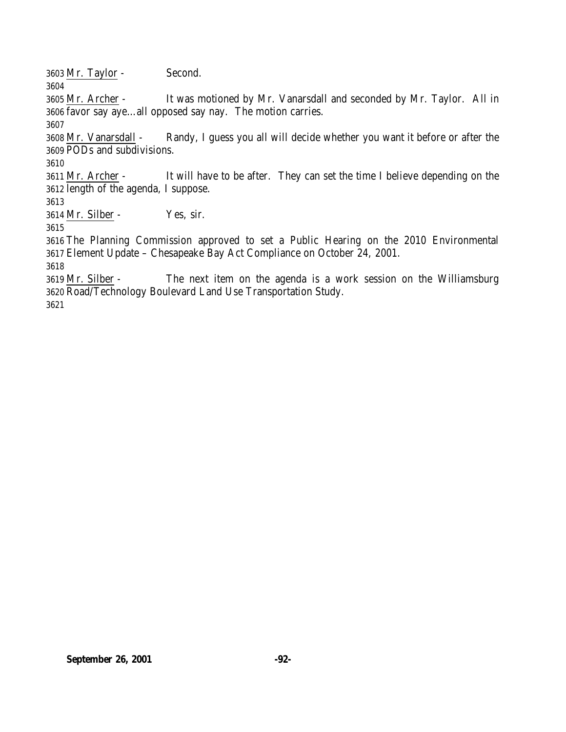Mr. Taylor - Second.

Mr. Archer - It was motioned by Mr. Vanarsdall and seconded by Mr. Taylor. All in favor say aye…all opposed say nay. The motion carries.

Mr. Vanarsdall - Randy, I guess you all will decide whether you want it before or after the PODs and subdivisions.

Mr. Archer - It will have to be after. They can set the time I believe depending on the length of the agenda, I suppose.

Mr. Silber - Yes, sir.

The Planning Commission approved to set a Public Hearing on the 2010 Environmental Element Update – Chesapeake Bay Act Compliance on October 24, 2001.

Mr. Silber - The next item on the agenda is a work session on the Williamsburg Road/Technology Boulevard Land Use Transportation Study.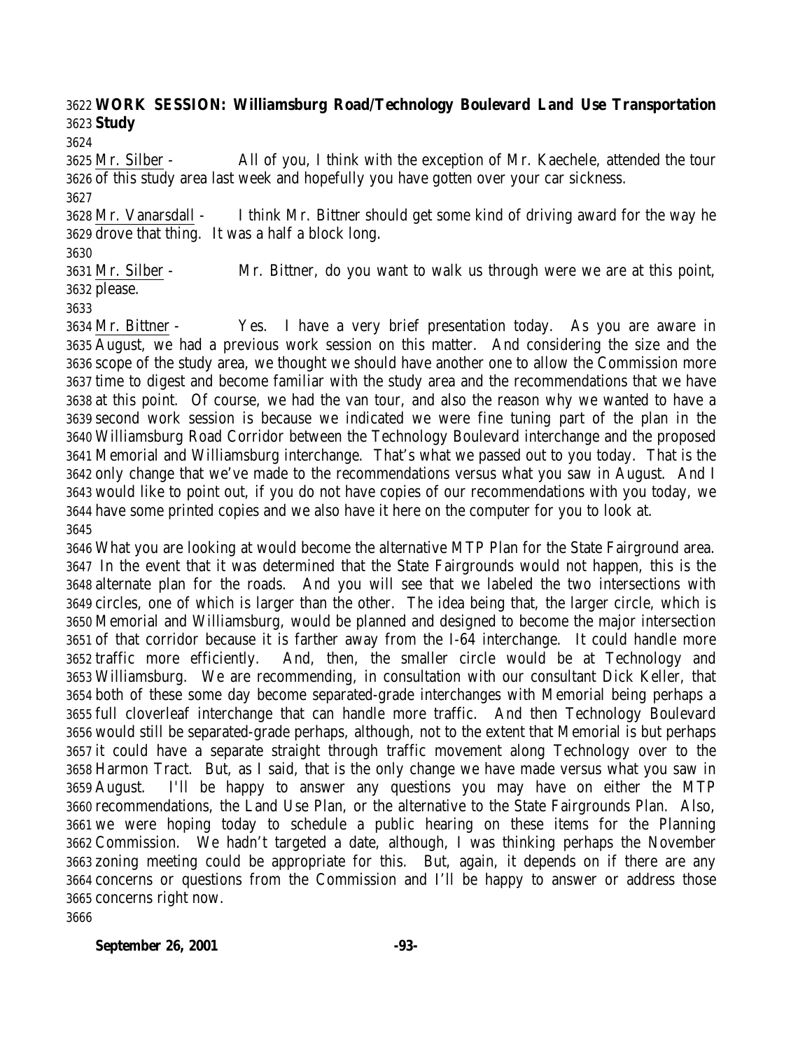**WORK SESSION: Williamsburg Road/Technology Boulevard Land Use Transportation Study**

Mr. Silber - All of you, I think with the exception of Mr. Kaechele, attended the tour of this study area last week and hopefully you have gotten over your car sickness.

Mr. Vanarsdall - I think Mr. Bittner should get some kind of driving award for the way he drove that thing. It was a half a block long.

Mr. Silber - Mr. Bittner, do you want to walk us through were we are at this point, please.

Mr. Bittner - Yes. I have a very brief presentation today. As you are aware in August, we had a previous work session on this matter. And considering the size and the scope of the study area, we thought we should have another one to allow the Commission more time to digest and become familiar with the study area and the recommendations that we have at this point. Of course, we had the van tour, and also the reason why we wanted to have a second work session is because we indicated we were fine tuning part of the plan in the Williamsburg Road Corridor between the Technology Boulevard interchange and the proposed Memorial and Williamsburg interchange. That's what we passed out to you today. That is the only change that we've made to the recommendations versus what you saw in August. And I would like to point out, if you do not have copies of our recommendations with you today, we have some printed copies and we also have it here on the computer for you to look at.

What you are looking at would become the alternative MTP Plan for the State Fairground area. In the event that it was determined that the State Fairgrounds would not happen, this is the alternate plan for the roads. And you will see that we labeled the two intersections with circles, one of which is larger than the other. The idea being that, the larger circle, which is Memorial and Williamsburg, would be planned and designed to become the major intersection of that corridor because it is farther away from the I-64 interchange. It could handle more traffic more efficiently. And, then, the smaller circle would be at Technology and Williamsburg. We are recommending, in consultation with our consultant Dick Keller, that both of these some day become separated-grade interchanges with Memorial being perhaps a full cloverleaf interchange that can handle more traffic. And then Technology Boulevard would still be separated-grade perhaps, although, not to the extent that Memorial is but perhaps it could have a separate straight through traffic movement along Technology over to the Harmon Tract. But, as I said, that is the only change we have made versus what you saw in August. I'll be happy to answer any questions you may have on either the MTP recommendations, the Land Use Plan, or the alternative to the State Fairgrounds Plan. Also, we were hoping today to schedule a public hearing on these items for the Planning Commission. We hadn't targeted a date, although, I was thinking perhaps the November zoning meeting could be appropriate for this. But, again, it depends on if there are any concerns or questions from the Commission and I'll be happy to answer or address those concerns right now.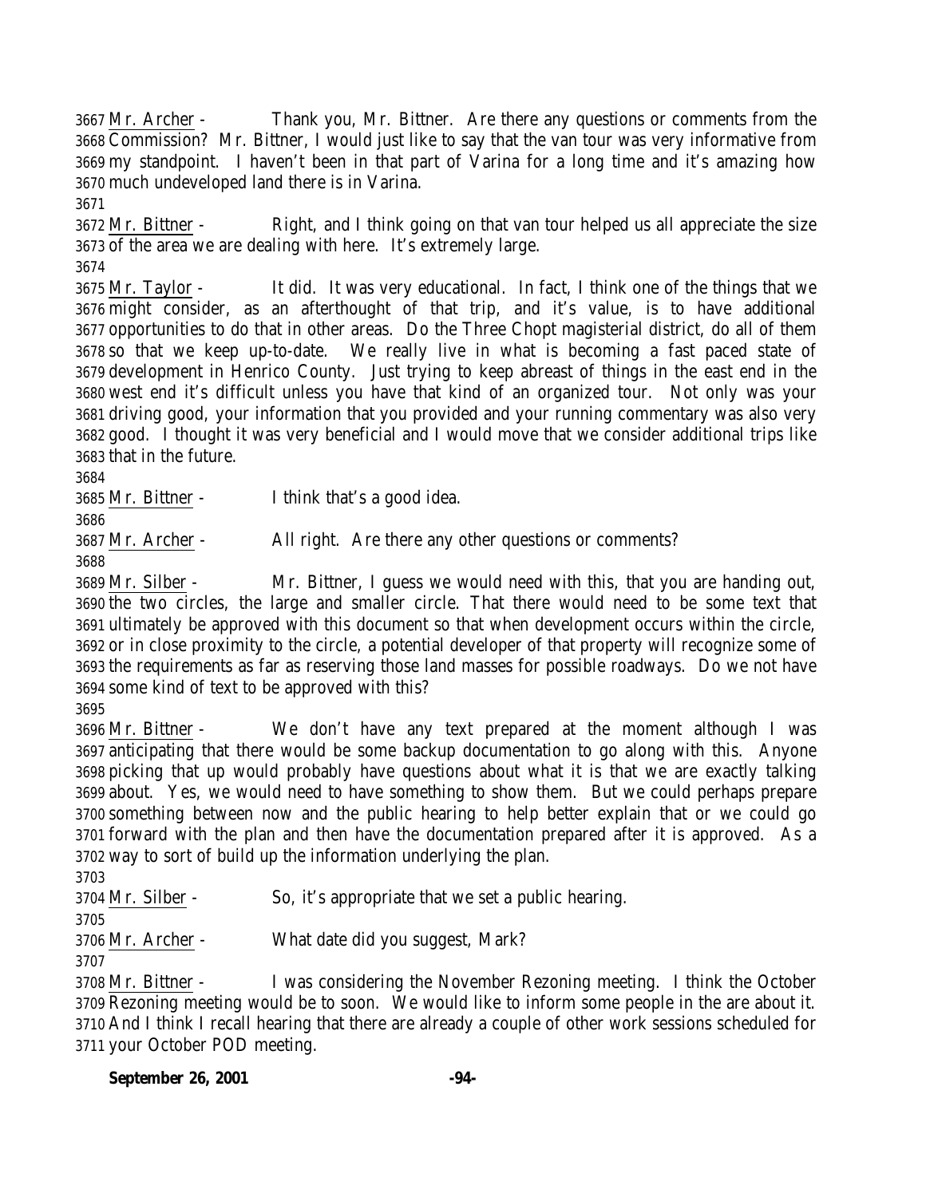3667 Mr. Archer - Thank you, Mr. Bittner. Are there any questions or comments from the 3668 Commission? Mr. Bittner, I would just like to say that the van tour was very informative from 3669 my standpoint. I haven't been in that part of Varina for a long time and it's amazing how 3670 much undeveloped land there is in Varina.

3671

3672 Mr. Bittner - Right, and I think going on that van tour helped us all appreciate the size 3673 of the area we are dealing with here. It's extremely large.

3674

3675 Mr. Taylor - It did. It was very educational. In fact, I think one of the things that we 3676 might consider, as an afterthought of that trip, and it's value, is to have additional 3677 opportunities to do that in other areas. Do the Three Chopt magisterial district, do all of them 3678 so that we keep up-to-date. We really live in what is becoming a fast paced state of 3679 development in Henrico County. Just trying to keep abreast of things in the east end in the 3680 west end it's difficult unless you have that kind of an organized tour. Not only was your 3681 driving good, your information that you provided and your running commentary was also very 3682 good. I thought it was very beneficial and I would move that we consider additional trips like 3683 that in the future.

3684

3685 Mr. Bittner - I think that's a good idea.

3686

3687 Mr. Archer - All right. Are there any other questions or comments?

3688

3689 Mr. Silber - Mr. Bittner, I guess we would need with this, that you are handing out, 3690 the two circles, the large and smaller circle. That there would need to be some text that 3691 ultimately be approved with this document so that when development occurs within the circle, 3692 or in close proximity to the circle, a potential developer of that property will recognize some of 3693 the requirements as far as reserving those land masses for possible roadways. Do we not have 3694 some kind of text to be approved with this?

3695

3696 Mr. Bittner - We don't have any text prepared at the moment although I was 3697 anticipating that there would be some backup documentation to go along with this. Anyone 3698 picking that up would probably have questions about what it is that we are exactly talking 3699 about. Yes, we would need to have something to show them. But we could perhaps prepare 3700 something between now and the public hearing to help better explain that or we could go 3701 forward with the plan and then have the documentation prepared after it is approved. As a 3702 way to sort of build up the information underlying the plan.

3703

3704 Mr. Silber - So, it's appropriate that we set a public hearing.

3705

3706 Mr. Archer - What date did you suggest, Mark?

3707

3708 Mr. Bittner - I was considering the November Rezoning meeting. I think the October 3709 Rezoning meeting would be to soon. We would like to inform some people in the are about it. 3710 And I think I recall hearing that there are already a couple of other work sessions scheduled for 3711 your October POD meeting.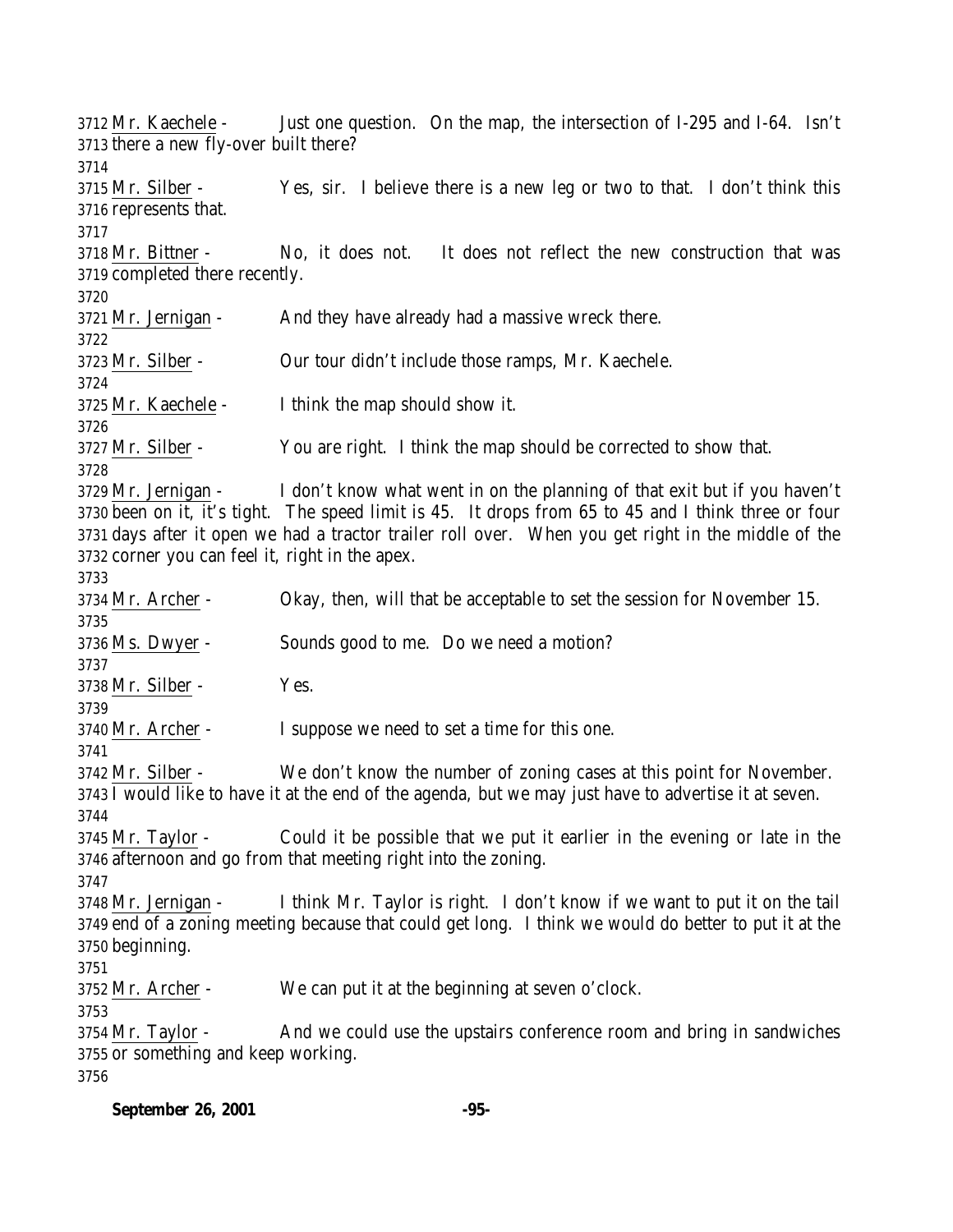3712 Mr. Kaechele - Just one question. On the map, the intersection of I-295 and I-64. Isn't 3713 there a new fly-over built there?

3714

3715 Mr. Silber - Yes, sir. I believe there is a new leg or two to that. I don't think this 3716 represents that.

3717

3718 Mr. Bittner - No, it does not. It does not reflect the new construction that was 3719 completed there recently.

3720

3721 Mr. Jernigan - And they have already had a massive wreck there.

3722

3723 Mr. Silber - Our tour didn't include those ramps, Mr. Kaechele.

3724

3725 Mr. Kaechele - I think the map should show it.

3726

3727 Mr. Silber - You are right. I think the map should be corrected to show that.

3728

3729 Mr. Jernigan - I don't know what went in on the planning of that exit but if you haven't 3730 been on it, it's tight. The speed limit is 45. It drops from 65 to 45 and I think three or four 3731 days after it open we had a tractor trailer roll over. When you get right in the middle of the 3732 corner you can feel it, right in the apex.

3733

3734 Mr. Archer - Okay, then, will that be acceptable to set the session for November 15.

3735

3736 Ms. Dwyer - Sounds good to me. Do we need a motion?

3737

3738 Mr. Silber - Yes.

3739

3740 Mr. Archer - I suppose we need to set a time for this one.

3741

3742 Mr. Silber - We don't know the number of zoning cases at this point for November. 3743 I would like to have it at the end of the agenda, but we may just have to advertise it at seven.

3744

3745 Mr. Taylor - Could it be possible that we put it earlier in the evening or late in the 3746 afternoon and go from that meeting right into the zoning.

3747

3748 Mr. Jernigan - I think Mr. Taylor is right. I don't know if we want to put it on the tail 3749 end of a zoning meeting because that could get long. I think we would do better to put it at the 3750 beginning.

3751

3752 Mr. Archer - We can put it at the beginning at seven o'clock.

3753

3754 Mr. Taylor - And we could use the upstairs conference room and bring in sandwiches 3755 or something and keep working.

3756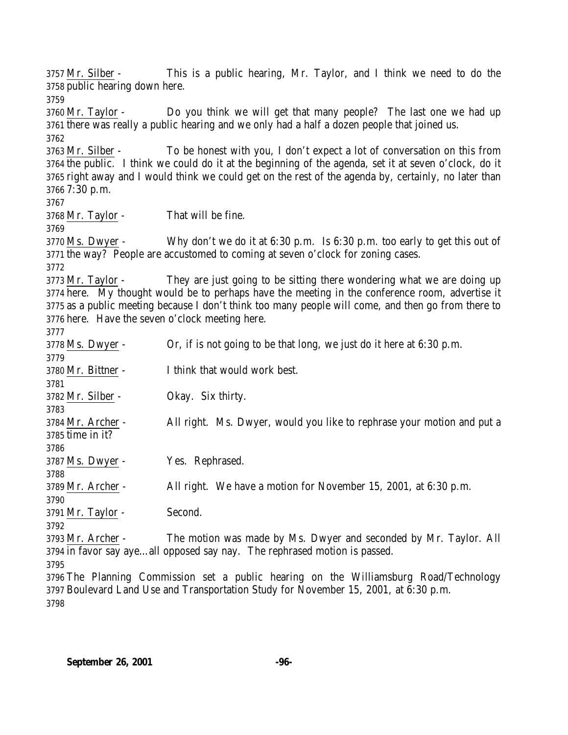Mr. Silber - This is a public hearing, Mr. Taylor, and I think we need to do the public hearing down here.

Mr. Taylor - Do you think we will get that many people? The last one we had up there was really a public hearing and we only had a half a dozen people that joined us.

Mr. Silber - To be honest with you, I don't expect a lot of conversation on this from the public. I think we could do it at the beginning of the agenda, set it at seven o'clock, do it right away and I would think we could get on the rest of the agenda by, certainly, no later than 7:30 p.m.

Mr. Taylor - That will be fine.

Ms. Dwyer - Why don't we do it at 6:30 p.m. Is 6:30 p.m. too early to get this out of the way? People are accustomed to coming at seven o'clock for zoning cases.

Mr. Taylor - They are just going to be sitting there wondering what we are doing up here. My thought would be to perhaps have the meeting in the conference room, advertise it as a public meeting because I don't think too many people will come, and then go from there to here. Have the seven o'clock meeting here.

Ms. Dwyer - Or, if is not going to be that long, we just do it here at 6:30 p.m.

Mr. Bittner - I think that would work best.

Mr. Silber - Okay. Six thirty.

Mr. Archer - All right. Ms. Dwyer, would you like to rephrase your motion and put a time in it?

Ms. Dwyer - Yes. Rephrased.

Mr. Archer - All right. We have a motion for November 15, 2001, at 6:30 p.m.

Mr. Taylor - Second.

Mr. Archer - The motion was made by Ms. Dwyer and seconded by Mr. Taylor. All in favor say aye…all opposed say nay. The rephrased motion is passed.

The Planning Commission set a public hearing on the Williamsburg Road/Technology Boulevard Land Use and Transportation Study for November 15, 2001, at 6:30 p.m.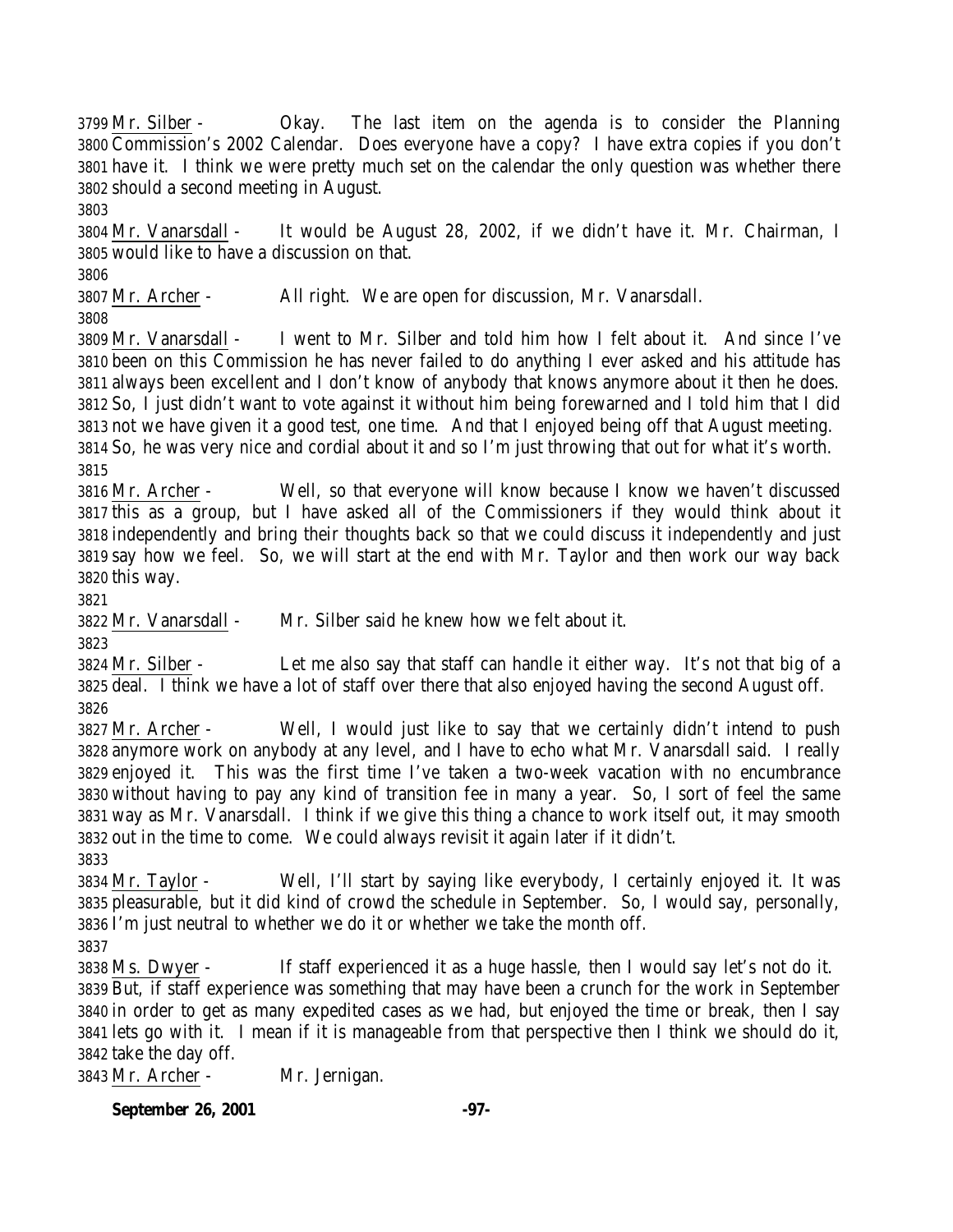Mr. Silber - Okay. The last item on the agenda is to consider the Planning Commission's 2002 Calendar. Does everyone have a copy? I have extra copies if you don't have it. I think we were pretty much set on the calendar the only question was whether there should a second meeting in August.

Mr. Vanarsdall - It would be August 28, 2002, if we didn't have it. Mr. Chairman, I would like to have a discussion on that.

Mr. Archer - All right. We are open for discussion, Mr. Vanarsdall.

Mr. Vanarsdall - I went to Mr. Silber and told him how I felt about it. And since I've been on this Commission he has never failed to do anything I ever asked and his attitude has always been excellent and I don't know of anybody that knows anymore about it then he does. So, I just didn't want to vote against it without him being forewarned and I told him that I did not we have given it a good test, one time. And that I enjoyed being off that August meeting. So, he was very nice and cordial about it and so I'm just throwing that out for what it's worth.

Mr. Archer - Well, so that everyone will know because I know we haven't discussed this as a group, but I have asked all of the Commissioners if they would think about it independently and bring their thoughts back so that we could discuss it independently and just say how we feel. So, we will start at the end with Mr. Taylor and then work our way back this way.

Mr. Vanarsdall - Mr. Silber said he knew how we felt about it.

Mr. Silber - Let me also say that staff can handle it either way. It's not that big of a deal. I think we have a lot of staff over there that also enjoyed having the second August off.

Mr. Archer - Well, I would just like to say that we certainly didn't intend to push anymore work on anybody at any level, and I have to echo what Mr. Vanarsdall said. I really enjoyed it. This was the first time I've taken a two-week vacation with no encumbrance without having to pay any kind of transition fee in many a year. So, I sort of feel the same way as Mr. Vanarsdall. I think if we give this thing a chance to work itself out, it may smooth out in the time to come. We could always revisit it again later if it didn't.

Mr. Taylor - Well, I'll start by saying like everybody, I certainly enjoyed it. It was pleasurable, but it did kind of crowd the schedule in September. So, I would say, personally, I'm just neutral to whether we do it or whether we take the month off.

Ms. Dwyer - If staff experienced it as a huge hassle, then I would say let's not do it. But, if staff experience was something that may have been a crunch for the work in September in order to get as many expedited cases as we had, but enjoyed the time or break, then I say lets go with it. I mean if it is manageable from that perspective then I think we should do it, take the day off.

Mr. Archer - Mr. Jernigan.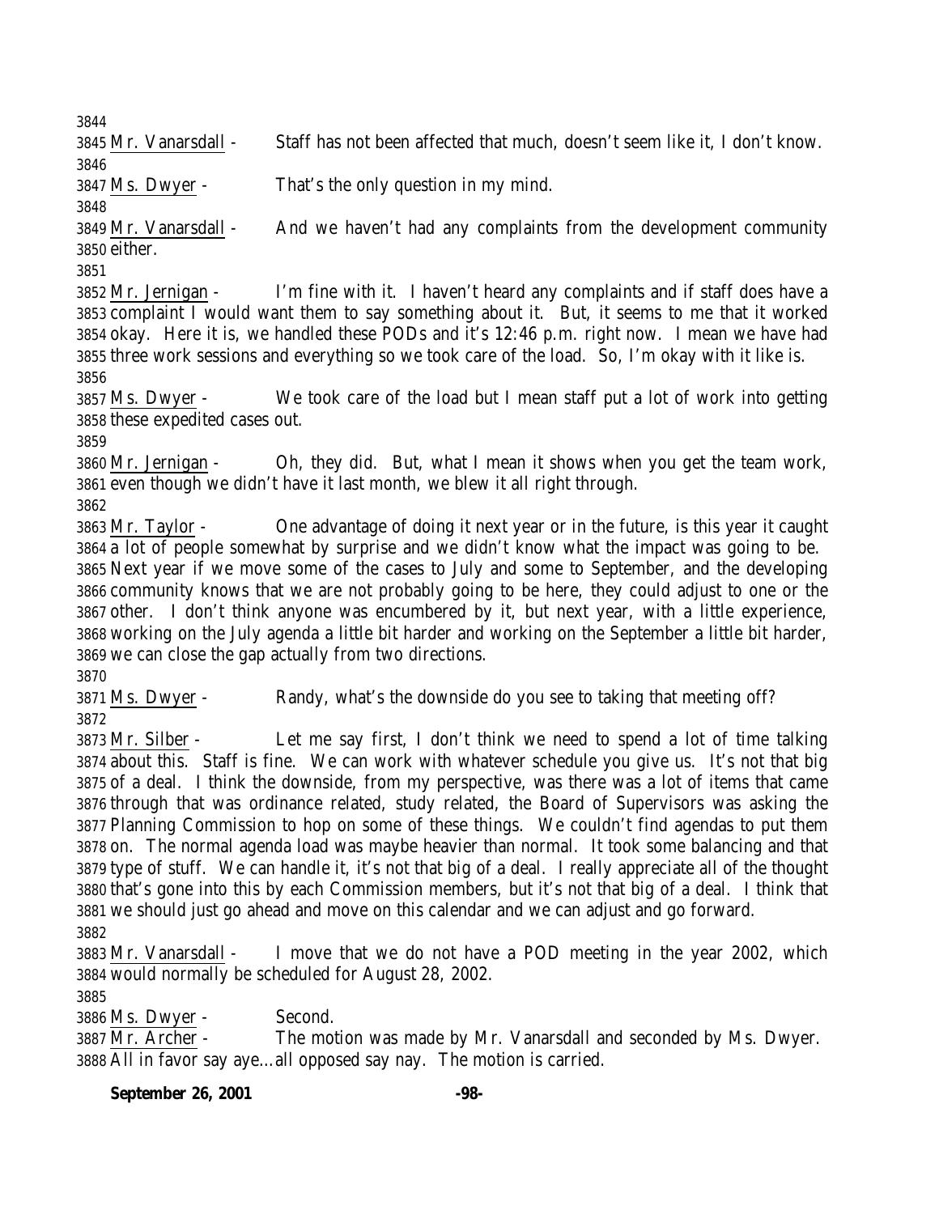Mr. Vanarsdall - Staff has not been affected that much, doesn't seem like it, I don't know.

Ms. Dwyer - That's the only question in my mind.

Mr. Vanarsdall - And we haven't had any complaints from the development community either.

Mr. Jernigan - I'm fine with it. I haven't heard any complaints and if staff does have a complaint I would want them to say something about it. But, it seems to me that it worked okay. Here it is, we handled these PODs and it's 12:46 p.m. right now. I mean we have had three work sessions and everything so we took care of the load. So, I'm okay with it like is.

Ms. Dwyer - We took care of the load but I mean staff put a lot of work into getting these expedited cases out.

Mr. Jernigan - Oh, they did. But, what I mean it shows when you get the team work, even though we didn't have it last month, we blew it all right through.

Mr. Taylor - One advantage of doing it next year or in the future, is this year it caught a lot of people somewhat by surprise and we didn't know what the impact was going to be. Next year if we move some of the cases to July and some to September, and the developing community knows that we are not probably going to be here, they could adjust to one or the other. I don't think anyone was encumbered by it, but next year, with a little experience, working on the July agenda a little bit harder and working on the September a little bit harder, we can close the gap actually from two directions.

Ms. Dwyer - Randy, what's the downside do you see to taking that meeting off?

Mr. Silber - Let me say first, I don't think we need to spend a lot of time talking about this. Staff is fine. We can work with whatever schedule you give us. It's not that big of a deal. I think the downside, from my perspective, was there was a lot of items that came through that was ordinance related, study related, the Board of Supervisors was asking the Planning Commission to hop on some of these things. We couldn't find agendas to put them on. The normal agenda load was maybe heavier than normal. It took some balancing and that type of stuff. We can handle it, it's not that big of a deal. I really appreciate all of the thought that's gone into this by each Commission members, but it's not that big of a deal. I think that we should just go ahead and move on this calendar and we can adjust and go forward.

Mr. Vanarsdall - I move that we do not have a POD meeting in the year 2002, which would normally be scheduled for August 28, 2002.

Ms. Dwyer - Second.

Mr. Archer - The motion was made by Mr. Vanarsdall and seconded by Ms. Dwyer. All in favor say aye…all opposed say nay. The motion is carried.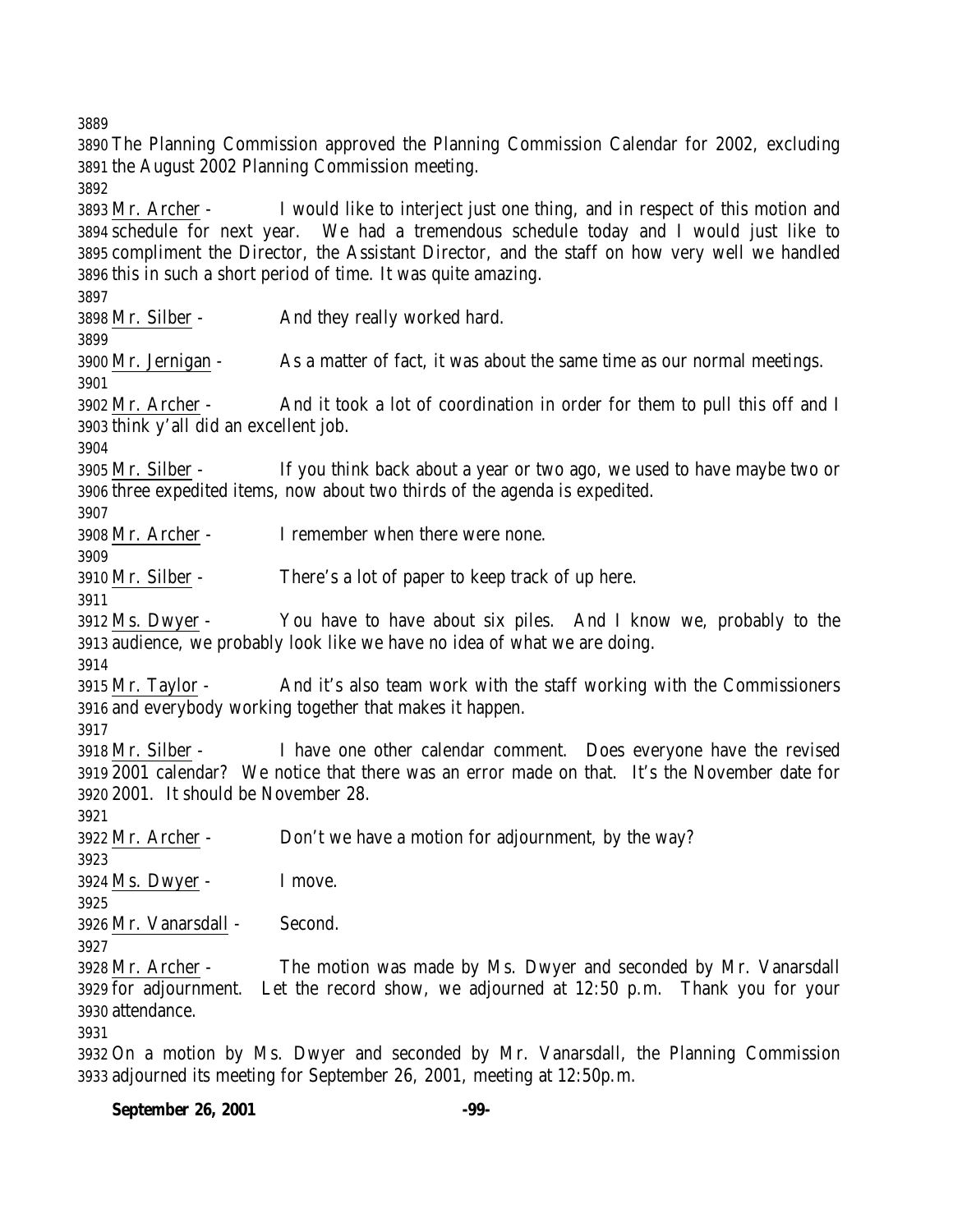The Planning Commission approved the Planning Commission Calendar for 2002, excluding the August 2002 Planning Commission meeting.

Mr. Archer - I would like to interject just one thing, and in respect of this motion and schedule for next year. We had a tremendous schedule today and I would just like to compliment the Director, the Assistant Director, and the staff on how very well we handled this in such a short period of time. It was quite amazing.

Mr. Silber - And they really worked hard.

Mr. Jernigan - As a matter of fact, it was about the same time as our normal meetings.

Mr. Archer - And it took a lot of coordination in order for them to pull this off and I think y'all did an excellent job.

Mr. Silber - If you think back about a year or two ago, we used to have maybe two or three expedited items, now about two thirds of the agenda is expedited.

Mr. Archer - I remember when there were none.

Mr. Silber - There's a lot of paper to keep track of up here.

Ms. Dwyer - You have to have about six piles. And I know we, probably to the audience, we probably look like we have no idea of what we are doing.

Mr. Taylor - And it's also team work with the staff working with the Commissioners and everybody working together that makes it happen.

Mr. Silber - I have one other calendar comment. Does everyone have the revised 2001 calendar? We notice that there was an error made on that. It's the November date for 2001. It should be November 28.

Mr. Archer - Don't we have a motion for adjournment, by the way?

Ms. Dwyer - I move.

Mr. Vanarsdall - Second.

Mr. Archer - The motion was made by Ms. Dwyer and seconded by Mr. Vanarsdall for adjournment. Let the record show, we adjourned at 12:50 p.m. Thank you for your attendance.

On a motion by Ms. Dwyer and seconded by Mr. Vanarsdall, the Planning Commission adjourned its meeting for September 26, 2001, meeting at 12:50p.m.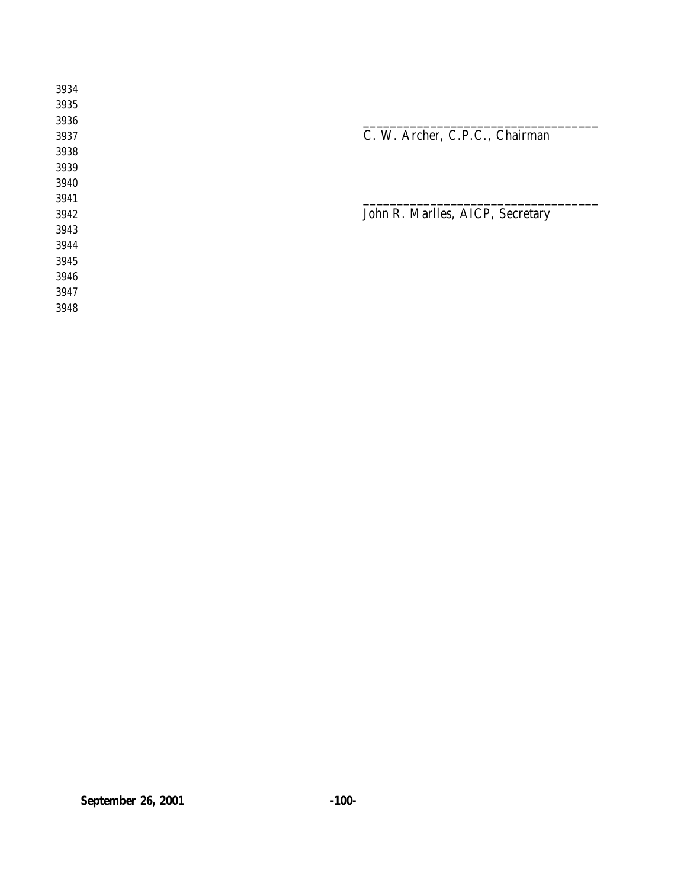\_\_\_\_\_\_\_\_\_\_\_\_\_\_\_\_\_\_\_\_\_\_\_\_\_\_\_\_\_\_\_\_\_\_\_\_

C. W. Archer, C.P.C., Chairman

\_\_\_\_\_\_\_\_\_\_\_\_\_\_\_\_\_\_\_\_\_\_\_\_\_\_\_\_\_\_\_\_\_\_\_\_

John R. Marlles, AICP, Secretary